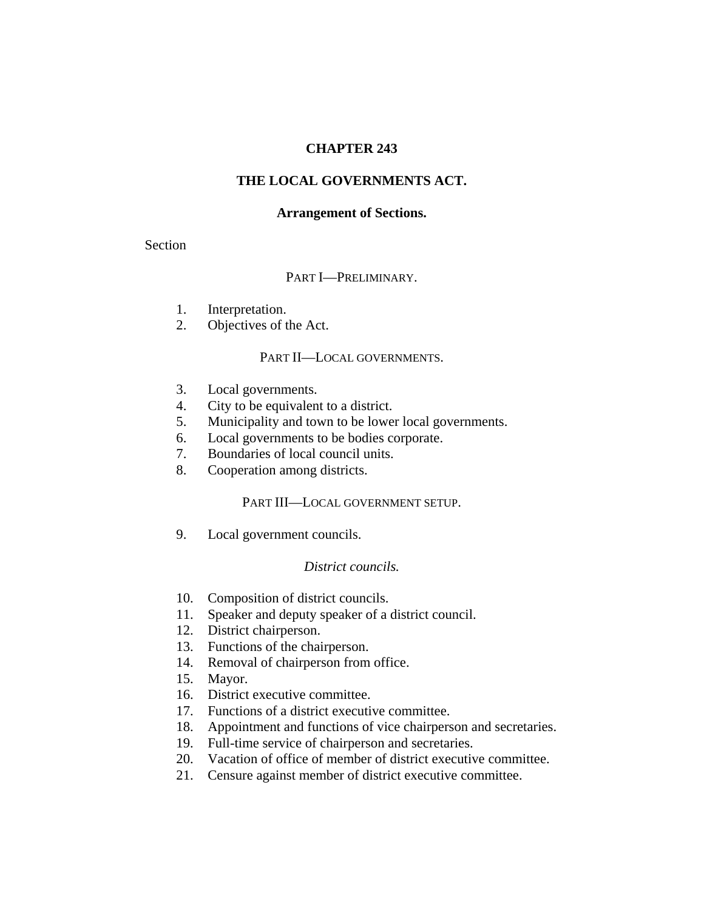# CHAPTER 243

# THE LOCAL GOVERNMENTS ACT.

## Arrangement of Sections.

Section

### PART I—PRELIMINARY.

1. Interpretation.
2. Objectives of the Act.

### PART II—LOCAL GOVERNMENTS.

3. Local governments.
4. City to be equivalent to a district.
5. Municipality and town to be lower local governments.
6. Local governments to be bodies corporate.
7. Boundaries of local council units.
8. Cooperation among districts.

### PART III—LOCAL GOVERNMENT SETUP.

9. Local government councils.

*District councils.*

10. Composition of district councils.
11. Speaker and deputy speaker of a district council.
12. District chairperson.
13. Functions of the chairperson.
14. Removal of chairperson from office.
15. Mayor.
16. District executive committee.
17. Functions of a district executive committee.
18. Appointment and functions of vice chairperson and secretaries.
19. Full-time service of chairperson and secretaries.
20. Vacation of office of member of district executive committee.
21. Censure against member of district executive committee.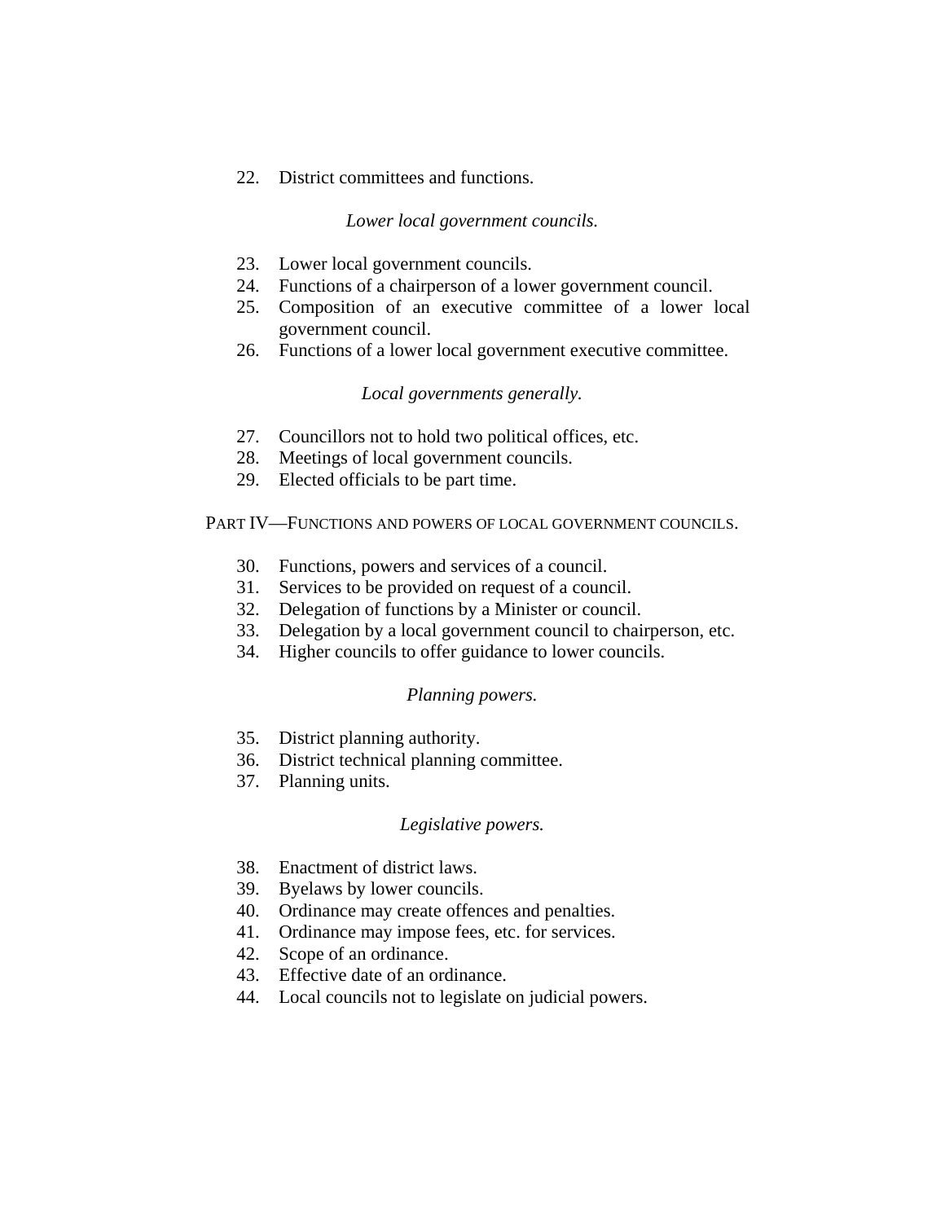22. District committees and functions.

*Lower local government councils.*

23. Lower local government councils.
24. Functions of a chairperson of a lower government council.
25. Composition of an executive committee of a lower local government council.
26. Functions of a lower local government executive committee.

*Local governments generally.*

27. Councillors not to hold two political offices, etc.
28. Meetings of local government councils.
29. Elected officials to be part time.

PART IV—FUNCTIONS AND POWERS OF LOCAL GOVERNMENT COUNCILS.

30. Functions, powers and services of a council.
31. Services to be provided on request of a council.
32. Delegation of functions by a Minister or council.
33. Delegation by a local government council to chairperson, etc.
34. Higher councils to offer guidance to lower councils.

*Planning powers.*

35. District planning authority.
36. District technical planning committee.
37. Planning units.

*Legislative powers.*

38. Enactment of district laws.
39. Byelaws by lower councils.
40. Ordinance may create offences and penalties.
41. Ordinance may impose fees, etc. for services.
42. Scope of an ordinance.
43. Effective date of an ordinance.
44. Local councils not to legislate on judicial powers.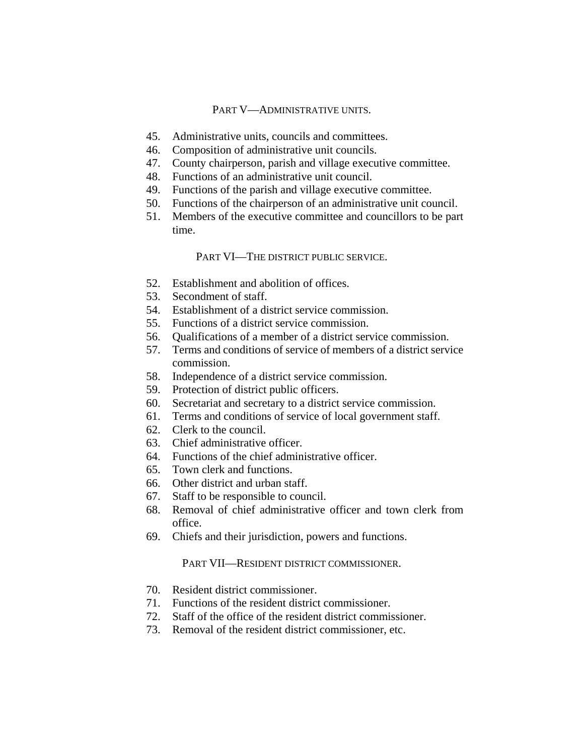PART V—ADMINISTRATIVE UNITS.

45. Administrative units, councils and committees.
46. Composition of administrative unit councils.
47. County chairperson, parish and village executive committee.
48. Functions of an administrative unit council.
49. Functions of the parish and village executive committee.
50. Functions of the chairperson of an administrative unit council.
51. Members of the executive committee and councillors to be part time.

PART VI—THE DISTRICT PUBLIC SERVICE.

52. Establishment and abolition of offices.
53. Secondment of staff.
54. Establishment of a district service commission.
55. Functions of a district service commission.
56. Qualifications of a member of a district service commission.
57. Terms and conditions of service of members of a district service commission.
58. Independence of a district service commission.
59. Protection of district public officers.
60. Secretariat and secretary to a district service commission.
61. Terms and conditions of service of local government staff.
62. Clerk to the council.
63. Chief administrative officer.
64. Functions of the chief administrative officer.
65. Town clerk and functions.
66. Other district and urban staff.
67. Staff to be responsible to council.
68. Removal of chief administrative officer and town clerk from office.
69. Chiefs and their jurisdiction, powers and functions.

PART VII—RESIDENT DISTRICT COMMISSIONER.

70. Resident district commissioner.
71. Functions of the resident district commissioner.
72. Staff of the office of the resident district commissioner.
73. Removal of the resident district commissioner, etc.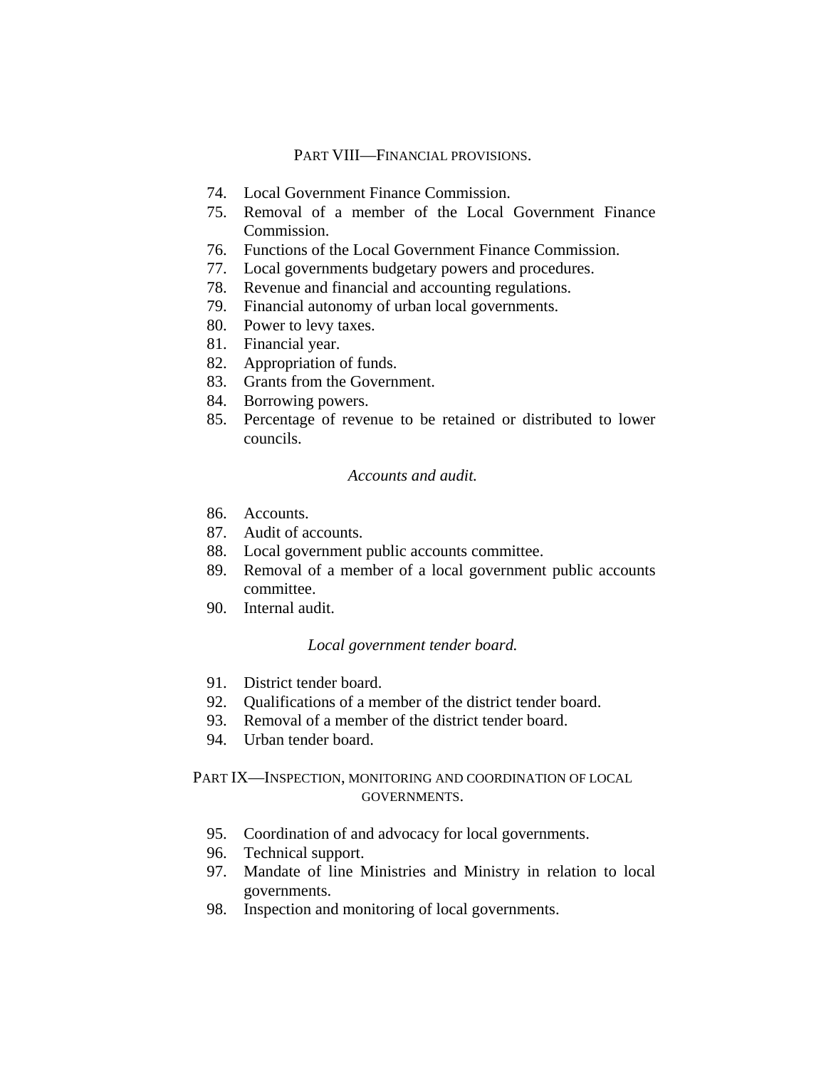## PART VIII—FINANCIAL PROVISIONS.

74. Local Government Finance Commission.
75. Removal of a member of the Local Government Finance Commission.
76. Functions of the Local Government Finance Commission.
77. Local governments budgetary powers and procedures.
78. Revenue and financial and accounting regulations.
79. Financial autonomy of urban local governments.
80. Power to levy taxes.
81. Financial year.
82. Appropriation of funds.
83. Grants from the Government.
84. Borrowing powers.
85. Percentage of revenue to be retained or distributed to lower councils.

*Accounts and audit.*

86. Accounts.
87. Audit of accounts.
88. Local government public accounts committee.
89. Removal of a member of a local government public accounts committee.
90. Internal audit.

*Local government tender board.*

91. District tender board.
92. Qualifications of a member of the district tender board.
93. Removal of a member of the district tender board.
94. Urban tender board.

## PART IX—INSPECTION, MONITORING AND COORDINATION OF LOCAL GOVERNMENTS.

95. Coordination of and advocacy for local governments.
96. Technical support.
97. Mandate of line Ministries and Ministry in relation to local governments.
98. Inspection and monitoring of local governments.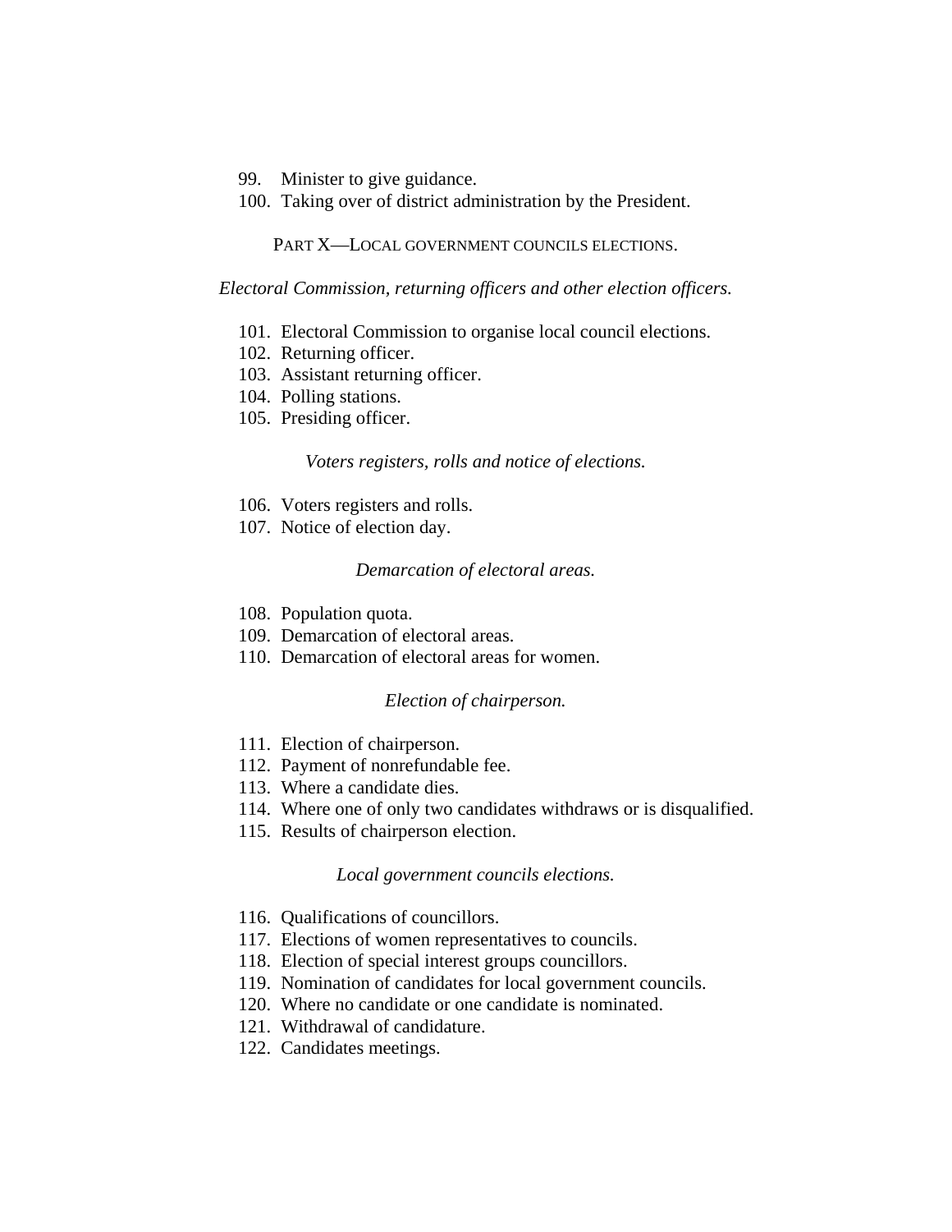99. Minister to give guidance.
100. Taking over of district administration by the President.

## PART X—LOCAL GOVERNMENT COUNCILS ELECTIONS.

*Electoral Commission, returning officers and other election officers.*

101. Electoral Commission to organise local council elections.
102. Returning officer.
103. Assistant returning officer.
104. Polling stations.
105. Presiding officer.

*Voters registers, rolls and notice of elections.*

106. Voters registers and rolls.
107. Notice of election day.

*Demarcation of electoral areas.*

108. Population quota.
109. Demarcation of electoral areas.
110. Demarcation of electoral areas for women.

*Election of chairperson.*

111. Election of chairperson.
112. Payment of nonrefundable fee.
113. Where a candidate dies.
114. Where one of only two candidates withdraws or is disqualified.
115. Results of chairperson election.

*Local government councils elections.*

116. Qualifications of councillors.
117. Elections of women representatives to councils.
118. Election of special interest groups councillors.
119. Nomination of candidates for local government councils.
120. Where no candidate or one candidate is nominated.
121. Withdrawal of candidature.
122. Candidates meetings.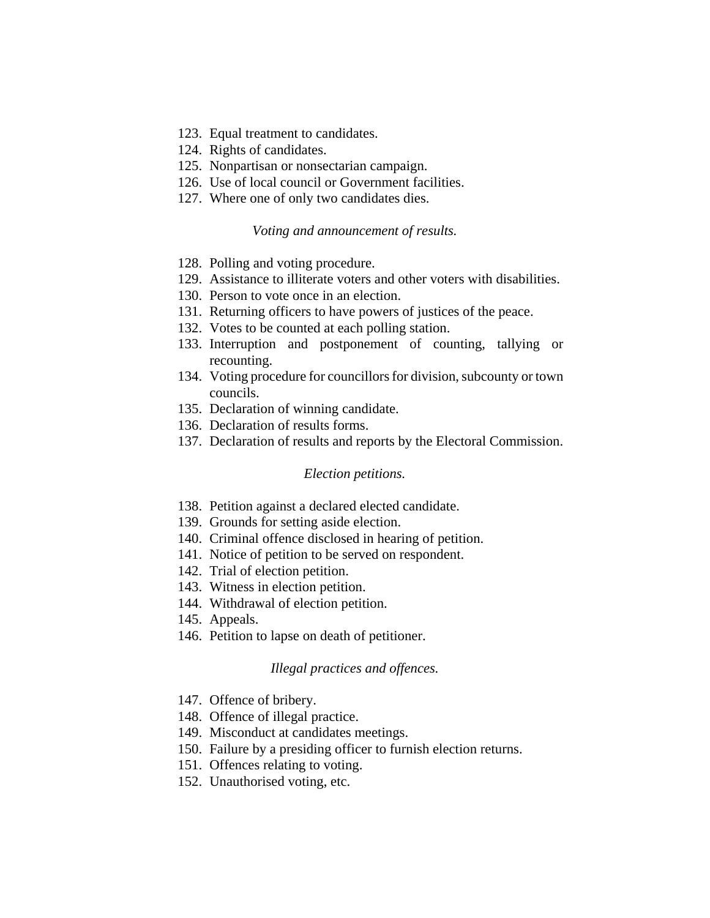123. Equal treatment to candidates.
124. Rights of candidates.
125. Nonpartisan or nonsectarian campaign.
126. Use of local council or Government facilities.
127. Where one of only two candidates dies.

*Voting and announcement of results.*

128. Polling and voting procedure.
129. Assistance to illiterate voters and other voters with disabilities.
130. Person to vote once in an election.
131. Returning officers to have powers of justices of the peace.
132. Votes to be counted at each polling station.
133. Interruption and postponement of counting, tallying or recounting.
134. Voting procedure for councillors for division, subcounty or town councils.
135. Declaration of winning candidate.
136. Declaration of results forms.
137. Declaration of results and reports by the Electoral Commission.

*Election petitions.*

138. Petition against a declared elected candidate.
139. Grounds for setting aside election.
140. Criminal offence disclosed in hearing of petition.
141. Notice of petition to be served on respondent.
142. Trial of election petition.
143. Witness in election petition.
144. Withdrawal of election petition.
145. Appeals.
146. Petition to lapse on death of petitioner.

*Illegal practices and offences.*

147. Offence of bribery.
148. Offence of illegal practice.
149. Misconduct at candidates meetings.
150. Failure by a presiding officer to furnish election returns.
151. Offences relating to voting.
152. Unauthorised voting, etc.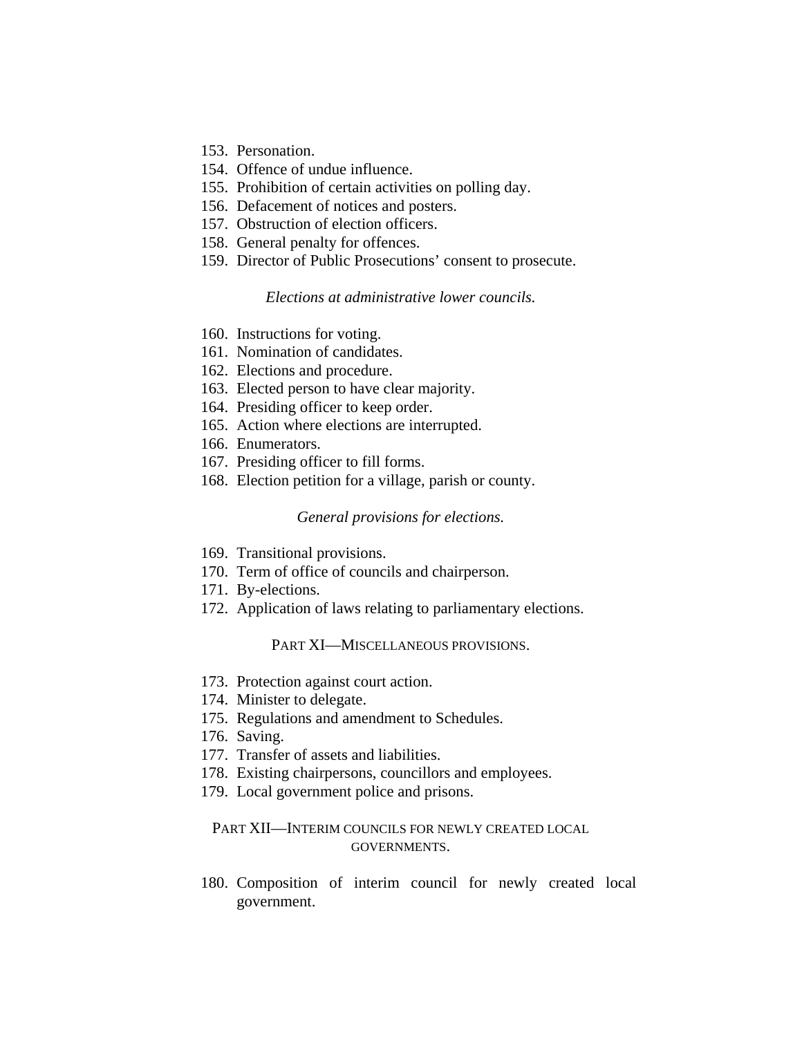153. Personation.
154. Offence of undue influence.
155. Prohibition of certain activities on polling day.
156. Defacement of notices and posters.
157. Obstruction of election officers.
158. General penalty for offences.
159. Director of Public Prosecutions' consent to prosecute.

*Elections at administrative lower councils.*

160. Instructions for voting.
161. Nomination of candidates.
162. Elections and procedure.
163. Elected person to have clear majority.
164. Presiding officer to keep order.
165. Action where elections are interrupted.
166. Enumerators.
167. Presiding officer to fill forms.
168. Election petition for a village, parish or county.

*General provisions for elections.*

169. Transitional provisions.
170. Term of office of councils and chairperson.
171. By-elections.
172. Application of laws relating to parliamentary elections.

PART XI—MISCELLANEOUS PROVISIONS.

173. Protection against court action.
174. Minister to delegate.
175. Regulations and amendment to Schedules.
176. Saving.
177. Transfer of assets and liabilities.
178. Existing chairpersons, councillors and employees.
179. Local government police and prisons.

PART XII—INTERIM COUNCILS FOR NEWLY CREATED LOCAL GOVERNMENTS.

180. Composition of interim council for newly created local government.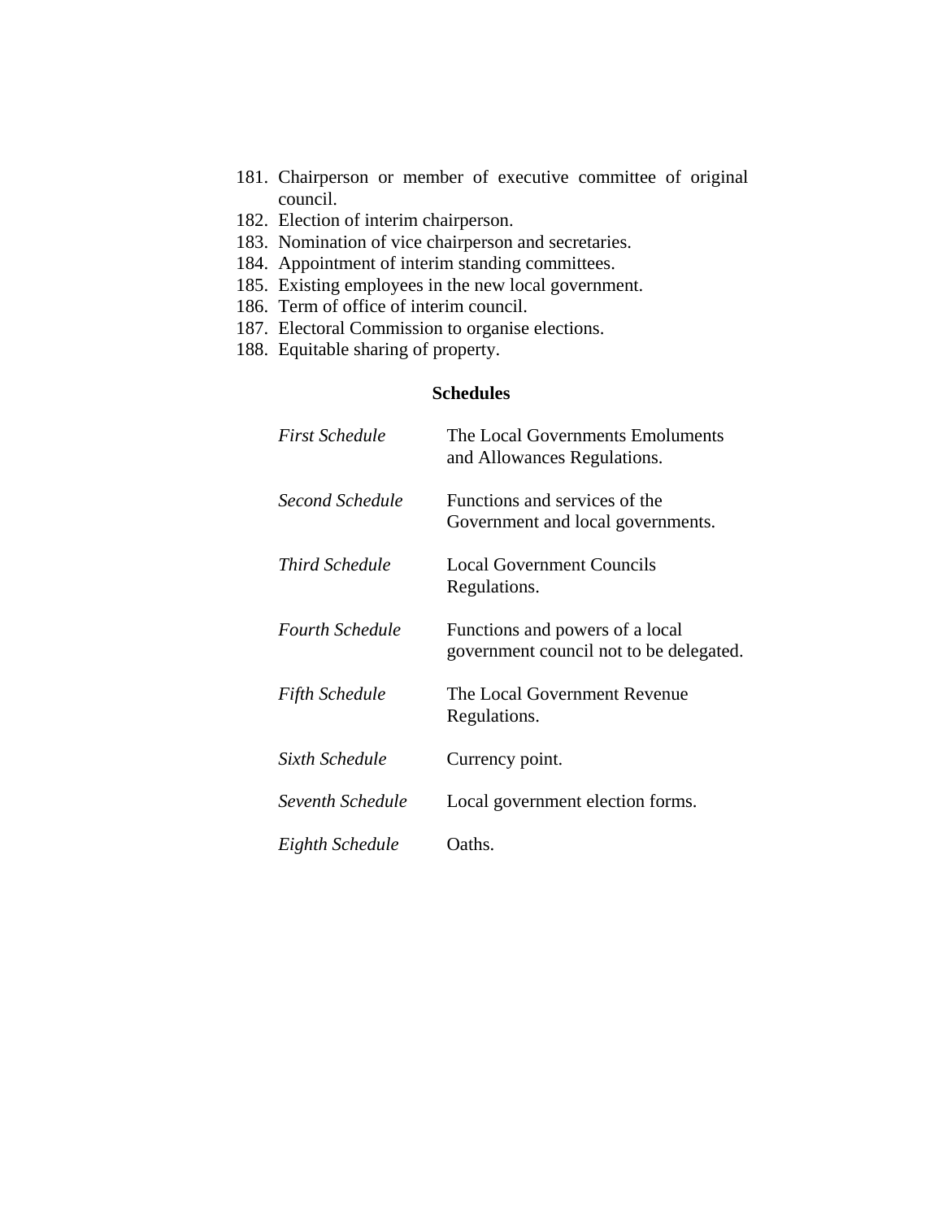181. Chairperson or member of executive committee of original council.
182. Election of interim chairperson.
183. Nomination of vice chairperson and secretaries.
184. Appointment of interim standing committees.
185. Existing employees in the new local government.
186. Term of office of interim council.
187. Electoral Commission to organise elections.
188. Equitable sharing of property.

**Schedules**

| | |
|---|---|
| *First Schedule* | The Local Governments Emoluments and Allowances Regulations. |
| *Second Schedule* | Functions and services of the Government and local governments. |
| *Third Schedule* | Local Government Councils Regulations. |
| *Fourth Schedule* | Functions and powers of a local government council not to be delegated. |
| *Fifth Schedule* | The Local Government Revenue Regulations. |
| *Sixth Schedule* | Currency point. |
| *Seventh Schedule* | Local government election forms. |
| *Eighth Schedule* | Oaths. |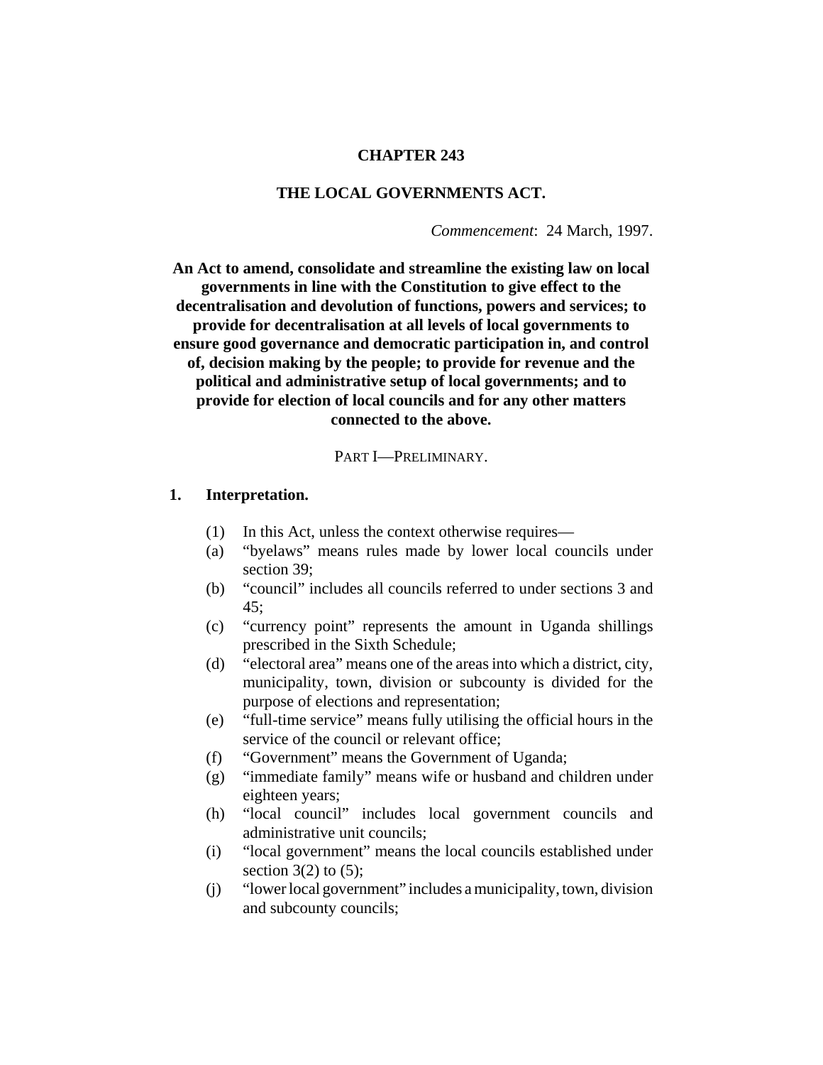# CHAPTER 243

## THE LOCAL GOVERNMENTS ACT.

*Commencement*: 24 March, 1997.

**An Act to amend, consolidate and streamline the existing law on local governments in line with the Constitution to give effect to the decentralisation and devolution of functions, powers and services; to provide for decentralisation at all levels of local governments to ensure good governance and democratic participation in, and control of, decision making by the people; to provide for revenue and the political and administrative setup of local governments; and to provide for election of local councils and for any other matters connected to the above.**

PART I—PRELIMINARY.

### 1. Interpretation.

(1) In this Act, unless the context otherwise requires—

(a) "byelaws" means rules made by lower local councils under section 39;

(b) "council" includes all councils referred to under sections 3 and 45;

(c) "currency point" represents the amount in Uganda shillings prescribed in the Sixth Schedule;

(d) "electoral area" means one of the areas into which a district, city, municipality, town, division or subcounty is divided for the purpose of elections and representation;

(e) "full-time service" means fully utilising the official hours in the service of the council or relevant office;

(f) "Government" means the Government of Uganda;

(g) "immediate family" means wife or husband and children under eighteen years;

(h) "local council" includes local government councils and administrative unit councils;

(i) "local government" means the local councils established under section 3(2) to (5);

(j) "lower local government" includes a municipality, town, division and subcounty councils;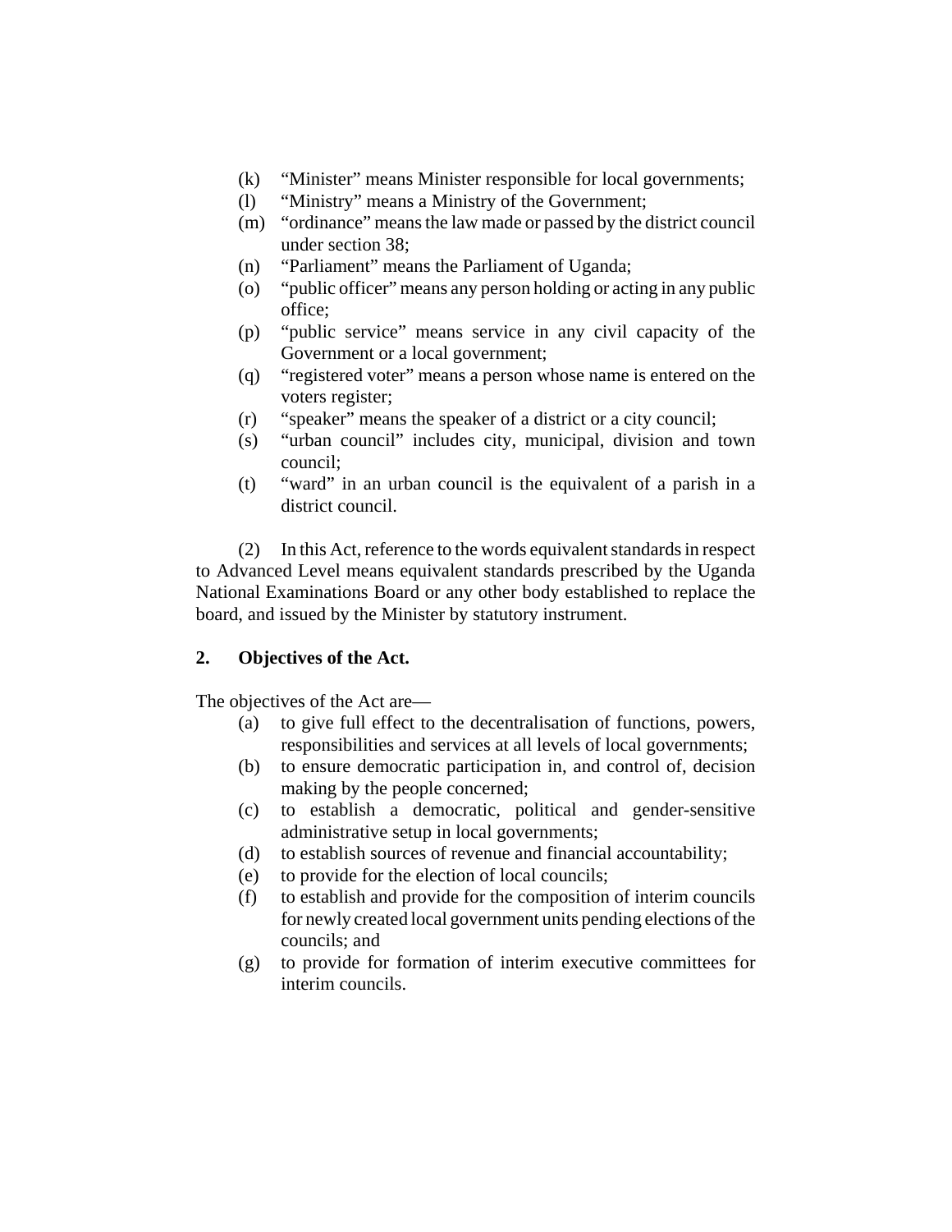(k) "Minister" means Minister responsible for local governments;

(l) "Ministry" means a Ministry of the Government;

(m) "ordinance" means the law made or passed by the district council under section 38;

(n) "Parliament" means the Parliament of Uganda;

(o) "public officer" means any person holding or acting in any public office;

(p) "public service" means service in any civil capacity of the Government or a local government;

(q) "registered voter" means a person whose name is entered on the voters register;

(r) "speaker" means the speaker of a district or a city council;

(s) "urban council" includes city, municipal, division and town council;

(t) "ward" in an urban council is the equivalent of a parish in a district council.

(2) In this Act, reference to the words equivalent standards in respect to Advanced Level means equivalent standards prescribed by the Uganda National Examinations Board or any other body established to replace the board, and issued by the Minister by statutory instrument.

**2. Objectives of the Act.**

The objectives of the Act are—

(a) to give full effect to the decentralisation of functions, powers, responsibilities and services at all levels of local governments;

(b) to ensure democratic participation in, and control of, decision making by the people concerned;

(c) to establish a democratic, political and gender-sensitive administrative setup in local governments;

(d) to establish sources of revenue and financial accountability;

(e) to provide for the election of local councils;

(f) to establish and provide for the composition of interim councils for newly created local government units pending elections of the councils; and

(g) to provide for formation of interim executive committees for interim councils.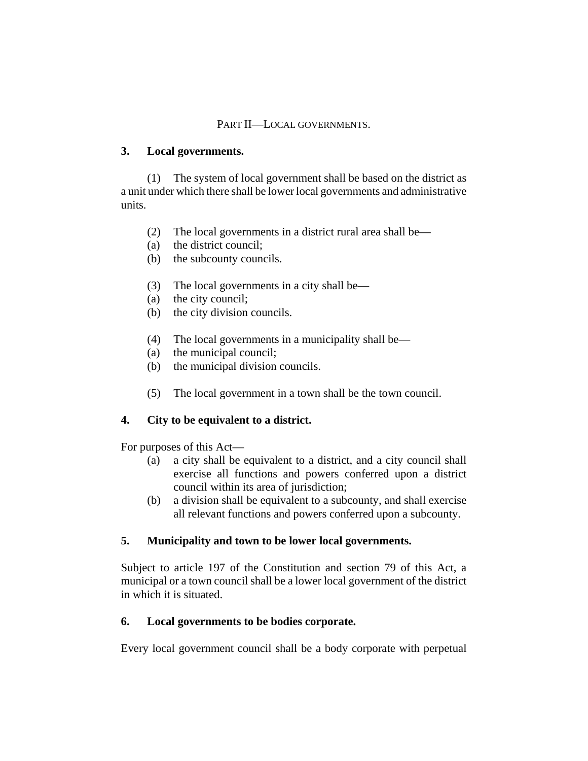## PART II—LOCAL GOVERNMENTS.

### 3. Local governments.

(1) The system of local government shall be based on the district as a unit under which there shall be lower local governments and administrative units.

(2) The local governments in a district rural area shall be—

(a) the district council;

(b) the subcounty councils.

(3) The local governments in a city shall be—

(a) the city council;

(b) the city division councils.

(4) The local governments in a municipality shall be—

(a) the municipal council;

(b) the municipal division councils.

(5) The local government in a town shall be the town council.

### 4. City to be equivalent to a district.

For purposes of this Act—

(a) a city shall be equivalent to a district, and a city council shall exercise all functions and powers conferred upon a district council within its area of jurisdiction;

(b) a division shall be equivalent to a subcounty, and shall exercise all relevant functions and powers conferred upon a subcounty.

### 5. Municipality and town to be lower local governments.

Subject to article 197 of the Constitution and section 79 of this Act, a municipal or a town council shall be a lower local government of the district in which it is situated.

### 6. Local governments to be bodies corporate.

Every local government council shall be a body corporate with perpetual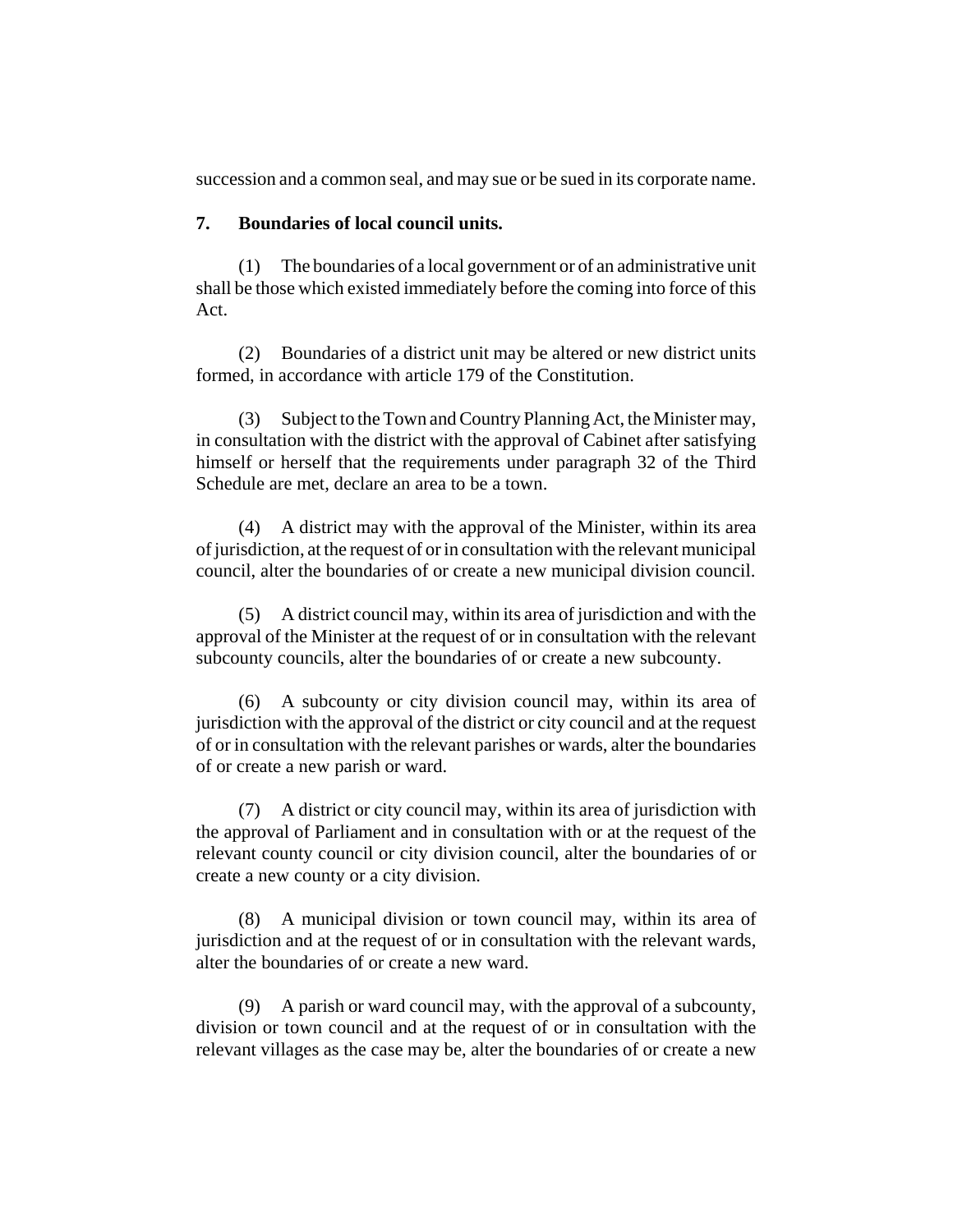succession and a common seal, and may sue or be sued in its corporate name.

**7. Boundaries of local council units.**

(1) The boundaries of a local government or of an administrative unit shall be those which existed immediately before the coming into force of this Act.

(2) Boundaries of a district unit may be altered or new district units formed, in accordance with article 179 of the Constitution.

(3) Subject to the Town and Country Planning Act, the Minister may, in consultation with the district with the approval of Cabinet after satisfying himself or herself that the requirements under paragraph 32 of the Third Schedule are met, declare an area to be a town.

(4) A district may with the approval of the Minister, within its area of jurisdiction, at the request of or in consultation with the relevant municipal council, alter the boundaries of or create a new municipal division council.

(5) A district council may, within its area of jurisdiction and with the approval of the Minister at the request of or in consultation with the relevant subcounty councils, alter the boundaries of or create a new subcounty.

(6) A subcounty or city division council may, within its area of jurisdiction with the approval of the district or city council and at the request of or in consultation with the relevant parishes or wards, alter the boundaries of or create a new parish or ward.

(7) A district or city council may, within its area of jurisdiction with the approval of Parliament and in consultation with or at the request of the relevant county council or city division council, alter the boundaries of or create a new county or a city division.

(8) A municipal division or town council may, within its area of jurisdiction and at the request of or in consultation with the relevant wards, alter the boundaries of or create a new ward.

(9) A parish or ward council may, with the approval of a subcounty, division or town council and at the request of or in consultation with the relevant villages as the case may be, alter the boundaries of or create a new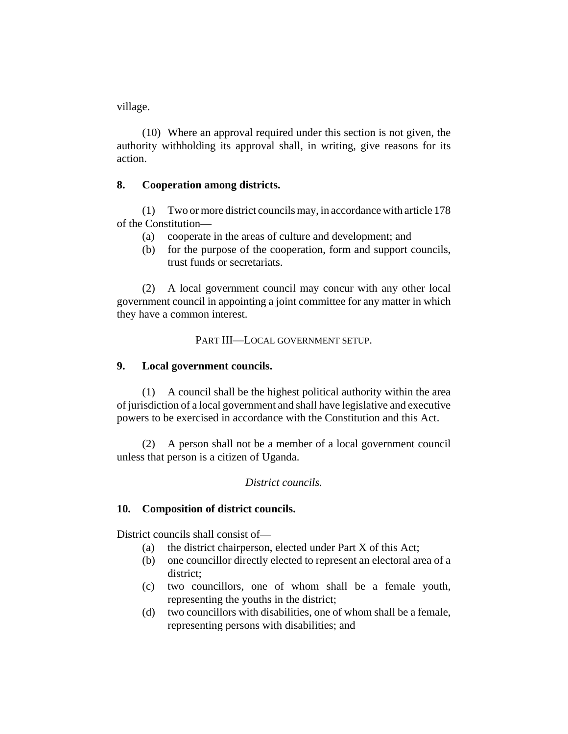village.

(10) Where an approval required under this section is not given, the authority withholding its approval shall, in writing, give reasons for its action.

**8. Cooperation among districts.**

(1) Two or more district councils may, in accordance with article 178 of the Constitution—

(a) cooperate in the areas of culture and development; and

(b) for the purpose of the cooperation, form and support councils, trust funds or secretariats.

(2) A local government council may concur with any other local government council in appointing a joint committee for any matter in which they have a common interest.

PART III—LOCAL GOVERNMENT SETUP.

**9. Local government councils.**

(1) A council shall be the highest political authority within the area of jurisdiction of a local government and shall have legislative and executive powers to be exercised in accordance with the Constitution and this Act.

(2) A person shall not be a member of a local government council unless that person is a citizen of Uganda.

*District councils.*

**10. Composition of district councils.**

District councils shall consist of—

(a) the district chairperson, elected under Part X of this Act;

(b) one councillor directly elected to represent an electoral area of a district;

(c) two councillors, one of whom shall be a female youth, representing the youths in the district;

(d) two councillors with disabilities, one of whom shall be a female, representing persons with disabilities; and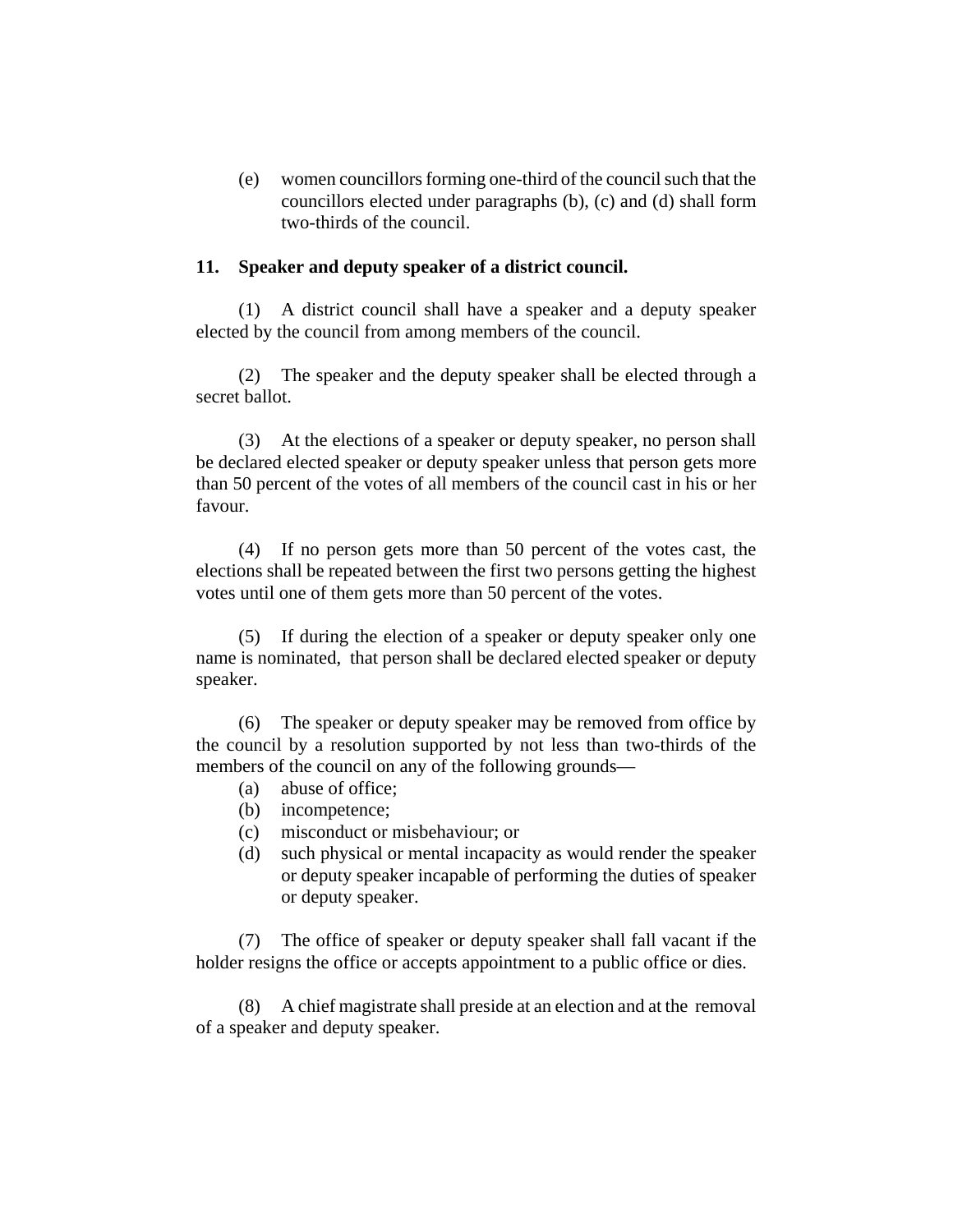(e) women councillors forming one-third of the council such that the councillors elected under paragraphs (b), (c) and (d) shall form two-thirds of the council.

**11. Speaker and deputy speaker of a district council.**

(1) A district council shall have a speaker and a deputy speaker elected by the council from among members of the council.

(2) The speaker and the deputy speaker shall be elected through a secret ballot.

(3) At the elections of a speaker or deputy speaker, no person shall be declared elected speaker or deputy speaker unless that person gets more than 50 percent of the votes of all members of the council cast in his or her favour.

(4) If no person gets more than 50 percent of the votes cast, the elections shall be repeated between the first two persons getting the highest votes until one of them gets more than 50 percent of the votes.

(5) If during the election of a speaker or deputy speaker only one name is nominated, that person shall be declared elected speaker or deputy speaker.

(6) The speaker or deputy speaker may be removed from office by the council by a resolution supported by not less than two-thirds of the members of the council on any of the following grounds—

(a) abuse of office;
(b) incompetence;
(c) misconduct or misbehaviour; or
(d) such physical or mental incapacity as would render the speaker or deputy speaker incapable of performing the duties of speaker or deputy speaker.

(7) The office of speaker or deputy speaker shall fall vacant if the holder resigns the office or accepts appointment to a public office or dies.

(8) A chief magistrate shall preside at an election and at the removal of a speaker and deputy speaker.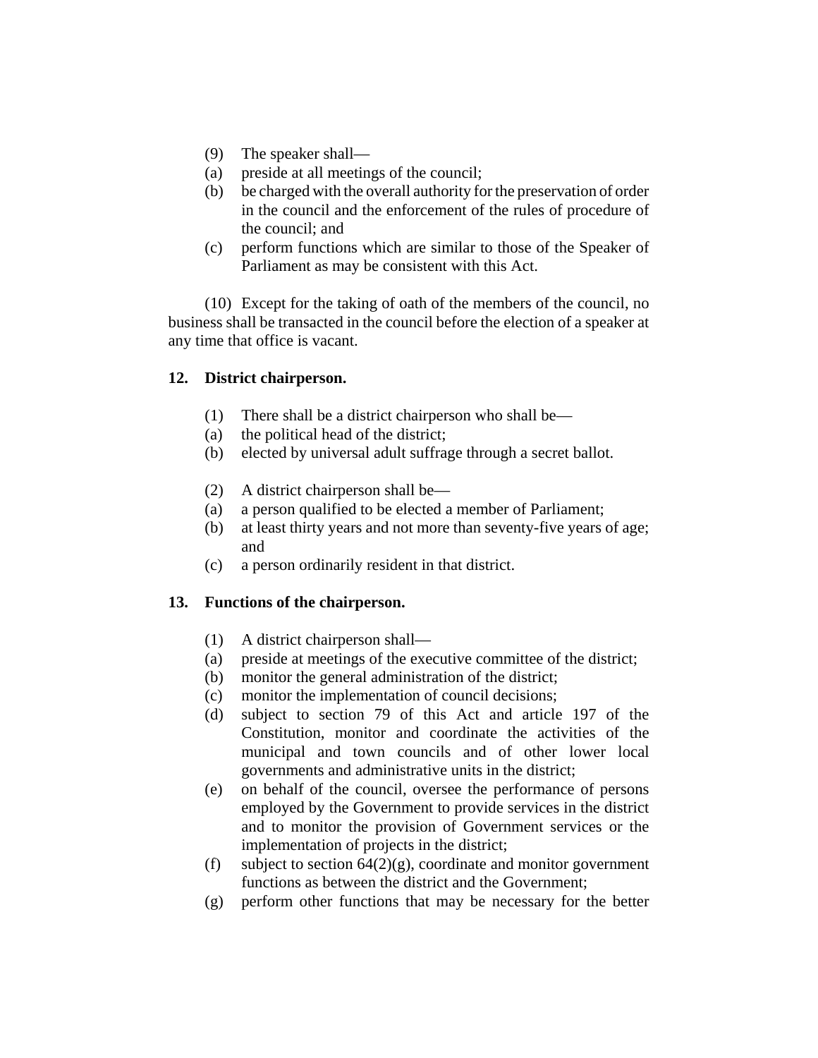(9) The speaker shall—

(a) preside at all meetings of the council;

(b) be charged with the overall authority for the preservation of order in the council and the enforcement of the rules of procedure of the council; and

(c) perform functions which are similar to those of the Speaker of Parliament as may be consistent with this Act.

(10) Except for the taking of oath of the members of the council, no business shall be transacted in the council before the election of a speaker at any time that office is vacant.

**12. District chairperson.**

(1) There shall be a district chairperson who shall be—

(a) the political head of the district;

(b) elected by universal adult suffrage through a secret ballot.

(2) A district chairperson shall be—

(a) a person qualified to be elected a member of Parliament;

(b) at least thirty years and not more than seventy-five years of age; and

(c) a person ordinarily resident in that district.

**13. Functions of the chairperson.**

(1) A district chairperson shall—

(a) preside at meetings of the executive committee of the district;

(b) monitor the general administration of the district;

(c) monitor the implementation of council decisions;

(d) subject to section 79 of this Act and article 197 of the Constitution, monitor and coordinate the activities of the municipal and town councils and of other lower local governments and administrative units in the district;

(e) on behalf of the council, oversee the performance of persons employed by the Government to provide services in the district and to monitor the provision of Government services or the implementation of projects in the district;

(f) subject to section 64(2)(g), coordinate and monitor government functions as between the district and the Government;

(g) perform other functions that may be necessary for the better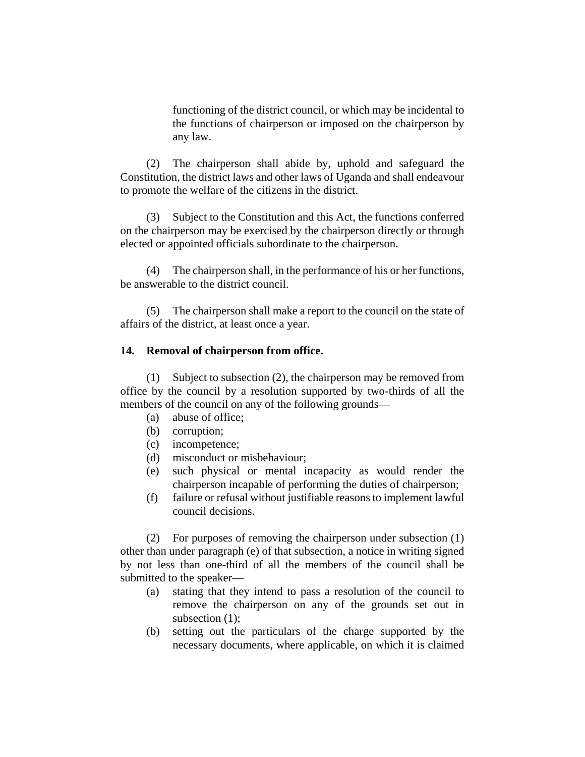functioning of the district council, or which may be incidental to the functions of chairperson or imposed on the chairperson by any law.

(2) The chairperson shall abide by, uphold and safeguard the Constitution, the district laws and other laws of Uganda and shall endeavour to promote the welfare of the citizens in the district.

(3) Subject to the Constitution and this Act, the functions conferred on the chairperson may be exercised by the chairperson directly or through elected or appointed officials subordinate to the chairperson.

(4) The chairperson shall, in the performance of his or her functions, be answerable to the district council.

(5) The chairperson shall make a report to the council on the state of affairs of the district, at least once a year.

**14. Removal of chairperson from office.**

(1) Subject to subsection (2), the chairperson may be removed from office by the council by a resolution supported by two-thirds of all the members of the council on any of the following grounds—

(a) abuse of office;
(b) corruption;
(c) incompetence;
(d) misconduct or misbehaviour;
(e) such physical or mental incapacity as would render the chairperson incapable of performing the duties of chairperson;
(f) failure or refusal without justifiable reasons to implement lawful council decisions.

(2) For purposes of removing the chairperson under subsection (1) other than under paragraph (e) of that subsection, a notice in writing signed by not less than one-third of all the members of the council shall be submitted to the speaker—

(a) stating that they intend to pass a resolution of the council to remove the chairperson on any of the grounds set out in subsection (1);
(b) setting out the particulars of the charge supported by the necessary documents, where applicable, on which it is claimed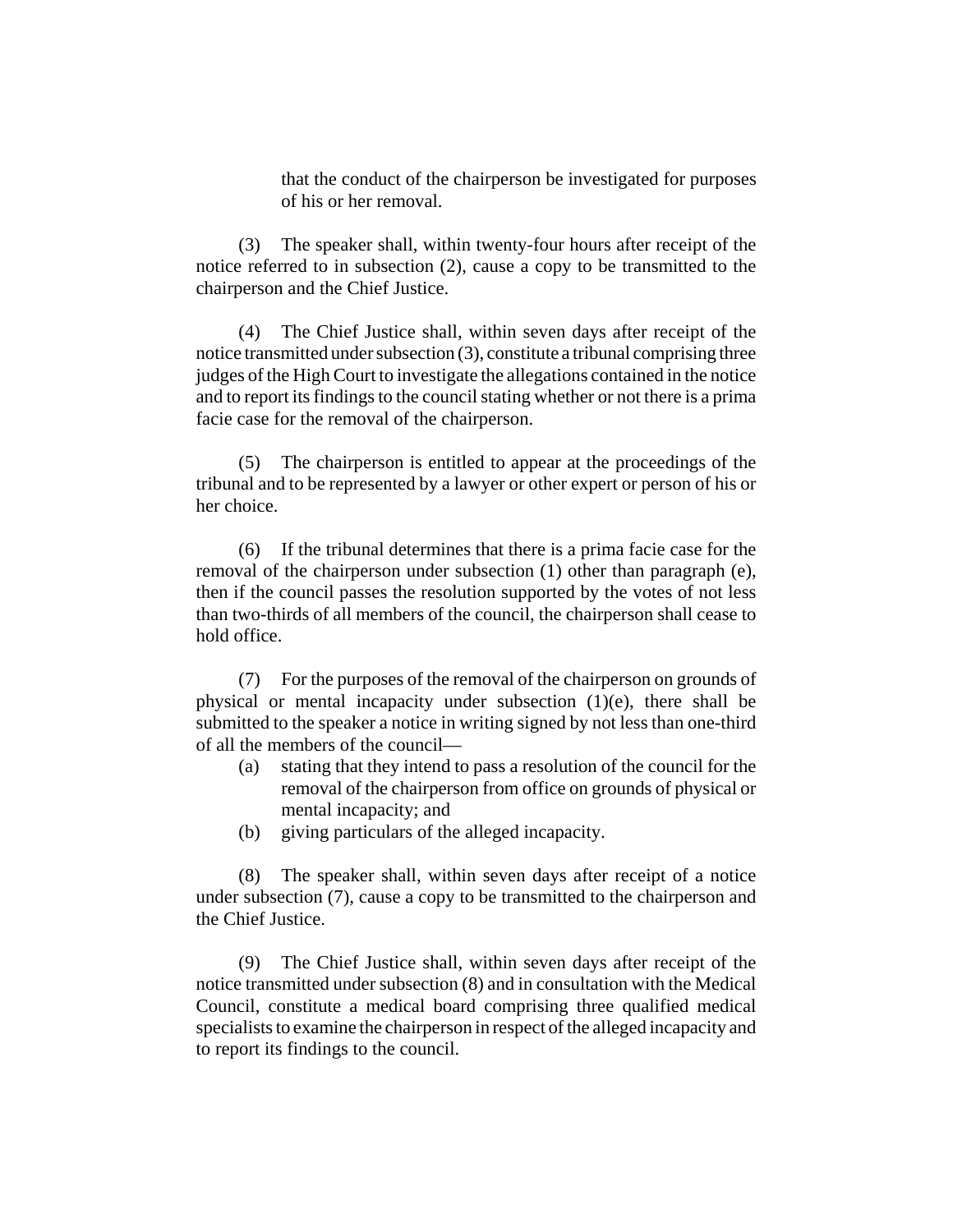that the conduct of the chairperson be investigated for purposes of his or her removal.

(3) The speaker shall, within twenty-four hours after receipt of the notice referred to in subsection (2), cause a copy to be transmitted to the chairperson and the Chief Justice.

(4) The Chief Justice shall, within seven days after receipt of the notice transmitted under subsection (3), constitute a tribunal comprising three judges of the High Court to investigate the allegations contained in the notice and to report its findings to the council stating whether or not there is a prima facie case for the removal of the chairperson.

(5) The chairperson is entitled to appear at the proceedings of the tribunal and to be represented by a lawyer or other expert or person of his or her choice.

(6) If the tribunal determines that there is a prima facie case for the removal of the chairperson under subsection (1) other than paragraph (e), then if the council passes the resolution supported by the votes of not less than two-thirds of all members of the council, the chairperson shall cease to hold office.

(7) For the purposes of the removal of the chairperson on grounds of physical or mental incapacity under subsection (1)(e), there shall be submitted to the speaker a notice in writing signed by not less than one-third of all the members of the council—

(a) stating that they intend to pass a resolution of the council for the removal of the chairperson from office on grounds of physical or mental incapacity; and

(b) giving particulars of the alleged incapacity.

(8) The speaker shall, within seven days after receipt of a notice under subsection (7), cause a copy to be transmitted to the chairperson and the Chief Justice.

(9) The Chief Justice shall, within seven days after receipt of the notice transmitted under subsection (8) and in consultation with the Medical Council, constitute a medical board comprising three qualified medical specialists to examine the chairperson in respect of the alleged incapacity and to report its findings to the council.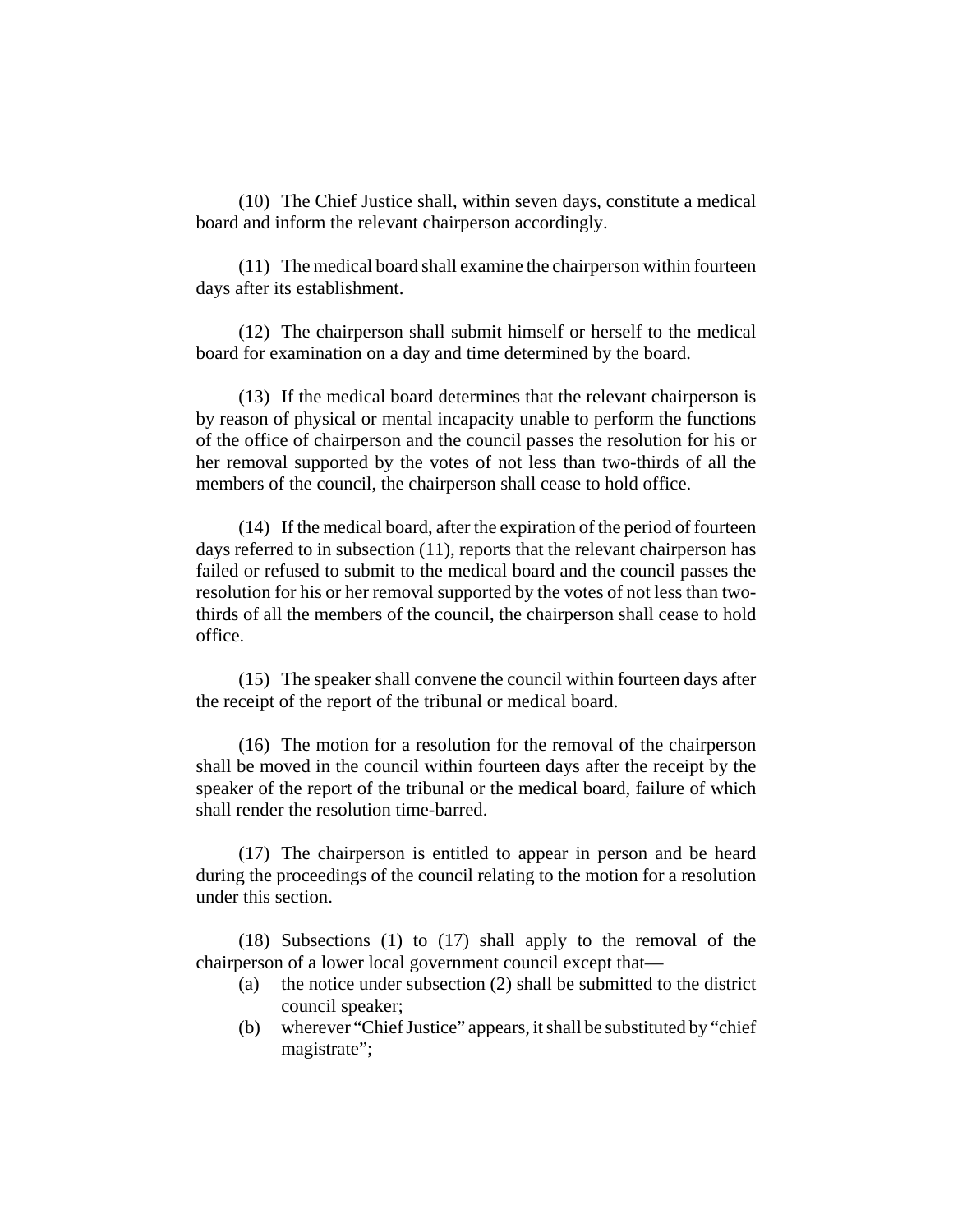(10) The Chief Justice shall, within seven days, constitute a medical board and inform the relevant chairperson accordingly.

(11) The medical board shall examine the chairperson within fourteen days after its establishment.

(12) The chairperson shall submit himself or herself to the medical board for examination on a day and time determined by the board.

(13) If the medical board determines that the relevant chairperson is by reason of physical or mental incapacity unable to perform the functions of the office of chairperson and the council passes the resolution for his or her removal supported by the votes of not less than two-thirds of all the members of the council, the chairperson shall cease to hold office.

(14) If the medical board, after the expiration of the period of fourteen days referred to in subsection (11), reports that the relevant chairperson has failed or refused to submit to the medical board and the council passes the resolution for his or her removal supported by the votes of not less than two-thirds of all the members of the council, the chairperson shall cease to hold office.

(15) The speaker shall convene the council within fourteen days after the receipt of the report of the tribunal or medical board.

(16) The motion for a resolution for the removal of the chairperson shall be moved in the council within fourteen days after the receipt by the speaker of the report of the tribunal or the medical board, failure of which shall render the resolution time-barred.

(17) The chairperson is entitled to appear in person and be heard during the proceedings of the council relating to the motion for a resolution under this section.

(18) Subsections (1) to (17) shall apply to the removal of the chairperson of a lower local government council except that—

- (a) the notice under subsection (2) shall be submitted to the district council speaker;
- (b) wherever "Chief Justice" appears, it shall be substituted by "chief magistrate";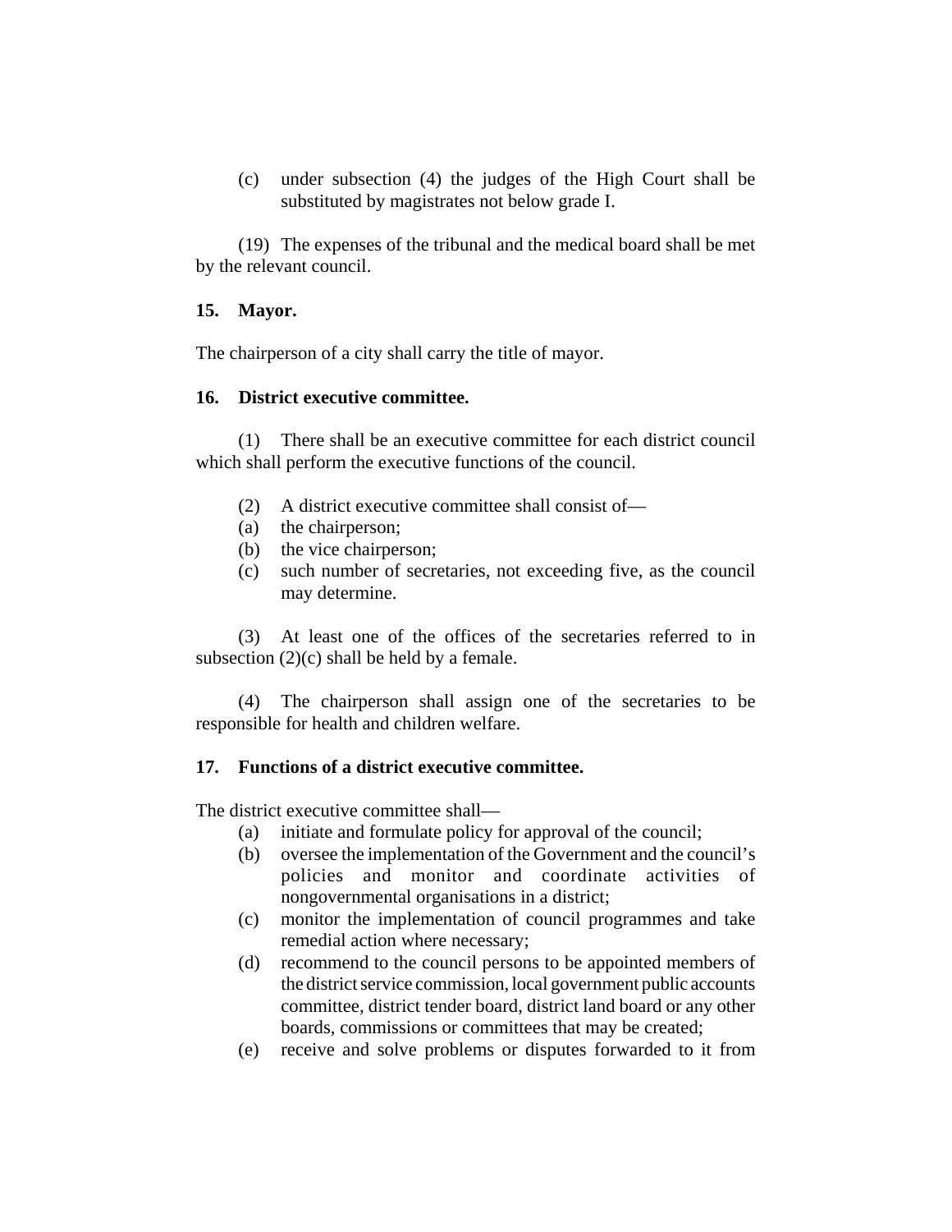(c) under subsection (4) the judges of the High Court shall be substituted by magistrates not below grade I.

(19) The expenses of the tribunal and the medical board shall be met by the relevant council.

**15. Mayor.**

The chairperson of a city shall carry the title of mayor.

**16. District executive committee.**

(1) There shall be an executive committee for each district council which shall perform the executive functions of the council.

(2) A district executive committee shall consist of—

(a) the chairperson;

(b) the vice chairperson;

(c) such number of secretaries, not exceeding five, as the council may determine.

(3) At least one of the offices of the secretaries referred to in subsection (2)(c) shall be held by a female.

(4) The chairperson shall assign one of the secretaries to be responsible for health and children welfare.

**17. Functions of a district executive committee.**

The district executive committee shall—

(a) initiate and formulate policy for approval of the council;

(b) oversee the implementation of the Government and the council's policies and monitor and coordinate activities of nongovernmental organisations in a district;

(c) monitor the implementation of council programmes and take remedial action where necessary;

(d) recommend to the council persons to be appointed members of the district service commission, local government public accounts committee, district tender board, district land board or any other boards, commissions or committees that may be created;

(e) receive and solve problems or disputes forwarded to it from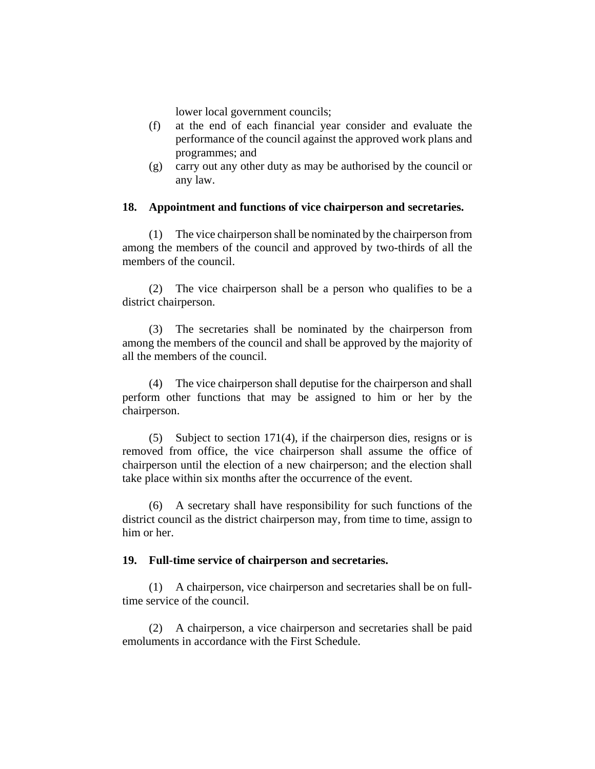lower local government councils;

(f) at the end of each financial year consider and evaluate the performance of the council against the approved work plans and programmes; and

(g) carry out any other duty as may be authorised by the council or any law.

**18. Appointment and functions of vice chairperson and secretaries.**

(1) The vice chairperson shall be nominated by the chairperson from among the members of the council and approved by two-thirds of all the members of the council.

(2) The vice chairperson shall be a person who qualifies to be a district chairperson.

(3) The secretaries shall be nominated by the chairperson from among the members of the council and shall be approved by the majority of all the members of the council.

(4) The vice chairperson shall deputise for the chairperson and shall perform other functions that may be assigned to him or her by the chairperson.

(5) Subject to section 171(4), if the chairperson dies, resigns or is removed from office, the vice chairperson shall assume the office of chairperson until the election of a new chairperson; and the election shall take place within six months after the occurrence of the event.

(6) A secretary shall have responsibility for such functions of the district council as the district chairperson may, from time to time, assign to him or her.

**19. Full-time service of chairperson and secretaries.**

(1) A chairperson, vice chairperson and secretaries shall be on full-time service of the council.

(2) A chairperson, a vice chairperson and secretaries shall be paid emoluments in accordance with the First Schedule.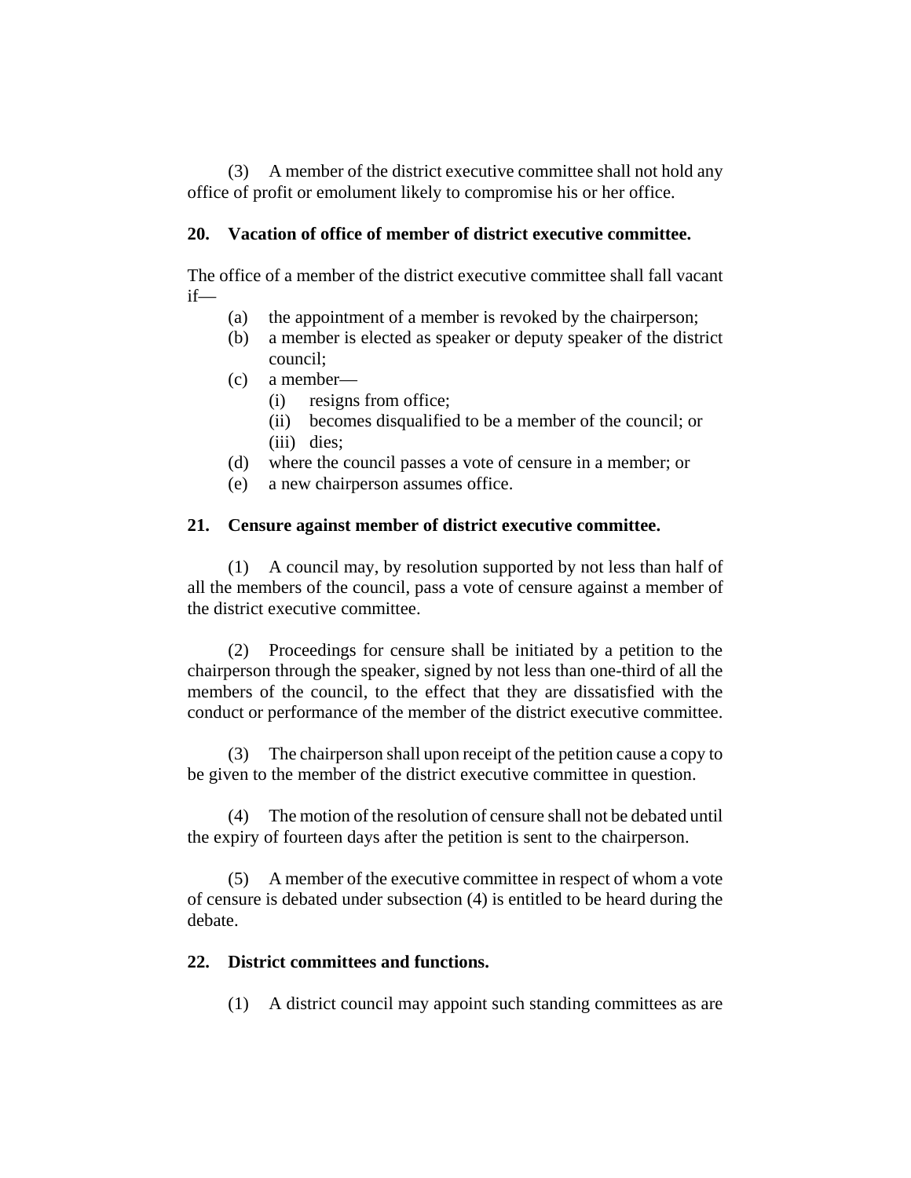(3) A member of the district executive committee shall not hold any office of profit or emolument likely to compromise his or her office.

**20. Vacation of office of member of district executive committee.**

The office of a member of the district executive committee shall fall vacant if—

- (a) the appointment of a member is revoked by the chairperson;
- (b) a member is elected as speaker or deputy speaker of the district council;
- (c) a member—
  - (i) resigns from office;
  - (ii) becomes disqualified to be a member of the council; or
  - (iii) dies;
- (d) where the council passes a vote of censure in a member; or
- (e) a new chairperson assumes office.

**21. Censure against member of district executive committee.**

(1) A council may, by resolution supported by not less than half of all the members of the council, pass a vote of censure against a member of the district executive committee.

(2) Proceedings for censure shall be initiated by a petition to the chairperson through the speaker, signed by not less than one-third of all the members of the council, to the effect that they are dissatisfied with the conduct or performance of the member of the district executive committee.

(3) The chairperson shall upon receipt of the petition cause a copy to be given to the member of the district executive committee in question.

(4) The motion of the resolution of censure shall not be debated until the expiry of fourteen days after the petition is sent to the chairperson.

(5) A member of the executive committee in respect of whom a vote of censure is debated under subsection (4) is entitled to be heard during the debate.

**22. District committees and functions.**

(1) A district council may appoint such standing committees as are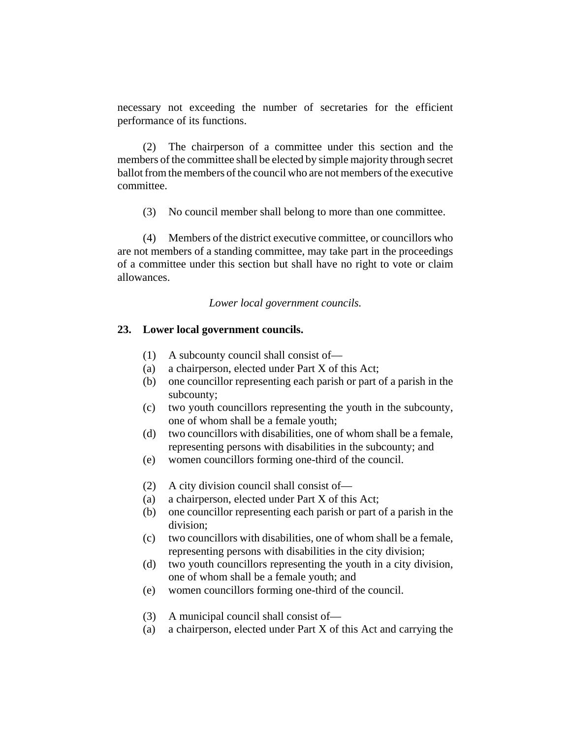necessary not exceeding the number of secretaries for the efficient performance of its functions.

(2) The chairperson of a committee under this section and the members of the committee shall be elected by simple majority through secret ballot from the members of the council who are not members of the executive committee.

(3) No council member shall belong to more than one committee.

(4) Members of the district executive committee, or councillors who are not members of a standing committee, may take part in the proceedings of a committee under this section but shall have no right to vote or claim allowances.

*Lower local government councils.*

**23. Lower local government councils.**

(1) A subcounty council shall consist of—

(a) a chairperson, elected under Part X of this Act;

(b) one councillor representing each parish or part of a parish in the subcounty;

(c) two youth councillors representing the youth in the subcounty, one of whom shall be a female youth;

(d) two councillors with disabilities, one of whom shall be a female, representing persons with disabilities in the subcounty; and

(e) women councillors forming one-third of the council.

(2) A city division council shall consist of—

(a) a chairperson, elected under Part X of this Act;

(b) one councillor representing each parish or part of a parish in the division;

(c) two councillors with disabilities, one of whom shall be a female, representing persons with disabilities in the city division;

(d) two youth councillors representing the youth in a city division, one of whom shall be a female youth; and

(e) women councillors forming one-third of the council.

(3) A municipal council shall consist of—

(a) a chairperson, elected under Part X of this Act and carrying the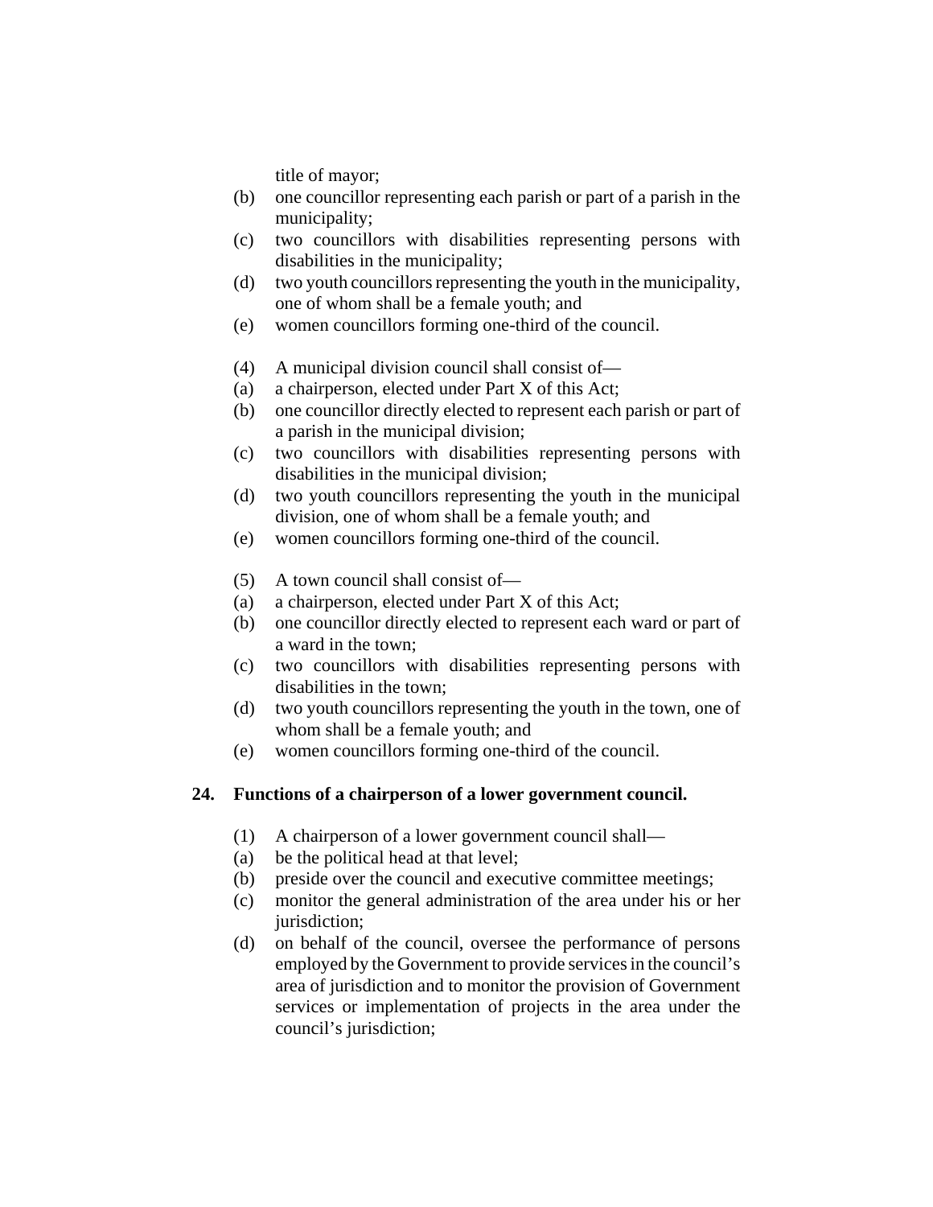title of mayor;

(b) one councillor representing each parish or part of a parish in the municipality;

(c) two councillors with disabilities representing persons with disabilities in the municipality;

(d) two youth councillors representing the youth in the municipality, one of whom shall be a female youth; and

(e) women councillors forming one-third of the council.

(4) A municipal division council shall consist of—

(a) a chairperson, elected under Part X of this Act;

(b) one councillor directly elected to represent each parish or part of a parish in the municipal division;

(c) two councillors with disabilities representing persons with disabilities in the municipal division;

(d) two youth councillors representing the youth in the municipal division, one of whom shall be a female youth; and

(e) women councillors forming one-third of the council.

(5) A town council shall consist of—

(a) a chairperson, elected under Part X of this Act;

(b) one councillor directly elected to represent each ward or part of a ward in the town;

(c) two councillors with disabilities representing persons with disabilities in the town;

(d) two youth councillors representing the youth in the town, one of whom shall be a female youth; and

(e) women councillors forming one-third of the council.

## 24. Functions of a chairperson of a lower government council.

(1) A chairperson of a lower government council shall—

(a) be the political head at that level;

(b) preside over the council and executive committee meetings;

(c) monitor the general administration of the area under his or her jurisdiction;

(d) on behalf of the council, oversee the performance of persons employed by the Government to provide services in the council's area of jurisdiction and to monitor the provision of Government services or implementation of projects in the area under the council's jurisdiction;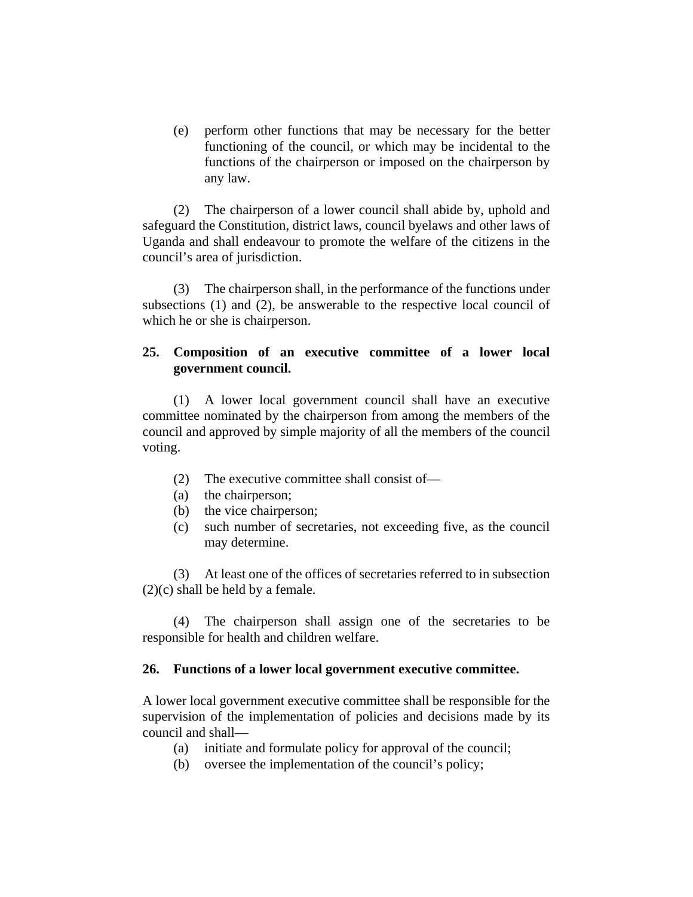(e) perform other functions that may be necessary for the better functioning of the council, or which may be incidental to the functions of the chairperson or imposed on the chairperson by any law.

(2) The chairperson of a lower council shall abide by, uphold and safeguard the Constitution, district laws, council byelaws and other laws of Uganda and shall endeavour to promote the welfare of the citizens in the council's area of jurisdiction.

(3) The chairperson shall, in the performance of the functions under subsections (1) and (2), be answerable to the respective local council of which he or she is chairperson.

**25. Composition of an executive committee of a lower local government council.**

(1) A lower local government council shall have an executive committee nominated by the chairperson from among the members of the council and approved by simple majority of all the members of the council voting.

(2) The executive committee shall consist of—

(a) the chairperson;

(b) the vice chairperson;

(c) such number of secretaries, not exceeding five, as the council may determine.

(3) At least one of the offices of secretaries referred to in subsection (2)(c) shall be held by a female.

(4) The chairperson shall assign one of the secretaries to be responsible for health and children welfare.

**26. Functions of a lower local government executive committee.**

A lower local government executive committee shall be responsible for the supervision of the implementation of policies and decisions made by its council and shall—

(a) initiate and formulate policy for approval of the council;

(b) oversee the implementation of the council's policy;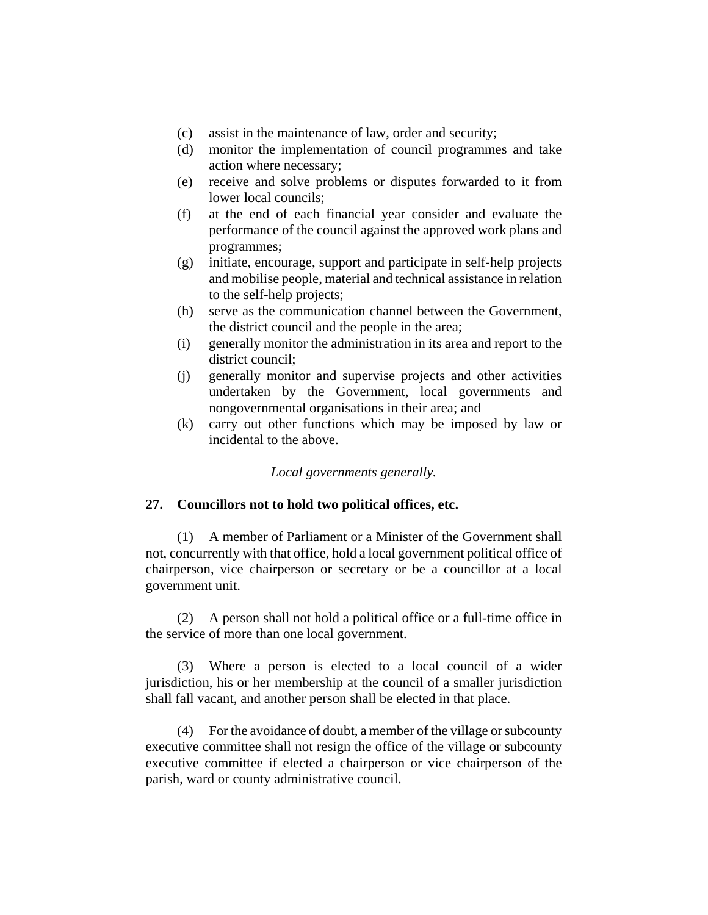(c) assist in the maintenance of law, order and security;

(d) monitor the implementation of council programmes and take action where necessary;

(e) receive and solve problems or disputes forwarded to it from lower local councils;

(f) at the end of each financial year consider and evaluate the performance of the council against the approved work plans and programmes;

(g) initiate, encourage, support and participate in self-help projects and mobilise people, material and technical assistance in relation to the self-help projects;

(h) serve as the communication channel between the Government, the district council and the people in the area;

(i) generally monitor the administration in its area and report to the district council;

(j) generally monitor and supervise projects and other activities undertaken by the Government, local governments and nongovernmental organisations in their area; and

(k) carry out other functions which may be imposed by law or incidental to the above.

*Local governments generally.*

**27. Councillors not to hold two political offices, etc.**

(1) A member of Parliament or a Minister of the Government shall not, concurrently with that office, hold a local government political office of chairperson, vice chairperson or secretary or be a councillor at a local government unit.

(2) A person shall not hold a political office or a full-time office in the service of more than one local government.

(3) Where a person is elected to a local council of a wider jurisdiction, his or her membership at the council of a smaller jurisdiction shall fall vacant, and another person shall be elected in that place.

(4) For the avoidance of doubt, a member of the village or subcounty executive committee shall not resign the office of the village or subcounty executive committee if elected a chairperson or vice chairperson of the parish, ward or county administrative council.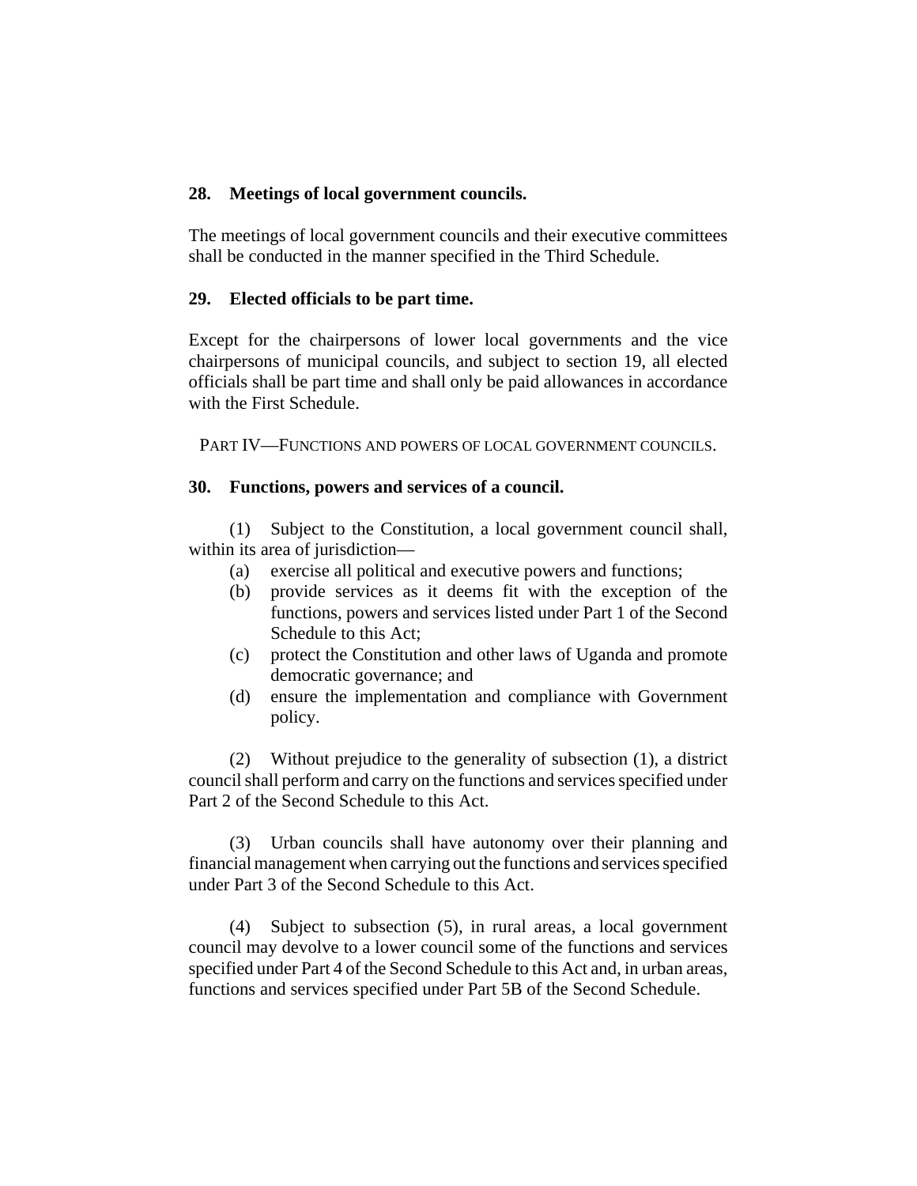### 28. Meetings of local government councils.

The meetings of local government councils and their executive committees shall be conducted in the manner specified in the Third Schedule.

### 29. Elected officials to be part time.

Except for the chairpersons of lower local governments and the vice chairpersons of municipal councils, and subject to section 19, all elected officials shall be part time and shall only be paid allowances in accordance with the First Schedule.

## PART IV—FUNCTIONS AND POWERS OF LOCAL GOVERNMENT COUNCILS.

### 30. Functions, powers and services of a council.

(1) Subject to the Constitution, a local government council shall, within its area of jurisdiction—

(a) exercise all political and executive powers and functions;

(b) provide services as it deems fit with the exception of the functions, powers and services listed under Part 1 of the Second Schedule to this Act;

(c) protect the Constitution and other laws of Uganda and promote democratic governance; and

(d) ensure the implementation and compliance with Government policy.

(2) Without prejudice to the generality of subsection (1), a district council shall perform and carry on the functions and services specified under Part 2 of the Second Schedule to this Act.

(3) Urban councils shall have autonomy over their planning and financial management when carrying out the functions and services specified under Part 3 of the Second Schedule to this Act.

(4) Subject to subsection (5), in rural areas, a local government council may devolve to a lower council some of the functions and services specified under Part 4 of the Second Schedule to this Act and, in urban areas, functions and services specified under Part 5B of the Second Schedule.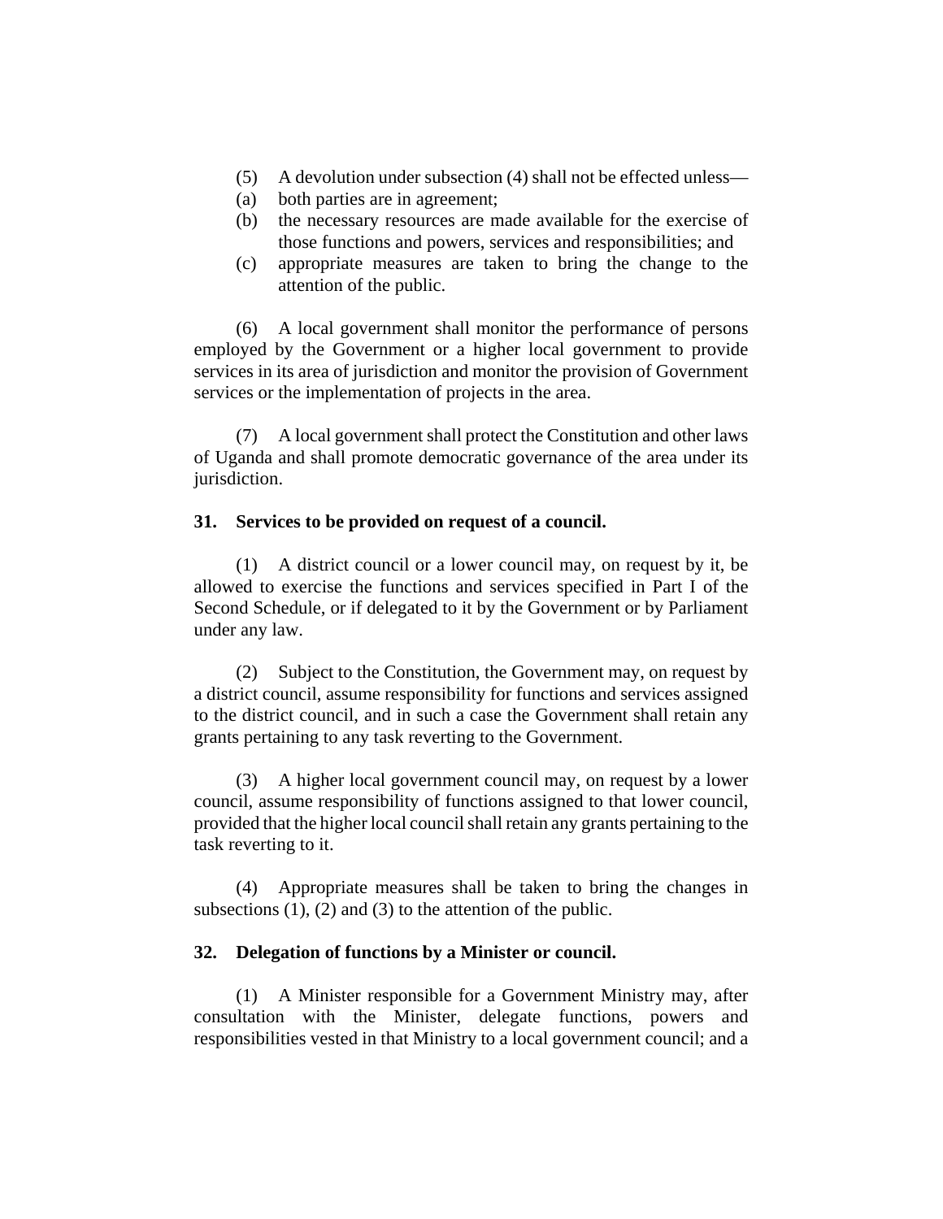(5) A devolution under subsection (4) shall not be effected unless—

(a) both parties are in agreement;

(b) the necessary resources are made available for the exercise of those functions and powers, services and responsibilities; and

(c) appropriate measures are taken to bring the change to the attention of the public.

(6) A local government shall monitor the performance of persons employed by the Government or a higher local government to provide services in its area of jurisdiction and monitor the provision of Government services or the implementation of projects in the area.

(7) A local government shall protect the Constitution and other laws of Uganda and shall promote democratic governance of the area under its jurisdiction.

**31. Services to be provided on request of a council.**

(1) A district council or a lower council may, on request by it, be allowed to exercise the functions and services specified in Part I of the Second Schedule, or if delegated to it by the Government or by Parliament under any law.

(2) Subject to the Constitution, the Government may, on request by a district council, assume responsibility for functions and services assigned to the district council, and in such a case the Government shall retain any grants pertaining to any task reverting to the Government.

(3) A higher local government council may, on request by a lower council, assume responsibility of functions assigned to that lower council, provided that the higher local council shall retain any grants pertaining to the task reverting to it.

(4) Appropriate measures shall be taken to bring the changes in subsections (1), (2) and (3) to the attention of the public.

**32. Delegation of functions by a Minister or council.**

(1) A Minister responsible for a Government Ministry may, after consultation with the Minister, delegate functions, powers and responsibilities vested in that Ministry to a local government council; and a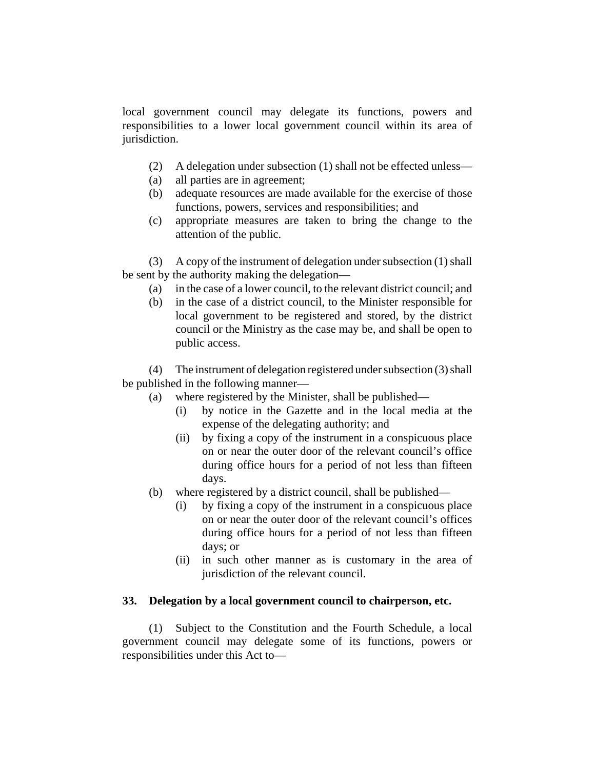local government council may delegate its functions, powers and responsibilities to a lower local government council within its area of jurisdiction.

(2) A delegation under subsection (1) shall not be effected unless—

(a) all parties are in agreement;

(b) adequate resources are made available for the exercise of those functions, powers, services and responsibilities; and

(c) appropriate measures are taken to bring the change to the attention of the public.

(3) A copy of the instrument of delegation under subsection (1) shall be sent by the authority making the delegation—

(a) in the case of a lower council, to the relevant district council; and

(b) in the case of a district council, to the Minister responsible for local government to be registered and stored, by the district council or the Ministry as the case may be, and shall be open to public access.

(4) The instrument of delegation registered under subsection (3) shall be published in the following manner—

(a) where registered by the Minister, shall be published—

(i) by notice in the Gazette and in the local media at the expense of the delegating authority; and

(ii) by fixing a copy of the instrument in a conspicuous place on or near the outer door of the relevant council's office during office hours for a period of not less than fifteen days.

(b) where registered by a district council, shall be published—

(i) by fixing a copy of the instrument in a conspicuous place on or near the outer door of the relevant council's offices during office hours for a period of not less than fifteen days; or

(ii) in such other manner as is customary in the area of jurisdiction of the relevant council.

### 33. Delegation by a local government council to chairperson, etc.

(1) Subject to the Constitution and the Fourth Schedule, a local government council may delegate some of its functions, powers or responsibilities under this Act to—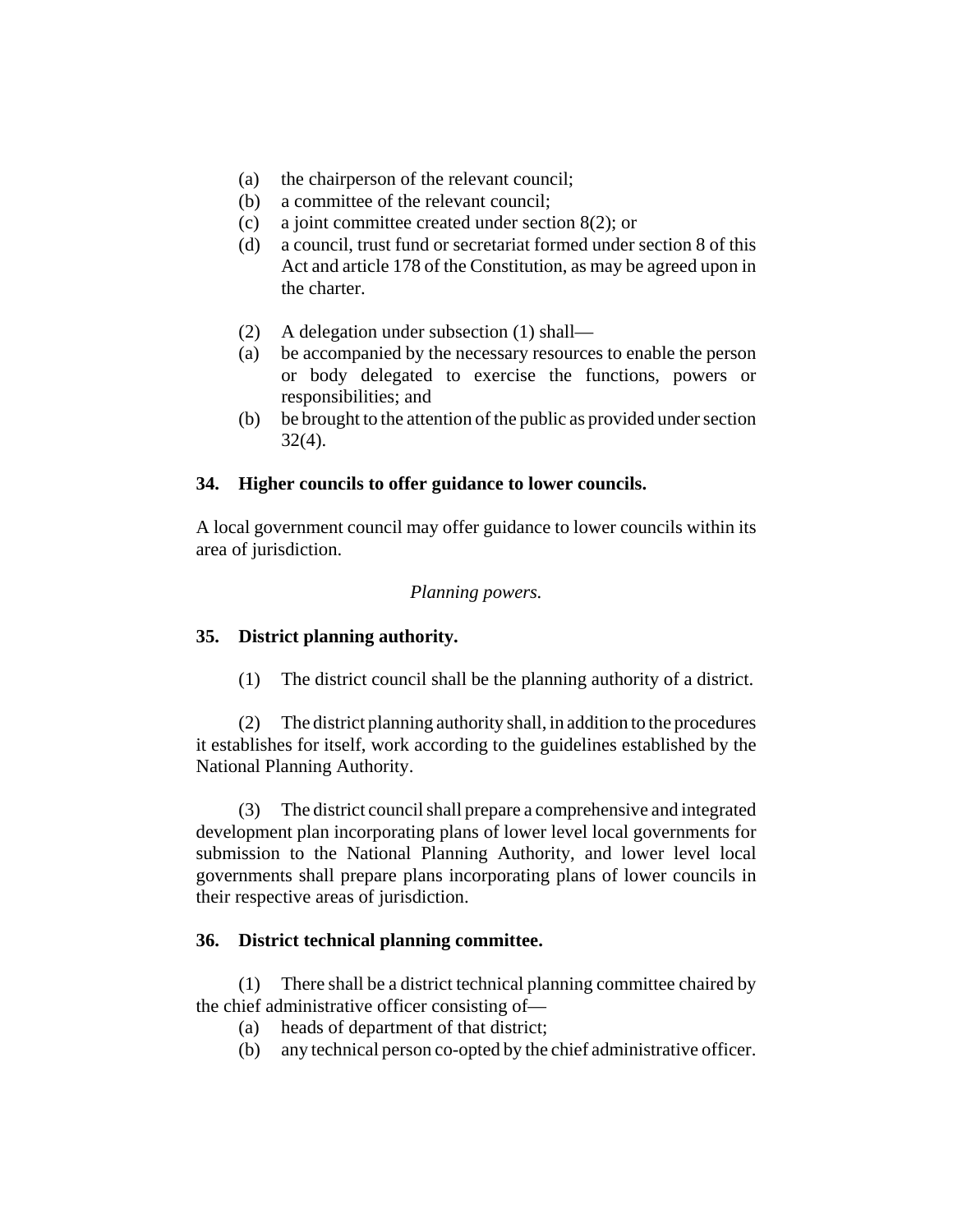(a) the chairperson of the relevant council;
(b) a committee of the relevant council;
(c) a joint committee created under section 8(2); or
(d) a council, trust fund or secretariat formed under section 8 of this Act and article 178 of the Constitution, as may be agreed upon in the charter.

(2) A delegation under subsection (1) shall—
(a) be accompanied by the necessary resources to enable the person or body delegated to exercise the functions, powers or responsibilities; and
(b) be brought to the attention of the public as provided under section 32(4).

**34. Higher councils to offer guidance to lower councils.**

A local government council may offer guidance to lower councils within its area of jurisdiction.

*Planning powers.*

**35. District planning authority.**

(1) The district council shall be the planning authority of a district.

(2) The district planning authority shall, in addition to the procedures it establishes for itself, work according to the guidelines established by the National Planning Authority.

(3) The district council shall prepare a comprehensive and integrated development plan incorporating plans of lower level local governments for submission to the National Planning Authority, and lower level local governments shall prepare plans incorporating plans of lower councils in their respective areas of jurisdiction.

**36. District technical planning committee.**

(1) There shall be a district technical planning committee chaired by the chief administrative officer consisting of—
(a) heads of department of that district;
(b) any technical person co-opted by the chief administrative officer.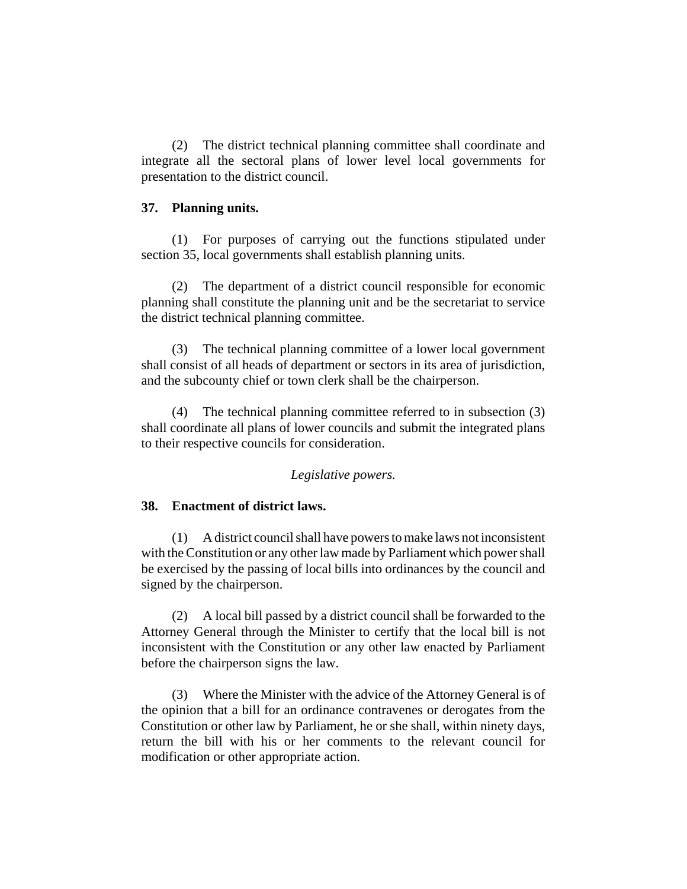(2) The district technical planning committee shall coordinate and integrate all the sectoral plans of lower level local governments for presentation to the district council.

**37. Planning units.**

(1) For purposes of carrying out the functions stipulated under section 35, local governments shall establish planning units.

(2) The department of a district council responsible for economic planning shall constitute the planning unit and be the secretariat to service the district technical planning committee.

(3) The technical planning committee of a lower local government shall consist of all heads of department or sectors in its area of jurisdiction, and the subcounty chief or town clerk shall be the chairperson.

(4) The technical planning committee referred to in subsection (3) shall coordinate all plans of lower councils and submit the integrated plans to their respective councils for consideration.

*Legislative powers.*

**38. Enactment of district laws.**

(1) A district council shall have powers to make laws not inconsistent with the Constitution or any other law made by Parliament which power shall be exercised by the passing of local bills into ordinances by the council and signed by the chairperson.

(2) A local bill passed by a district council shall be forwarded to the Attorney General through the Minister to certify that the local bill is not inconsistent with the Constitution or any other law enacted by Parliament before the chairperson signs the law.

(3) Where the Minister with the advice of the Attorney General is of the opinion that a bill for an ordinance contravenes or derogates from the Constitution or other law by Parliament, he or she shall, within ninety days, return the bill with his or her comments to the relevant council for modification or other appropriate action.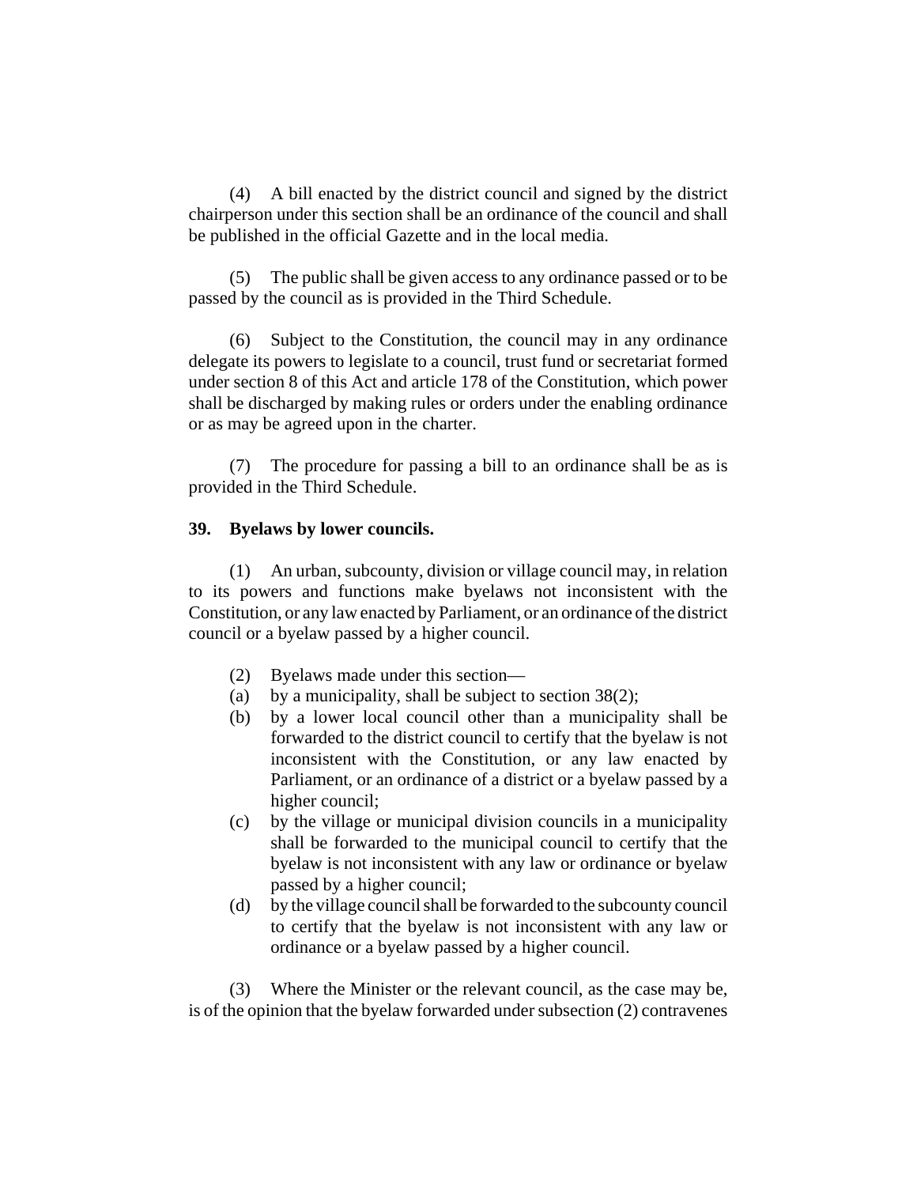(4) A bill enacted by the district council and signed by the district chairperson under this section shall be an ordinance of the council and shall be published in the official Gazette and in the local media.

(5) The public shall be given access to any ordinance passed or to be passed by the council as is provided in the Third Schedule.

(6) Subject to the Constitution, the council may in any ordinance delegate its powers to legislate to a council, trust fund or secretariat formed under section 8 of this Act and article 178 of the Constitution, which power shall be discharged by making rules or orders under the enabling ordinance or as may be agreed upon in the charter.

(7) The procedure for passing a bill to an ordinance shall be as is provided in the Third Schedule.

**39. Byelaws by lower councils.**

(1) An urban, subcounty, division or village council may, in relation to its powers and functions make byelaws not inconsistent with the Constitution, or any law enacted by Parliament, or an ordinance of the district council or a byelaw passed by a higher council.

(2) Byelaws made under this section—

(a) by a municipality, shall be subject to section 38(2);

(b) by a lower local council other than a municipality shall be forwarded to the district council to certify that the byelaw is not inconsistent with the Constitution, or any law enacted by Parliament, or an ordinance of a district or a byelaw passed by a higher council;

(c) by the village or municipal division councils in a municipality shall be forwarded to the municipal council to certify that the byelaw is not inconsistent with any law or ordinance or byelaw passed by a higher council;

(d) by the village council shall be forwarded to the subcounty council to certify that the byelaw is not inconsistent with any law or ordinance or a byelaw passed by a higher council.

(3) Where the Minister or the relevant council, as the case may be, is of the opinion that the byelaw forwarded under subsection (2) contravenes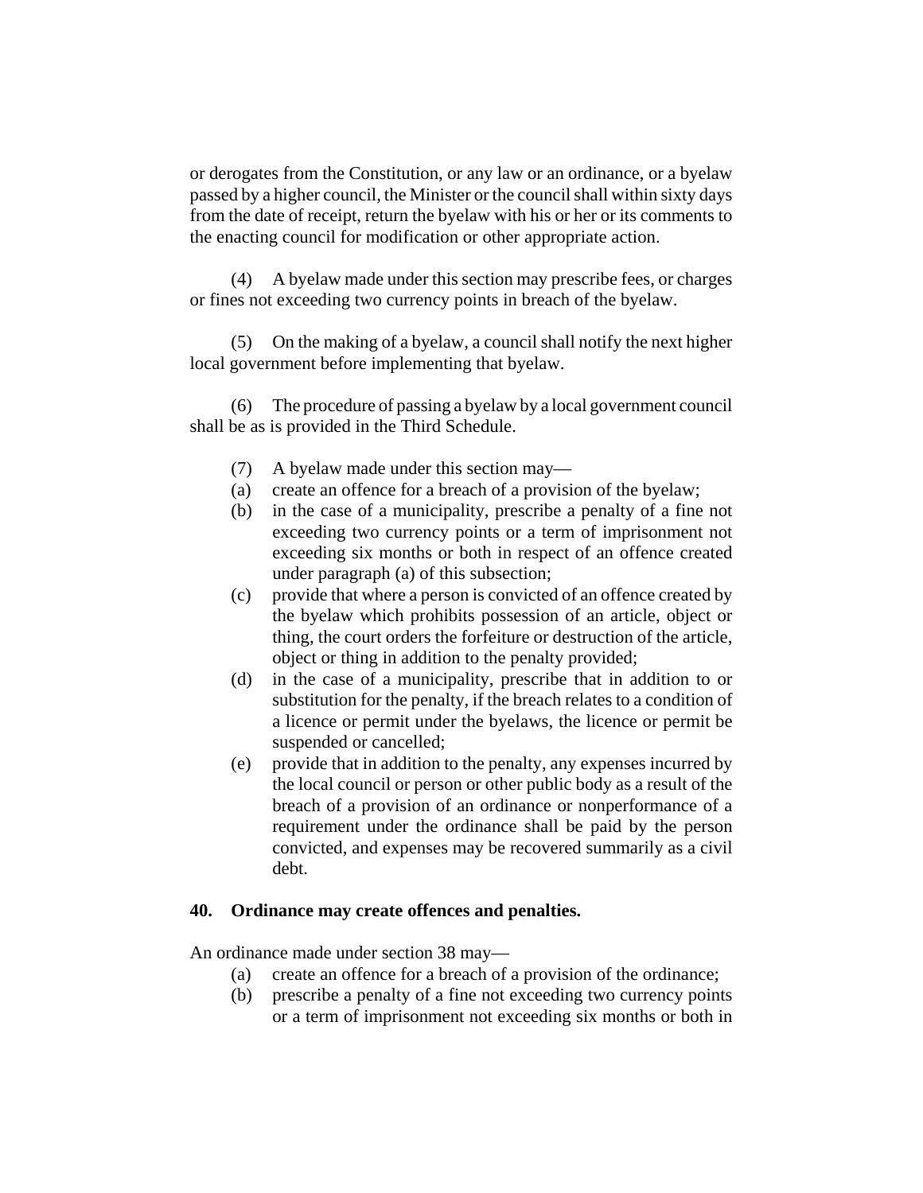or derogates from the Constitution, or any law or an ordinance, or a byelaw passed by a higher council, the Minister or the council shall within sixty days from the date of receipt, return the byelaw with his or her or its comments to the enacting council for modification or other appropriate action.

(4) A byelaw made under this section may prescribe fees, or charges or fines not exceeding two currency points in breach of the byelaw.

(5) On the making of a byelaw, a council shall notify the next higher local government before implementing that byelaw.

(6) The procedure of passing a byelaw by a local government council shall be as is provided in the Third Schedule.

(7) A byelaw made under this section may—

(a) create an offence for a breach of a provision of the byelaw;

(b) in the case of a municipality, prescribe a penalty of a fine not exceeding two currency points or a term of imprisonment not exceeding six months or both in respect of an offence created under paragraph (a) of this subsection;

(c) provide that where a person is convicted of an offence created by the byelaw which prohibits possession of an article, object or thing, the court orders the forfeiture or destruction of the article, object or thing in addition to the penalty provided;

(d) in the case of a municipality, prescribe that in addition to or substitution for the penalty, if the breach relates to a condition of a licence or permit under the byelaws, the licence or permit be suspended or cancelled;

(e) provide that in addition to the penalty, any expenses incurred by the local council or person or other public body as a result of the breach of a provision of an ordinance or nonperformance of a requirement under the ordinance shall be paid by the person convicted, and expenses may be recovered summarily as a civil debt.

**40. Ordinance may create offences and penalties.**

An ordinance made under section 38 may—

(a) create an offence for a breach of a provision of the ordinance;

(b) prescribe a penalty of a fine not exceeding two currency points or a term of imprisonment not exceeding six months or both in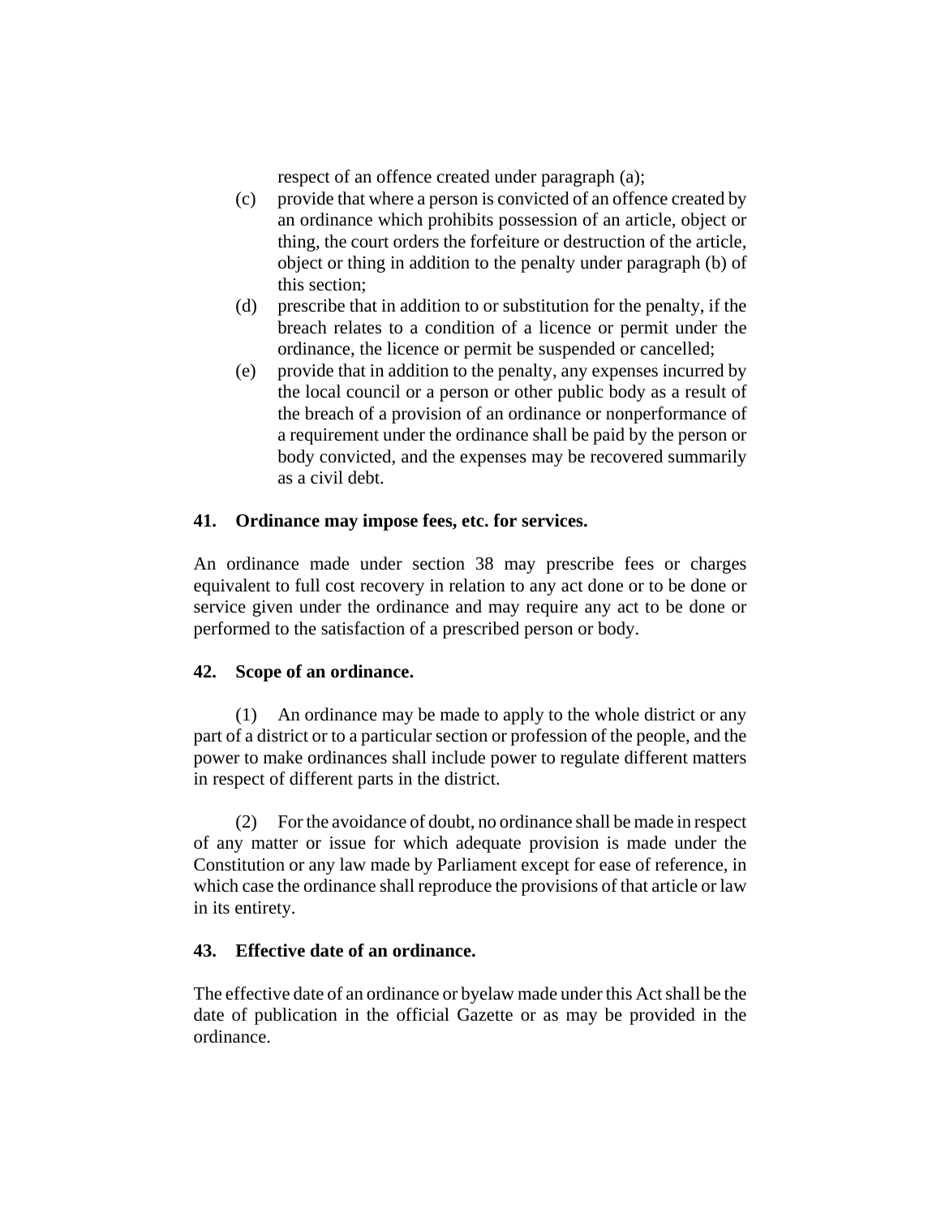respect of an offence created under paragraph (a);

(c) provide that where a person is convicted of an offence created by an ordinance which prohibits possession of an article, object or thing, the court orders the forfeiture or destruction of the article, object or thing in addition to the penalty under paragraph (b) of this section;

(d) prescribe that in addition to or substitution for the penalty, if the breach relates to a condition of a licence or permit under the ordinance, the licence or permit be suspended or cancelled;

(e) provide that in addition to the penalty, any expenses incurred by the local council or a person or other public body as a result of the breach of a provision of an ordinance or nonperformance of a requirement under the ordinance shall be paid by the person or body convicted, and the expenses may be recovered summarily as a civil debt.

**41. Ordinance may impose fees, etc. for services.**

An ordinance made under section 38 may prescribe fees or charges equivalent to full cost recovery in relation to any act done or to be done or service given under the ordinance and may require any act to be done or performed to the satisfaction of a prescribed person or body.

**42. Scope of an ordinance.**

(1) An ordinance may be made to apply to the whole district or any part of a district or to a particular section or profession of the people, and the power to make ordinances shall include power to regulate different matters in respect of different parts in the district.

(2) For the avoidance of doubt, no ordinance shall be made in respect of any matter or issue for which adequate provision is made under the Constitution or any law made by Parliament except for ease of reference, in which case the ordinance shall reproduce the provisions of that article or law in its entirety.

**43. Effective date of an ordinance.**

The effective date of an ordinance or byelaw made under this Act shall be the date of publication in the official Gazette or as may be provided in the ordinance.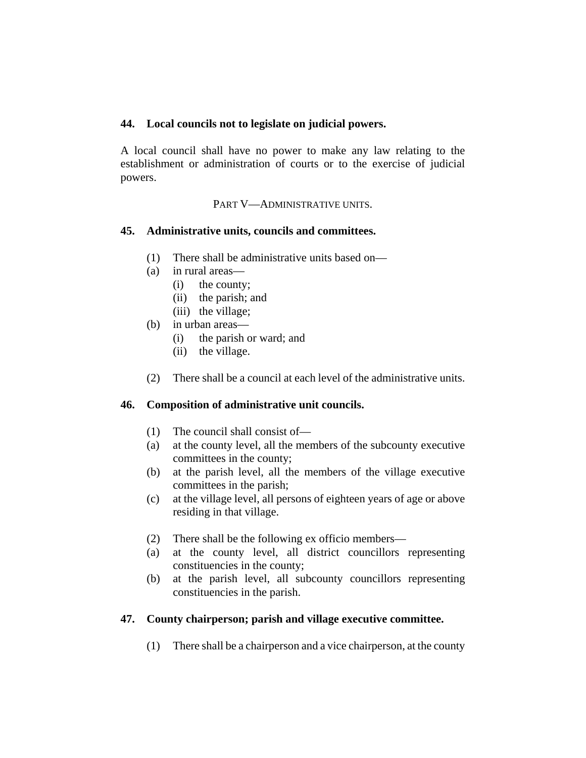**44. Local councils not to legislate on judicial powers.**

A local council shall have no power to make any law relating to the establishment or administration of courts or to the exercise of judicial powers.

PART V—ADMINISTRATIVE UNITS.

**45. Administrative units, councils and committees.**

(1) There shall be administrative units based on—

(a) in rural areas—

  (i) the county;

  (ii) the parish; and

  (iii) the village;

(b) in urban areas—

  (i) the parish or ward; and

  (ii) the village.

(2) There shall be a council at each level of the administrative units.

**46. Composition of administrative unit councils.**

(1) The council shall consist of—

(a) at the county level, all the members of the subcounty executive committees in the county;

(b) at the parish level, all the members of the village executive committees in the parish;

(c) at the village level, all persons of eighteen years of age or above residing in that village.

(2) There shall be the following ex officio members—

(a) at the county level, all district councillors representing constituencies in the county;

(b) at the parish level, all subcounty councillors representing constituencies in the parish.

**47. County chairperson; parish and village executive committee.**

(1) There shall be a chairperson and a vice chairperson, at the county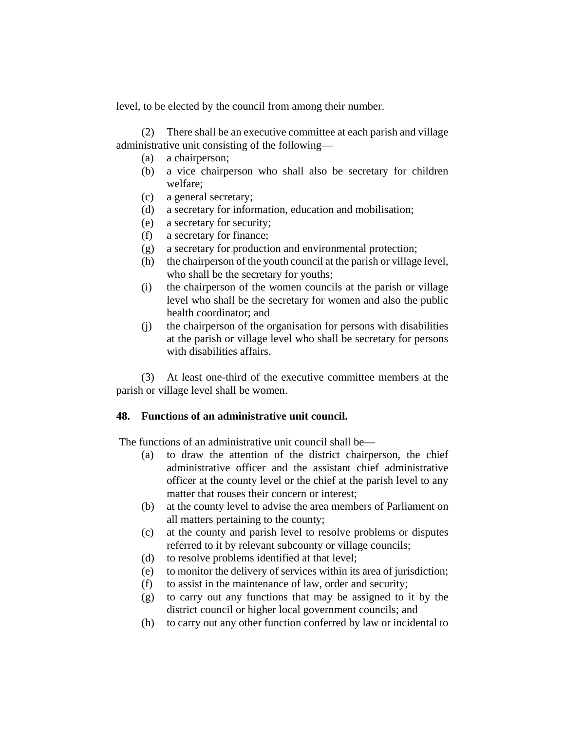level, to be elected by the council from among their number.

(2) There shall be an executive committee at each parish and village administrative unit consisting of the following—

- (a) a chairperson;
- (b) a vice chairperson who shall also be secretary for children welfare;
- (c) a general secretary;
- (d) a secretary for information, education and mobilisation;
- (e) a secretary for security;
- (f) a secretary for finance;
- (g) a secretary for production and environmental protection;
- (h) the chairperson of the youth council at the parish or village level, who shall be the secretary for youths;
- (i) the chairperson of the women councils at the parish or village level who shall be the secretary for women and also the public health coordinator; and
- (j) the chairperson of the organisation for persons with disabilities at the parish or village level who shall be secretary for persons with disabilities affairs.

(3) At least one-third of the executive committee members at the parish or village level shall be women.

**48. Functions of an administrative unit council.**

The functions of an administrative unit council shall be—

- (a) to draw the attention of the district chairperson, the chief administrative officer and the assistant chief administrative officer at the county level or the chief at the parish level to any matter that rouses their concern or interest;
- (b) at the county level to advise the area members of Parliament on all matters pertaining to the county;
- (c) at the county and parish level to resolve problems or disputes referred to it by relevant subcounty or village councils;
- (d) to resolve problems identified at that level;
- (e) to monitor the delivery of services within its area of jurisdiction;
- (f) to assist in the maintenance of law, order and security;
- (g) to carry out any functions that may be assigned to it by the district council or higher local government councils; and
- (h) to carry out any other function conferred by law or incidental to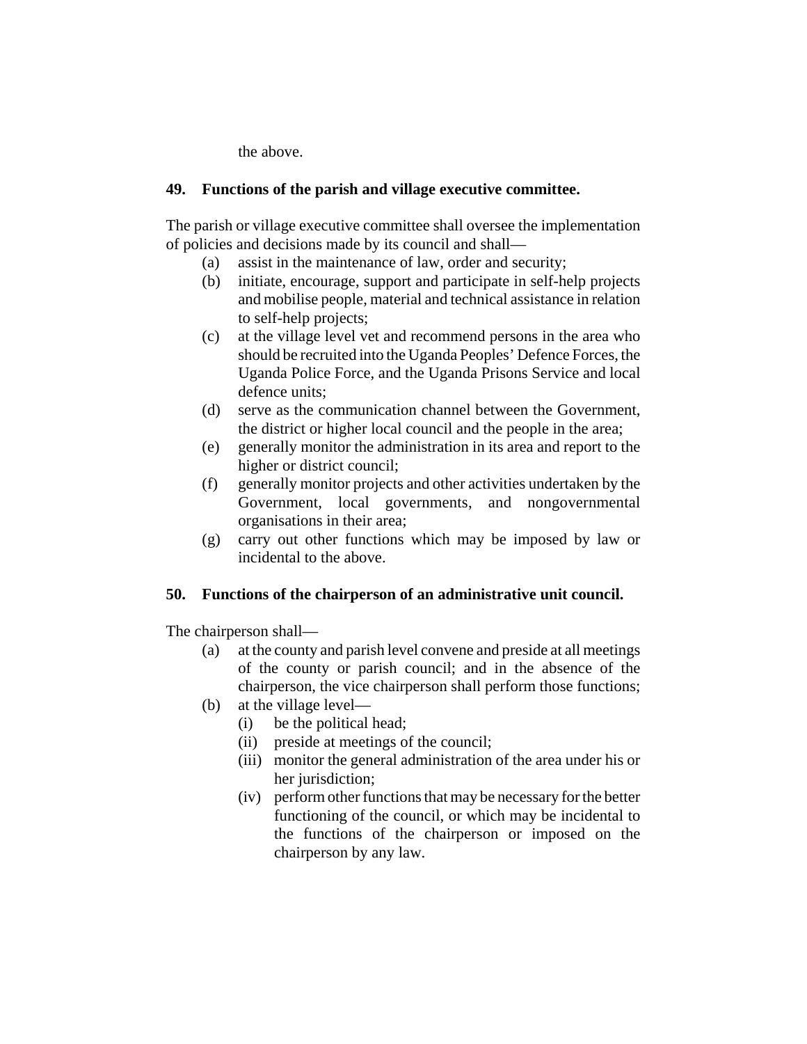the above.

### 49. Functions of the parish and village executive committee.

The parish or village executive committee shall oversee the implementation of policies and decisions made by its council and shall—

(a) assist in the maintenance of law, order and security;

(b) initiate, encourage, support and participate in self-help projects and mobilise people, material and technical assistance in relation to self-help projects;

(c) at the village level vet and recommend persons in the area who should be recruited into the Uganda Peoples' Defence Forces, the Uganda Police Force, and the Uganda Prisons Service and local defence units;

(d) serve as the communication channel between the Government, the district or higher local council and the people in the area;

(e) generally monitor the administration in its area and report to the higher or district council;

(f) generally monitor projects and other activities undertaken by the Government, local governments, and nongovernmental organisations in their area;

(g) carry out other functions which may be imposed by law or incidental to the above.

### 50. Functions of the chairperson of an administrative unit council.

The chairperson shall—

(a) at the county and parish level convene and preside at all meetings of the county or parish council; and in the absence of the chairperson, the vice chairperson shall perform those functions;

(b) at the village level—

  (i) be the political head;

  (ii) preside at meetings of the council;

  (iii) monitor the general administration of the area under his or her jurisdiction;

  (iv) perform other functions that may be necessary for the better functioning of the council, or which may be incidental to the functions of the chairperson or imposed on the chairperson by any law.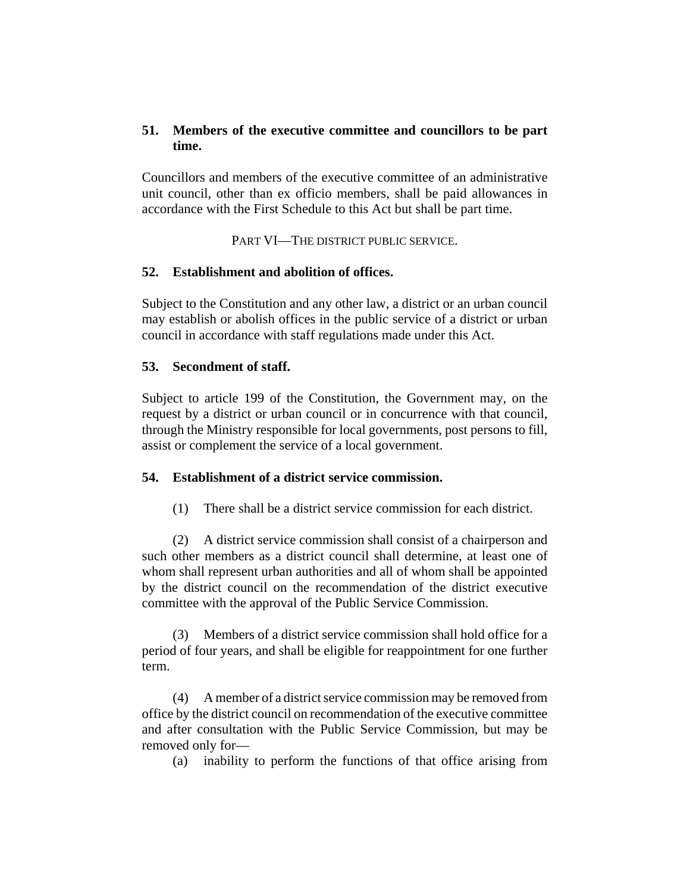**51. Members of the executive committee and councillors to be part time.**

Councillors and members of the executive committee of an administrative unit council, other than ex officio members, shall be paid allowances in accordance with the First Schedule to this Act but shall be part time.

PART VI—THE DISTRICT PUBLIC SERVICE.

**52. Establishment and abolition of offices.**

Subject to the Constitution and any other law, a district or an urban council may establish or abolish offices in the public service of a district or urban council in accordance with staff regulations made under this Act.

**53. Secondment of staff.**

Subject to article 199 of the Constitution, the Government may, on the request by a district or urban council or in concurrence with that council, through the Ministry responsible for local governments, post persons to fill, assist or complement the service of a local government.

**54. Establishment of a district service commission.**

(1) There shall be a district service commission for each district.

(2) A district service commission shall consist of a chairperson and such other members as a district council shall determine, at least one of whom shall represent urban authorities and all of whom shall be appointed by the district council on the recommendation of the district executive committee with the approval of the Public Service Commission.

(3) Members of a district service commission shall hold office for a period of four years, and shall be eligible for reappointment for one further term.

(4) A member of a district service commission may be removed from office by the district council on recommendation of the executive committee and after consultation with the Public Service Commission, but may be removed only for—

(a) inability to perform the functions of that office arising from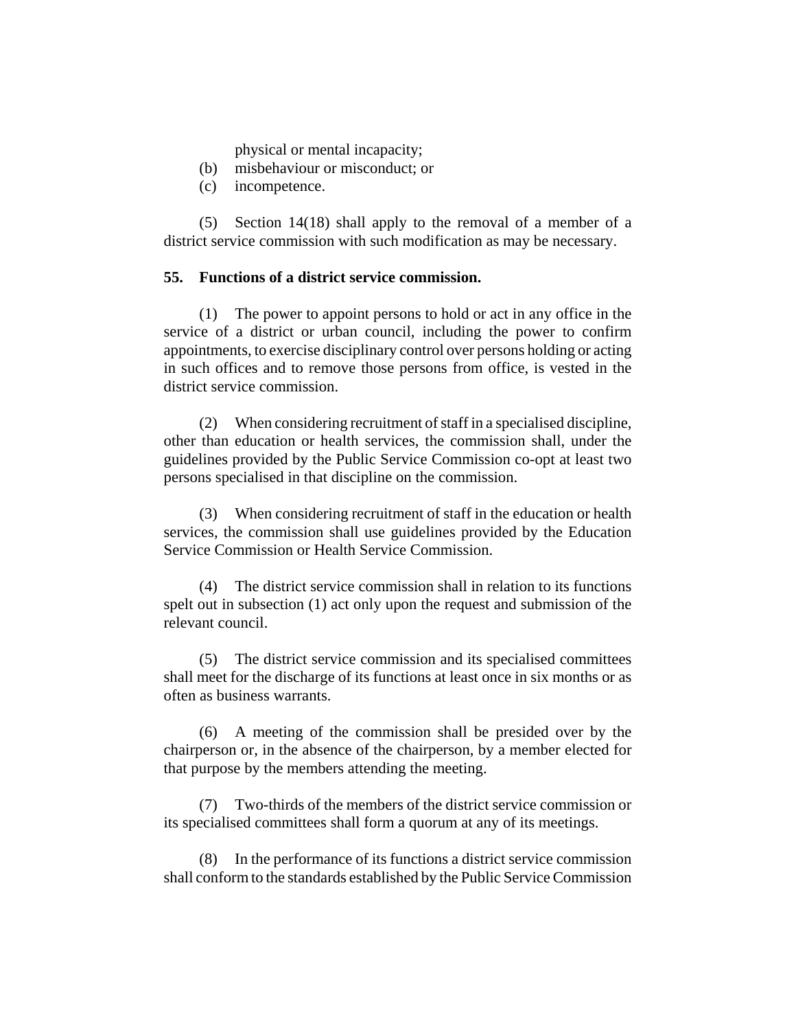physical or mental incapacity;

(b) misbehaviour or misconduct; or

(c) incompetence.

(5) Section 14(18) shall apply to the removal of a member of a district service commission with such modification as may be necessary.

**55. Functions of a district service commission.**

(1) The power to appoint persons to hold or act in any office in the service of a district or urban council, including the power to confirm appointments, to exercise disciplinary control over persons holding or acting in such offices and to remove those persons from office, is vested in the district service commission.

(2) When considering recruitment of staff in a specialised discipline, other than education or health services, the commission shall, under the guidelines provided by the Public Service Commission co-opt at least two persons specialised in that discipline on the commission.

(3) When considering recruitment of staff in the education or health services, the commission shall use guidelines provided by the Education Service Commission or Health Service Commission.

(4) The district service commission shall in relation to its functions spelt out in subsection (1) act only upon the request and submission of the relevant council.

(5) The district service commission and its specialised committees shall meet for the discharge of its functions at least once in six months or as often as business warrants.

(6) A meeting of the commission shall be presided over by the chairperson or, in the absence of the chairperson, by a member elected for that purpose by the members attending the meeting.

(7) Two-thirds of the members of the district service commission or its specialised committees shall form a quorum at any of its meetings.

(8) In the performance of its functions a district service commission shall conform to the standards established by the Public Service Commission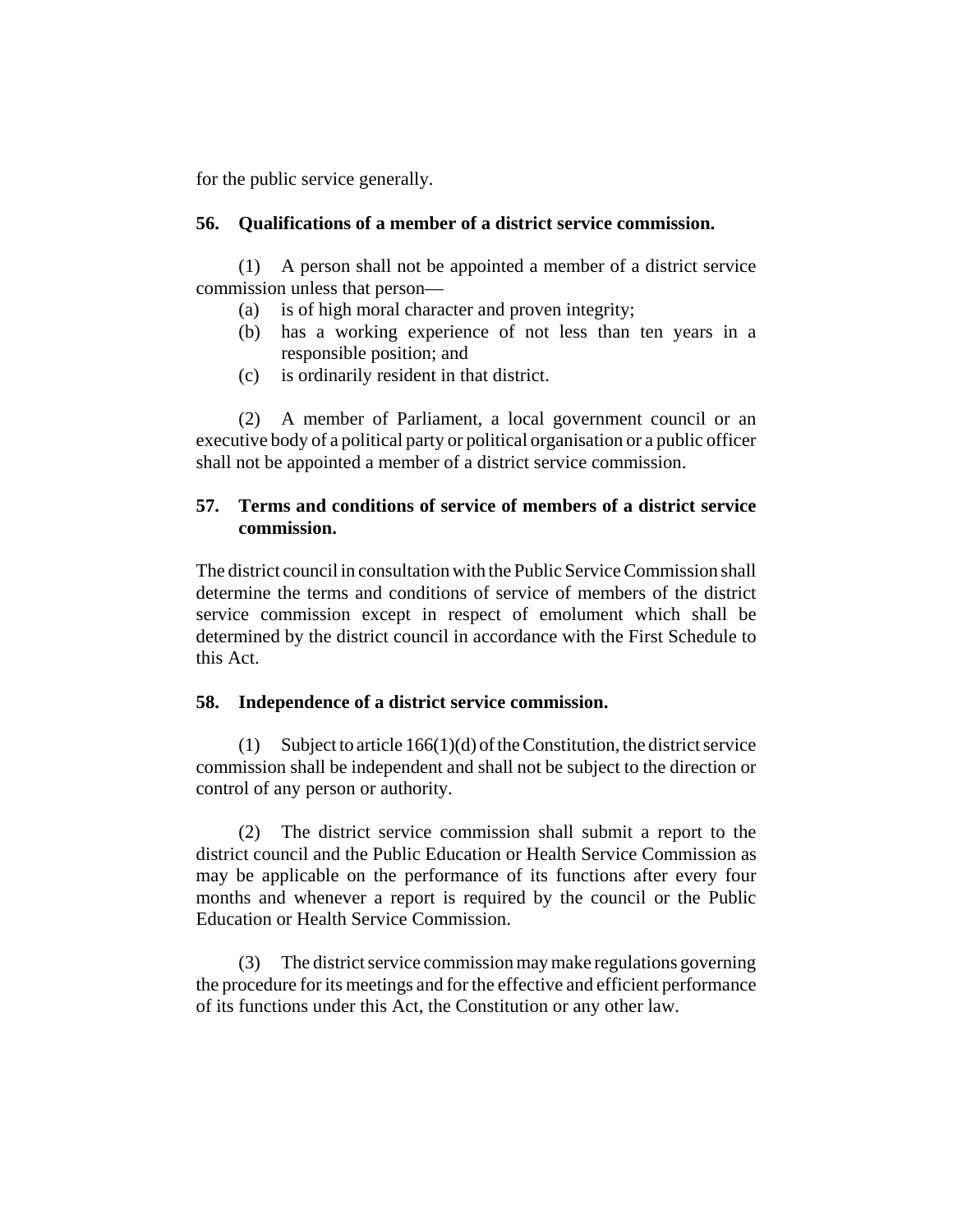for the public service generally.

### 56. Qualifications of a member of a district service commission.

(1) A person shall not be appointed a member of a district service commission unless that person—

(a) is of high moral character and proven integrity;

(b) has a working experience of not less than ten years in a responsible position; and

(c) is ordinarily resident in that district.

(2) A member of Parliament, a local government council or an executive body of a political party or political organisation or a public officer shall not be appointed a member of a district service commission.

### 57. Terms and conditions of service of members of a district service commission.

The district council in consultation with the Public Service Commission shall determine the terms and conditions of service of members of the district service commission except in respect of emolument which shall be determined by the district council in accordance with the First Schedule to this Act.

### 58. Independence of a district service commission.

(1) Subject to article 166(1)(d) of the Constitution, the district service commission shall be independent and shall not be subject to the direction or control of any person or authority.

(2) The district service commission shall submit a report to the district council and the Public Education or Health Service Commission as may be applicable on the performance of its functions after every four months and whenever a report is required by the council or the Public Education or Health Service Commission.

(3) The district service commission may make regulations governing the procedure for its meetings and for the effective and efficient performance of its functions under this Act, the Constitution or any other law.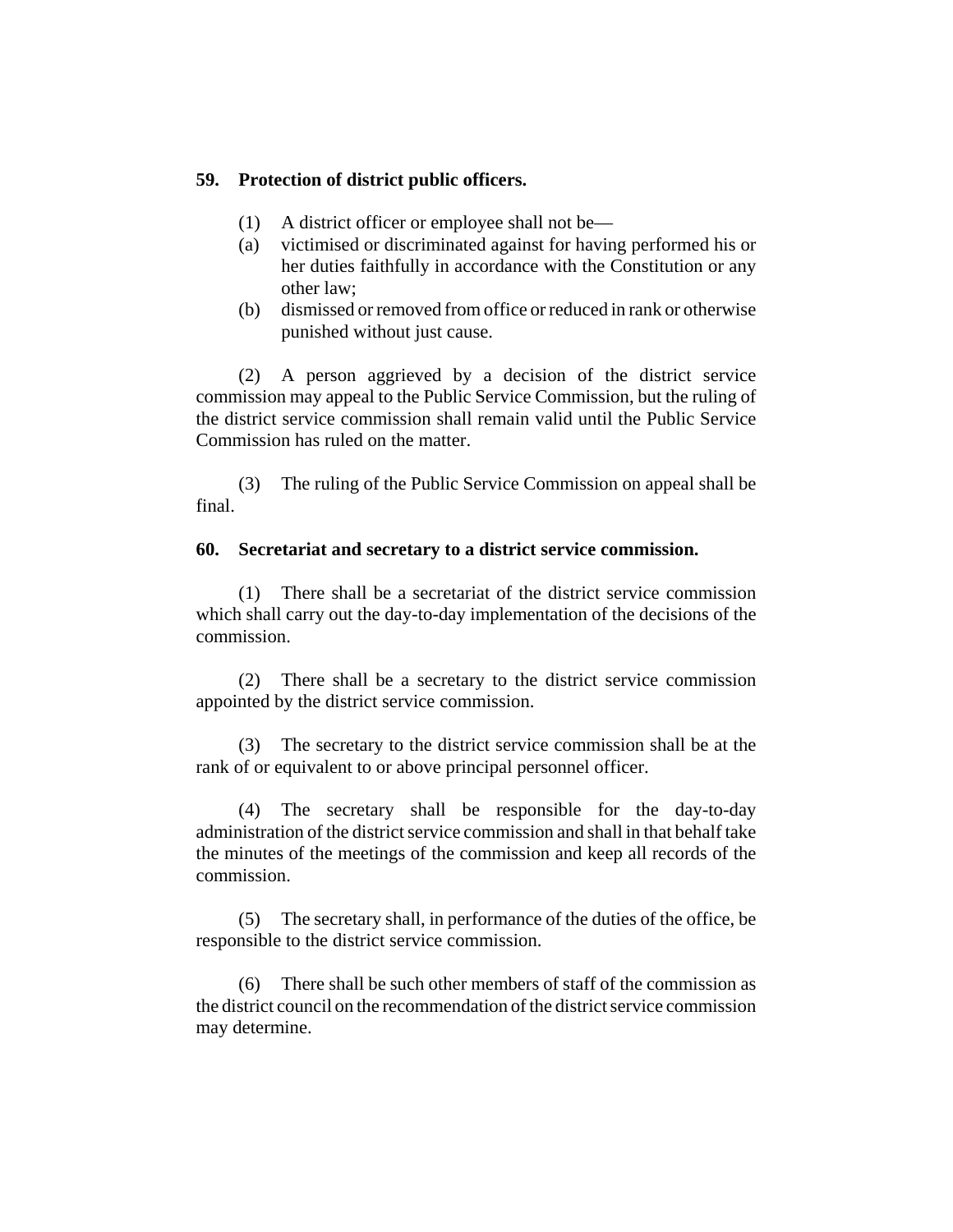### 59. Protection of district public officers.

(1) A district officer or employee shall not be—

(a) victimised or discriminated against for having performed his or her duties faithfully in accordance with the Constitution or any other law;

(b) dismissed or removed from office or reduced in rank or otherwise punished without just cause.

(2) A person aggrieved by a decision of the district service commission may appeal to the Public Service Commission, but the ruling of the district service commission shall remain valid until the Public Service Commission has ruled on the matter.

(3) The ruling of the Public Service Commission on appeal shall be final.

### 60. Secretariat and secretary to a district service commission.

(1) There shall be a secretariat of the district service commission which shall carry out the day-to-day implementation of the decisions of the commission.

(2) There shall be a secretary to the district service commission appointed by the district service commission.

(3) The secretary to the district service commission shall be at the rank of or equivalent to or above principal personnel officer.

(4) The secretary shall be responsible for the day-to-day administration of the district service commission and shall in that behalf take the minutes of the meetings of the commission and keep all records of the commission.

(5) The secretary shall, in performance of the duties of the office, be responsible to the district service commission.

(6) There shall be such other members of staff of the commission as the district council on the recommendation of the district service commission may determine.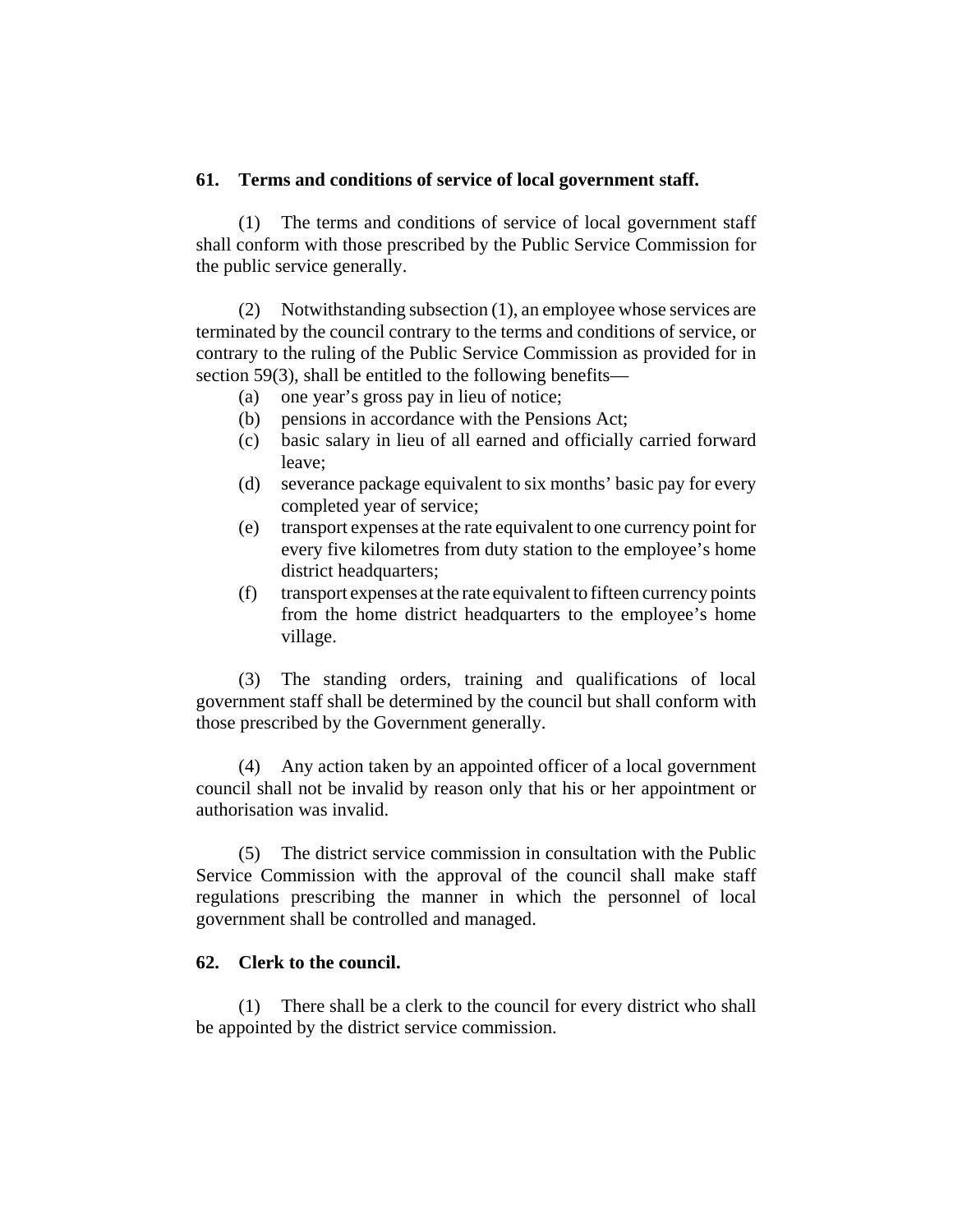### 61. Terms and conditions of service of local government staff.

(1) The terms and conditions of service of local government staff shall conform with those prescribed by the Public Service Commission for the public service generally.

(2) Notwithstanding subsection (1), an employee whose services are terminated by the council contrary to the terms and conditions of service, or contrary to the ruling of the Public Service Commission as provided for in section 59(3), shall be entitled to the following benefits—

- (a) one year's gross pay in lieu of notice;
- (b) pensions in accordance with the Pensions Act;
- (c) basic salary in lieu of all earned and officially carried forward leave;
- (d) severance package equivalent to six months' basic pay for every completed year of service;
- (e) transport expenses at the rate equivalent to one currency point for every five kilometres from duty station to the employee's home district headquarters;
- (f) transport expenses at the rate equivalent to fifteen currency points from the home district headquarters to the employee's home village.

(3) The standing orders, training and qualifications of local government staff shall be determined by the council but shall conform with those prescribed by the Government generally.

(4) Any action taken by an appointed officer of a local government council shall not be invalid by reason only that his or her appointment or authorisation was invalid.

(5) The district service commission in consultation with the Public Service Commission with the approval of the council shall make staff regulations prescribing the manner in which the personnel of local government shall be controlled and managed.

### 62. Clerk to the council.

(1) There shall be a clerk to the council for every district who shall be appointed by the district service commission.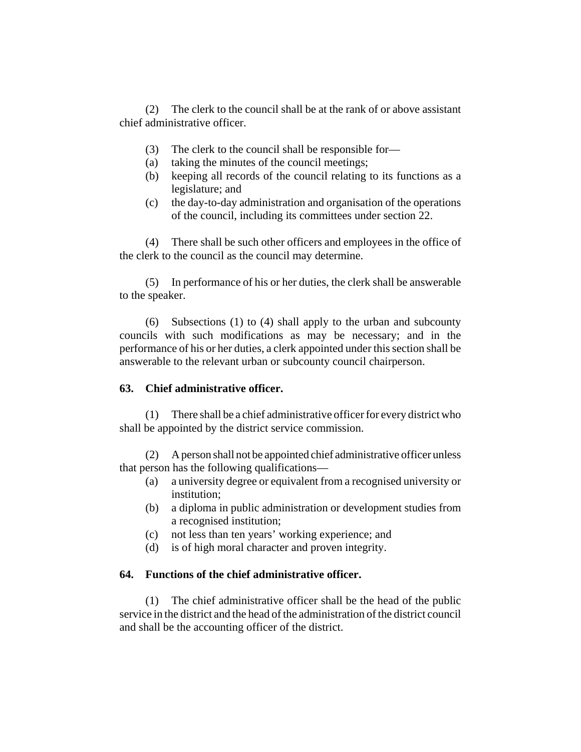(2) The clerk to the council shall be at the rank of or above assistant chief administrative officer.

(3) The clerk to the council shall be responsible for—

(a) taking the minutes of the council meetings;

(b) keeping all records of the council relating to its functions as a legislature; and

(c) the day-to-day administration and organisation of the operations of the council, including its committees under section 22.

(4) There shall be such other officers and employees in the office of the clerk to the council as the council may determine.

(5) In performance of his or her duties, the clerk shall be answerable to the speaker.

(6) Subsections (1) to (4) shall apply to the urban and subcounty councils with such modifications as may be necessary; and in the performance of his or her duties, a clerk appointed under this section shall be answerable to the relevant urban or subcounty council chairperson.

**63. Chief administrative officer.**

(1) There shall be a chief administrative officer for every district who shall be appointed by the district service commission.

(2) A person shall not be appointed chief administrative officer unless that person has the following qualifications—

(a) a university degree or equivalent from a recognised university or institution;

(b) a diploma in public administration or development studies from a recognised institution;

(c) not less than ten years' working experience; and

(d) is of high moral character and proven integrity.

**64. Functions of the chief administrative officer.**

(1) The chief administrative officer shall be the head of the public service in the district and the head of the administration of the district council and shall be the accounting officer of the district.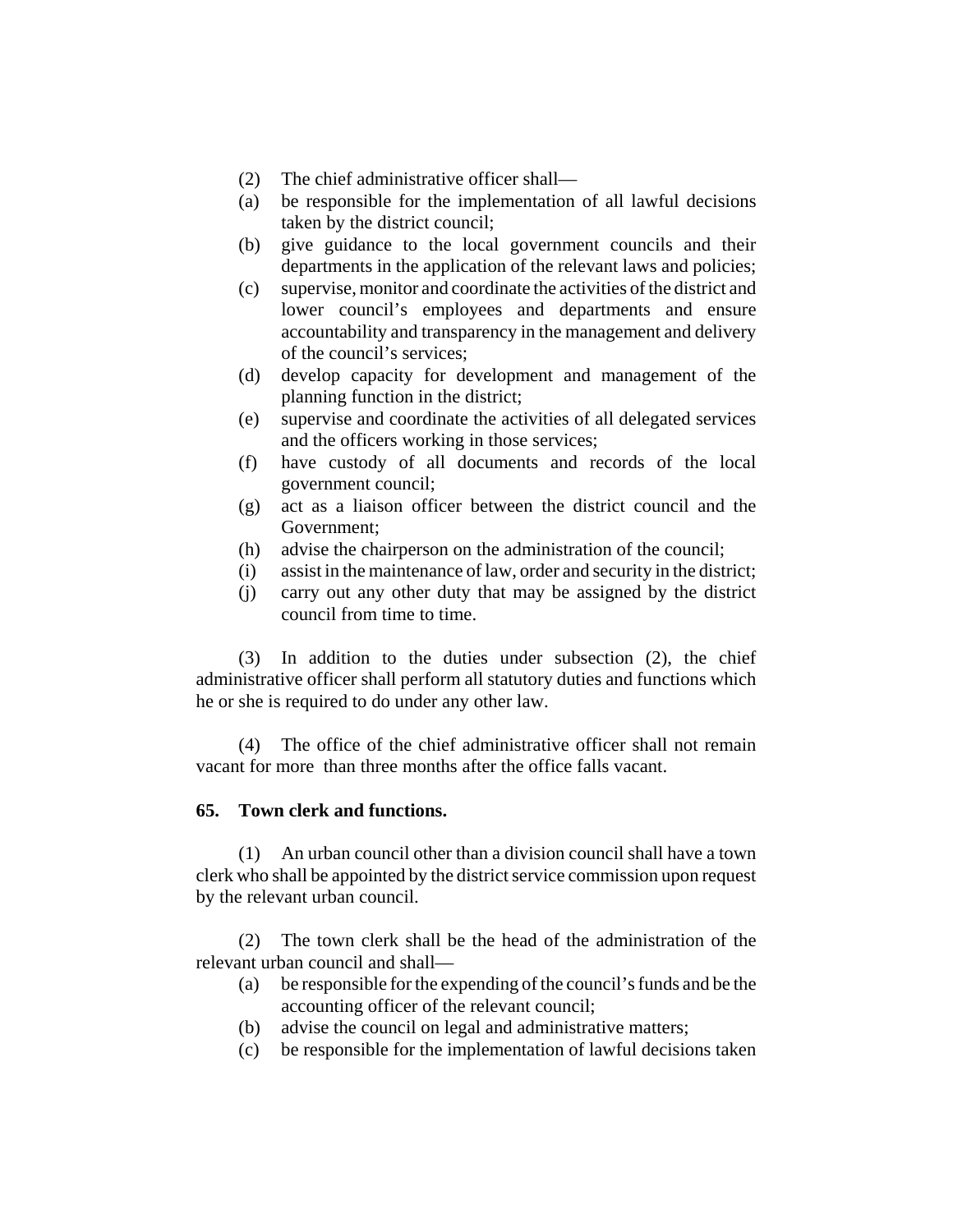(2) The chief administrative officer shall—

(a) be responsible for the implementation of all lawful decisions taken by the district council;

(b) give guidance to the local government councils and their departments in the application of the relevant laws and policies;

(c) supervise, monitor and coordinate the activities of the district and lower council's employees and departments and ensure accountability and transparency in the management and delivery of the council's services;

(d) develop capacity for development and management of the planning function in the district;

(e) supervise and coordinate the activities of all delegated services and the officers working in those services;

(f) have custody of all documents and records of the local government council;

(g) act as a liaison officer between the district council and the Government;

(h) advise the chairperson on the administration of the council;

(i) assist in the maintenance of law, order and security in the district;

(j) carry out any other duty that may be assigned by the district council from time to time.

(3) In addition to the duties under subsection (2), the chief administrative officer shall perform all statutory duties and functions which he or she is required to do under any other law.

(4) The office of the chief administrative officer shall not remain vacant for more than three months after the office falls vacant.

**65. Town clerk and functions.**

(1) An urban council other than a division council shall have a town clerk who shall be appointed by the district service commission upon request by the relevant urban council.

(2) The town clerk shall be the head of the administration of the relevant urban council and shall—

(a) be responsible for the expending of the council's funds and be the accounting officer of the relevant council;

(b) advise the council on legal and administrative matters;

(c) be responsible for the implementation of lawful decisions taken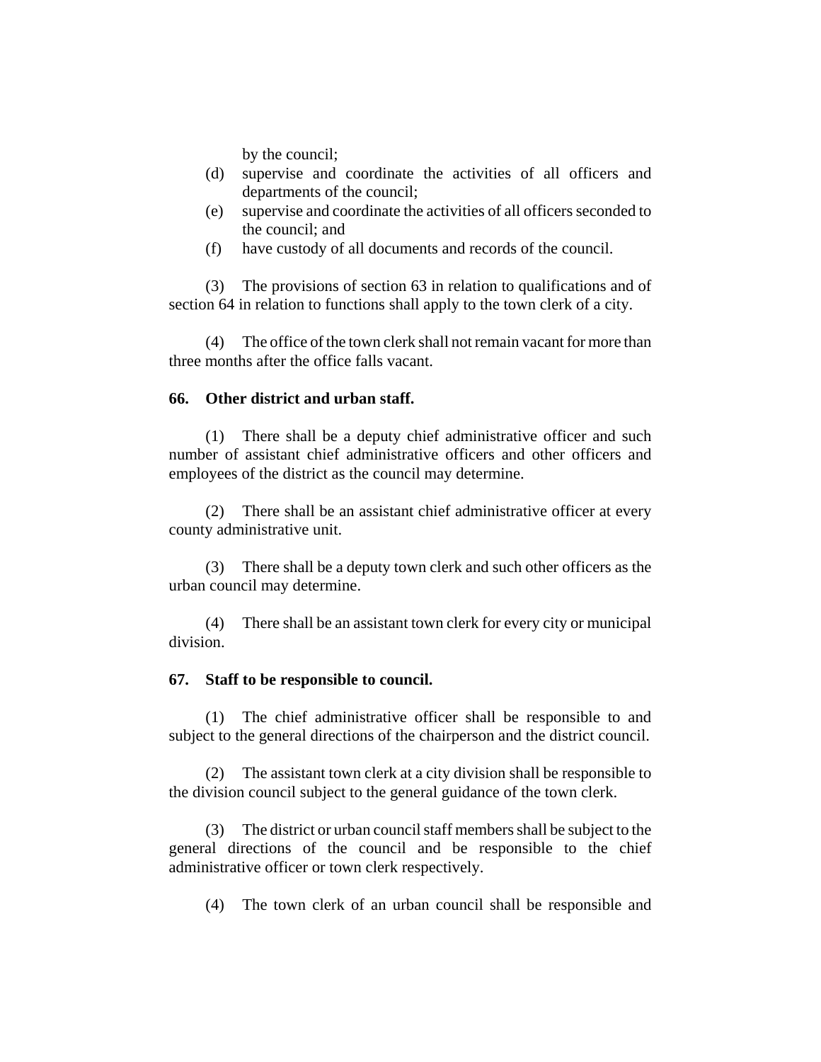by the council;

(d) supervise and coordinate the activities of all officers and departments of the council;

(e) supervise and coordinate the activities of all officers seconded to the council; and

(f) have custody of all documents and records of the council.

(3) The provisions of section 63 in relation to qualifications and of section 64 in relation to functions shall apply to the town clerk of a city.

(4) The office of the town clerk shall not remain vacant for more than three months after the office falls vacant.

**66. Other district and urban staff.**

(1) There shall be a deputy chief administrative officer and such number of assistant chief administrative officers and other officers and employees of the district as the council may determine.

(2) There shall be an assistant chief administrative officer at every county administrative unit.

(3) There shall be a deputy town clerk and such other officers as the urban council may determine.

(4) There shall be an assistant town clerk for every city or municipal division.

**67. Staff to be responsible to council.**

(1) The chief administrative officer shall be responsible to and subject to the general directions of the chairperson and the district council.

(2) The assistant town clerk at a city division shall be responsible to the division council subject to the general guidance of the town clerk.

(3) The district or urban council staff members shall be subject to the general directions of the council and be responsible to the chief administrative officer or town clerk respectively.

(4) The town clerk of an urban council shall be responsible and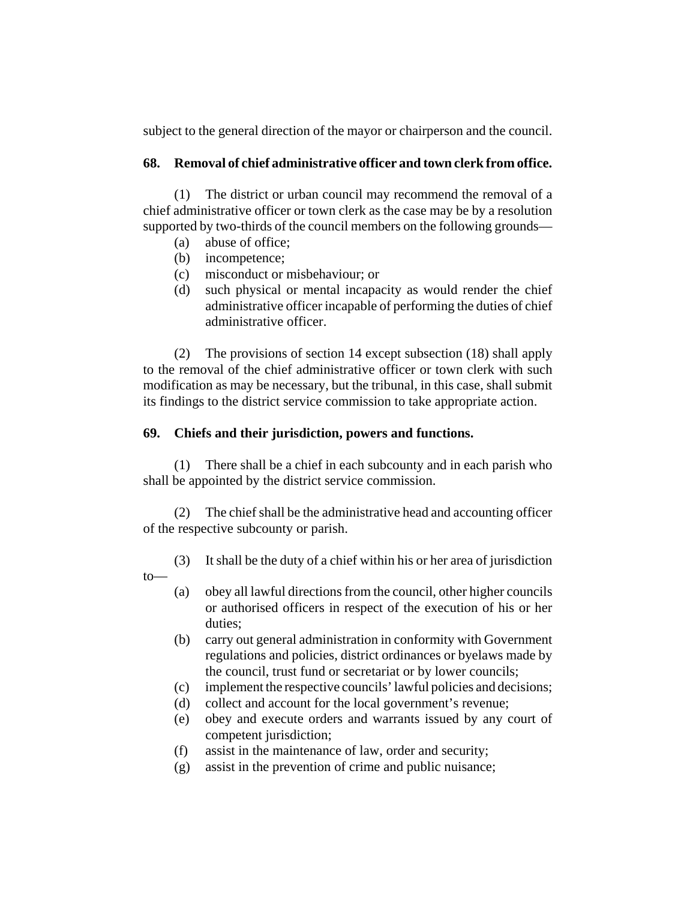subject to the general direction of the mayor or chairperson and the council.

**68. Removal of chief administrative officer and town clerk from office.**

(1) The district or urban council may recommend the removal of a chief administrative officer or town clerk as the case may be by a resolution supported by two-thirds of the council members on the following grounds—

(a) abuse of office;
(b) incompetence;
(c) misconduct or misbehaviour; or
(d) such physical or mental incapacity as would render the chief administrative officer incapable of performing the duties of chief administrative officer.

(2) The provisions of section 14 except subsection (18) shall apply to the removal of the chief administrative officer or town clerk with such modification as may be necessary, but the tribunal, in this case, shall submit its findings to the district service commission to take appropriate action.

**69. Chiefs and their jurisdiction, powers and functions.**

(1) There shall be a chief in each subcounty and in each parish who shall be appointed by the district service commission.

(2) The chief shall be the administrative head and accounting officer of the respective subcounty or parish.

(3) It shall be the duty of a chief within his or her area of jurisdiction to—

(a) obey all lawful directions from the council, other higher councils or authorised officers in respect of the execution of his or her duties;
(b) carry out general administration in conformity with Government regulations and policies, district ordinances or byelaws made by the council, trust fund or secretariat or by lower councils;
(c) implement the respective councils' lawful policies and decisions;
(d) collect and account for the local government's revenue;
(e) obey and execute orders and warrants issued by any court of competent jurisdiction;
(f) assist in the maintenance of law, order and security;
(g) assist in the prevention of crime and public nuisance;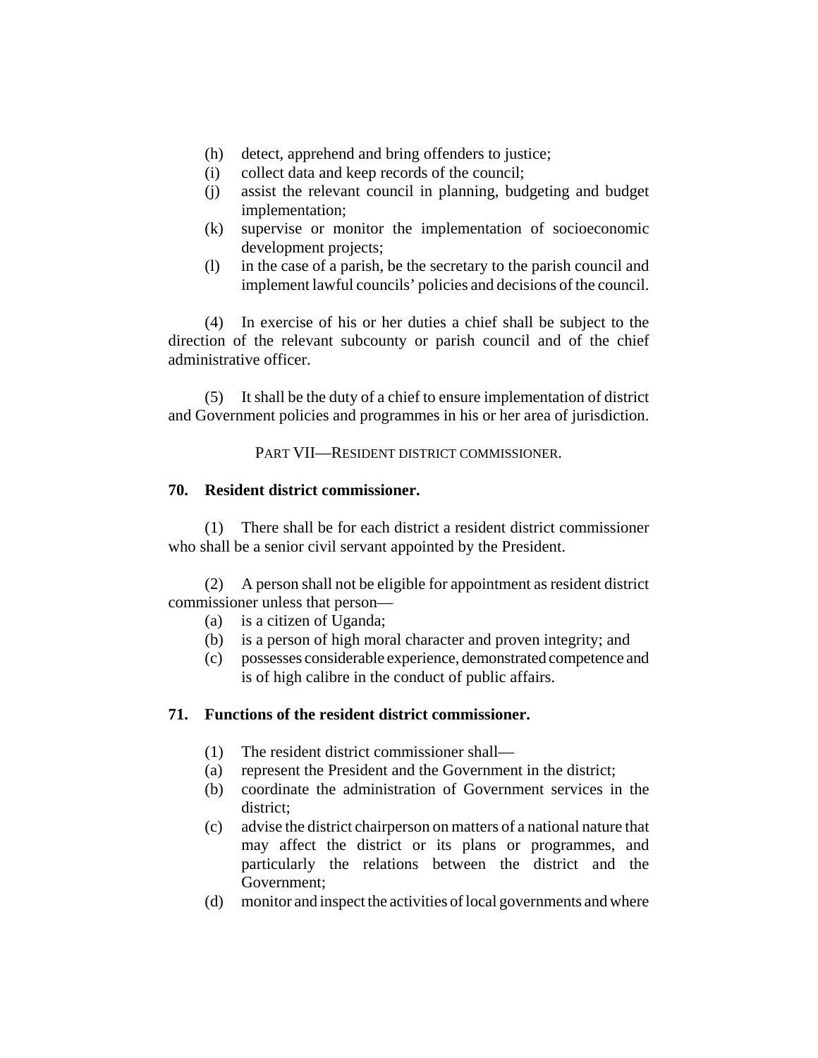(h) detect, apprehend and bring offenders to justice;

(i) collect data and keep records of the council;

(j) assist the relevant council in planning, budgeting and budget implementation;

(k) supervise or monitor the implementation of socioeconomic development projects;

(l) in the case of a parish, be the secretary to the parish council and implement lawful councils' policies and decisions of the council.

(4) In exercise of his or her duties a chief shall be subject to the direction of the relevant subcounty or parish council and of the chief administrative officer.

(5) It shall be the duty of a chief to ensure implementation of district and Government policies and programmes in his or her area of jurisdiction.

PART VII—RESIDENT DISTRICT COMMISSIONER.

**70. Resident district commissioner.**

(1) There shall be for each district a resident district commissioner who shall be a senior civil servant appointed by the President.

(2) A person shall not be eligible for appointment as resident district commissioner unless that person—

(a) is a citizen of Uganda;

(b) is a person of high moral character and proven integrity; and

(c) possesses considerable experience, demonstrated competence and is of high calibre in the conduct of public affairs.

**71. Functions of the resident district commissioner.**

(1) The resident district commissioner shall—

(a) represent the President and the Government in the district;

(b) coordinate the administration of Government services in the district;

(c) advise the district chairperson on matters of a national nature that may affect the district or its plans or programmes, and particularly the relations between the district and the Government;

(d) monitor and inspect the activities of local governments and where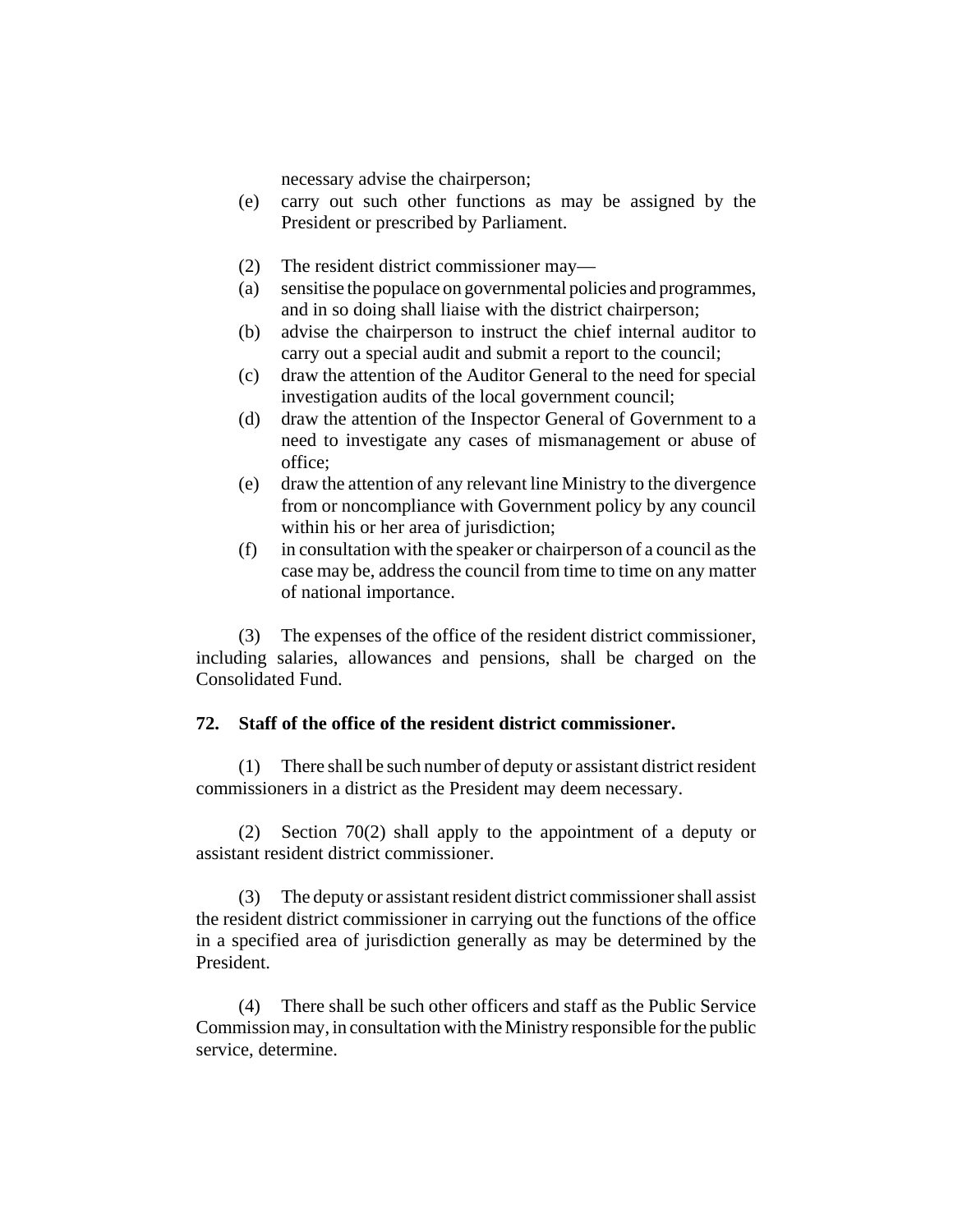necessary advise the chairperson;

(e) carry out such other functions as may be assigned by the President or prescribed by Parliament.

(2) The resident district commissioner may—

(a) sensitise the populace on governmental policies and programmes, and in so doing shall liaise with the district chairperson;

(b) advise the chairperson to instruct the chief internal auditor to carry out a special audit and submit a report to the council;

(c) draw the attention of the Auditor General to the need for special investigation audits of the local government council;

(d) draw the attention of the Inspector General of Government to a need to investigate any cases of mismanagement or abuse of office;

(e) draw the attention of any relevant line Ministry to the divergence from or noncompliance with Government policy by any council within his or her area of jurisdiction;

(f) in consultation with the speaker or chairperson of a council as the case may be, address the council from time to time on any matter of national importance.

(3) The expenses of the office of the resident district commissioner, including salaries, allowances and pensions, shall be charged on the Consolidated Fund.

**72. Staff of the office of the resident district commissioner.**

(1) There shall be such number of deputy or assistant district resident commissioners in a district as the President may deem necessary.

(2) Section 70(2) shall apply to the appointment of a deputy or assistant resident district commissioner.

(3) The deputy or assistant resident district commissioner shall assist the resident district commissioner in carrying out the functions of the office in a specified area of jurisdiction generally as may be determined by the President.

(4) There shall be such other officers and staff as the Public Service Commission may, in consultation with the Ministry responsible for the public service, determine.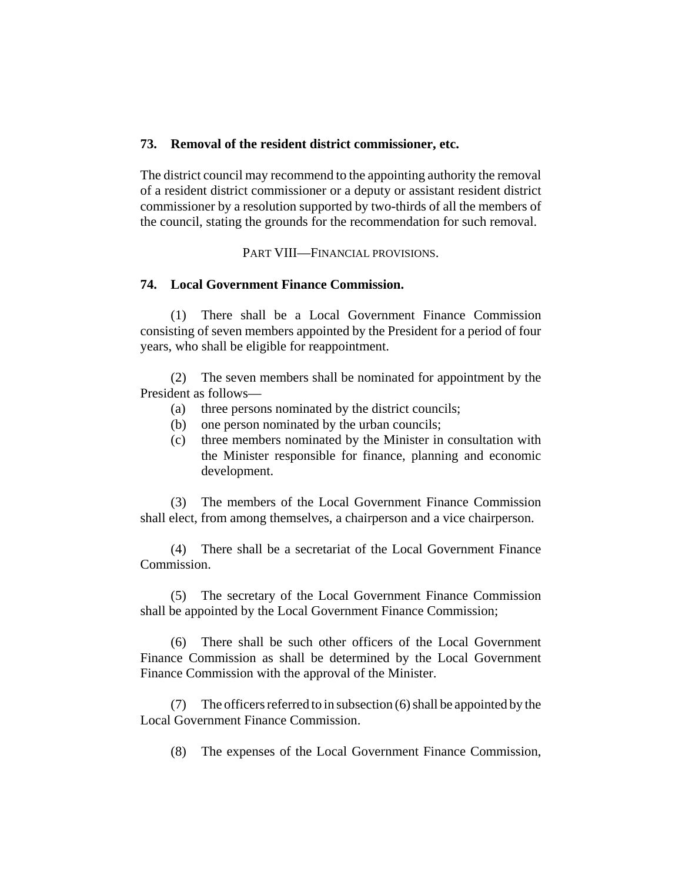### 73. Removal of the resident district commissioner, etc.

The district council may recommend to the appointing authority the removal of a resident district commissioner or a deputy or assistant resident district commissioner by a resolution supported by two-thirds of all the members of the council, stating the grounds for the recommendation for such removal.

## PART VIII—FINANCIAL PROVISIONS.

### 74. Local Government Finance Commission.

(1) There shall be a Local Government Finance Commission consisting of seven members appointed by the President for a period of four years, who shall be eligible for reappointment.

(2) The seven members shall be nominated for appointment by the President as follows—

- (a) three persons nominated by the district councils;
- (b) one person nominated by the urban councils;
- (c) three members nominated by the Minister in consultation with the Minister responsible for finance, planning and economic development.

(3) The members of the Local Government Finance Commission shall elect, from among themselves, a chairperson and a vice chairperson.

(4) There shall be a secretariat of the Local Government Finance Commission.

(5) The secretary of the Local Government Finance Commission shall be appointed by the Local Government Finance Commission;

(6) There shall be such other officers of the Local Government Finance Commission as shall be determined by the Local Government Finance Commission with the approval of the Minister.

(7) The officers referred to in subsection (6) shall be appointed by the Local Government Finance Commission.

(8) The expenses of the Local Government Finance Commission,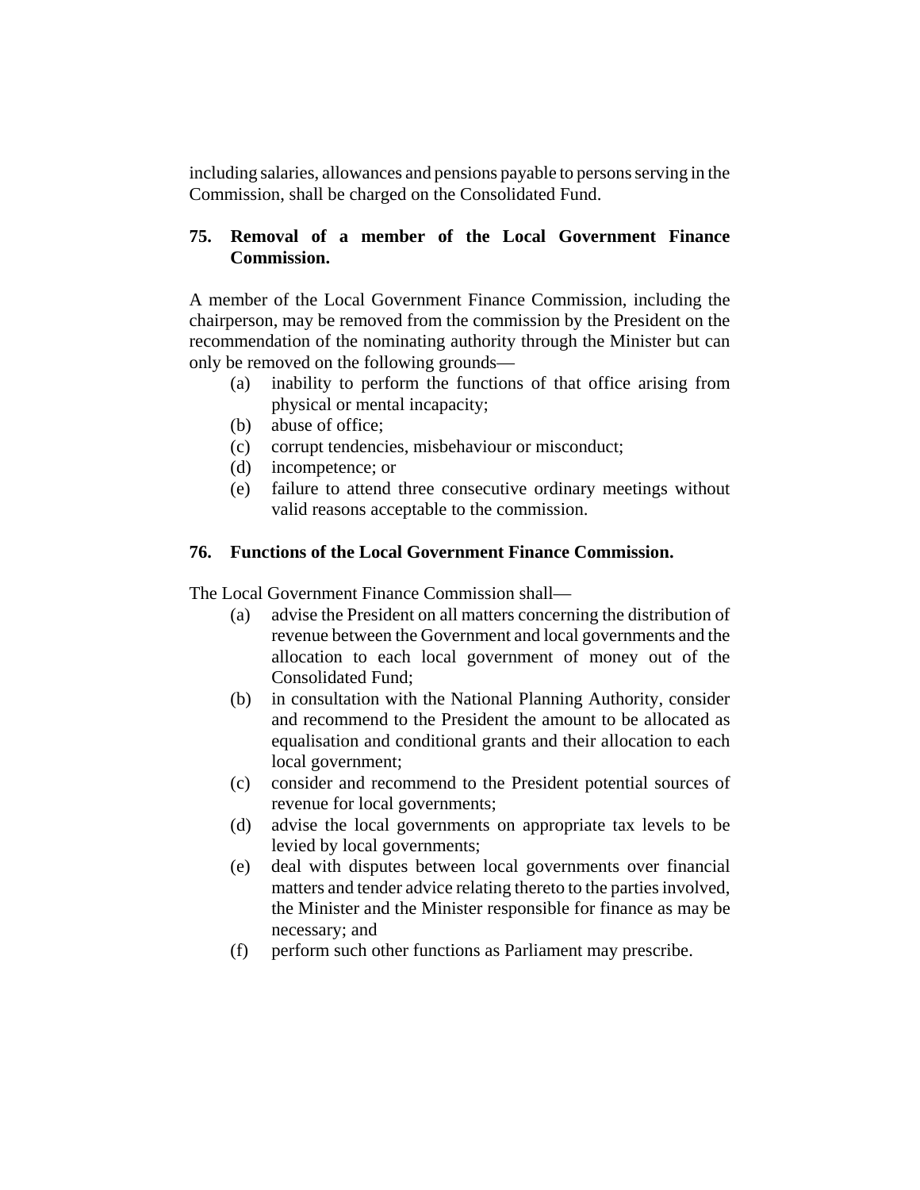including salaries, allowances and pensions payable to persons serving in the Commission, shall be charged on the Consolidated Fund.

### 75. Removal of a member of the Local Government Finance Commission.

A member of the Local Government Finance Commission, including the chairperson, may be removed from the commission by the President on the recommendation of the nominating authority through the Minister but can only be removed on the following grounds—

- (a) inability to perform the functions of that office arising from physical or mental incapacity;
- (b) abuse of office;
- (c) corrupt tendencies, misbehaviour or misconduct;
- (d) incompetence; or
- (e) failure to attend three consecutive ordinary meetings without valid reasons acceptable to the commission.

### 76. Functions of the Local Government Finance Commission.

The Local Government Finance Commission shall—

- (a) advise the President on all matters concerning the distribution of revenue between the Government and local governments and the allocation to each local government of money out of the Consolidated Fund;
- (b) in consultation with the National Planning Authority, consider and recommend to the President the amount to be allocated as equalisation and conditional grants and their allocation to each local government;
- (c) consider and recommend to the President potential sources of revenue for local governments;
- (d) advise the local governments on appropriate tax levels to be levied by local governments;
- (e) deal with disputes between local governments over financial matters and tender advice relating thereto to the parties involved, the Minister and the Minister responsible for finance as may be necessary; and
- (f) perform such other functions as Parliament may prescribe.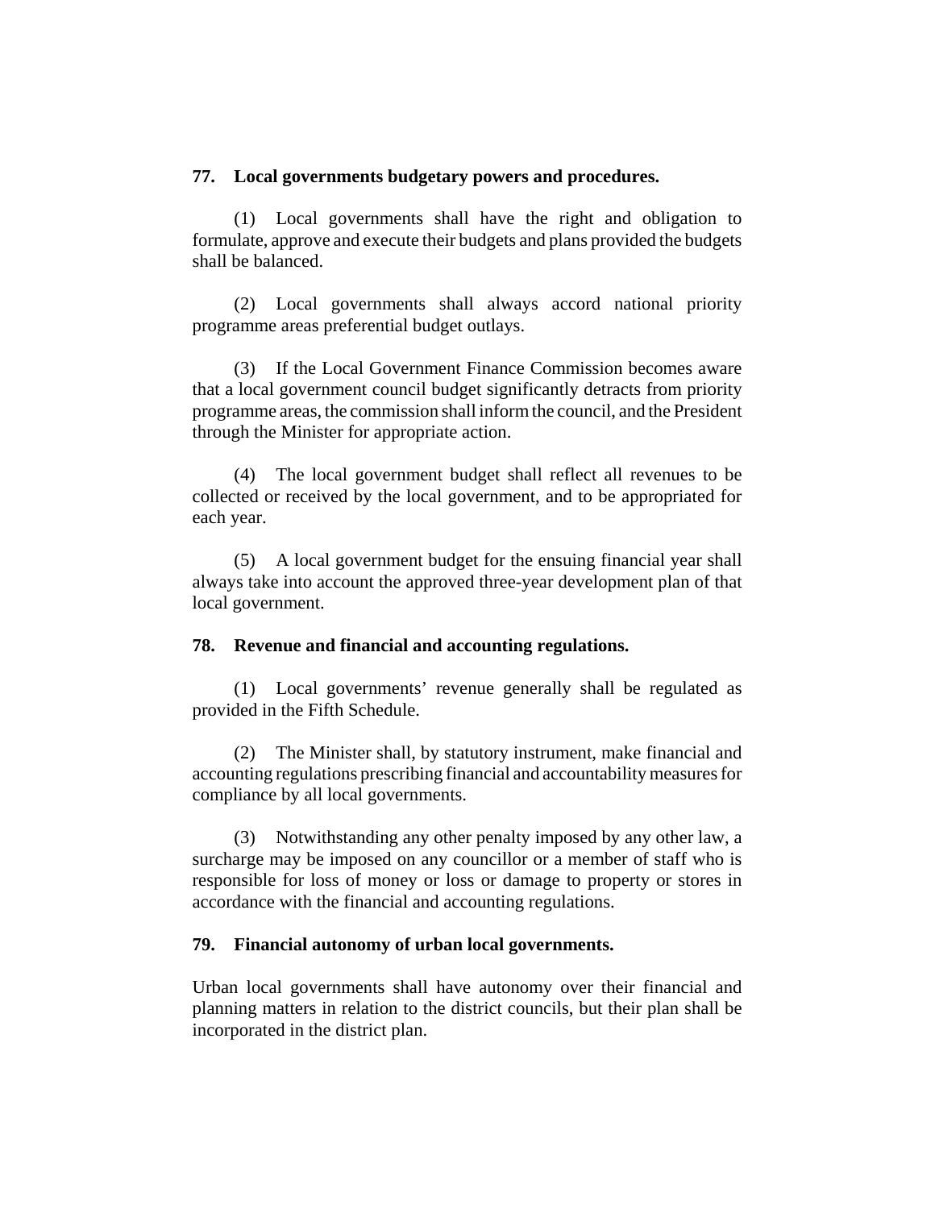**77. Local governments budgetary powers and procedures.**

(1) Local governments shall have the right and obligation to formulate, approve and execute their budgets and plans provided the budgets shall be balanced.

(2) Local governments shall always accord national priority programme areas preferential budget outlays.

(3) If the Local Government Finance Commission becomes aware that a local government council budget significantly detracts from priority programme areas, the commission shall inform the council, and the President through the Minister for appropriate action.

(4) The local government budget shall reflect all revenues to be collected or received by the local government, and to be appropriated for each year.

(5) A local government budget for the ensuing financial year shall always take into account the approved three-year development plan of that local government.

**78. Revenue and financial and accounting regulations.**

(1) Local governments' revenue generally shall be regulated as provided in the Fifth Schedule.

(2) The Minister shall, by statutory instrument, make financial and accounting regulations prescribing financial and accountability measures for compliance by all local governments.

(3) Notwithstanding any other penalty imposed by any other law, a surcharge may be imposed on any councillor or a member of staff who is responsible for loss of money or loss or damage to property or stores in accordance with the financial and accounting regulations.

**79. Financial autonomy of urban local governments.**

Urban local governments shall have autonomy over their financial and planning matters in relation to the district councils, but their plan shall be incorporated in the district plan.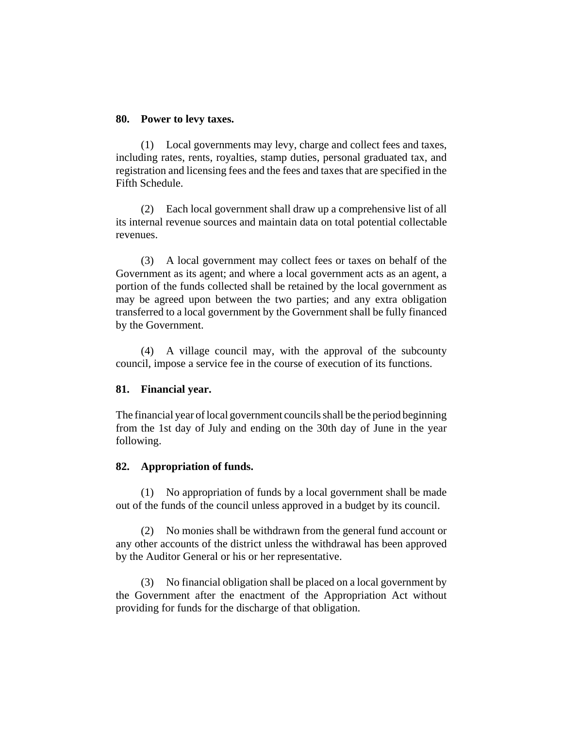**80. Power to levy taxes.**

(1) Local governments may levy, charge and collect fees and taxes, including rates, rents, royalties, stamp duties, personal graduated tax, and registration and licensing fees and the fees and taxes that are specified in the Fifth Schedule.

(2) Each local government shall draw up a comprehensive list of all its internal revenue sources and maintain data on total potential collectable revenues.

(3) A local government may collect fees or taxes on behalf of the Government as its agent; and where a local government acts as an agent, a portion of the funds collected shall be retained by the local government as may be agreed upon between the two parties; and any extra obligation transferred to a local government by the Government shall be fully financed by the Government.

(4) A village council may, with the approval of the subcounty council, impose a service fee in the course of execution of its functions.

**81. Financial year.**

The financial year of local government councils shall be the period beginning from the 1st day of July and ending on the 30th day of June in the year following.

**82. Appropriation of funds.**

(1) No appropriation of funds by a local government shall be made out of the funds of the council unless approved in a budget by its council.

(2) No monies shall be withdrawn from the general fund account or any other accounts of the district unless the withdrawal has been approved by the Auditor General or his or her representative.

(3) No financial obligation shall be placed on a local government by the Government after the enactment of the Appropriation Act without providing for funds for the discharge of that obligation.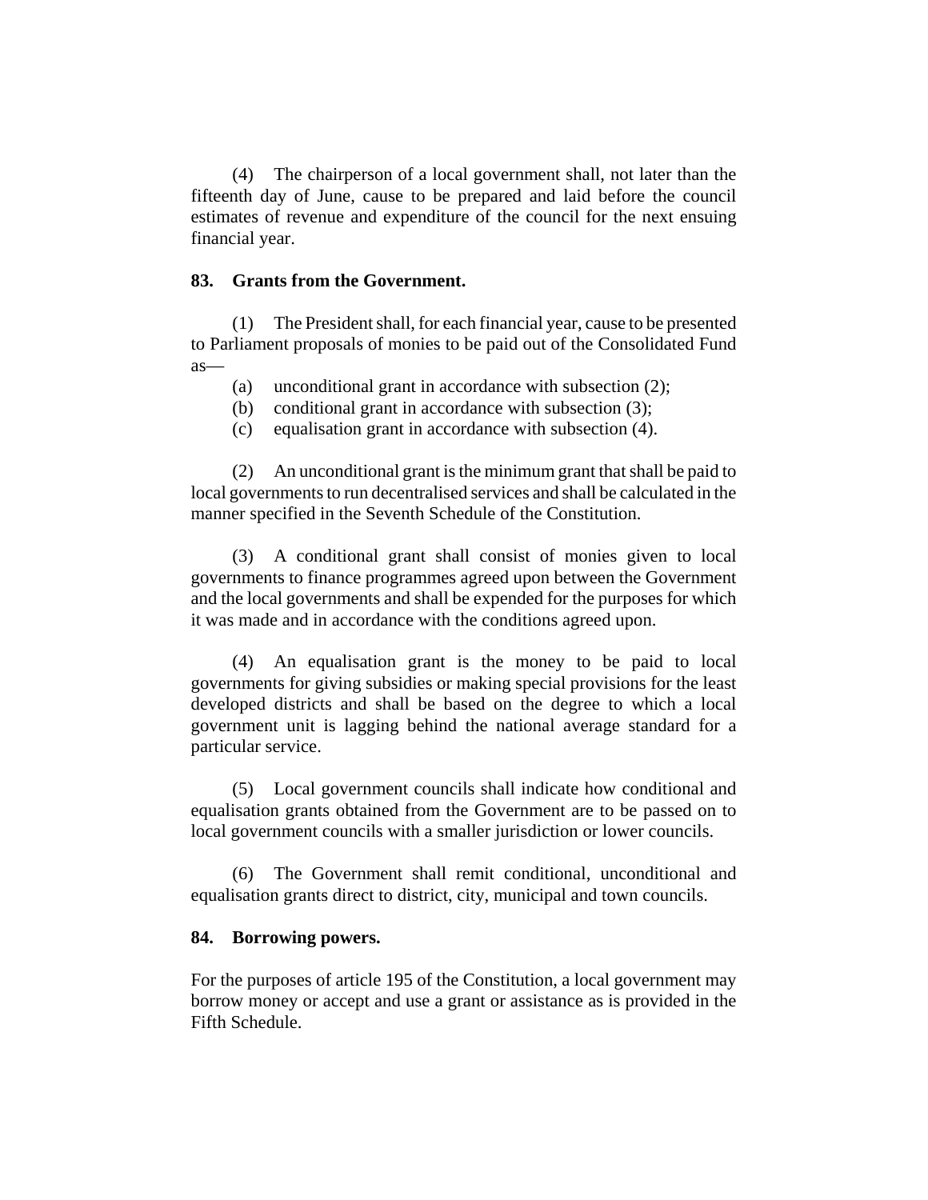(4) The chairperson of a local government shall, not later than the fifteenth day of June, cause to be prepared and laid before the council estimates of revenue and expenditure of the council for the next ensuing financial year.

### 83. Grants from the Government.

(1) The President shall, for each financial year, cause to be presented to Parliament proposals of monies to be paid out of the Consolidated Fund as—

(a) unconditional grant in accordance with subsection (2);

(b) conditional grant in accordance with subsection (3);

(c) equalisation grant in accordance with subsection (4).

(2) An unconditional grant is the minimum grant that shall be paid to local governments to run decentralised services and shall be calculated in the manner specified in the Seventh Schedule of the Constitution.

(3) A conditional grant shall consist of monies given to local governments to finance programmes agreed upon between the Government and the local governments and shall be expended for the purposes for which it was made and in accordance with the conditions agreed upon.

(4) An equalisation grant is the money to be paid to local governments for giving subsidies or making special provisions for the least developed districts and shall be based on the degree to which a local government unit is lagging behind the national average standard for a particular service.

(5) Local government councils shall indicate how conditional and equalisation grants obtained from the Government are to be passed on to local government councils with a smaller jurisdiction or lower councils.

(6) The Government shall remit conditional, unconditional and equalisation grants direct to district, city, municipal and town councils.

### 84. Borrowing powers.

For the purposes of article 195 of the Constitution, a local government may borrow money or accept and use a grant or assistance as is provided in the Fifth Schedule.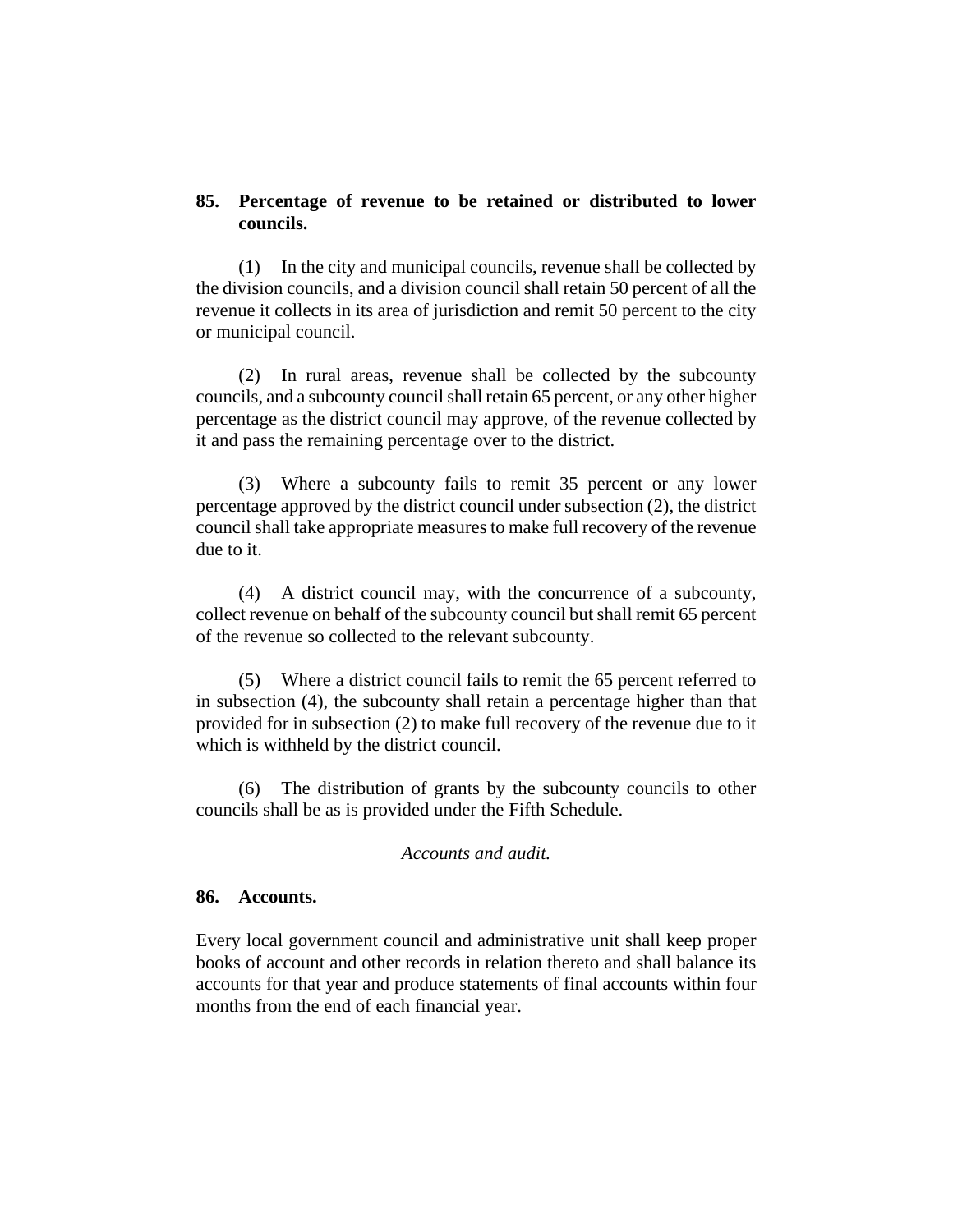## 85. Percentage of revenue to be retained or distributed to lower councils.

(1) In the city and municipal councils, revenue shall be collected by the division councils, and a division council shall retain 50 percent of all the revenue it collects in its area of jurisdiction and remit 50 percent to the city or municipal council.

(2) In rural areas, revenue shall be collected by the subcounty councils, and a subcounty council shall retain 65 percent, or any other higher percentage as the district council may approve, of the revenue collected by it and pass the remaining percentage over to the district.

(3) Where a subcounty fails to remit 35 percent or any lower percentage approved by the district council under subsection (2), the district council shall take appropriate measures to make full recovery of the revenue due to it.

(4) A district council may, with the concurrence of a subcounty, collect revenue on behalf of the subcounty council but shall remit 65 percent of the revenue so collected to the relevant subcounty.

(5) Where a district council fails to remit the 65 percent referred to in subsection (4), the subcounty shall retain a percentage higher than that provided for in subsection (2) to make full recovery of the revenue due to it which is withheld by the district council.

(6) The distribution of grants by the subcounty councils to other councils shall be as is provided under the Fifth Schedule.

*Accounts and audit.*

## 86. Accounts.

Every local government council and administrative unit shall keep proper books of account and other records in relation thereto and shall balance its accounts for that year and produce statements of final accounts within four months from the end of each financial year.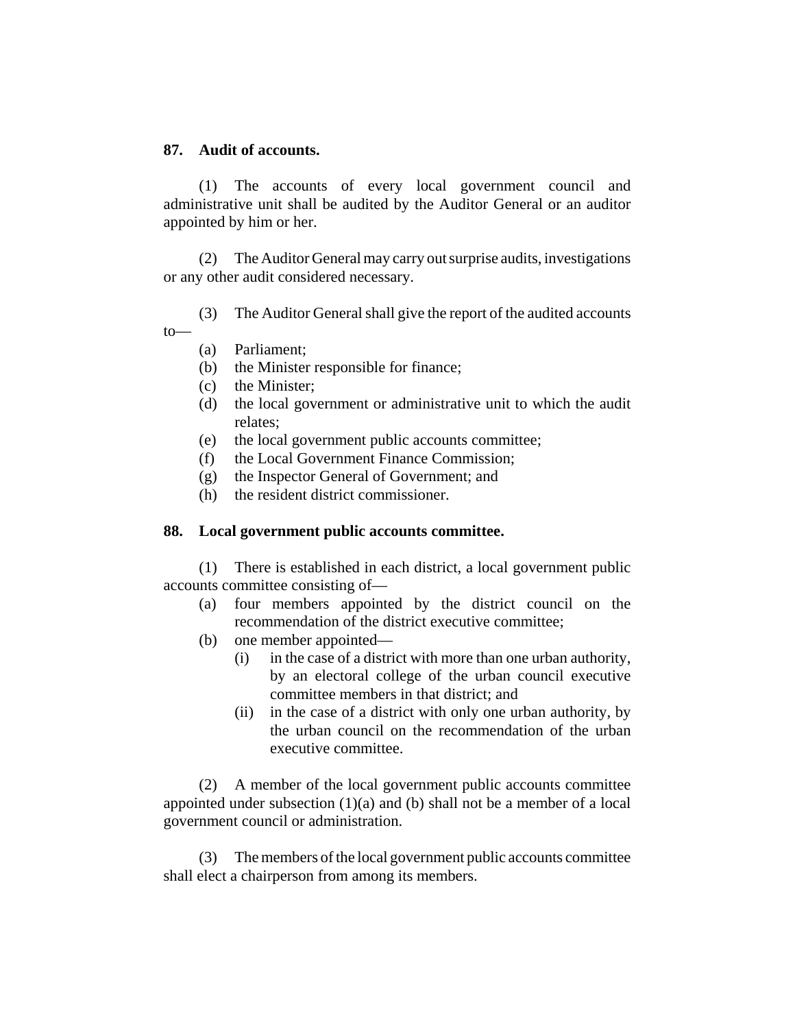**87. Audit of accounts.**

(1) The accounts of every local government council and administrative unit shall be audited by the Auditor General or an auditor appointed by him or her.

(2) The Auditor General may carry out surprise audits, investigations or any other audit considered necessary.

(3) The Auditor General shall give the report of the audited accounts to—

- (a) Parliament;
- (b) the Minister responsible for finance;
- (c) the Minister;
- (d) the local government or administrative unit to which the audit relates;
- (e) the local government public accounts committee;
- (f) the Local Government Finance Commission;
- (g) the Inspector General of Government; and
- (h) the resident district commissioner.

**88. Local government public accounts committee.**

(1) There is established in each district, a local government public accounts committee consisting of—

- (a) four members appointed by the district council on the recommendation of the district executive committee;
- (b) one member appointed—
  - (i) in the case of a district with more than one urban authority, by an electoral college of the urban council executive committee members in that district; and
  - (ii) in the case of a district with only one urban authority, by the urban council on the recommendation of the urban executive committee.

(2) A member of the local government public accounts committee appointed under subsection (1)(a) and (b) shall not be a member of a local government council or administration.

(3) The members of the local government public accounts committee shall elect a chairperson from among its members.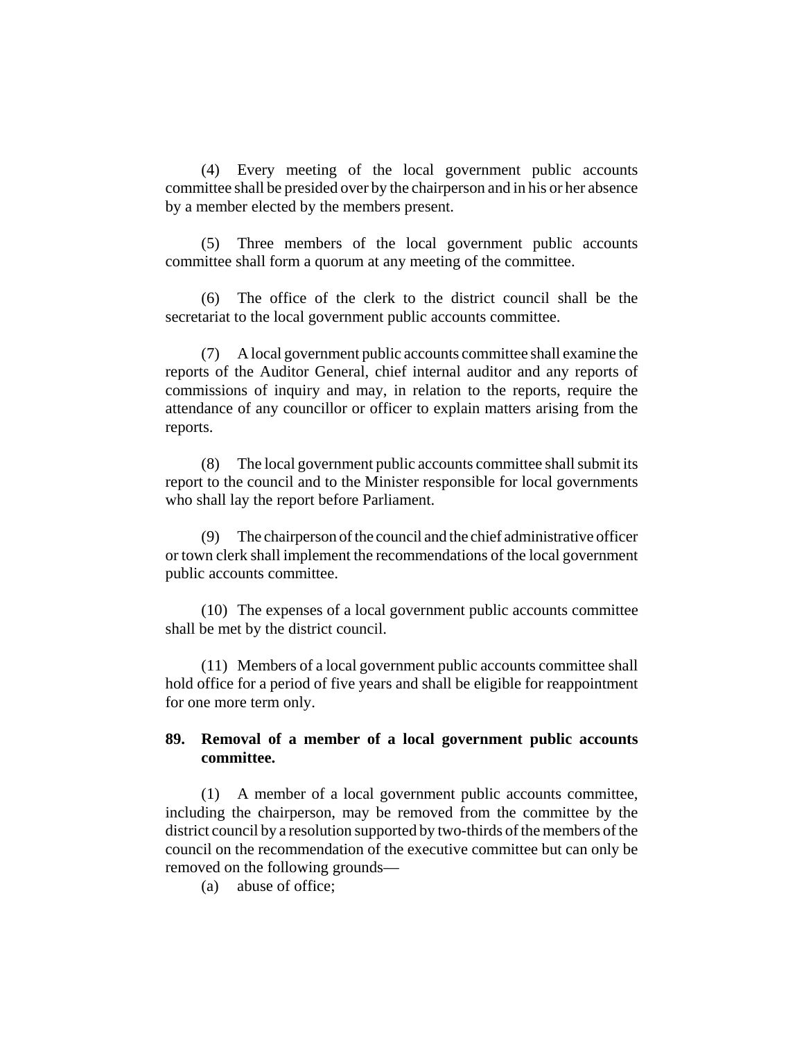(4) Every meeting of the local government public accounts committee shall be presided over by the chairperson and in his or her absence by a member elected by the members present.

(5) Three members of the local government public accounts committee shall form a quorum at any meeting of the committee.

(6) The office of the clerk to the district council shall be the secretariat to the local government public accounts committee.

(7) A local government public accounts committee shall examine the reports of the Auditor General, chief internal auditor and any reports of commissions of inquiry and may, in relation to the reports, require the attendance of any councillor or officer to explain matters arising from the reports.

(8) The local government public accounts committee shall submit its report to the council and to the Minister responsible for local governments who shall lay the report before Parliament.

(9) The chairperson of the council and the chief administrative officer or town clerk shall implement the recommendations of the local government public accounts committee.

(10) The expenses of a local government public accounts committee shall be met by the district council.

(11) Members of a local government public accounts committee shall hold office for a period of five years and shall be eligible for reappointment for one more term only.

**89. Removal of a member of a local government public accounts committee.**

(1) A member of a local government public accounts committee, including the chairperson, may be removed from the committee by the district council by a resolution supported by two-thirds of the members of the council on the recommendation of the executive committee but can only be removed on the following grounds—

(a) abuse of office;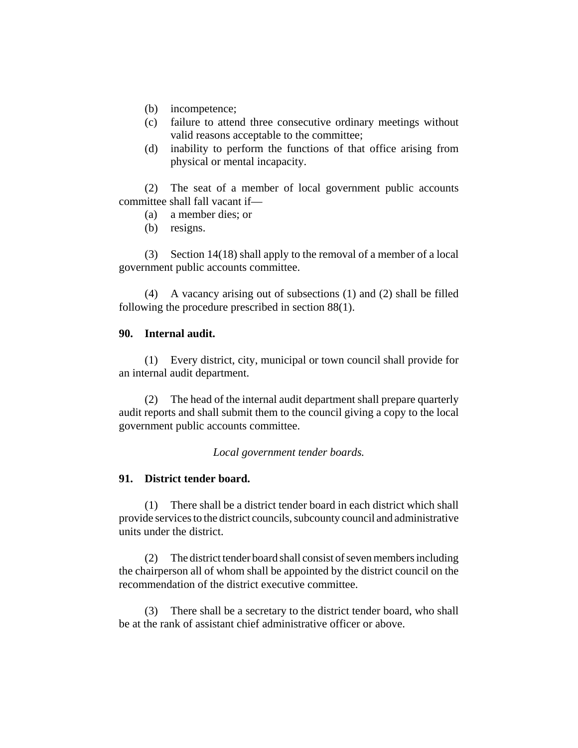(b) incompetence;

(c) failure to attend three consecutive ordinary meetings without valid reasons acceptable to the committee;

(d) inability to perform the functions of that office arising from physical or mental incapacity.

(2) The seat of a member of local government public accounts committee shall fall vacant if—

(a) a member dies; or

(b) resigns.

(3) Section 14(18) shall apply to the removal of a member of a local government public accounts committee.

(4) A vacancy arising out of subsections (1) and (2) shall be filled following the procedure prescribed in section 88(1).

**90. Internal audit.**

(1) Every district, city, municipal or town council shall provide for an internal audit department.

(2) The head of the internal audit department shall prepare quarterly audit reports and shall submit them to the council giving a copy to the local government public accounts committee.

*Local government tender boards.*

**91. District tender board.**

(1) There shall be a district tender board in each district which shall provide services to the district councils, subcounty council and administrative units under the district.

(2) The district tender board shall consist of seven members including the chairperson all of whom shall be appointed by the district council on the recommendation of the district executive committee.

(3) There shall be a secretary to the district tender board, who shall be at the rank of assistant chief administrative officer or above.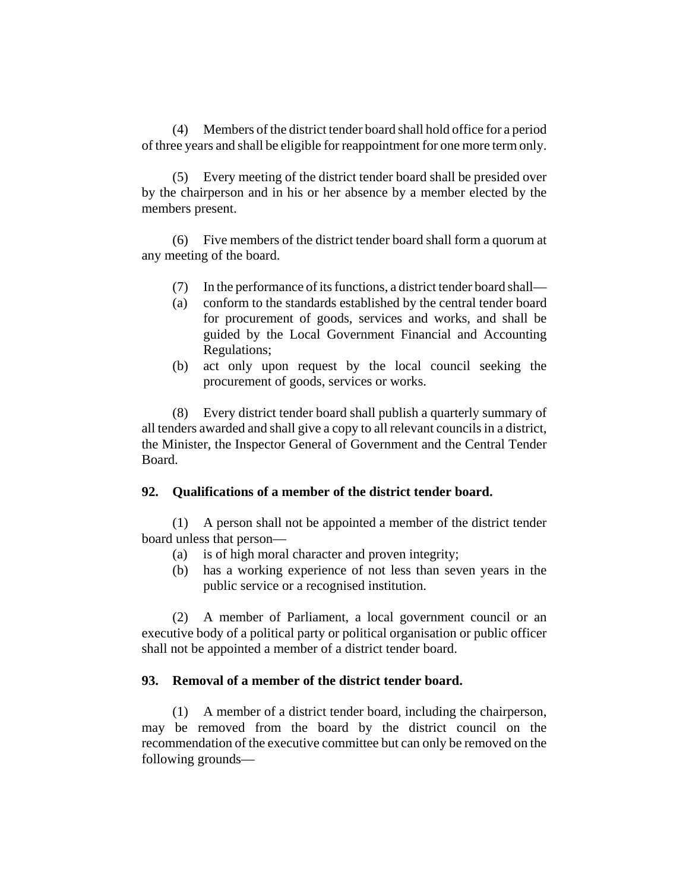(4) Members of the district tender board shall hold office for a period of three years and shall be eligible for reappointment for one more term only.

(5) Every meeting of the district tender board shall be presided over by the chairperson and in his or her absence by a member elected by the members present.

(6) Five members of the district tender board shall form a quorum at any meeting of the board.

(7) In the performance of its functions, a district tender board shall—

(a) conform to the standards established by the central tender board for procurement of goods, services and works, and shall be guided by the Local Government Financial and Accounting Regulations;

(b) act only upon request by the local council seeking the procurement of goods, services or works.

(8) Every district tender board shall publish a quarterly summary of all tenders awarded and shall give a copy to all relevant councils in a district, the Minister, the Inspector General of Government and the Central Tender Board.

**92. Qualifications of a member of the district tender board.**

(1) A person shall not be appointed a member of the district tender board unless that person—

(a) is of high moral character and proven integrity;

(b) has a working experience of not less than seven years in the public service or a recognised institution.

(2) A member of Parliament, a local government council or an executive body of a political party or political organisation or public officer shall not be appointed a member of a district tender board.

**93. Removal of a member of the district tender board.**

(1) A member of a district tender board, including the chairperson, may be removed from the board by the district council on the recommendation of the executive committee but can only be removed on the following grounds—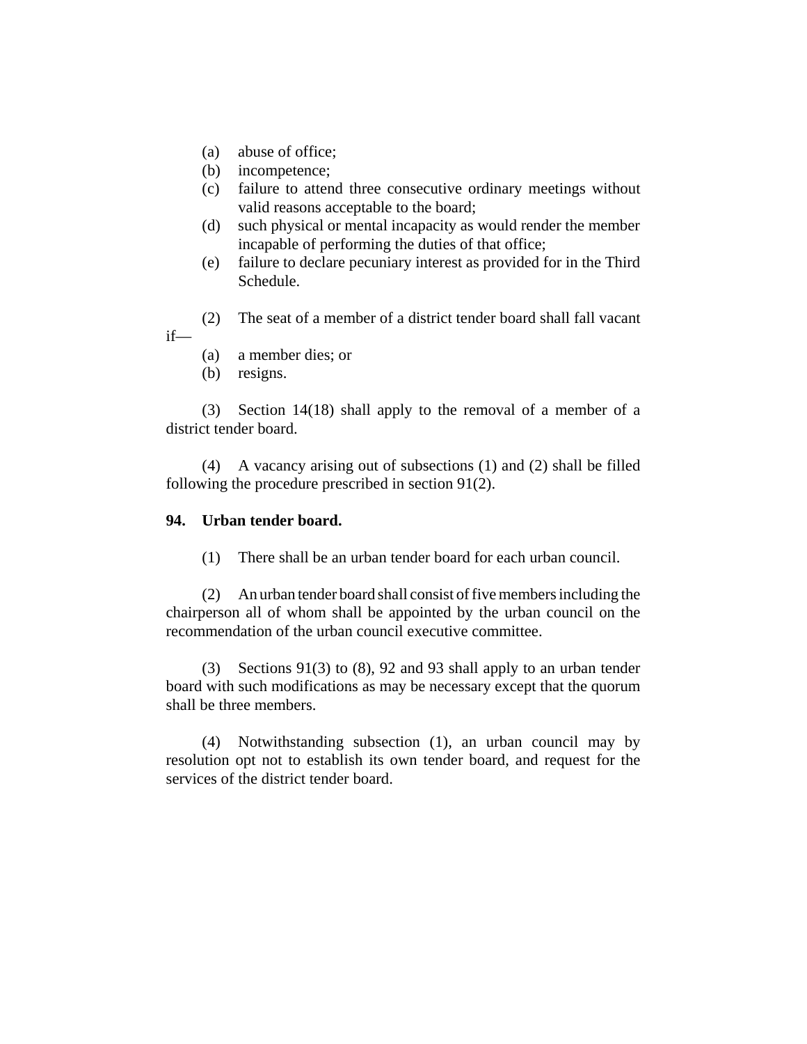(a) abuse of office;

(b) incompetence;

(c) failure to attend three consecutive ordinary meetings without valid reasons acceptable to the board;

(d) such physical or mental incapacity as would render the member incapable of performing the duties of that office;

(e) failure to declare pecuniary interest as provided for in the Third Schedule.

(2) The seat of a member of a district tender board shall fall vacant if—

(a) a member dies; or

(b) resigns.

(3) Section 14(18) shall apply to the removal of a member of a district tender board.

(4) A vacancy arising out of subsections (1) and (2) shall be filled following the procedure prescribed in section 91(2).

**94. Urban tender board.**

(1) There shall be an urban tender board for each urban council.

(2) An urban tender board shall consist of five members including the chairperson all of whom shall be appointed by the urban council on the recommendation of the urban council executive committee.

(3) Sections 91(3) to (8), 92 and 93 shall apply to an urban tender board with such modifications as may be necessary except that the quorum shall be three members.

(4) Notwithstanding subsection (1), an urban council may by resolution opt not to establish its own tender board, and request for the services of the district tender board.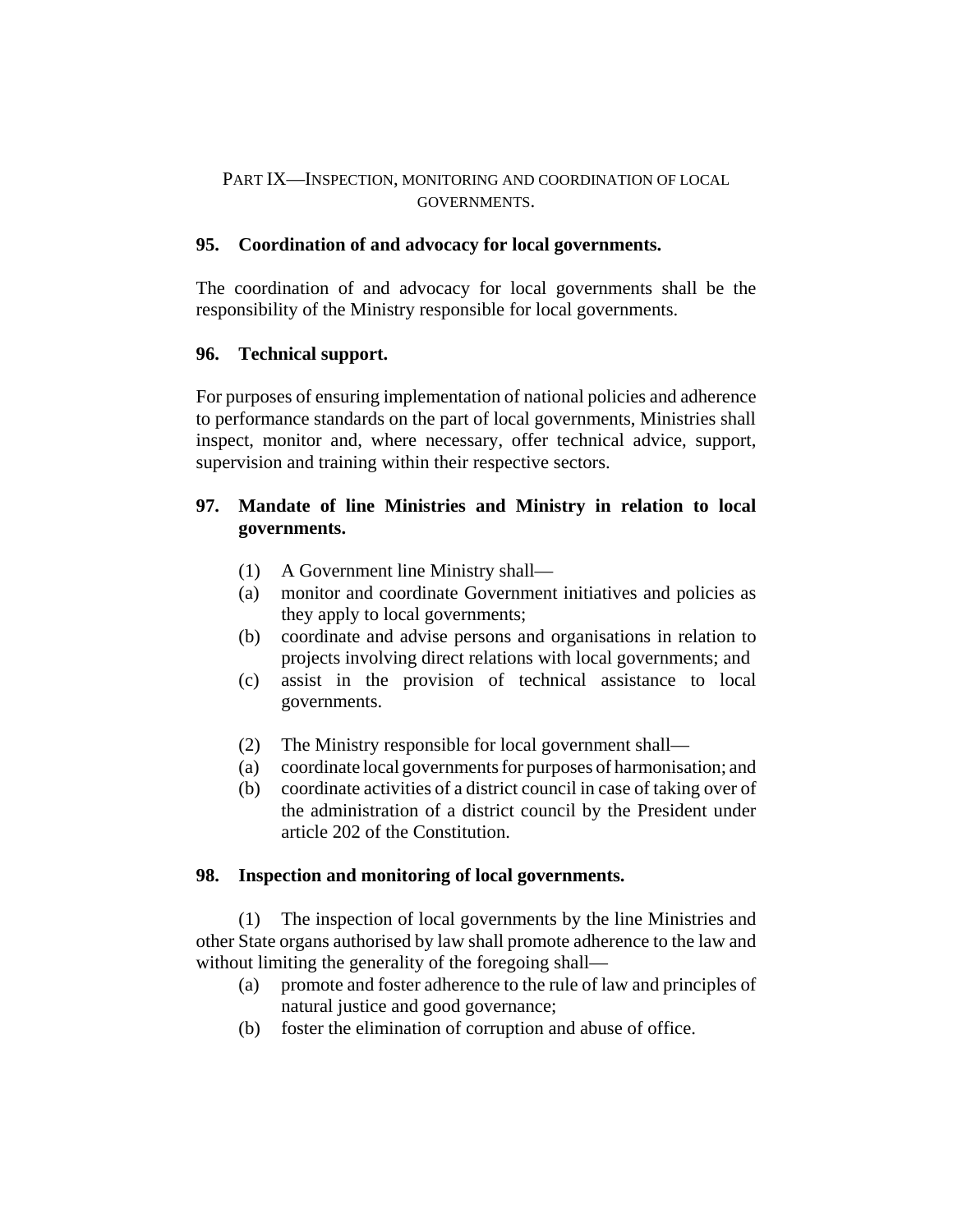## PART IX—INSPECTION, MONITORING AND COORDINATION OF LOCAL GOVERNMENTS.

### 95. Coordination of and advocacy for local governments.

The coordination of and advocacy for local governments shall be the responsibility of the Ministry responsible for local governments.

### 96. Technical support.

For purposes of ensuring implementation of national policies and adherence to performance standards on the part of local governments, Ministries shall inspect, monitor and, where necessary, offer technical advice, support, supervision and training within their respective sectors.

### 97. Mandate of line Ministries and Ministry in relation to local governments.

(1) A Government line Ministry shall—

(a) monitor and coordinate Government initiatives and policies as they apply to local governments;

(b) coordinate and advise persons and organisations in relation to projects involving direct relations with local governments; and

(c) assist in the provision of technical assistance to local governments.

(2) The Ministry responsible for local government shall—

(a) coordinate local governments for purposes of harmonisation; and

(b) coordinate activities of a district council in case of taking over of the administration of a district council by the President under article 202 of the Constitution.

### 98. Inspection and monitoring of local governments.

(1) The inspection of local governments by the line Ministries and other State organs authorised by law shall promote adherence to the law and without limiting the generality of the foregoing shall—

(a) promote and foster adherence to the rule of law and principles of natural justice and good governance;

(b) foster the elimination of corruption and abuse of office.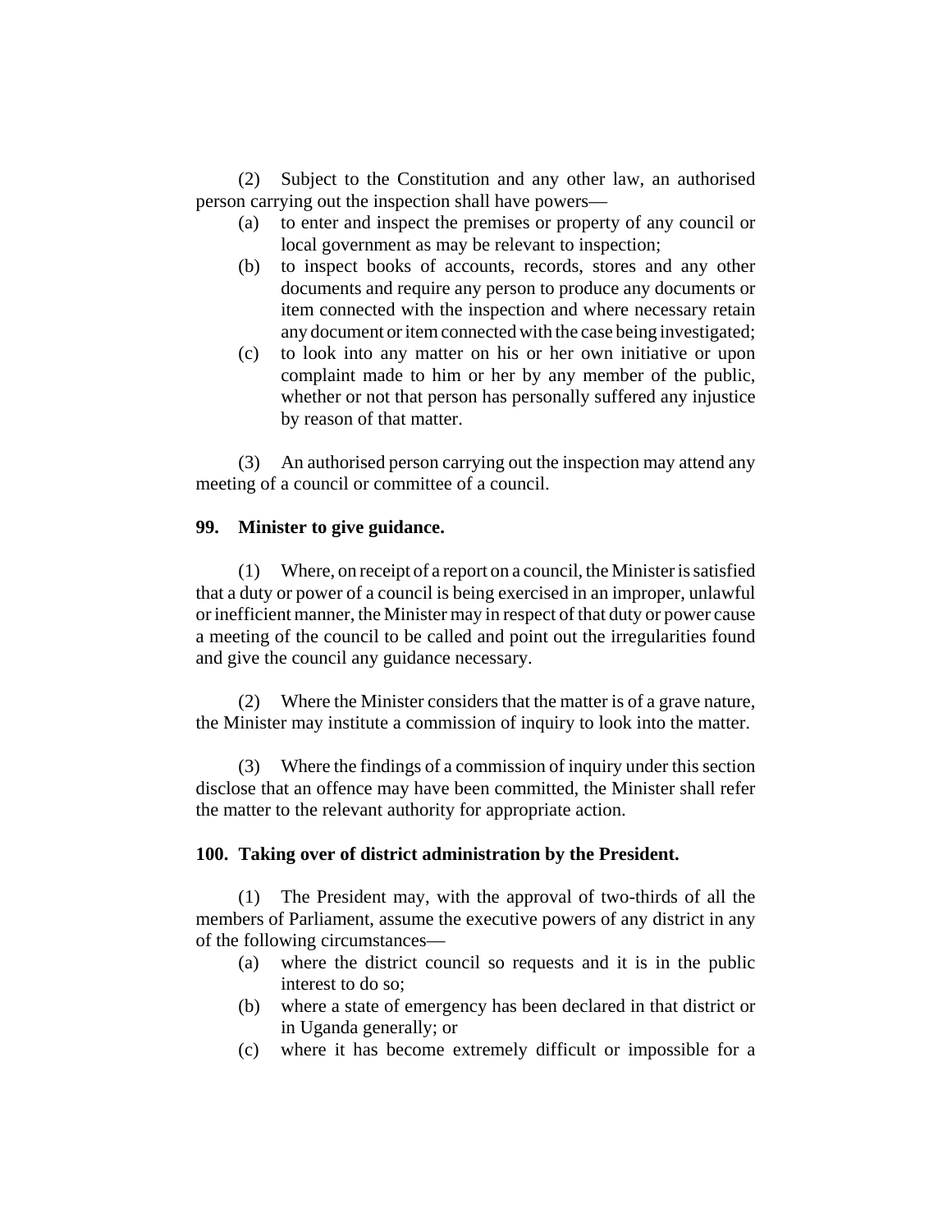(2) Subject to the Constitution and any other law, an authorised person carrying out the inspection shall have powers—

(a) to enter and inspect the premises or property of any council or local government as may be relevant to inspection;

(b) to inspect books of accounts, records, stores and any other documents and require any person to produce any documents or item connected with the inspection and where necessary retain any document or item connected with the case being investigated;

(c) to look into any matter on his or her own initiative or upon complaint made to him or her by any member of the public, whether or not that person has personally suffered any injustice by reason of that matter.

(3) An authorised person carrying out the inspection may attend any meeting of a council or committee of a council.

**99. Minister to give guidance.**

(1) Where, on receipt of a report on a council, the Minister is satisfied that a duty or power of a council is being exercised in an improper, unlawful or inefficient manner, the Minister may in respect of that duty or power cause a meeting of the council to be called and point out the irregularities found and give the council any guidance necessary.

(2) Where the Minister considers that the matter is of a grave nature, the Minister may institute a commission of inquiry to look into the matter.

(3) Where the findings of a commission of inquiry under this section disclose that an offence may have been committed, the Minister shall refer the matter to the relevant authority for appropriate action.

**100. Taking over of district administration by the President.**

(1) The President may, with the approval of two-thirds of all the members of Parliament, assume the executive powers of any district in any of the following circumstances—

(a) where the district council so requests and it is in the public interest to do so;

(b) where a state of emergency has been declared in that district or in Uganda generally; or

(c) where it has become extremely difficult or impossible for a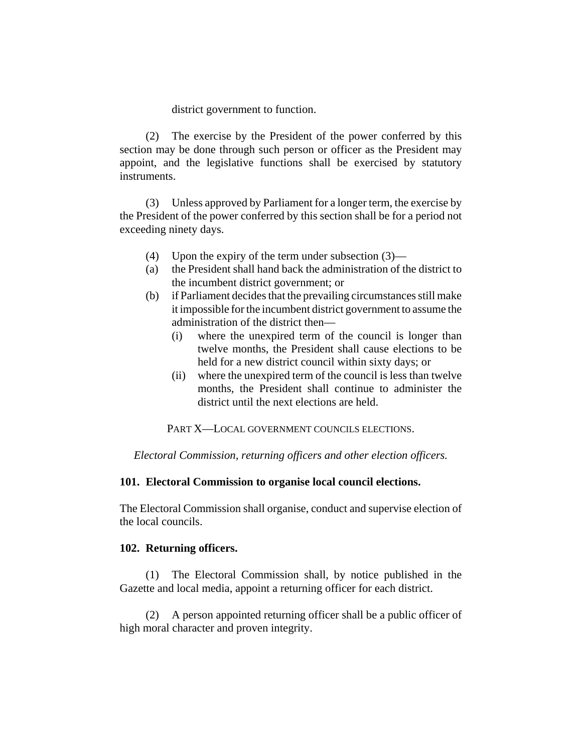district government to function.

(2) The exercise by the President of the power conferred by this section may be done through such person or officer as the President may appoint, and the legislative functions shall be exercised by statutory instruments.

(3) Unless approved by Parliament for a longer term, the exercise by the President of the power conferred by this section shall be for a period not exceeding ninety days.

(4) Upon the expiry of the term under subsection (3)—

(a) the President shall hand back the administration of the district to the incumbent district government; or

(b) if Parliament decides that the prevailing circumstances still make it impossible for the incumbent district government to assume the administration of the district then—

   (i) where the unexpired term of the council is longer than twelve months, the President shall cause elections to be held for a new district council within sixty days; or

   (ii) where the unexpired term of the council is less than twelve months, the President shall continue to administer the district until the next elections are held.

## PART X—LOCAL GOVERNMENT COUNCILS ELECTIONS.

*Electoral Commission, returning officers and other election officers.*

### 101. Electoral Commission to organise local council elections.

The Electoral Commission shall organise, conduct and supervise election of the local councils.

### 102. Returning officers.

(1) The Electoral Commission shall, by notice published in the Gazette and local media, appoint a returning officer for each district.

(2) A person appointed returning officer shall be a public officer of high moral character and proven integrity.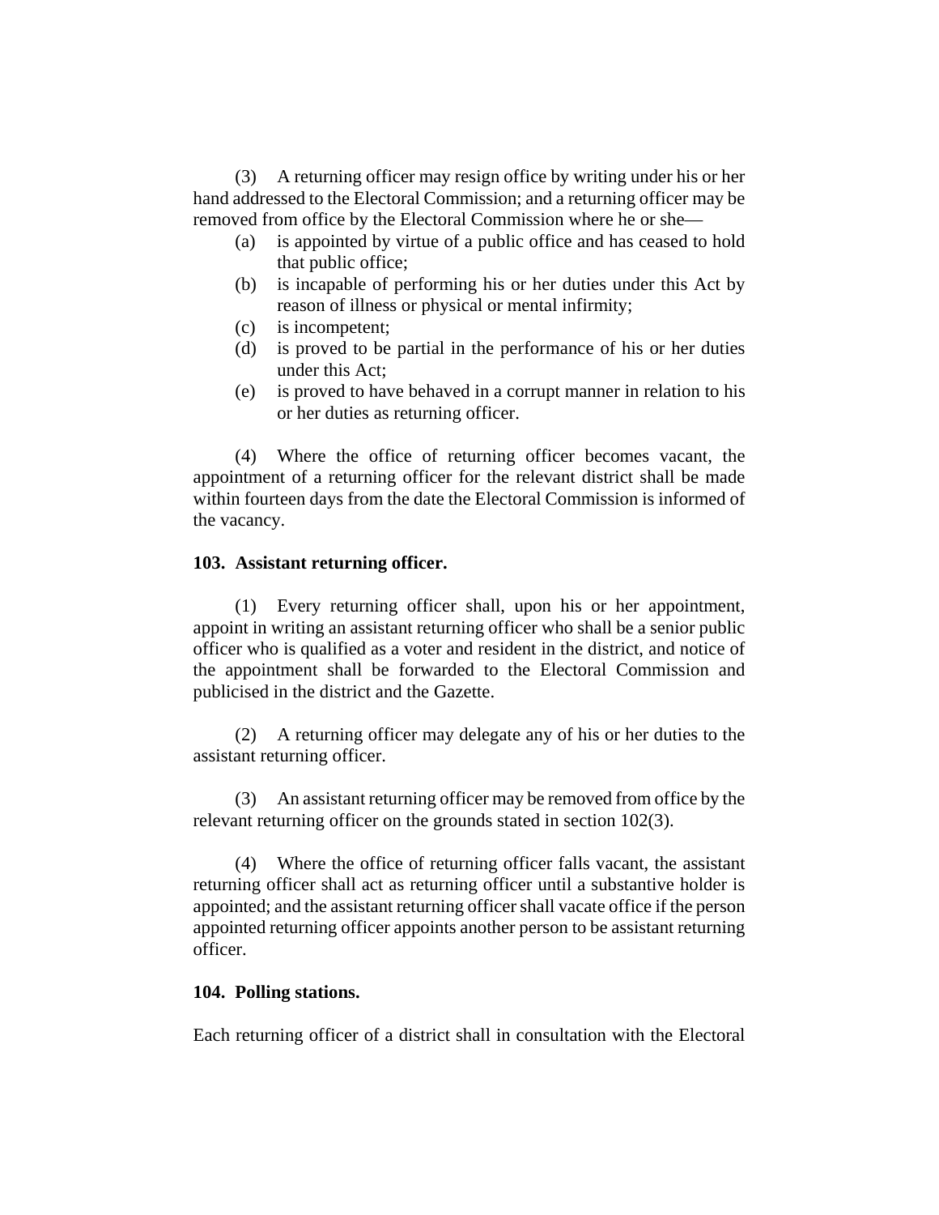(3) A returning officer may resign office by writing under his or her hand addressed to the Electoral Commission; and a returning officer may be removed from office by the Electoral Commission where he or she—

(a) is appointed by virtue of a public office and has ceased to hold that public office;

(b) is incapable of performing his or her duties under this Act by reason of illness or physical or mental infirmity;

(c) is incompetent;

(d) is proved to be partial in the performance of his or her duties under this Act;

(e) is proved to have behaved in a corrupt manner in relation to his or her duties as returning officer.

(4) Where the office of returning officer becomes vacant, the appointment of a returning officer for the relevant district shall be made within fourteen days from the date the Electoral Commission is informed of the vacancy.

**103. Assistant returning officer.**

(1) Every returning officer shall, upon his or her appointment, appoint in writing an assistant returning officer who shall be a senior public officer who is qualified as a voter and resident in the district, and notice of the appointment shall be forwarded to the Electoral Commission and publicised in the district and the Gazette.

(2) A returning officer may delegate any of his or her duties to the assistant returning officer.

(3) An assistant returning officer may be removed from office by the relevant returning officer on the grounds stated in section 102(3).

(4) Where the office of returning officer falls vacant, the assistant returning officer shall act as returning officer until a substantive holder is appointed; and the assistant returning officer shall vacate office if the person appointed returning officer appoints another person to be assistant returning officer.

**104. Polling stations.**

Each returning officer of a district shall in consultation with the Electoral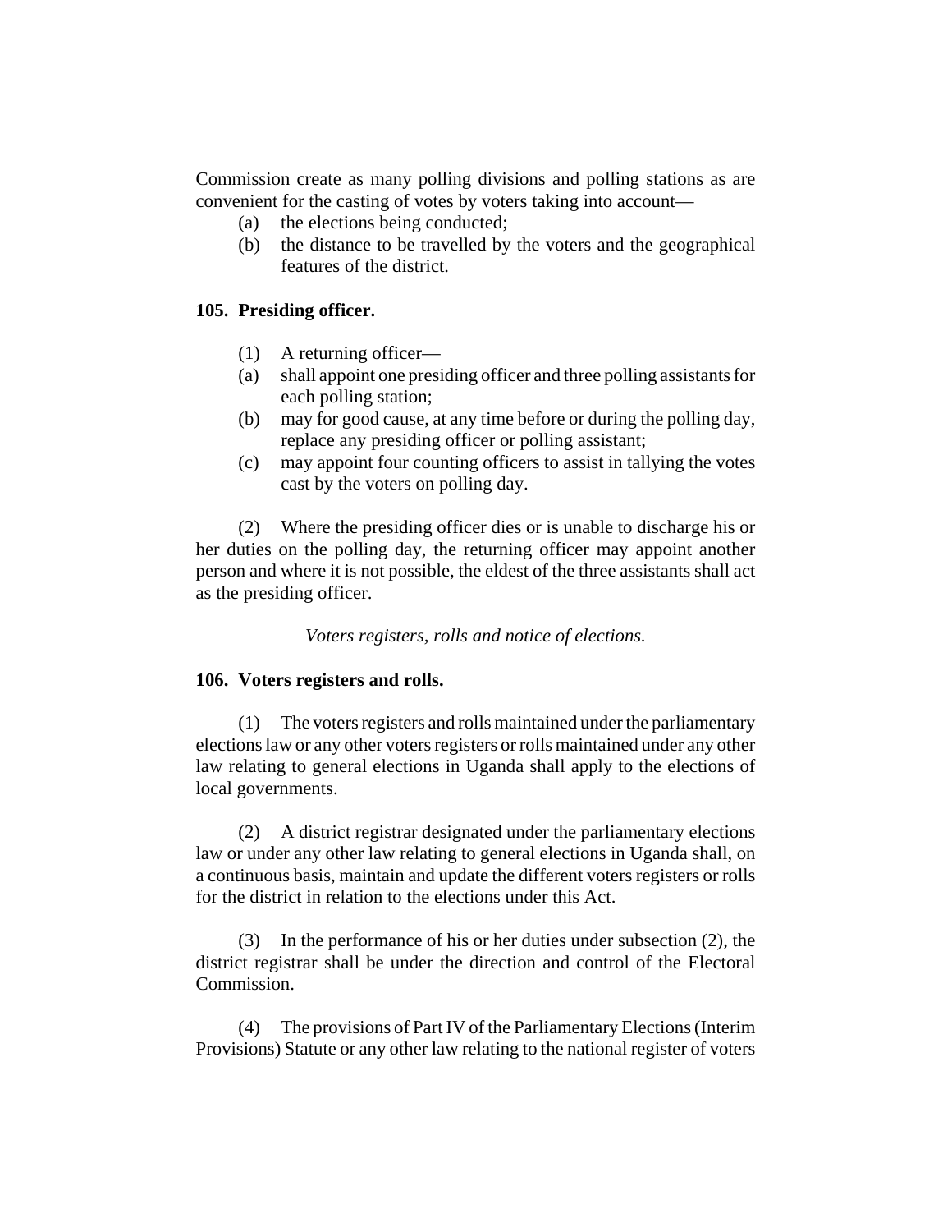Commission create as many polling divisions and polling stations as are convenient for the casting of votes by voters taking into account—

(a) the elections being conducted;

(b) the distance to be travelled by the voters and the geographical features of the district.

### 105. Presiding officer.

(1) A returning officer—

(a) shall appoint one presiding officer and three polling assistants for each polling station;

(b) may for good cause, at any time before or during the polling day, replace any presiding officer or polling assistant;

(c) may appoint four counting officers to assist in tallying the votes cast by the voters on polling day.

(2) Where the presiding officer dies or is unable to discharge his or her duties on the polling day, the returning officer may appoint another person and where it is not possible, the eldest of the three assistants shall act as the presiding officer.

*Voters registers, rolls and notice of elections.*

### 106. Voters registers and rolls.

(1) The voters registers and rolls maintained under the parliamentary elections law or any other voters registers or rolls maintained under any other law relating to general elections in Uganda shall apply to the elections of local governments.

(2) A district registrar designated under the parliamentary elections law or under any other law relating to general elections in Uganda shall, on a continuous basis, maintain and update the different voters registers or rolls for the district in relation to the elections under this Act.

(3) In the performance of his or her duties under subsection (2), the district registrar shall be under the direction and control of the Electoral Commission.

(4) The provisions of Part IV of the Parliamentary Elections (Interim Provisions) Statute or any other law relating to the national register of voters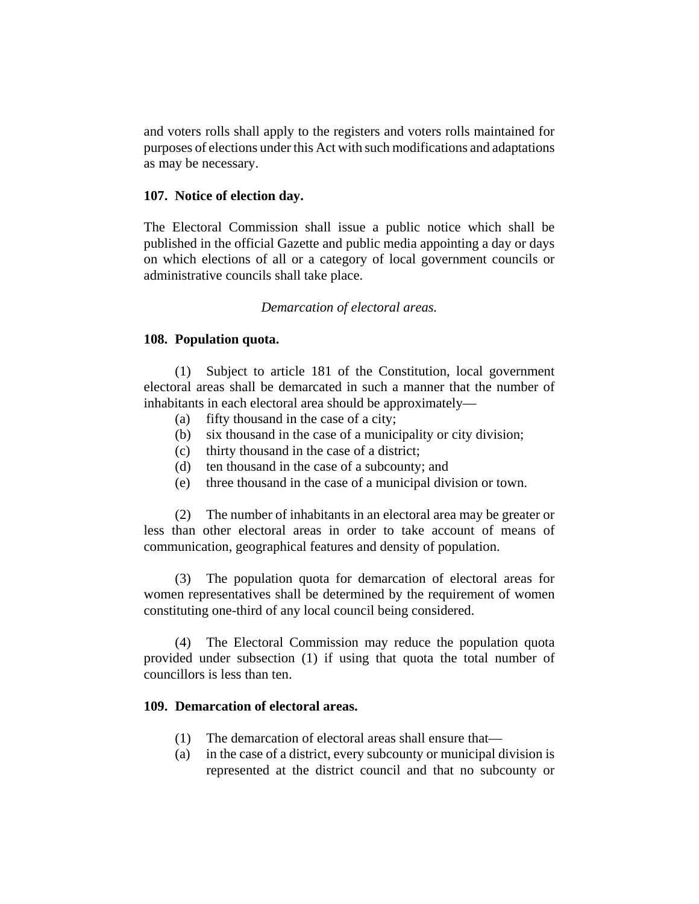and voters rolls shall apply to the registers and voters rolls maintained for purposes of elections under this Act with such modifications and adaptations as may be necessary.

**107. Notice of election day.**

The Electoral Commission shall issue a public notice which shall be published in the official Gazette and public media appointing a day or days on which elections of all or a category of local government councils or administrative councils shall take place.

*Demarcation of electoral areas.*

**108. Population quota.**

(1) Subject to article 181 of the Constitution, local government electoral areas shall be demarcated in such a manner that the number of inhabitants in each electoral area should be approximately—

(a) fifty thousand in the case of a city;

(b) six thousand in the case of a municipality or city division;

(c) thirty thousand in the case of a district;

(d) ten thousand in the case of a subcounty; and

(e) three thousand in the case of a municipal division or town.

(2) The number of inhabitants in an electoral area may be greater or less than other electoral areas in order to take account of means of communication, geographical features and density of population.

(3) The population quota for demarcation of electoral areas for women representatives shall be determined by the requirement of women constituting one-third of any local council being considered.

(4) The Electoral Commission may reduce the population quota provided under subsection (1) if using that quota the total number of councillors is less than ten.

**109. Demarcation of electoral areas.**

(1) The demarcation of electoral areas shall ensure that—

(a) in the case of a district, every subcounty or municipal division is represented at the district council and that no subcounty or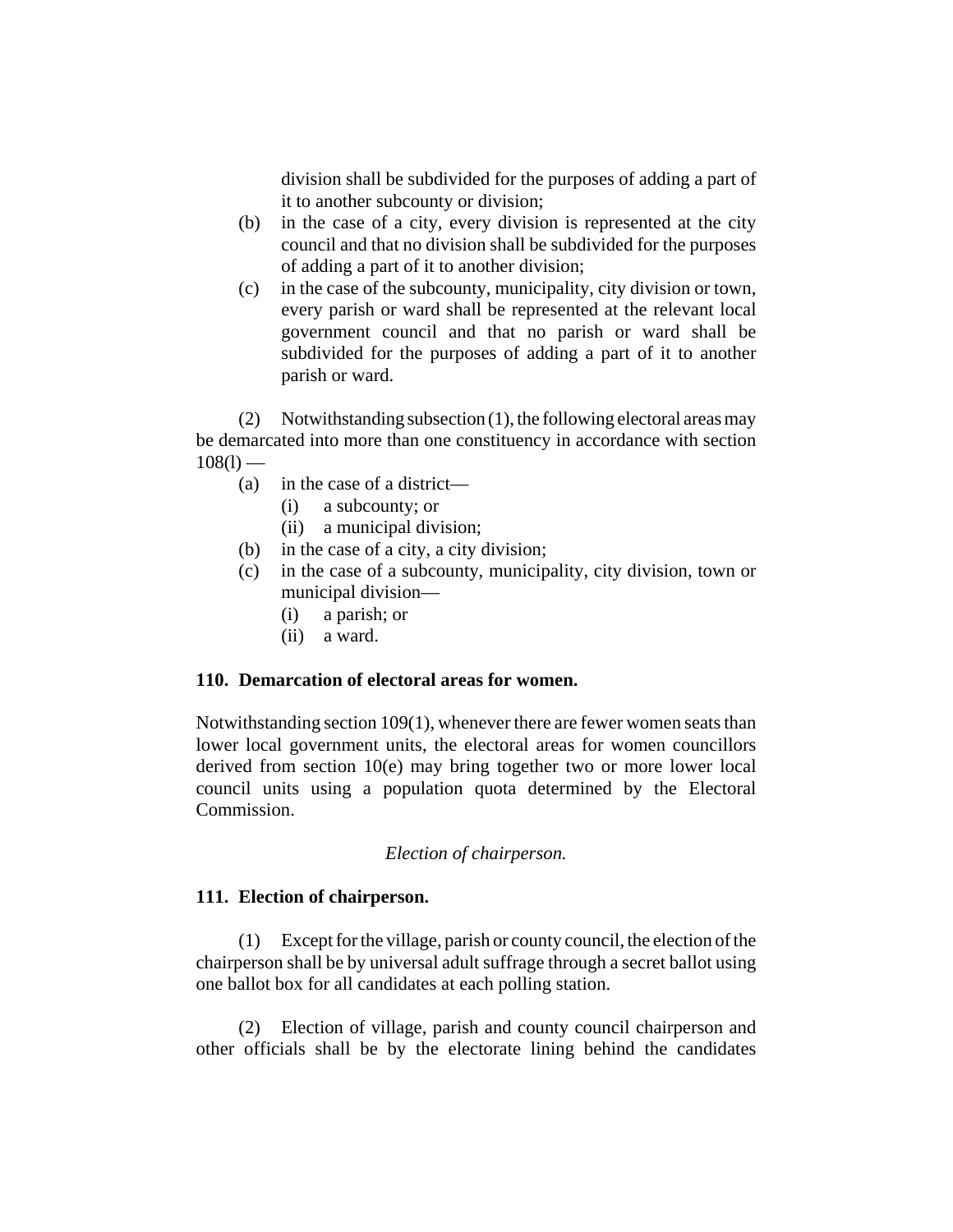division shall be subdivided for the purposes of adding a part of it to another subcounty or division;

(b) in the case of a city, every division is represented at the city council and that no division shall be subdivided for the purposes of adding a part of it to another division;

(c) in the case of the subcounty, municipality, city division or town, every parish or ward shall be represented at the relevant local government council and that no parish or ward shall be subdivided for the purposes of adding a part of it to another parish or ward.

(2) Notwithstanding subsection (1), the following electoral areas may be demarcated into more than one constituency in accordance with section 108(l) —

(a) in the case of a district—
  (i) a subcounty; or
  (ii) a municipal division;

(b) in the case of a city, a city division;

(c) in the case of a subcounty, municipality, city division, town or municipal division—
  (i) a parish; or
  (ii) a ward.

**110. Demarcation of electoral areas for women.**

Notwithstanding section 109(1), whenever there are fewer women seats than lower local government units, the electoral areas for women councillors derived from section 10(e) may bring together two or more lower local council units using a population quota determined by the Electoral Commission.

*Election of chairperson.*

**111. Election of chairperson.**

(1) Except for the village, parish or county council, the election of the chairperson shall be by universal adult suffrage through a secret ballot using one ballot box for all candidates at each polling station.

(2) Election of village, parish and county council chairperson and other officials shall be by the electorate lining behind the candidates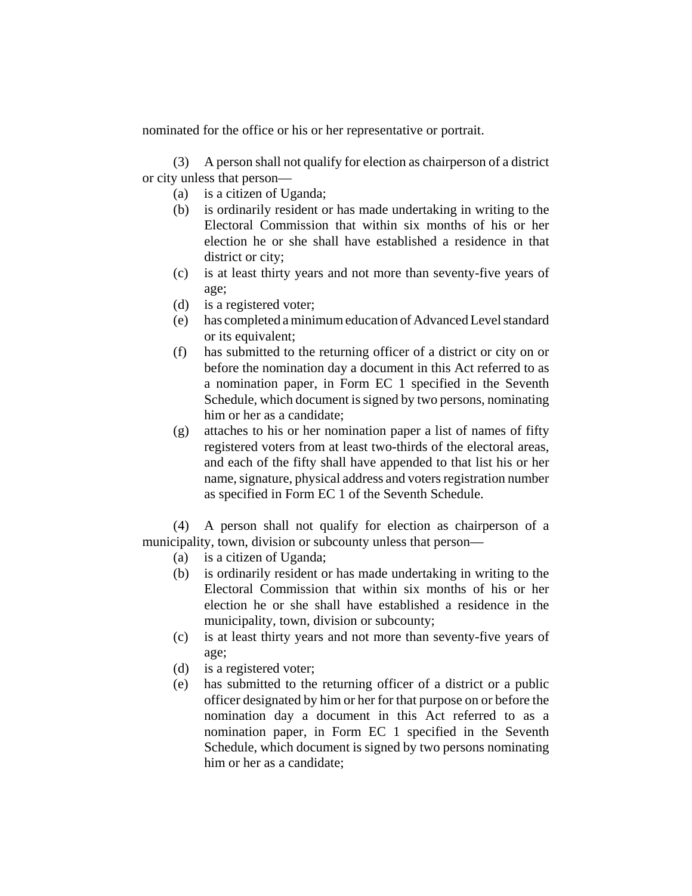nominated for the office or his or her representative or portrait.

(3) A person shall not qualify for election as chairperson of a district or city unless that person—

(a) is a citizen of Uganda;

(b) is ordinarily resident or has made undertaking in writing to the Electoral Commission that within six months of his or her election he or she shall have established a residence in that district or city;

(c) is at least thirty years and not more than seventy-five years of age;

(d) is a registered voter;

(e) has completed a minimum education of Advanced Level standard or its equivalent;

(f) has submitted to the returning officer of a district or city on or before the nomination day a document in this Act referred to as a nomination paper, in Form EC 1 specified in the Seventh Schedule, which document is signed by two persons, nominating him or her as a candidate;

(g) attaches to his or her nomination paper a list of names of fifty registered voters from at least two-thirds of the electoral areas, and each of the fifty shall have appended to that list his or her name, signature, physical address and voters registration number as specified in Form EC 1 of the Seventh Schedule.

(4) A person shall not qualify for election as chairperson of a municipality, town, division or subcounty unless that person—

(a) is a citizen of Uganda;

(b) is ordinarily resident or has made undertaking in writing to the Electoral Commission that within six months of his or her election he or she shall have established a residence in the municipality, town, division or subcounty;

(c) is at least thirty years and not more than seventy-five years of age;

(d) is a registered voter;

(e) has submitted to the returning officer of a district or a public officer designated by him or her for that purpose on or before the nomination day a document in this Act referred to as a nomination paper, in Form EC 1 specified in the Seventh Schedule, which document is signed by two persons nominating him or her as a candidate;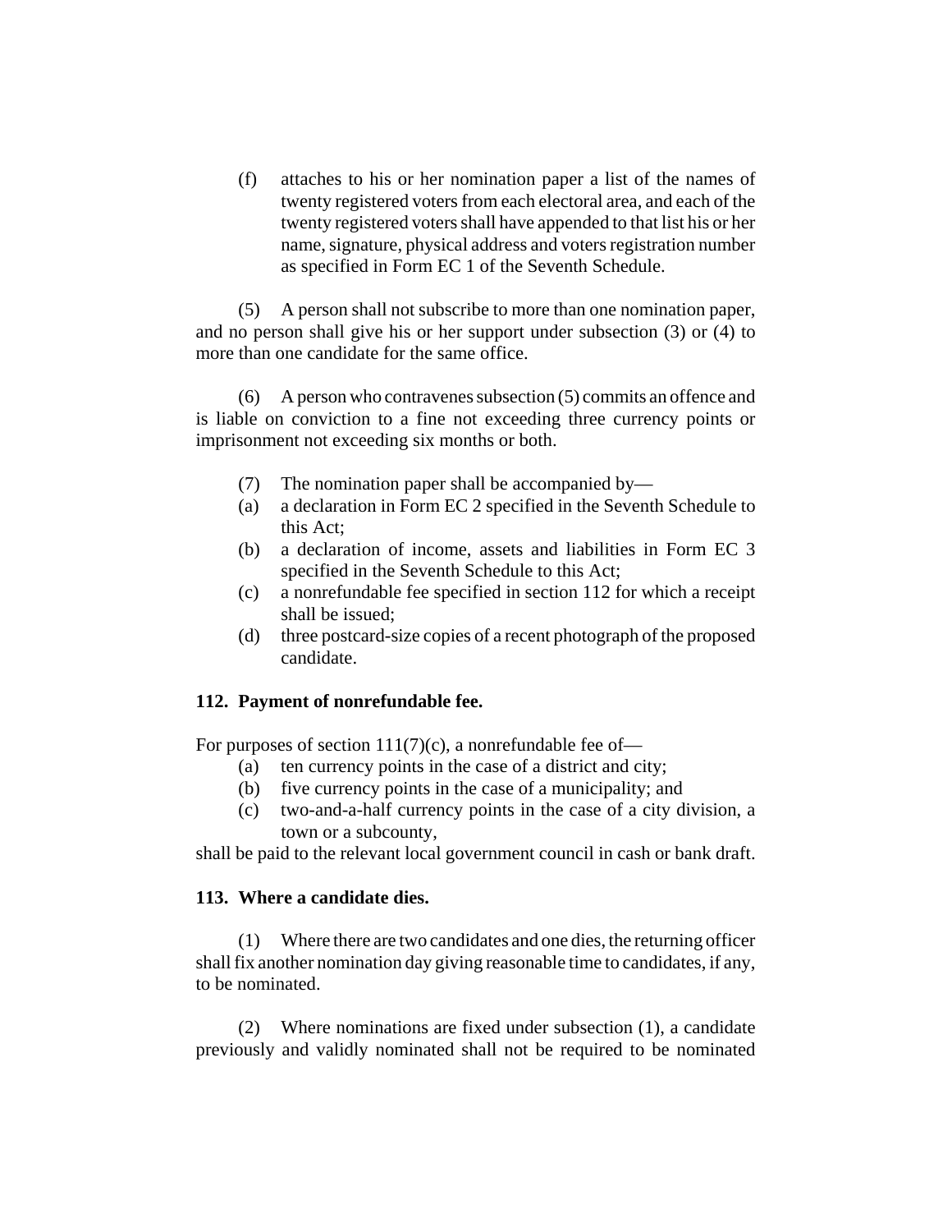(f) attaches to his or her nomination paper a list of the names of twenty registered voters from each electoral area, and each of the twenty registered voters shall have appended to that list his or her name, signature, physical address and voters registration number as specified in Form EC 1 of the Seventh Schedule.

(5) A person shall not subscribe to more than one nomination paper, and no person shall give his or her support under subsection (3) or (4) to more than one candidate for the same office.

(6) A person who contravenes subsection (5) commits an offence and is liable on conviction to a fine not exceeding three currency points or imprisonment not exceeding six months or both.

(7) The nomination paper shall be accompanied by—

(a) a declaration in Form EC 2 specified in the Seventh Schedule to this Act;

(b) a declaration of income, assets and liabilities in Form EC 3 specified in the Seventh Schedule to this Act;

(c) a nonrefundable fee specified in section 112 for which a receipt shall be issued;

(d) three postcard-size copies of a recent photograph of the proposed candidate.

### 112. Payment of nonrefundable fee.

For purposes of section 111(7)(c), a nonrefundable fee of—

(a) ten currency points in the case of a district and city;

(b) five currency points in the case of a municipality; and

(c) two-and-a-half currency points in the case of a city division, a town or a subcounty,

shall be paid to the relevant local government council in cash or bank draft.

### 113. Where a candidate dies.

(1) Where there are two candidates and one dies, the returning officer shall fix another nomination day giving reasonable time to candidates, if any, to be nominated.

(2) Where nominations are fixed under subsection (1), a candidate previously and validly nominated shall not be required to be nominated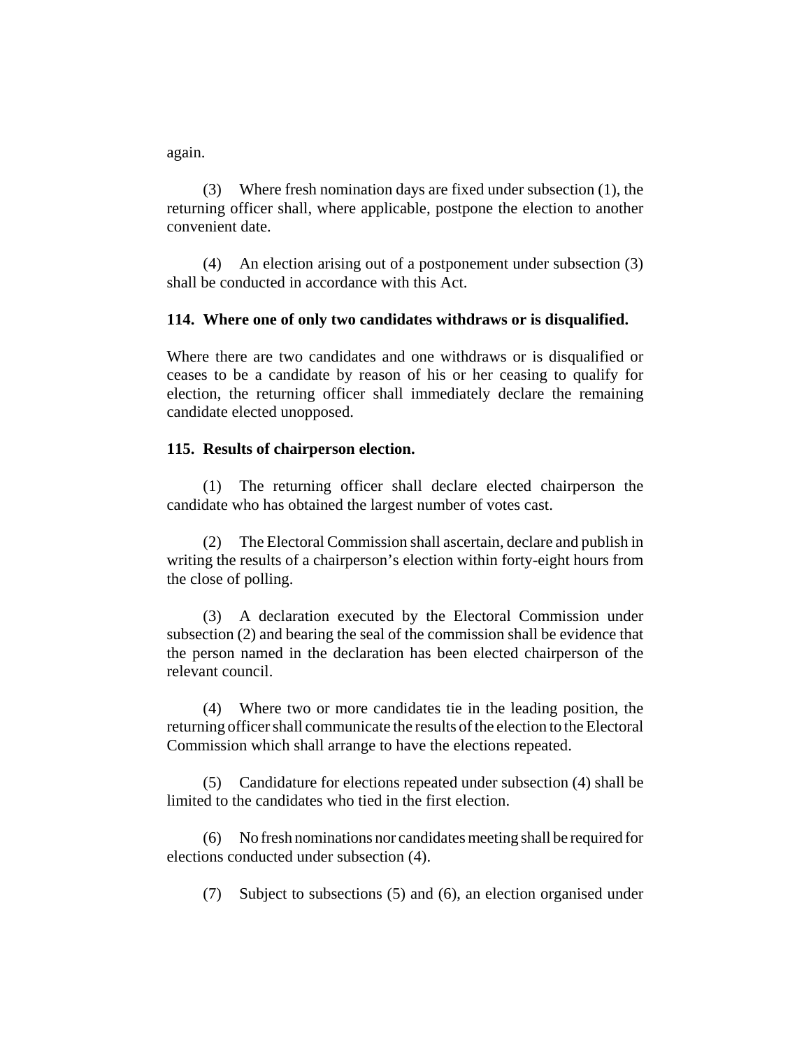again.

(3) Where fresh nomination days are fixed under subsection (1), the returning officer shall, where applicable, postpone the election to another convenient date.

(4) An election arising out of a postponement under subsection (3) shall be conducted in accordance with this Act.

**114. Where one of only two candidates withdraws or is disqualified.**

Where there are two candidates and one withdraws or is disqualified or ceases to be a candidate by reason of his or her ceasing to qualify for election, the returning officer shall immediately declare the remaining candidate elected unopposed.

**115. Results of chairperson election.**

(1) The returning officer shall declare elected chairperson the candidate who has obtained the largest number of votes cast.

(2) The Electoral Commission shall ascertain, declare and publish in writing the results of a chairperson's election within forty-eight hours from the close of polling.

(3) A declaration executed by the Electoral Commission under subsection (2) and bearing the seal of the commission shall be evidence that the person named in the declaration has been elected chairperson of the relevant council.

(4) Where two or more candidates tie in the leading position, the returning officer shall communicate the results of the election to the Electoral Commission which shall arrange to have the elections repeated.

(5) Candidature for elections repeated under subsection (4) shall be limited to the candidates who tied in the first election.

(6) No fresh nominations nor candidates meeting shall be required for elections conducted under subsection (4).

(7) Subject to subsections (5) and (6), an election organised under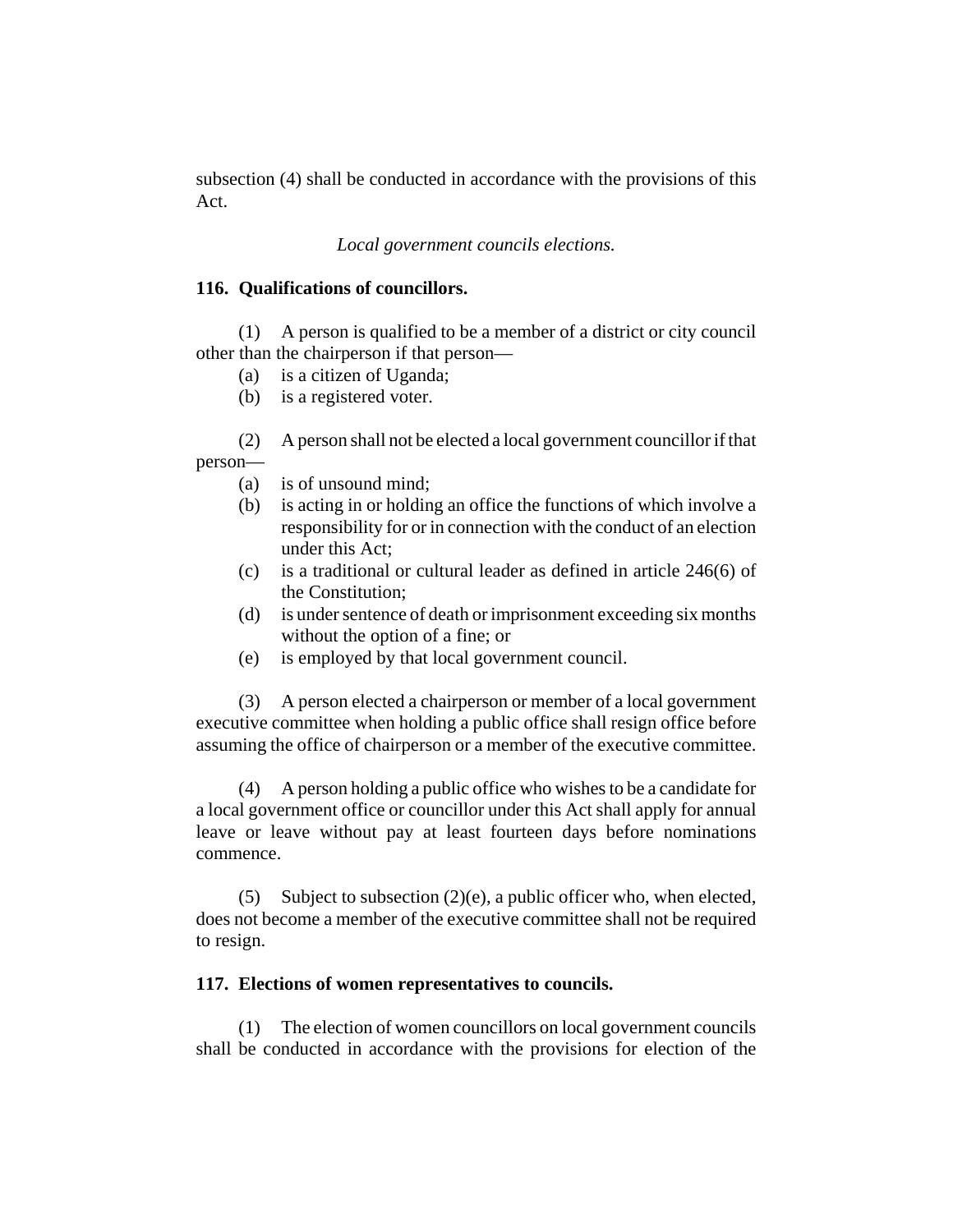subsection (4) shall be conducted in accordance with the provisions of this Act.

*Local government councils elections.*

**116. Qualifications of councillors.**

(1) A person is qualified to be a member of a district or city council other than the chairperson if that person—

(a) is a citizen of Uganda;
(b) is a registered voter.

(2) A person shall not be elected a local government councillor if that person—

(a) is of unsound mind;
(b) is acting in or holding an office the functions of which involve a responsibility for or in connection with the conduct of an election under this Act;
(c) is a traditional or cultural leader as defined in article 246(6) of the Constitution;
(d) is under sentence of death or imprisonment exceeding six months without the option of a fine; or
(e) is employed by that local government council.

(3) A person elected a chairperson or member of a local government executive committee when holding a public office shall resign office before assuming the office of chairperson or a member of the executive committee.

(4) A person holding a public office who wishes to be a candidate for a local government office or councillor under this Act shall apply for annual leave or leave without pay at least fourteen days before nominations commence.

(5) Subject to subsection (2)(e), a public officer who, when elected, does not become a member of the executive committee shall not be required to resign.

**117. Elections of women representatives to councils.**

(1) The election of women councillors on local government councils shall be conducted in accordance with the provisions for election of the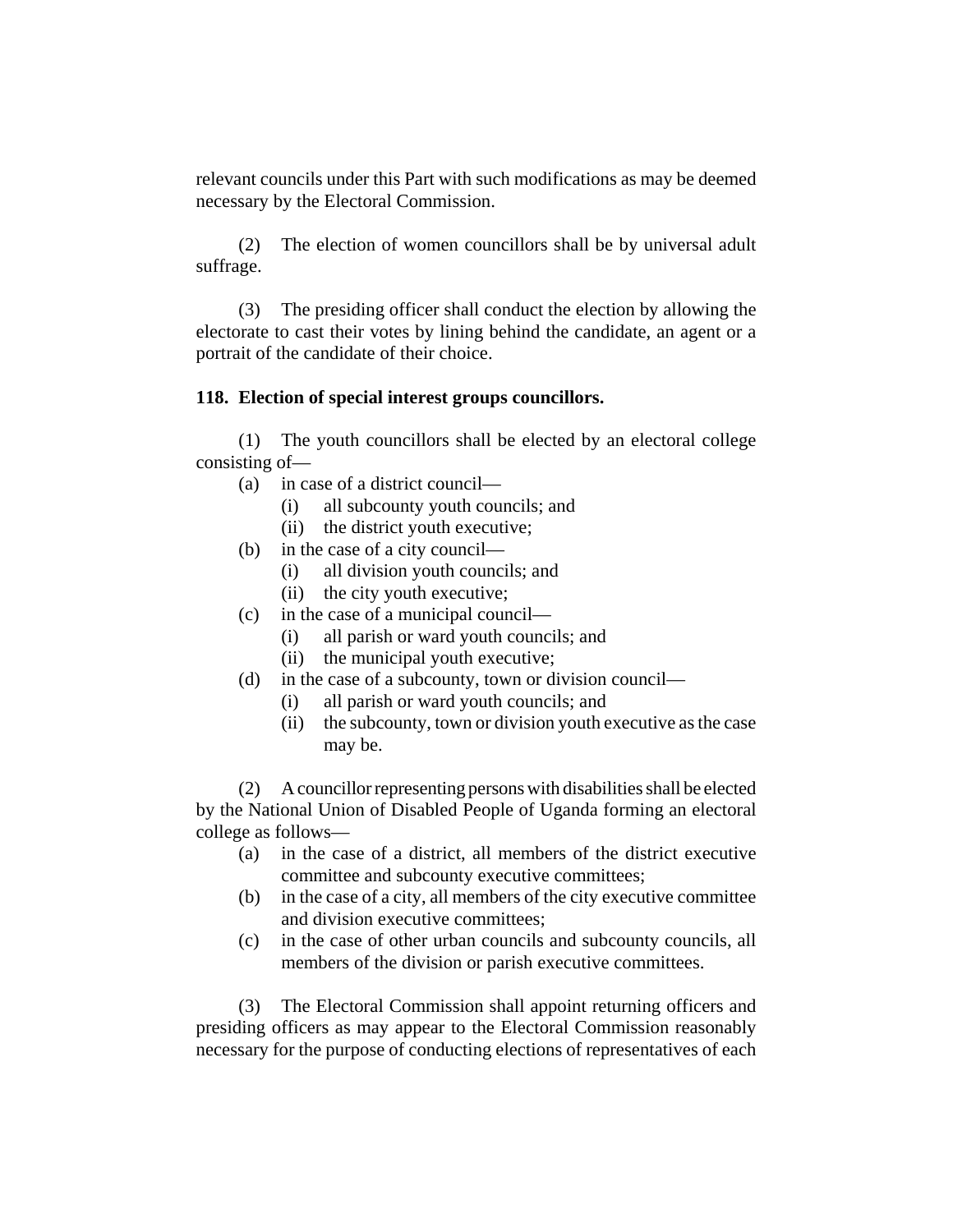relevant councils under this Part with such modifications as may be deemed necessary by the Electoral Commission.

(2) The election of women councillors shall be by universal adult suffrage.

(3) The presiding officer shall conduct the election by allowing the electorate to cast their votes by lining behind the candidate, an agent or a portrait of the candidate of their choice.

**118. Election of special interest groups councillors.**

(1) The youth councillors shall be elected by an electoral college consisting of—

- (a) in case of a district council—
  - (i) all subcounty youth councils; and
  - (ii) the district youth executive;
- (b) in the case of a city council—
  - (i) all division youth councils; and
  - (ii) the city youth executive;
- (c) in the case of a municipal council—
  - (i) all parish or ward youth councils; and
  - (ii) the municipal youth executive;
- (d) in the case of a subcounty, town or division council—
  - (i) all parish or ward youth councils; and
  - (ii) the subcounty, town or division youth executive as the case may be.

(2) A councillor representing persons with disabilities shall be elected by the National Union of Disabled People of Uganda forming an electoral college as follows—

- (a) in the case of a district, all members of the district executive committee and subcounty executive committees;
- (b) in the case of a city, all members of the city executive committee and division executive committees;
- (c) in the case of other urban councils and subcounty councils, all members of the division or parish executive committees.

(3) The Electoral Commission shall appoint returning officers and presiding officers as may appear to the Electoral Commission reasonably necessary for the purpose of conducting elections of representatives of each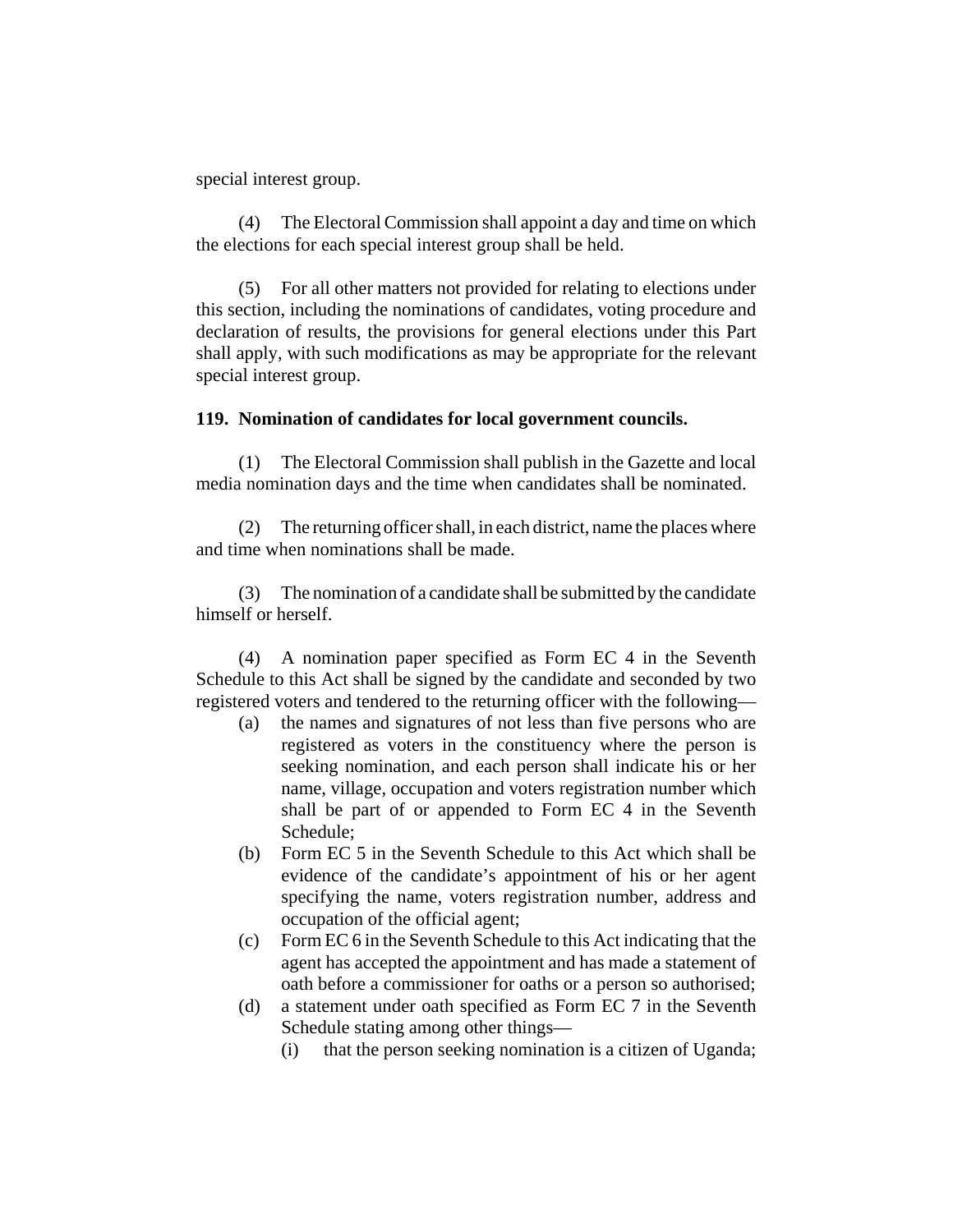special interest group.

(4) The Electoral Commission shall appoint a day and time on which the elections for each special interest group shall be held.

(5) For all other matters not provided for relating to elections under this section, including the nominations of candidates, voting procedure and declaration of results, the provisions for general elections under this Part shall apply, with such modifications as may be appropriate for the relevant special interest group.

**119. Nomination of candidates for local government councils.**

(1) The Electoral Commission shall publish in the Gazette and local media nomination days and the time when candidates shall be nominated.

(2) The returning officer shall, in each district, name the places where and time when nominations shall be made.

(3) The nomination of a candidate shall be submitted by the candidate himself or herself.

(4) A nomination paper specified as Form EC 4 in the Seventh Schedule to this Act shall be signed by the candidate and seconded by two registered voters and tendered to the returning officer with the following—

- (a) the names and signatures of not less than five persons who are registered as voters in the constituency where the person is seeking nomination, and each person shall indicate his or her name, village, occupation and voters registration number which shall be part of or appended to Form EC 4 in the Seventh Schedule;
- (b) Form EC 5 in the Seventh Schedule to this Act which shall be evidence of the candidate's appointment of his or her agent specifying the name, voters registration number, address and occupation of the official agent;
- (c) Form EC 6 in the Seventh Schedule to this Act indicating that the agent has accepted the appointment and has made a statement of oath before a commissioner for oaths or a person so authorised;
- (d) a statement under oath specified as Form EC 7 in the Seventh Schedule stating among other things—
  - (i) that the person seeking nomination is a citizen of Uganda;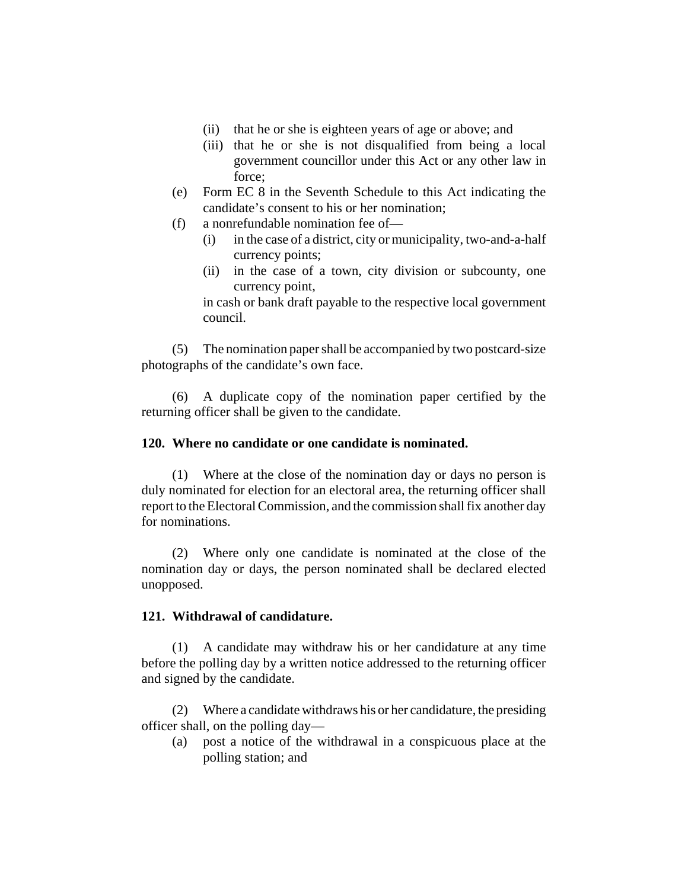(ii) that he or she is eighteen years of age or above; and

(iii) that he or she is not disqualified from being a local government councillor under this Act or any other law in force;

(e) Form EC 8 in the Seventh Schedule to this Act indicating the candidate's consent to his or her nomination;

(f) a nonrefundable nomination fee of—

(i) in the case of a district, city or municipality, two-and-a-half currency points;

(ii) in the case of a town, city division or subcounty, one currency point,

in cash or bank draft payable to the respective local government council.

(5) The nomination paper shall be accompanied by two postcard-size photographs of the candidate's own face.

(6) A duplicate copy of the nomination paper certified by the returning officer shall be given to the candidate.

**120. Where no candidate or one candidate is nominated.**

(1) Where at the close of the nomination day or days no person is duly nominated for election for an electoral area, the returning officer shall report to the Electoral Commission, and the commission shall fix another day for nominations.

(2) Where only one candidate is nominated at the close of the nomination day or days, the person nominated shall be declared elected unopposed.

**121. Withdrawal of candidature.**

(1) A candidate may withdraw his or her candidature at any time before the polling day by a written notice addressed to the returning officer and signed by the candidate.

(2) Where a candidate withdraws his or her candidature, the presiding officer shall, on the polling day—

(a) post a notice of the withdrawal in a conspicuous place at the polling station; and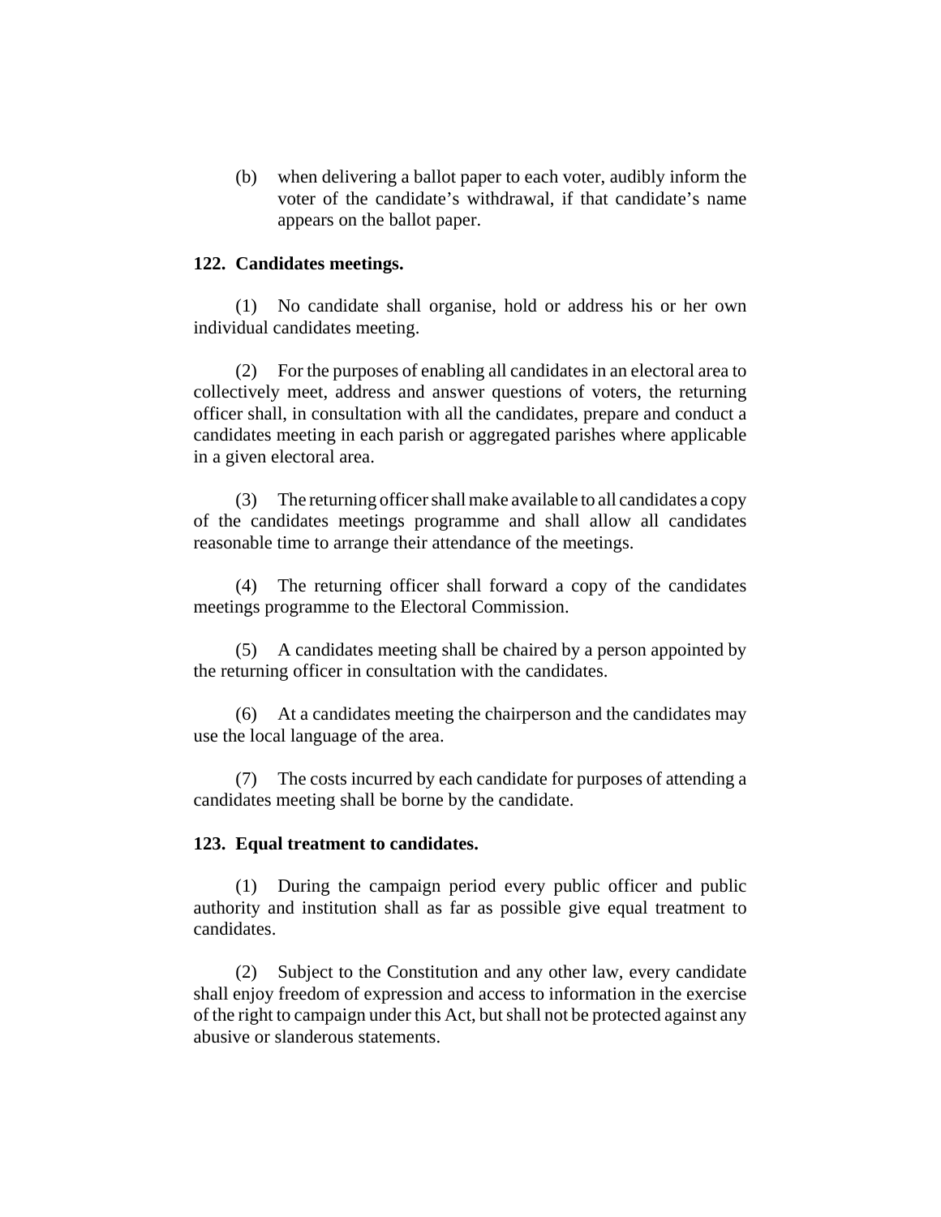(b) when delivering a ballot paper to each voter, audibly inform the voter of the candidate's withdrawal, if that candidate's name appears on the ballot paper.

**122. Candidates meetings.**

(1) No candidate shall organise, hold or address his or her own individual candidates meeting.

(2) For the purposes of enabling all candidates in an electoral area to collectively meet, address and answer questions of voters, the returning officer shall, in consultation with all the candidates, prepare and conduct a candidates meeting in each parish or aggregated parishes where applicable in a given electoral area.

(3) The returning officer shall make available to all candidates a copy of the candidates meetings programme and shall allow all candidates reasonable time to arrange their attendance of the meetings.

(4) The returning officer shall forward a copy of the candidates meetings programme to the Electoral Commission.

(5) A candidates meeting shall be chaired by a person appointed by the returning officer in consultation with the candidates.

(6) At a candidates meeting the chairperson and the candidates may use the local language of the area.

(7) The costs incurred by each candidate for purposes of attending a candidates meeting shall be borne by the candidate.

**123. Equal treatment to candidates.**

(1) During the campaign period every public officer and public authority and institution shall as far as possible give equal treatment to candidates.

(2) Subject to the Constitution and any other law, every candidate shall enjoy freedom of expression and access to information in the exercise of the right to campaign under this Act, but shall not be protected against any abusive or slanderous statements.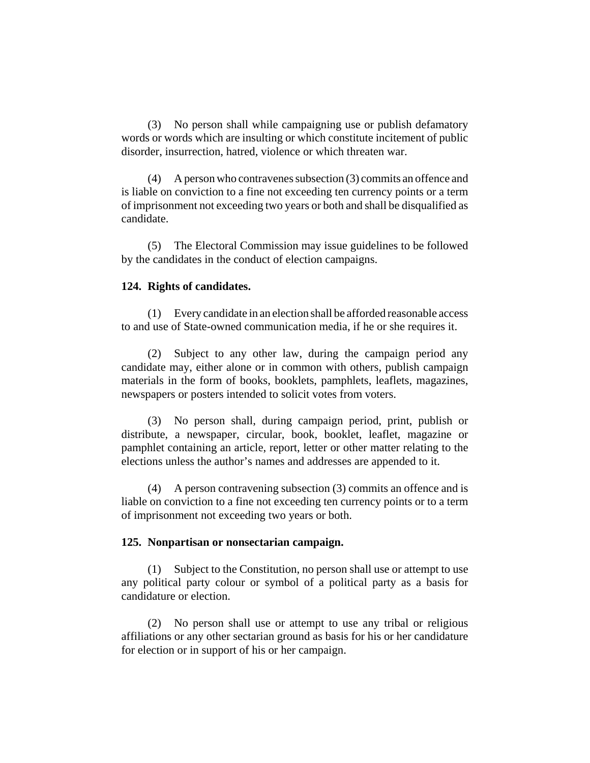(3) No person shall while campaigning use or publish defamatory words or words which are insulting or which constitute incitement of public disorder, insurrection, hatred, violence or which threaten war.

(4) A person who contravenes subsection (3) commits an offence and is liable on conviction to a fine not exceeding ten currency points or a term of imprisonment not exceeding two years or both and shall be disqualified as candidate.

(5) The Electoral Commission may issue guidelines to be followed by the candidates in the conduct of election campaigns.

**124. Rights of candidates.**

(1) Every candidate in an election shall be afforded reasonable access to and use of State-owned communication media, if he or she requires it.

(2) Subject to any other law, during the campaign period any candidate may, either alone or in common with others, publish campaign materials in the form of books, booklets, pamphlets, leaflets, magazines, newspapers or posters intended to solicit votes from voters.

(3) No person shall, during campaign period, print, publish or distribute, a newspaper, circular, book, booklet, leaflet, magazine or pamphlet containing an article, report, letter or other matter relating to the elections unless the author's names and addresses are appended to it.

(4) A person contravening subsection (3) commits an offence and is liable on conviction to a fine not exceeding ten currency points or to a term of imprisonment not exceeding two years or both.

**125. Nonpartisan or nonsectarian campaign.**

(1) Subject to the Constitution, no person shall use or attempt to use any political party colour or symbol of a political party as a basis for candidature or election.

(2) No person shall use or attempt to use any tribal or religious affiliations or any other sectarian ground as basis for his or her candidature for election or in support of his or her campaign.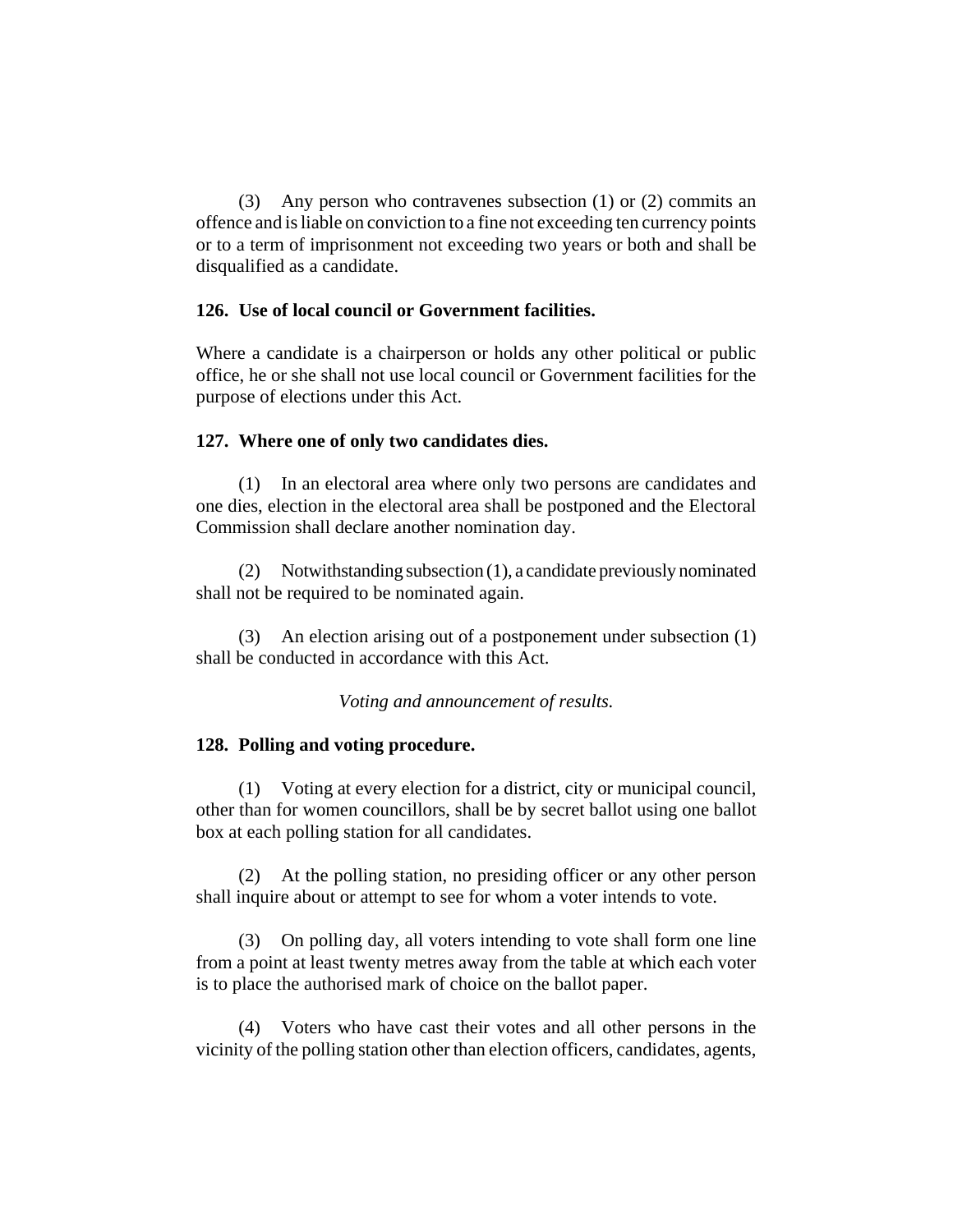(3) Any person who contravenes subsection (1) or (2) commits an offence and is liable on conviction to a fine not exceeding ten currency points or to a term of imprisonment not exceeding two years or both and shall be disqualified as a candidate.

**126. Use of local council or Government facilities.**

Where a candidate is a chairperson or holds any other political or public office, he or she shall not use local council or Government facilities for the purpose of elections under this Act.

**127. Where one of only two candidates dies.**

(1) In an electoral area where only two persons are candidates and one dies, election in the electoral area shall be postponed and the Electoral Commission shall declare another nomination day.

(2) Notwithstanding subsection (1), a candidate previously nominated shall not be required to be nominated again.

(3) An election arising out of a postponement under subsection (1) shall be conducted in accordance with this Act.

*Voting and announcement of results.*

**128. Polling and voting procedure.**

(1) Voting at every election for a district, city or municipal council, other than for women councillors, shall be by secret ballot using one ballot box at each polling station for all candidates.

(2) At the polling station, no presiding officer or any other person shall inquire about or attempt to see for whom a voter intends to vote.

(3) On polling day, all voters intending to vote shall form one line from a point at least twenty metres away from the table at which each voter is to place the authorised mark of choice on the ballot paper.

(4) Voters who have cast their votes and all other persons in the vicinity of the polling station other than election officers, candidates, agents,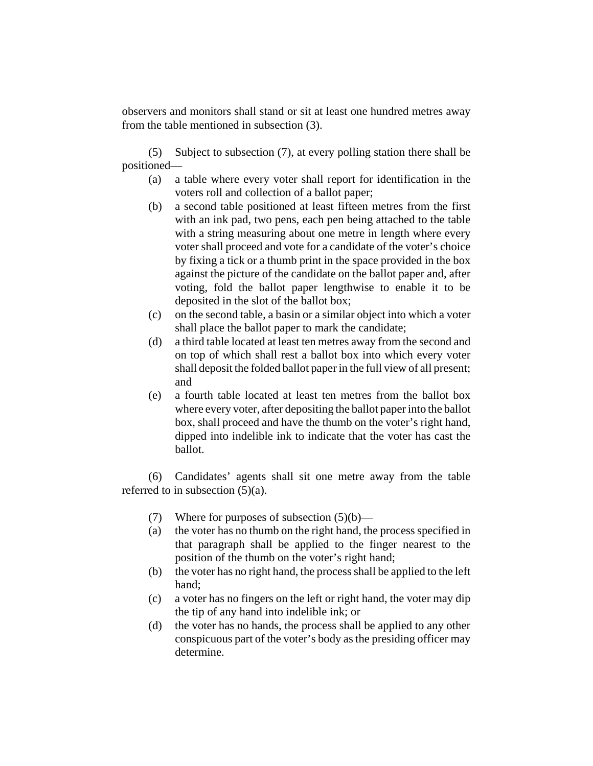observers and monitors shall stand or sit at least one hundred metres away from the table mentioned in subsection (3).

(5) Subject to subsection (7), at every polling station there shall be positioned—

(a) a table where every voter shall report for identification in the voters roll and collection of a ballot paper;

(b) a second table positioned at least fifteen metres from the first with an ink pad, two pens, each pen being attached to the table with a string measuring about one metre in length where every voter shall proceed and vote for a candidate of the voter's choice by fixing a tick or a thumb print in the space provided in the box against the picture of the candidate on the ballot paper and, after voting, fold the ballot paper lengthwise to enable it to be deposited in the slot of the ballot box;

(c) on the second table, a basin or a similar object into which a voter shall place the ballot paper to mark the candidate;

(d) a third table located at least ten metres away from the second and on top of which shall rest a ballot box into which every voter shall deposit the folded ballot paper in the full view of all present; and

(e) a fourth table located at least ten metres from the ballot box where every voter, after depositing the ballot paper into the ballot box, shall proceed and have the thumb on the voter's right hand, dipped into indelible ink to indicate that the voter has cast the ballot.

(6) Candidates' agents shall sit one metre away from the table referred to in subsection (5)(a).

(7) Where for purposes of subsection (5)(b)—

(a) the voter has no thumb on the right hand, the process specified in that paragraph shall be applied to the finger nearest to the position of the thumb on the voter's right hand;

(b) the voter has no right hand, the process shall be applied to the left hand;

(c) a voter has no fingers on the left or right hand, the voter may dip the tip of any hand into indelible ink; or

(d) the voter has no hands, the process shall be applied to any other conspicuous part of the voter's body as the presiding officer may determine.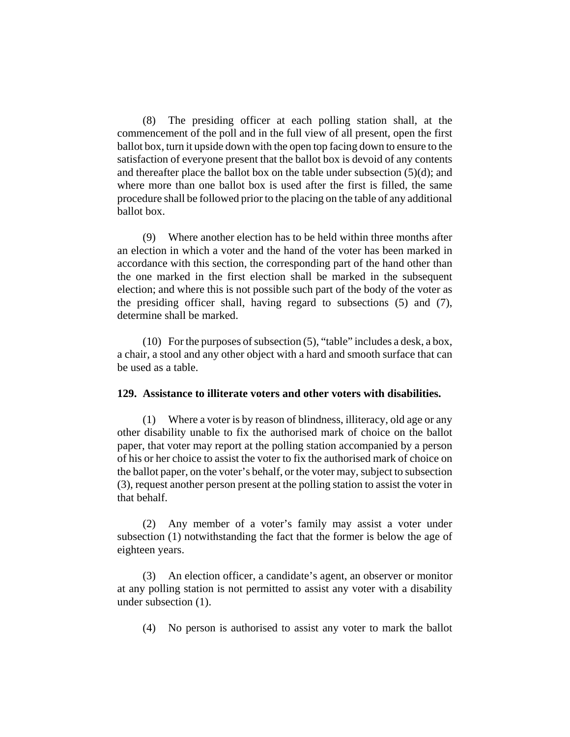(8) The presiding officer at each polling station shall, at the commencement of the poll and in the full view of all present, open the first ballot box, turn it upside down with the open top facing down to ensure to the satisfaction of everyone present that the ballot box is devoid of any contents and thereafter place the ballot box on the table under subsection (5)(d); and where more than one ballot box is used after the first is filled, the same procedure shall be followed prior to the placing on the table of any additional ballot box.

(9) Where another election has to be held within three months after an election in which a voter and the hand of the voter has been marked in accordance with this section, the corresponding part of the hand other than the one marked in the first election shall be marked in the subsequent election; and where this is not possible such part of the body of the voter as the presiding officer shall, having regard to subsections (5) and (7), determine shall be marked.

(10) For the purposes of subsection (5), "table" includes a desk, a box, a chair, a stool and any other object with a hard and smooth surface that can be used as a table.

**129. Assistance to illiterate voters and other voters with disabilities.**

(1) Where a voter is by reason of blindness, illiteracy, old age or any other disability unable to fix the authorised mark of choice on the ballot paper, that voter may report at the polling station accompanied by a person of his or her choice to assist the voter to fix the authorised mark of choice on the ballot paper, on the voter's behalf, or the voter may, subject to subsection (3), request another person present at the polling station to assist the voter in that behalf.

(2) Any member of a voter's family may assist a voter under subsection (1) notwithstanding the fact that the former is below the age of eighteen years.

(3) An election officer, a candidate's agent, an observer or monitor at any polling station is not permitted to assist any voter with a disability under subsection (1).

(4) No person is authorised to assist any voter to mark the ballot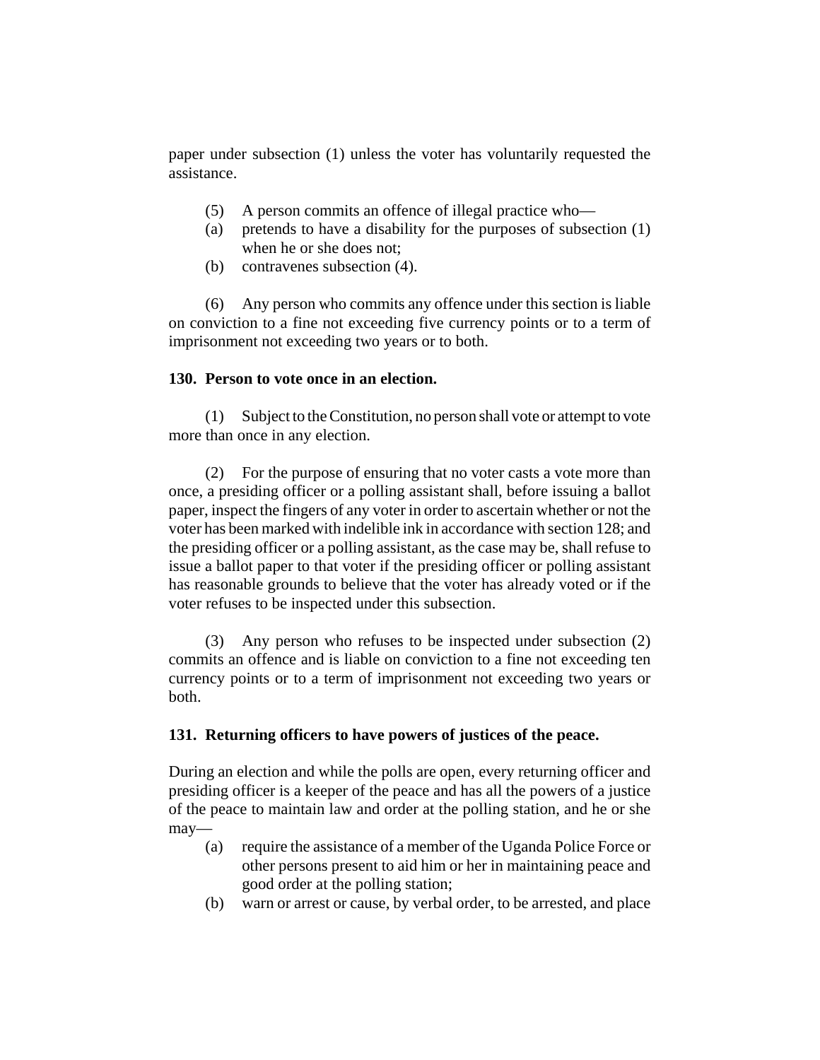paper under subsection (1) unless the voter has voluntarily requested the assistance.

(5) A person commits an offence of illegal practice who—

(a) pretends to have a disability for the purposes of subsection (1) when he or she does not;

(b) contravenes subsection (4).

(6) Any person who commits any offence under this section is liable on conviction to a fine not exceeding five currency points or to a term of imprisonment not exceeding two years or to both.

**130. Person to vote once in an election.**

(1) Subject to the Constitution, no person shall vote or attempt to vote more than once in any election.

(2) For the purpose of ensuring that no voter casts a vote more than once, a presiding officer or a polling assistant shall, before issuing a ballot paper, inspect the fingers of any voter in order to ascertain whether or not the voter has been marked with indelible ink in accordance with section 128; and the presiding officer or a polling assistant, as the case may be, shall refuse to issue a ballot paper to that voter if the presiding officer or polling assistant has reasonable grounds to believe that the voter has already voted or if the voter refuses to be inspected under this subsection.

(3) Any person who refuses to be inspected under subsection (2) commits an offence and is liable on conviction to a fine not exceeding ten currency points or to a term of imprisonment not exceeding two years or both.

**131. Returning officers to have powers of justices of the peace.**

During an election and while the polls are open, every returning officer and presiding officer is a keeper of the peace and has all the powers of a justice of the peace to maintain law and order at the polling station, and he or she may—

(a) require the assistance of a member of the Uganda Police Force or other persons present to aid him or her in maintaining peace and good order at the polling station;

(b) warn or arrest or cause, by verbal order, to be arrested, and place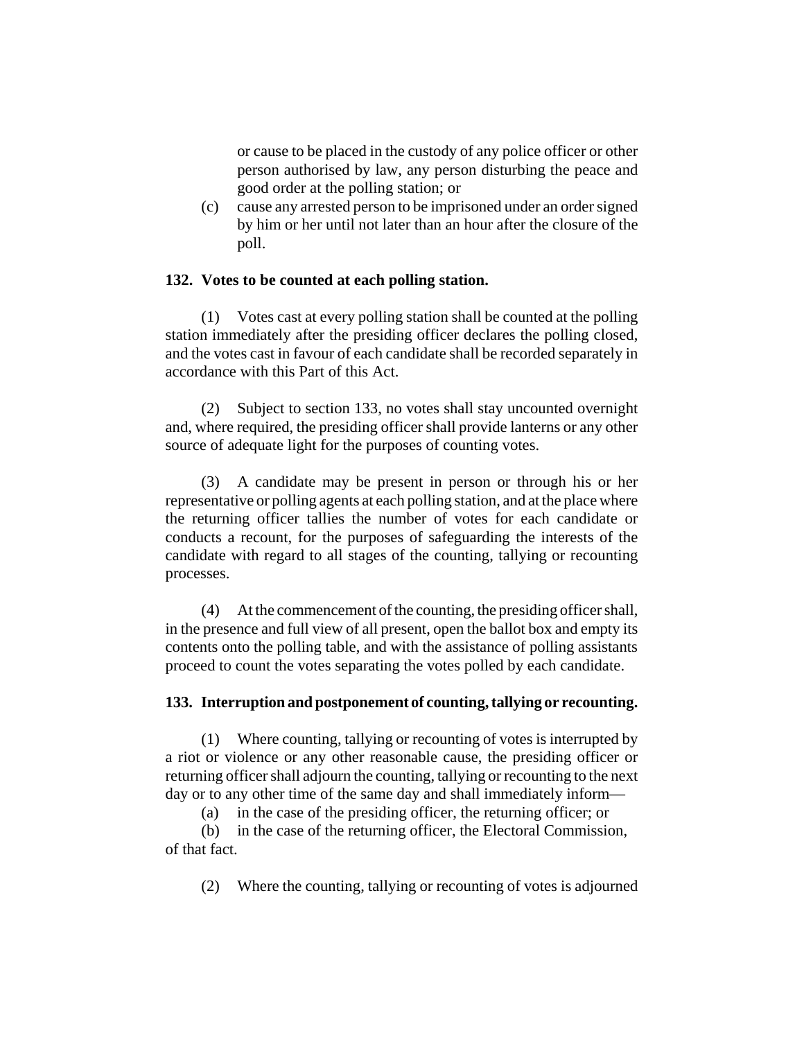or cause to be placed in the custody of any police officer or other person authorised by law, any person disturbing the peace and good order at the polling station; or

(c) cause any arrested person to be imprisoned under an order signed by him or her until not later than an hour after the closure of the poll.

**132. Votes to be counted at each polling station.**

(1) Votes cast at every polling station shall be counted at the polling station immediately after the presiding officer declares the polling closed, and the votes cast in favour of each candidate shall be recorded separately in accordance with this Part of this Act.

(2) Subject to section 133, no votes shall stay uncounted overnight and, where required, the presiding officer shall provide lanterns or any other source of adequate light for the purposes of counting votes.

(3) A candidate may be present in person or through his or her representative or polling agents at each polling station, and at the place where the returning officer tallies the number of votes for each candidate or conducts a recount, for the purposes of safeguarding the interests of the candidate with regard to all stages of the counting, tallying or recounting processes.

(4) At the commencement of the counting, the presiding officer shall, in the presence and full view of all present, open the ballot box and empty its contents onto the polling table, and with the assistance of polling assistants proceed to count the votes separating the votes polled by each candidate.

**133. Interruption and postponement of counting, tallying or recounting.**

(1) Where counting, tallying or recounting of votes is interrupted by a riot or violence or any other reasonable cause, the presiding officer or returning officer shall adjourn the counting, tallying or recounting to the next day or to any other time of the same day and shall immediately inform—

(a) in the case of the presiding officer, the returning officer; or

(b) in the case of the returning officer, the Electoral Commission,

of that fact.

(2) Where the counting, tallying or recounting of votes is adjourned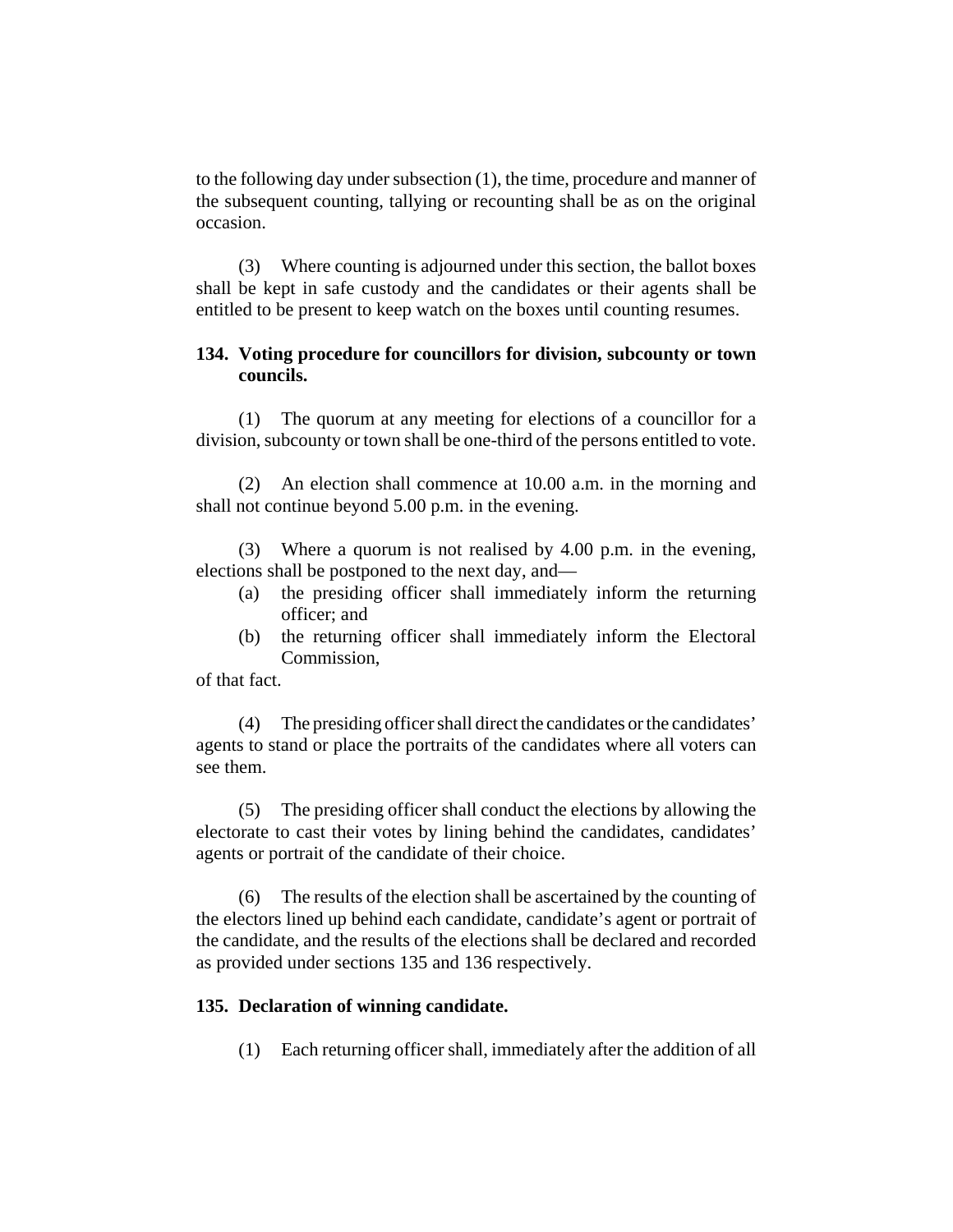to the following day under subsection (1), the time, procedure and manner of the subsequent counting, tallying or recounting shall be as on the original occasion.

(3) Where counting is adjourned under this section, the ballot boxes shall be kept in safe custody and the candidates or their agents shall be entitled to be present to keep watch on the boxes until counting resumes.

**134. Voting procedure for councillors for division, subcounty or town councils.**

(1) The quorum at any meeting for elections of a councillor for a division, subcounty or town shall be one-third of the persons entitled to vote.

(2) An election shall commence at 10.00 a.m. in the morning and shall not continue beyond 5.00 p.m. in the evening.

(3) Where a quorum is not realised by 4.00 p.m. in the evening, elections shall be postponed to the next day, and—

- (a) the presiding officer shall immediately inform the returning officer; and
- (b) the returning officer shall immediately inform the Electoral Commission,

of that fact.

(4) The presiding officer shall direct the candidates or the candidates' agents to stand or place the portraits of the candidates where all voters can see them.

(5) The presiding officer shall conduct the elections by allowing the electorate to cast their votes by lining behind the candidates, candidates' agents or portrait of the candidate of their choice.

(6) The results of the election shall be ascertained by the counting of the electors lined up behind each candidate, candidate's agent or portrait of the candidate, and the results of the elections shall be declared and recorded as provided under sections 135 and 136 respectively.

**135. Declaration of winning candidate.**

(1) Each returning officer shall, immediately after the addition of all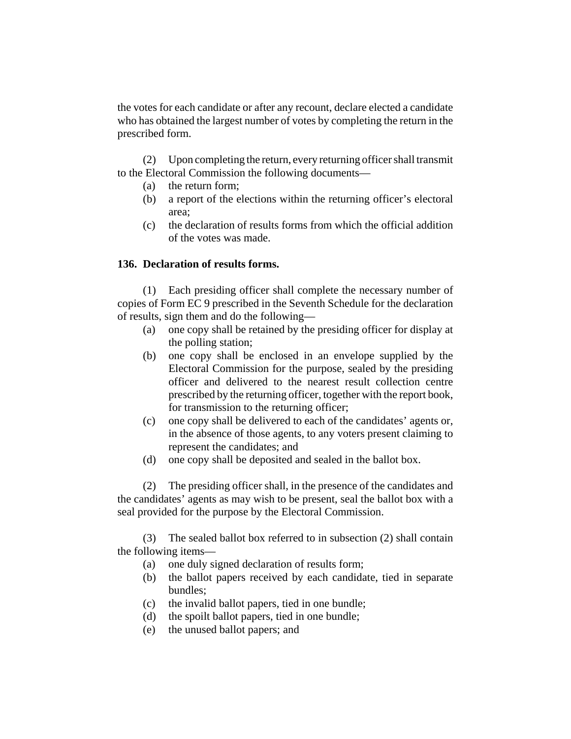the votes for each candidate or after any recount, declare elected a candidate who has obtained the largest number of votes by completing the return in the prescribed form.

(2) Upon completing the return, every returning officer shall transmit to the Electoral Commission the following documents—

- (a) the return form;
- (b) a report of the elections within the returning officer's electoral area;
- (c) the declaration of results forms from which the official addition of the votes was made.

**136. Declaration of results forms.**

(1) Each presiding officer shall complete the necessary number of copies of Form EC 9 prescribed in the Seventh Schedule for the declaration of results, sign them and do the following—

- (a) one copy shall be retained by the presiding officer for display at the polling station;
- (b) one copy shall be enclosed in an envelope supplied by the Electoral Commission for the purpose, sealed by the presiding officer and delivered to the nearest result collection centre prescribed by the returning officer, together with the report book, for transmission to the returning officer;
- (c) one copy shall be delivered to each of the candidates' agents or, in the absence of those agents, to any voters present claiming to represent the candidates; and
- (d) one copy shall be deposited and sealed in the ballot box.

(2) The presiding officer shall, in the presence of the candidates and the candidates' agents as may wish to be present, seal the ballot box with a seal provided for the purpose by the Electoral Commission.

(3) The sealed ballot box referred to in subsection (2) shall contain the following items—

- (a) one duly signed declaration of results form;
- (b) the ballot papers received by each candidate, tied in separate bundles;
- (c) the invalid ballot papers, tied in one bundle;
- (d) the spoilt ballot papers, tied in one bundle;
- (e) the unused ballot papers; and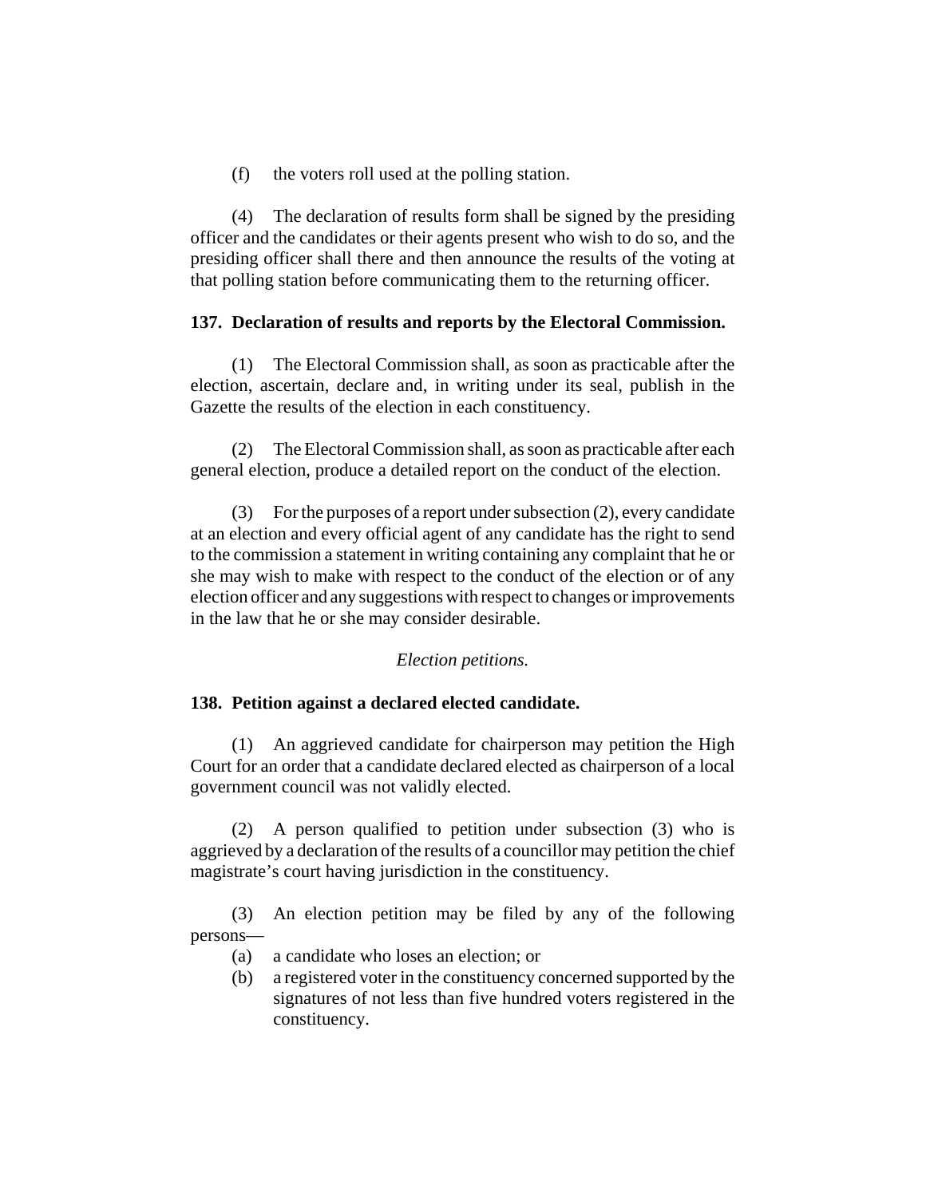(f) the voters roll used at the polling station.

(4) The declaration of results form shall be signed by the presiding officer and the candidates or their agents present who wish to do so, and the presiding officer shall there and then announce the results of the voting at that polling station before communicating them to the returning officer.

**137. Declaration of results and reports by the Electoral Commission.**

(1) The Electoral Commission shall, as soon as practicable after the election, ascertain, declare and, in writing under its seal, publish in the Gazette the results of the election in each constituency.

(2) The Electoral Commission shall, as soon as practicable after each general election, produce a detailed report on the conduct of the election.

(3) For the purposes of a report under subsection (2), every candidate at an election and every official agent of any candidate has the right to send to the commission a statement in writing containing any complaint that he or she may wish to make with respect to the conduct of the election or of any election officer and any suggestions with respect to changes or improvements in the law that he or she may consider desirable.

*Election petitions.*

**138. Petition against a declared elected candidate.**

(1) An aggrieved candidate for chairperson may petition the High Court for an order that a candidate declared elected as chairperson of a local government council was not validly elected.

(2) A person qualified to petition under subsection (3) who is aggrieved by a declaration of the results of a councillor may petition the chief magistrate's court having jurisdiction in the constituency.

(3) An election petition may be filed by any of the following persons—

(a) a candidate who loses an election; or

(b) a registered voter in the constituency concerned supported by the signatures of not less than five hundred voters registered in the constituency.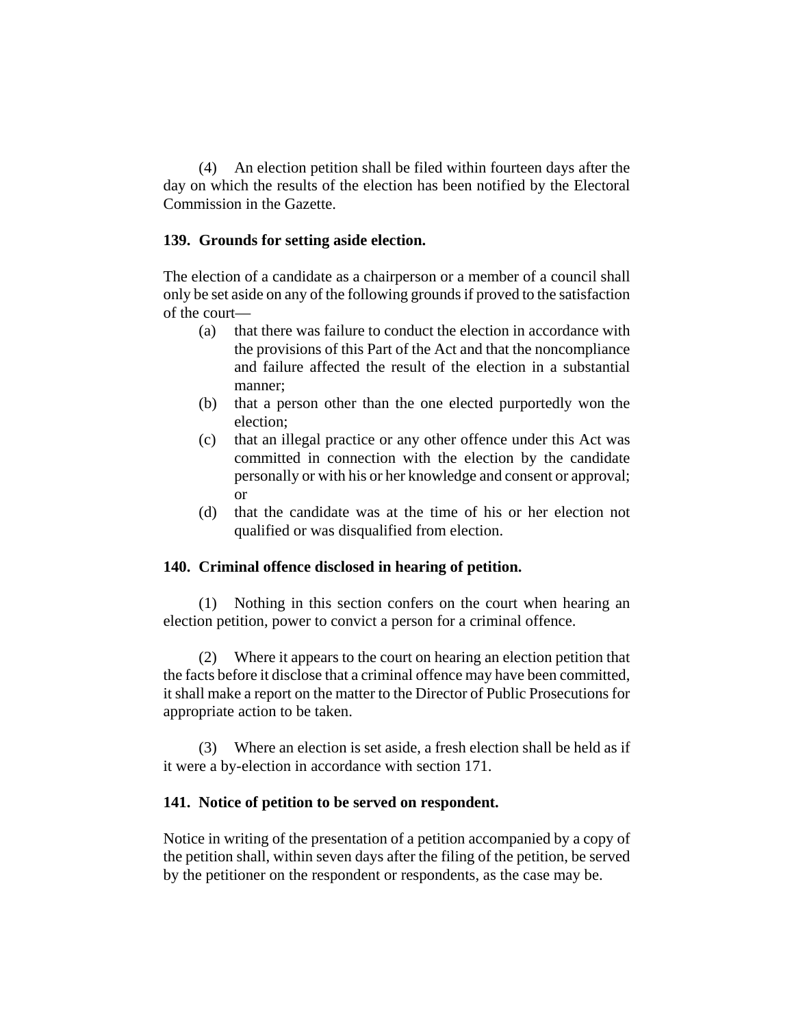(4) An election petition shall be filed within fourteen days after the day on which the results of the election has been notified by the Electoral Commission in the Gazette.

**139. Grounds for setting aside election.**

The election of a candidate as a chairperson or a member of a council shall only be set aside on any of the following grounds if proved to the satisfaction of the court—

(a) that there was failure to conduct the election in accordance with the provisions of this Part of the Act and that the noncompliance and failure affected the result of the election in a substantial manner;

(b) that a person other than the one elected purportedly won the election;

(c) that an illegal practice or any other offence under this Act was committed in connection with the election by the candidate personally or with his or her knowledge and consent or approval; or

(d) that the candidate was at the time of his or her election not qualified or was disqualified from election.

**140. Criminal offence disclosed in hearing of petition.**

(1) Nothing in this section confers on the court when hearing an election petition, power to convict a person for a criminal offence.

(2) Where it appears to the court on hearing an election petition that the facts before it disclose that a criminal offence may have been committed, it shall make a report on the matter to the Director of Public Prosecutions for appropriate action to be taken.

(3) Where an election is set aside, a fresh election shall be held as if it were a by-election in accordance with section 171.

**141. Notice of petition to be served on respondent.**

Notice in writing of the presentation of a petition accompanied by a copy of the petition shall, within seven days after the filing of the petition, be served by the petitioner on the respondent or respondents, as the case may be.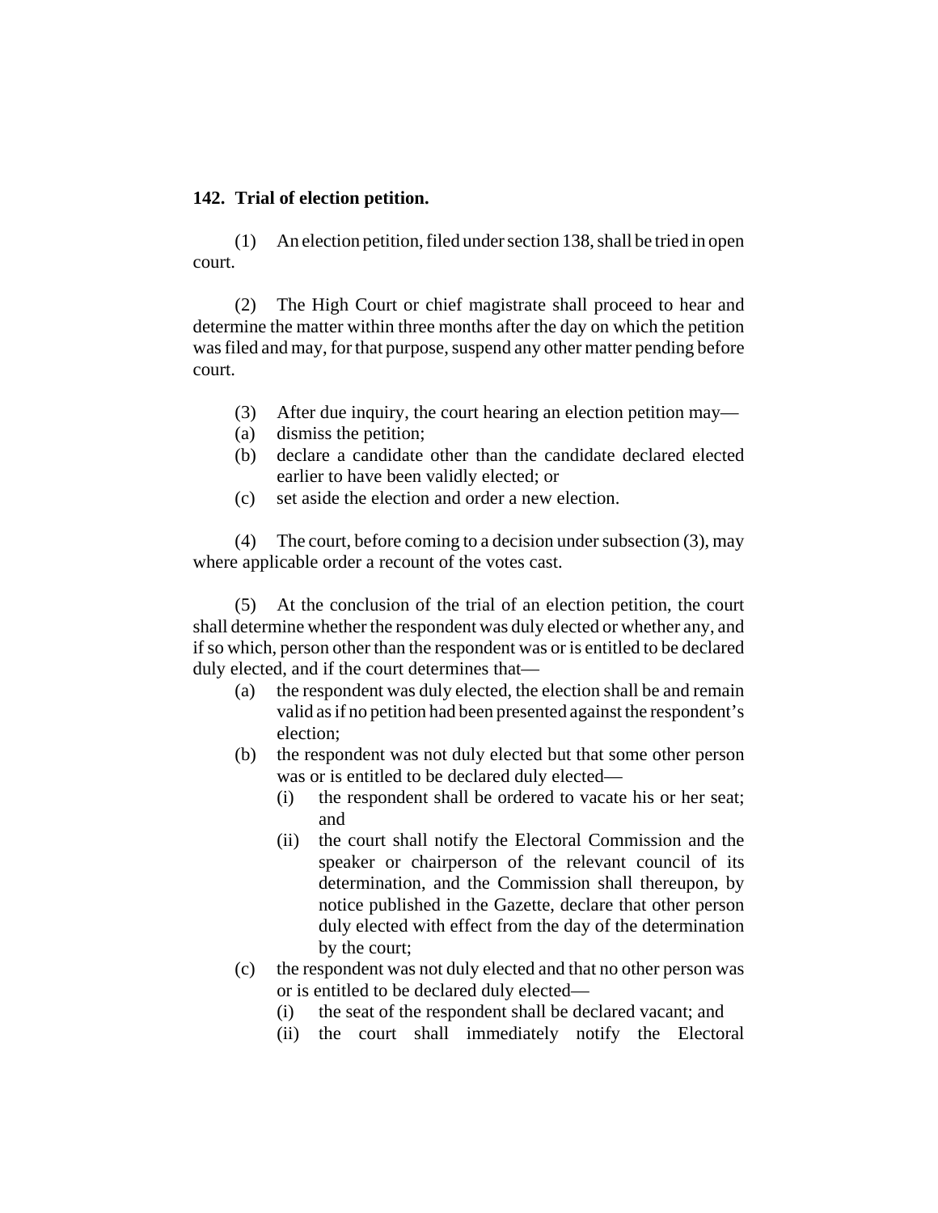**142. Trial of election petition.**

(1) An election petition, filed under section 138, shall be tried in open court.

(2) The High Court or chief magistrate shall proceed to hear and determine the matter within three months after the day on which the petition was filed and may, for that purpose, suspend any other matter pending before court.

(3) After due inquiry, the court hearing an election petition may—

(a) dismiss the petition;

(b) declare a candidate other than the candidate declared elected earlier to have been validly elected; or

(c) set aside the election and order a new election.

(4) The court, before coming to a decision under subsection (3), may where applicable order a recount of the votes cast.

(5) At the conclusion of the trial of an election petition, the court shall determine whether the respondent was duly elected or whether any, and if so which, person other than the respondent was or is entitled to be declared duly elected, and if the court determines that—

(a) the respondent was duly elected, the election shall be and remain valid as if no petition had been presented against the respondent's election;

(b) the respondent was not duly elected but that some other person was or is entitled to be declared duly elected—

   (i) the respondent shall be ordered to vacate his or her seat; and

   (ii) the court shall notify the Electoral Commission and the speaker or chairperson of the relevant council of its determination, and the Commission shall thereupon, by notice published in the Gazette, declare that other person duly elected with effect from the day of the determination by the court;

(c) the respondent was not duly elected and that no other person was or is entitled to be declared duly elected—

   (i) the seat of the respondent shall be declared vacant; and

   (ii) the court shall immediately notify the Electoral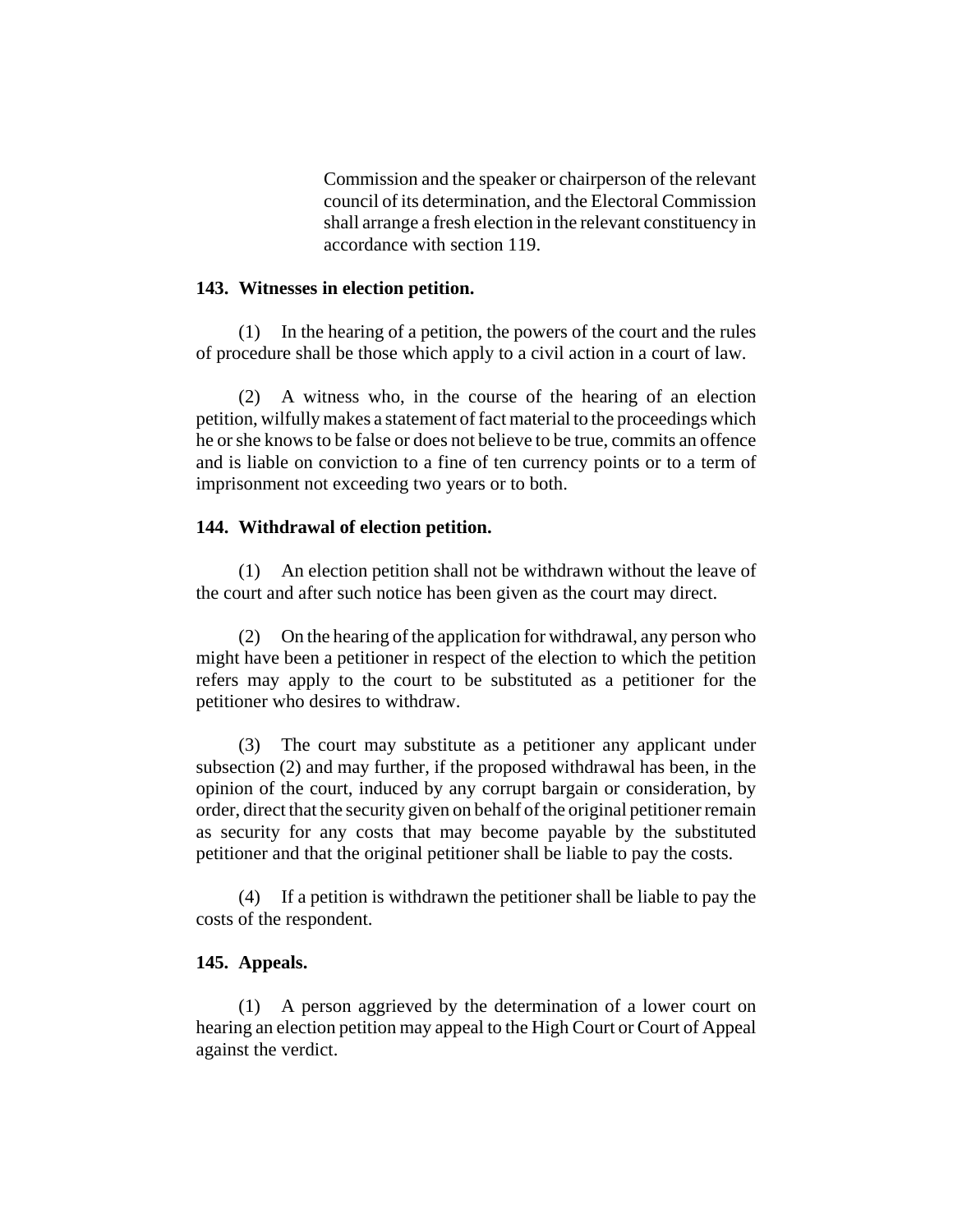Commission and the speaker or chairperson of the relevant council of its determination, and the Electoral Commission shall arrange a fresh election in the relevant constituency in accordance with section 119.

**143. Witnesses in election petition.**

(1) In the hearing of a petition, the powers of the court and the rules of procedure shall be those which apply to a civil action in a court of law.

(2) A witness who, in the course of the hearing of an election petition, wilfully makes a statement of fact material to the proceedings which he or she knows to be false or does not believe to be true, commits an offence and is liable on conviction to a fine of ten currency points or to a term of imprisonment not exceeding two years or to both.

**144. Withdrawal of election petition.**

(1) An election petition shall not be withdrawn without the leave of the court and after such notice has been given as the court may direct.

(2) On the hearing of the application for withdrawal, any person who might have been a petitioner in respect of the election to which the petition refers may apply to the court to be substituted as a petitioner for the petitioner who desires to withdraw.

(3) The court may substitute as a petitioner any applicant under subsection (2) and may further, if the proposed withdrawal has been, in the opinion of the court, induced by any corrupt bargain or consideration, by order, direct that the security given on behalf of the original petitioner remain as security for any costs that may become payable by the substituted petitioner and that the original petitioner shall be liable to pay the costs.

(4) If a petition is withdrawn the petitioner shall be liable to pay the costs of the respondent.

**145. Appeals.**

(1) A person aggrieved by the determination of a lower court on hearing an election petition may appeal to the High Court or Court of Appeal against the verdict.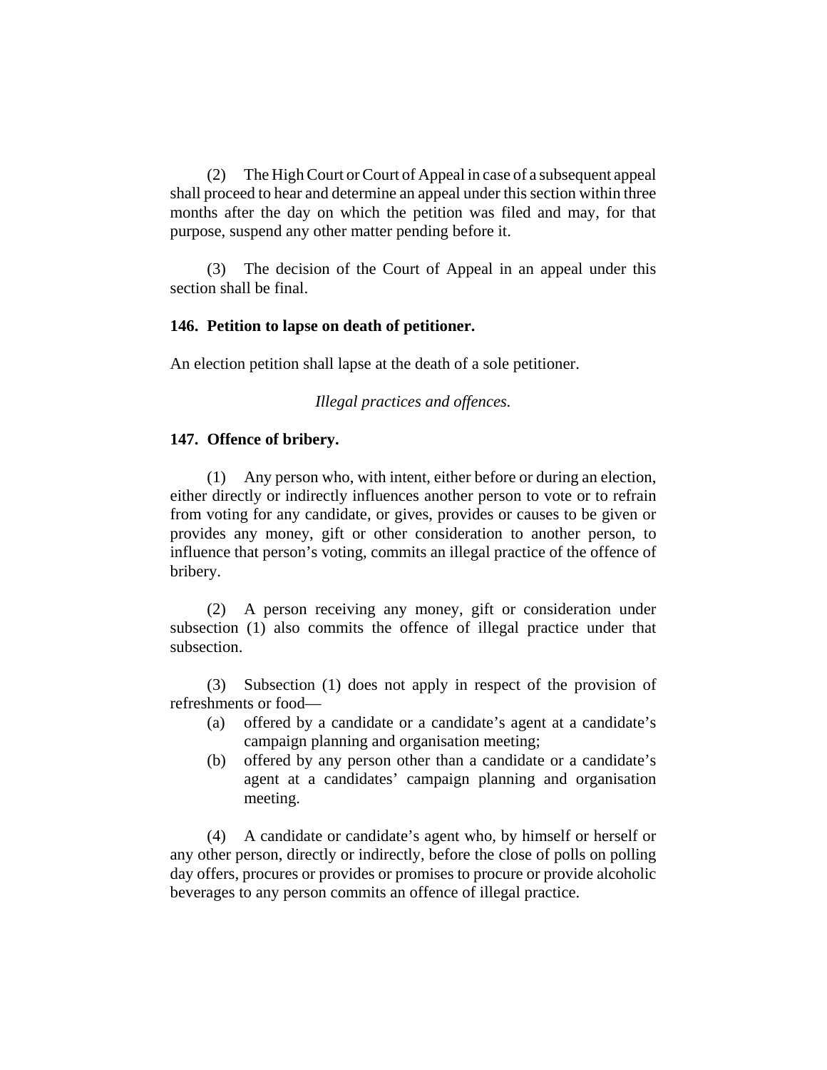(2) The High Court or Court of Appeal in case of a subsequent appeal shall proceed to hear and determine an appeal under this section within three months after the day on which the petition was filed and may, for that purpose, suspend any other matter pending before it.

(3) The decision of the Court of Appeal in an appeal under this section shall be final.

**146. Petition to lapse on death of petitioner.**

An election petition shall lapse at the death of a sole petitioner.

*Illegal practices and offences.*

**147. Offence of bribery.**

(1) Any person who, with intent, either before or during an election, either directly or indirectly influences another person to vote or to refrain from voting for any candidate, or gives, provides or causes to be given or provides any money, gift or other consideration to another person, to influence that person's voting, commits an illegal practice of the offence of bribery.

(2) A person receiving any money, gift or consideration under subsection (1) also commits the offence of illegal practice under that subsection.

(3) Subsection (1) does not apply in respect of the provision of refreshments or food—

- (a) offered by a candidate or a candidate's agent at a candidate's campaign planning and organisation meeting;
- (b) offered by any person other than a candidate or a candidate's agent at a candidates' campaign planning and organisation meeting.

(4) A candidate or candidate's agent who, by himself or herself or any other person, directly or indirectly, before the close of polls on polling day offers, procures or provides or promises to procure or provide alcoholic beverages to any person commits an offence of illegal practice.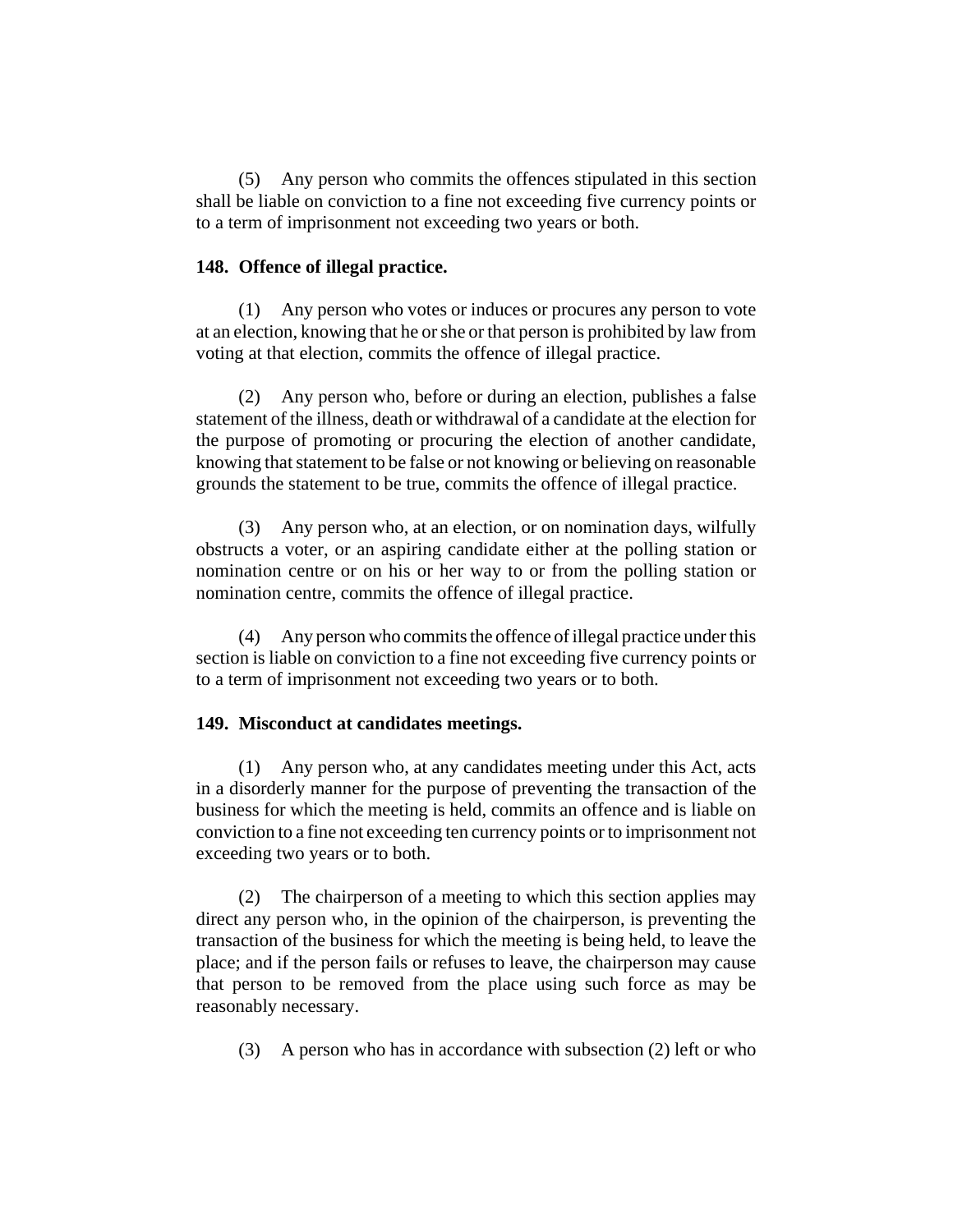(5) Any person who commits the offences stipulated in this section shall be liable on conviction to a fine not exceeding five currency points or to a term of imprisonment not exceeding two years or both.

**148. Offence of illegal practice.**

(1) Any person who votes or induces or procures any person to vote at an election, knowing that he or she or that person is prohibited by law from voting at that election, commits the offence of illegal practice.

(2) Any person who, before or during an election, publishes a false statement of the illness, death or withdrawal of a candidate at the election for the purpose of promoting or procuring the election of another candidate, knowing that statement to be false or not knowing or believing on reasonable grounds the statement to be true, commits the offence of illegal practice.

(3) Any person who, at an election, or on nomination days, wilfully obstructs a voter, or an aspiring candidate either at the polling station or nomination centre or on his or her way to or from the polling station or nomination centre, commits the offence of illegal practice.

(4) Any person who commits the offence of illegal practice under this section is liable on conviction to a fine not exceeding five currency points or to a term of imprisonment not exceeding two years or to both.

**149. Misconduct at candidates meetings.**

(1) Any person who, at any candidates meeting under this Act, acts in a disorderly manner for the purpose of preventing the transaction of the business for which the meeting is held, commits an offence and is liable on conviction to a fine not exceeding ten currency points or to imprisonment not exceeding two years or to both.

(2) The chairperson of a meeting to which this section applies may direct any person who, in the opinion of the chairperson, is preventing the transaction of the business for which the meeting is being held, to leave the place; and if the person fails or refuses to leave, the chairperson may cause that person to be removed from the place using such force as may be reasonably necessary.

(3) A person who has in accordance with subsection (2) left or who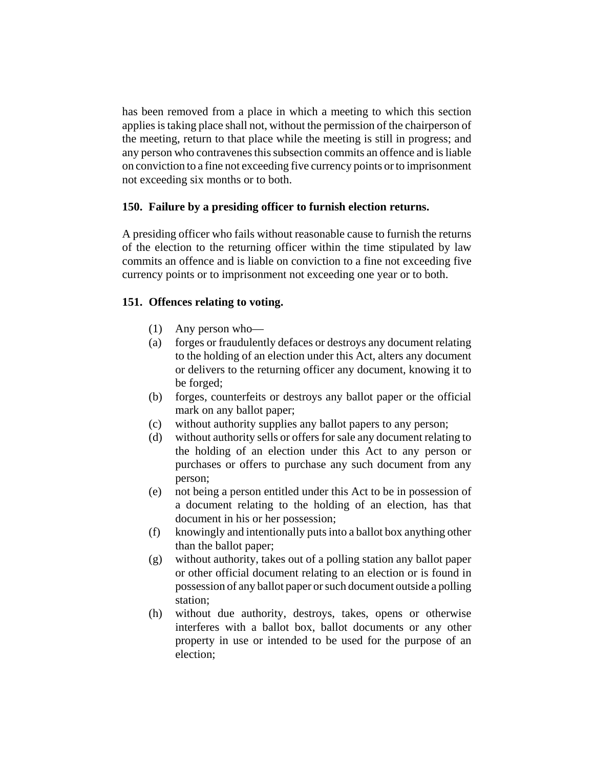has been removed from a place in which a meeting to which this section applies is taking place shall not, without the permission of the chairperson of the meeting, return to that place while the meeting is still in progress; and any person who contravenes this subsection commits an offence and is liable on conviction to a fine not exceeding five currency points or to imprisonment not exceeding six months or to both.

**150. Failure by a presiding officer to furnish election returns.**

A presiding officer who fails without reasonable cause to furnish the returns of the election to the returning officer within the time stipulated by law commits an offence and is liable on conviction to a fine not exceeding five currency points or to imprisonment not exceeding one year or to both.

**151. Offences relating to voting.**

(1) Any person who—

(a) forges or fraudulently defaces or destroys any document relating to the holding of an election under this Act, alters any document or delivers to the returning officer any document, knowing it to be forged;

(b) forges, counterfeits or destroys any ballot paper or the official mark on any ballot paper;

(c) without authority supplies any ballot papers to any person;

(d) without authority sells or offers for sale any document relating to the holding of an election under this Act to any person or purchases or offers to purchase any such document from any person;

(e) not being a person entitled under this Act to be in possession of a document relating to the holding of an election, has that document in his or her possession;

(f) knowingly and intentionally puts into a ballot box anything other than the ballot paper;

(g) without authority, takes out of a polling station any ballot paper or other official document relating to an election or is found in possession of any ballot paper or such document outside a polling station;

(h) without due authority, destroys, takes, opens or otherwise interferes with a ballot box, ballot documents or any other property in use or intended to be used for the purpose of an election;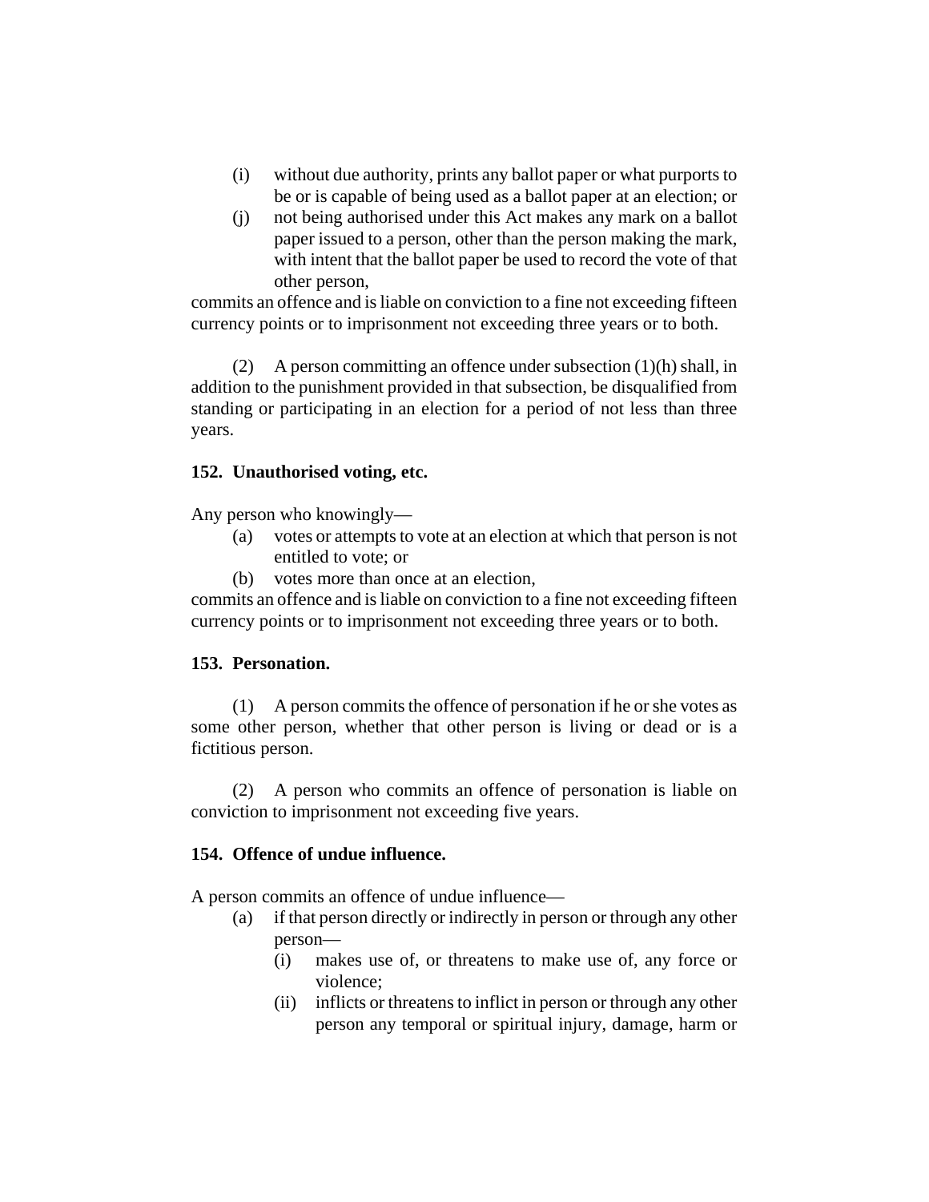(i) without due authority, prints any ballot paper or what purports to be or is capable of being used as a ballot paper at an election; or

(j) not being authorised under this Act makes any mark on a ballot paper issued to a person, other than the person making the mark, with intent that the ballot paper be used to record the vote of that other person,

commits an offence and is liable on conviction to a fine not exceeding fifteen currency points or to imprisonment not exceeding three years or to both.

(2) A person committing an offence under subsection (1)(h) shall, in addition to the punishment provided in that subsection, be disqualified from standing or participating in an election for a period of not less than three years.

**152. Unauthorised voting, etc.**

Any person who knowingly—

(a) votes or attempts to vote at an election at which that person is not entitled to vote; or

(b) votes more than once at an election,

commits an offence and is liable on conviction to a fine not exceeding fifteen currency points or to imprisonment not exceeding three years or to both.

**153. Personation.**

(1) A person commits the offence of personation if he or she votes as some other person, whether that other person is living or dead or is a fictitious person.

(2) A person who commits an offence of personation is liable on conviction to imprisonment not exceeding five years.

**154. Offence of undue influence.**

A person commits an offence of undue influence—

(a) if that person directly or indirectly in person or through any other person—

(i) makes use of, or threatens to make use of, any force or violence;

(ii) inflicts or threatens to inflict in person or through any other person any temporal or spiritual injury, damage, harm or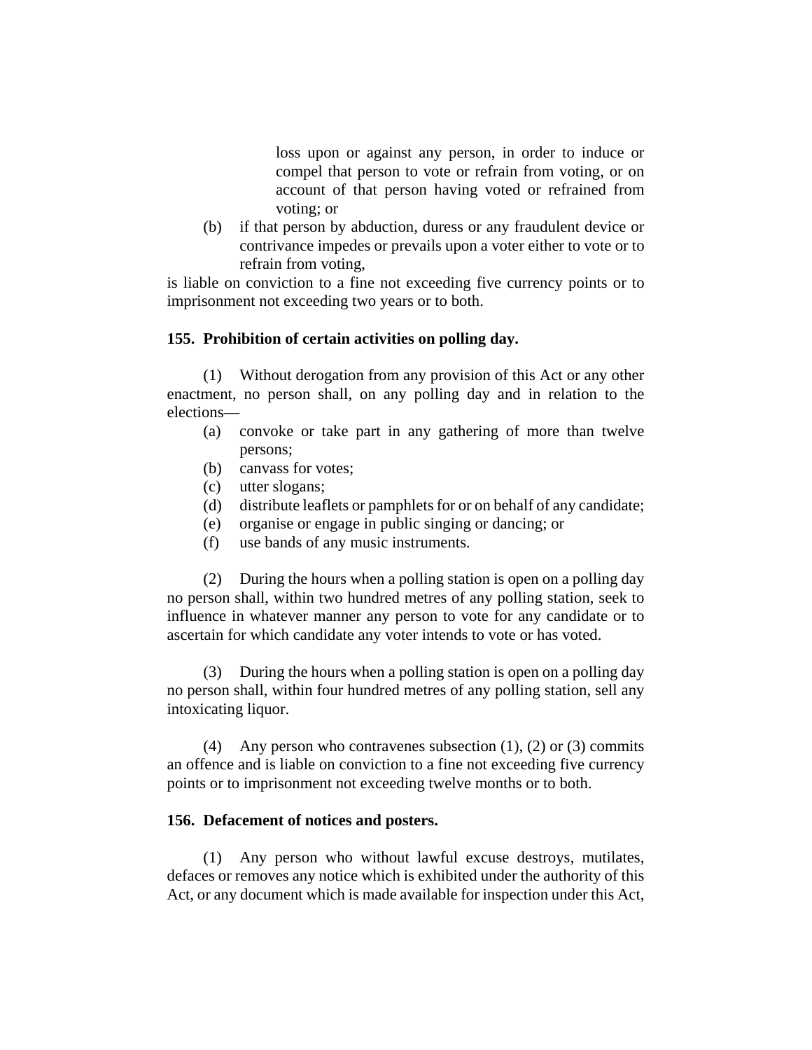loss upon or against any person, in order to induce or compel that person to vote or refrain from voting, or on account of that person having voted or refrained from voting; or

(b) if that person by abduction, duress or any fraudulent device or contrivance impedes or prevails upon a voter either to vote or to refrain from voting,

is liable on conviction to a fine not exceeding five currency points or to imprisonment not exceeding two years or to both.

**155. Prohibition of certain activities on polling day.**

(1) Without derogation from any provision of this Act or any other enactment, no person shall, on any polling day and in relation to the elections—

(a) convoke or take part in any gathering of more than twelve persons;
(b) canvass for votes;
(c) utter slogans;
(d) distribute leaflets or pamphlets for or on behalf of any candidate;
(e) organise or engage in public singing or dancing; or
(f) use bands of any music instruments.

(2) During the hours when a polling station is open on a polling day no person shall, within two hundred metres of any polling station, seek to influence in whatever manner any person to vote for any candidate or to ascertain for which candidate any voter intends to vote or has voted.

(3) During the hours when a polling station is open on a polling day no person shall, within four hundred metres of any polling station, sell any intoxicating liquor.

(4) Any person who contravenes subsection (1), (2) or (3) commits an offence and is liable on conviction to a fine not exceeding five currency points or to imprisonment not exceeding twelve months or to both.

**156. Defacement of notices and posters.**

(1) Any person who without lawful excuse destroys, mutilates, defaces or removes any notice which is exhibited under the authority of this Act, or any document which is made available for inspection under this Act,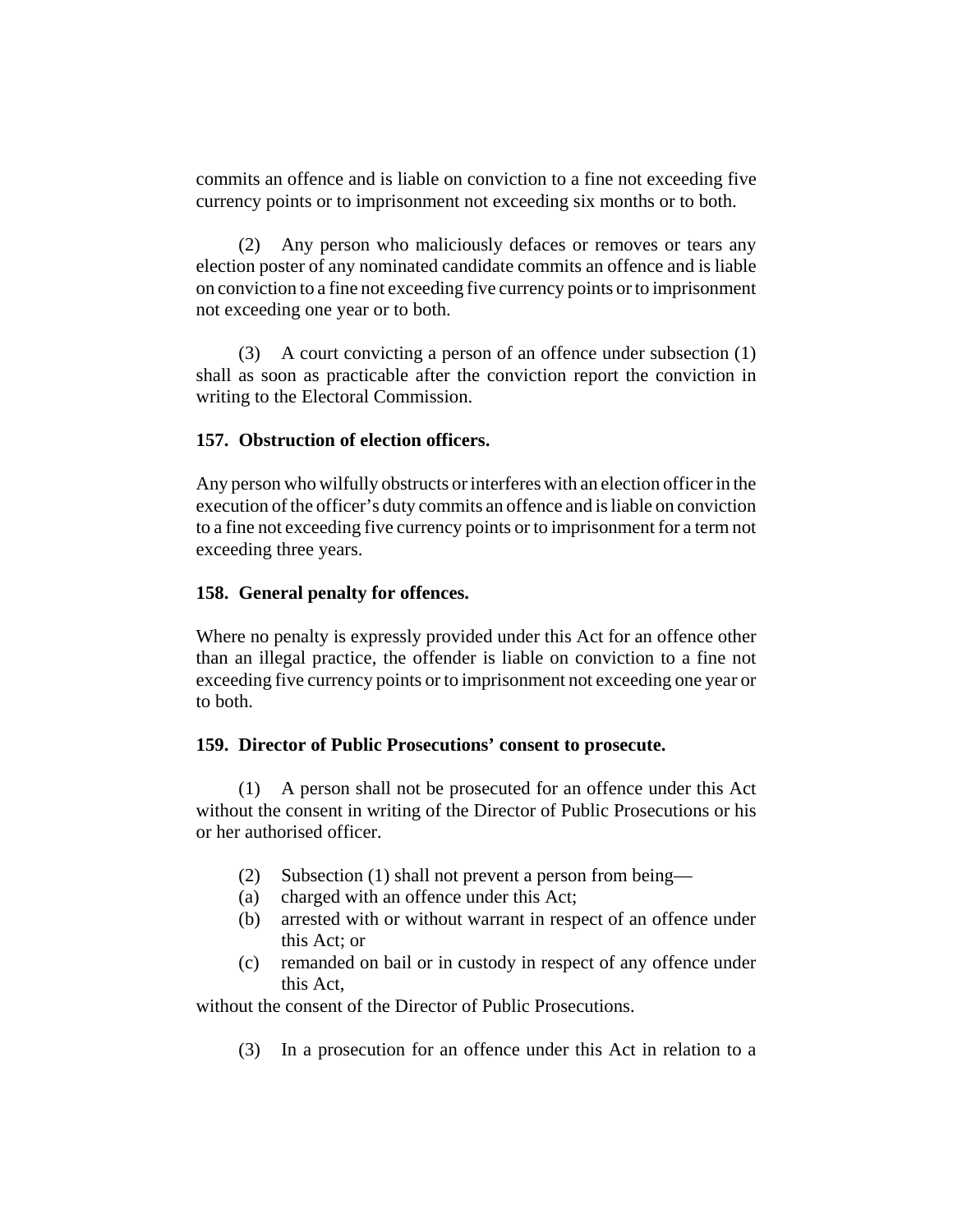commits an offence and is liable on conviction to a fine not exceeding five currency points or to imprisonment not exceeding six months or to both.

(2) Any person who maliciously defaces or removes or tears any election poster of any nominated candidate commits an offence and is liable on conviction to a fine not exceeding five currency points or to imprisonment not exceeding one year or to both.

(3) A court convicting a person of an offence under subsection (1) shall as soon as practicable after the conviction report the conviction in writing to the Electoral Commission.

**157. Obstruction of election officers.**

Any person who wilfully obstructs or interferes with an election officer in the execution of the officer's duty commits an offence and is liable on conviction to a fine not exceeding five currency points or to imprisonment for a term not exceeding three years.

**158. General penalty for offences.**

Where no penalty is expressly provided under this Act for an offence other than an illegal practice, the offender is liable on conviction to a fine not exceeding five currency points or to imprisonment not exceeding one year or to both.

**159. Director of Public Prosecutions' consent to prosecute.**

(1) A person shall not be prosecuted for an offence under this Act without the consent in writing of the Director of Public Prosecutions or his or her authorised officer.

(2) Subsection (1) shall not prevent a person from being—
(a) charged with an offence under this Act;
(b) arrested with or without warrant in respect of an offence under this Act; or
(c) remanded on bail or in custody in respect of any offence under this Act,

without the consent of the Director of Public Prosecutions.

(3) In a prosecution for an offence under this Act in relation to a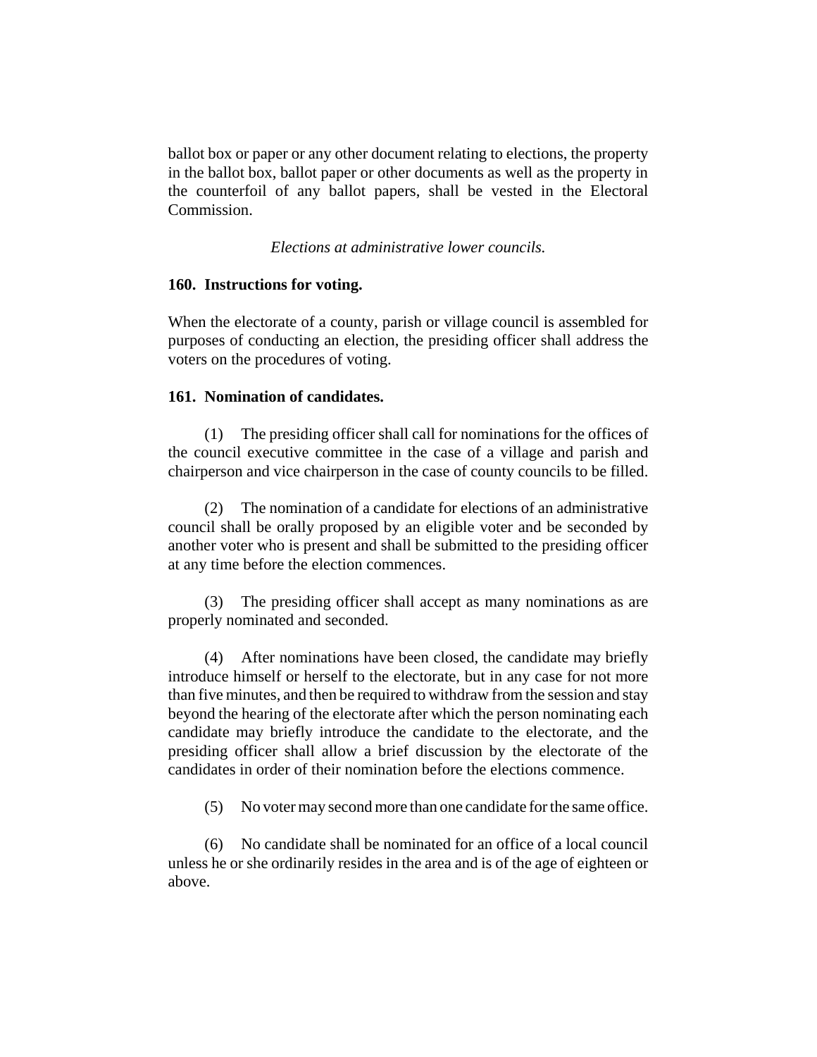ballot box or paper or any other document relating to elections, the property in the ballot box, ballot paper or other documents as well as the property in the counterfoil of any ballot papers, shall be vested in the Electoral Commission.

*Elections at administrative lower councils.*

**160. Instructions for voting.**

When the electorate of a county, parish or village council is assembled for purposes of conducting an election, the presiding officer shall address the voters on the procedures of voting.

**161. Nomination of candidates.**

(1) The presiding officer shall call for nominations for the offices of the council executive committee in the case of a village and parish and chairperson and vice chairperson in the case of county councils to be filled.

(2) The nomination of a candidate for elections of an administrative council shall be orally proposed by an eligible voter and be seconded by another voter who is present and shall be submitted to the presiding officer at any time before the election commences.

(3) The presiding officer shall accept as many nominations as are properly nominated and seconded.

(4) After nominations have been closed, the candidate may briefly introduce himself or herself to the electorate, but in any case for not more than five minutes, and then be required to withdraw from the session and stay beyond the hearing of the electorate after which the person nominating each candidate may briefly introduce the candidate to the electorate, and the presiding officer shall allow a brief discussion by the electorate of the candidates in order of their nomination before the elections commence.

(5) No voter may second more than one candidate for the same office.

(6) No candidate shall be nominated for an office of a local council unless he or she ordinarily resides in the area and is of the age of eighteen or above.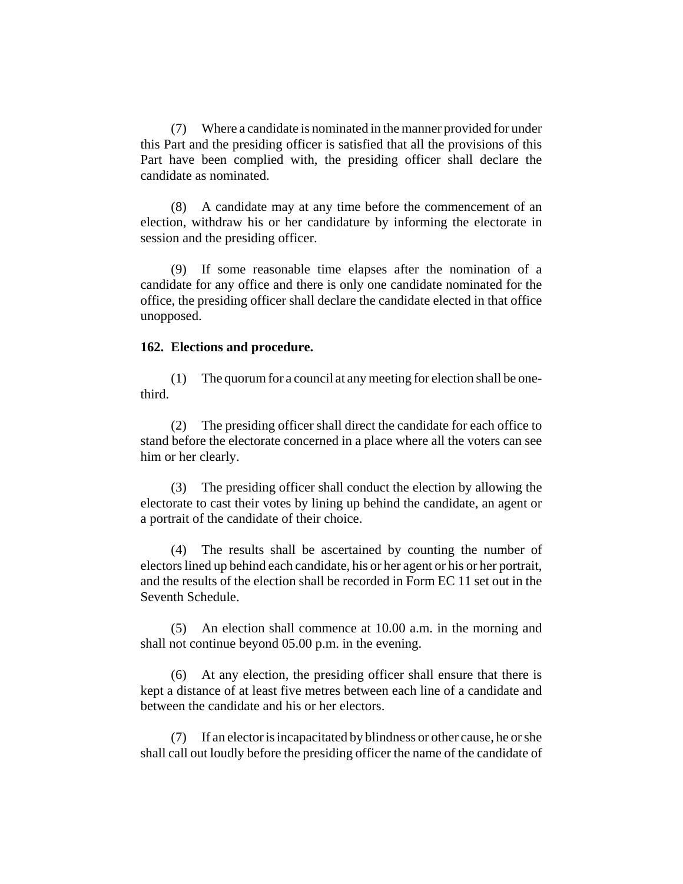(7) Where a candidate is nominated in the manner provided for under this Part and the presiding officer is satisfied that all the provisions of this Part have been complied with, the presiding officer shall declare the candidate as nominated.

(8) A candidate may at any time before the commencement of an election, withdraw his or her candidature by informing the electorate in session and the presiding officer.

(9) If some reasonable time elapses after the nomination of a candidate for any office and there is only one candidate nominated for the office, the presiding officer shall declare the candidate elected in that office unopposed.

**162. Elections and procedure.**

(1) The quorum for a council at any meeting for election shall be one-third.

(2) The presiding officer shall direct the candidate for each office to stand before the electorate concerned in a place where all the voters can see him or her clearly.

(3) The presiding officer shall conduct the election by allowing the electorate to cast their votes by lining up behind the candidate, an agent or a portrait of the candidate of their choice.

(4) The results shall be ascertained by counting the number of electors lined up behind each candidate, his or her agent or his or her portrait, and the results of the election shall be recorded in Form EC 11 set out in the Seventh Schedule.

(5) An election shall commence at 10.00 a.m. in the morning and shall not continue beyond 05.00 p.m. in the evening.

(6) At any election, the presiding officer shall ensure that there is kept a distance of at least five metres between each line of a candidate and between the candidate and his or her electors.

(7) If an elector is incapacitated by blindness or other cause, he or she shall call out loudly before the presiding officer the name of the candidate of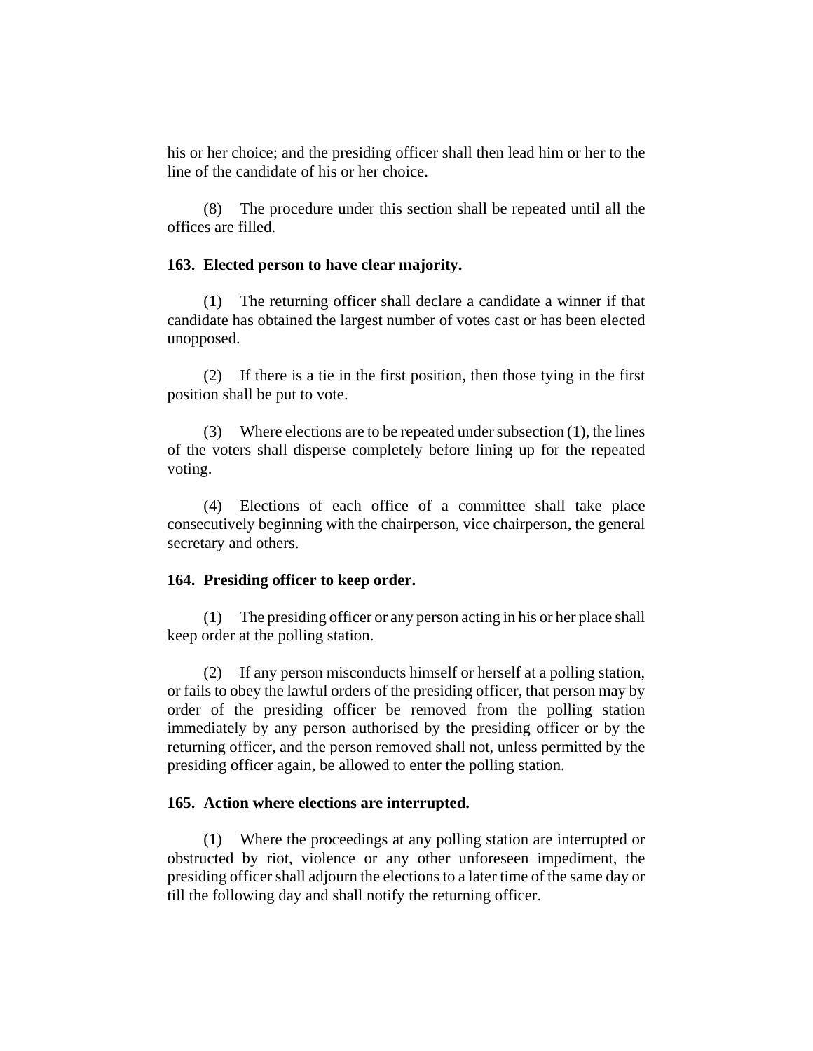his or her choice; and the presiding officer shall then lead him or her to the line of the candidate of his or her choice.

(8) The procedure under this section shall be repeated until all the offices are filled.

**163. Elected person to have clear majority.**

(1) The returning officer shall declare a candidate a winner if that candidate has obtained the largest number of votes cast or has been elected unopposed.

(2) If there is a tie in the first position, then those tying in the first position shall be put to vote.

(3) Where elections are to be repeated under subsection (1), the lines of the voters shall disperse completely before lining up for the repeated voting.

(4) Elections of each office of a committee shall take place consecutively beginning with the chairperson, vice chairperson, the general secretary and others.

**164. Presiding officer to keep order.**

(1) The presiding officer or any person acting in his or her place shall keep order at the polling station.

(2) If any person misconducts himself or herself at a polling station, or fails to obey the lawful orders of the presiding officer, that person may by order of the presiding officer be removed from the polling station immediately by any person authorised by the presiding officer or by the returning officer, and the person removed shall not, unless permitted by the presiding officer again, be allowed to enter the polling station.

**165. Action where elections are interrupted.**

(1) Where the proceedings at any polling station are interrupted or obstructed by riot, violence or any other unforeseen impediment, the presiding officer shall adjourn the elections to a later time of the same day or till the following day and shall notify the returning officer.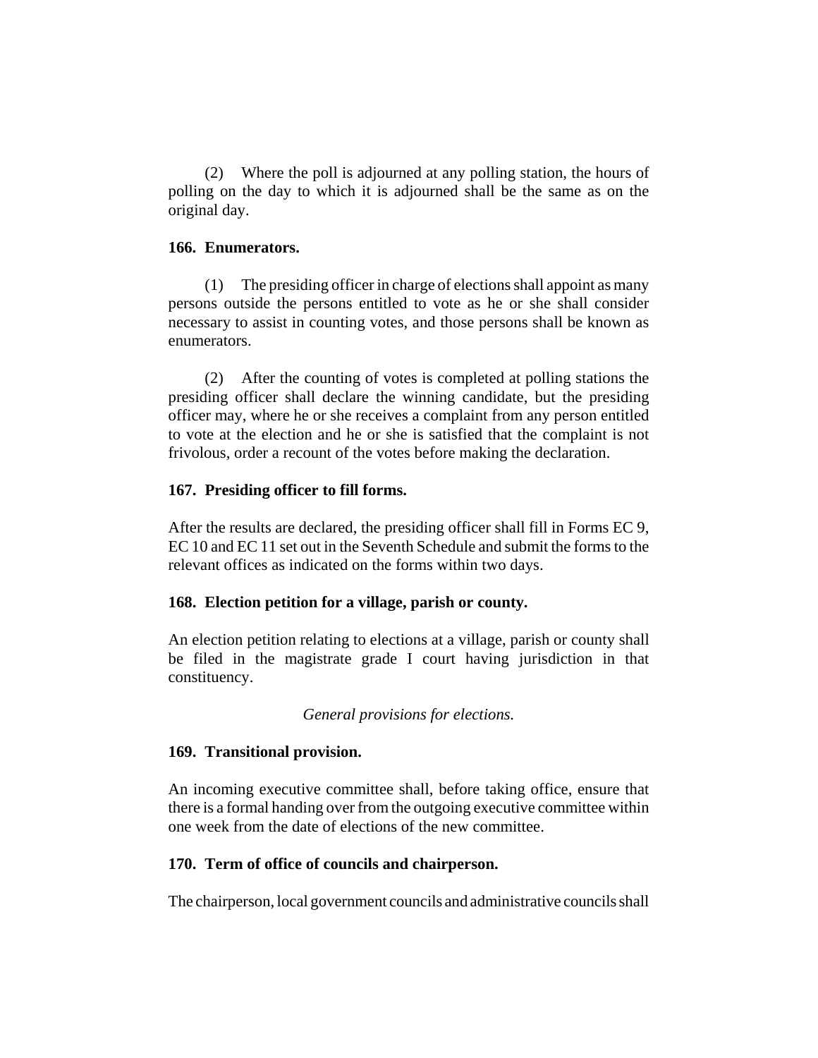(2) Where the poll is adjourned at any polling station, the hours of polling on the day to which it is adjourned shall be the same as on the original day.

**166. Enumerators.**

(1) The presiding officer in charge of elections shall appoint as many persons outside the persons entitled to vote as he or she shall consider necessary to assist in counting votes, and those persons shall be known as enumerators.

(2) After the counting of votes is completed at polling stations the presiding officer shall declare the winning candidate, but the presiding officer may, where he or she receives a complaint from any person entitled to vote at the election and he or she is satisfied that the complaint is not frivolous, order a recount of the votes before making the declaration.

**167. Presiding officer to fill forms.**

After the results are declared, the presiding officer shall fill in Forms EC 9, EC 10 and EC 11 set out in the Seventh Schedule and submit the forms to the relevant offices as indicated on the forms within two days.

**168. Election petition for a village, parish or county.**

An election petition relating to elections at a village, parish or county shall be filed in the magistrate grade I court having jurisdiction in that constituency.

*General provisions for elections.*

**169. Transitional provision.**

An incoming executive committee shall, before taking office, ensure that there is a formal handing over from the outgoing executive committee within one week from the date of elections of the new committee.

**170. Term of office of councils and chairperson.**

The chairperson, local government councils and administrative councils shall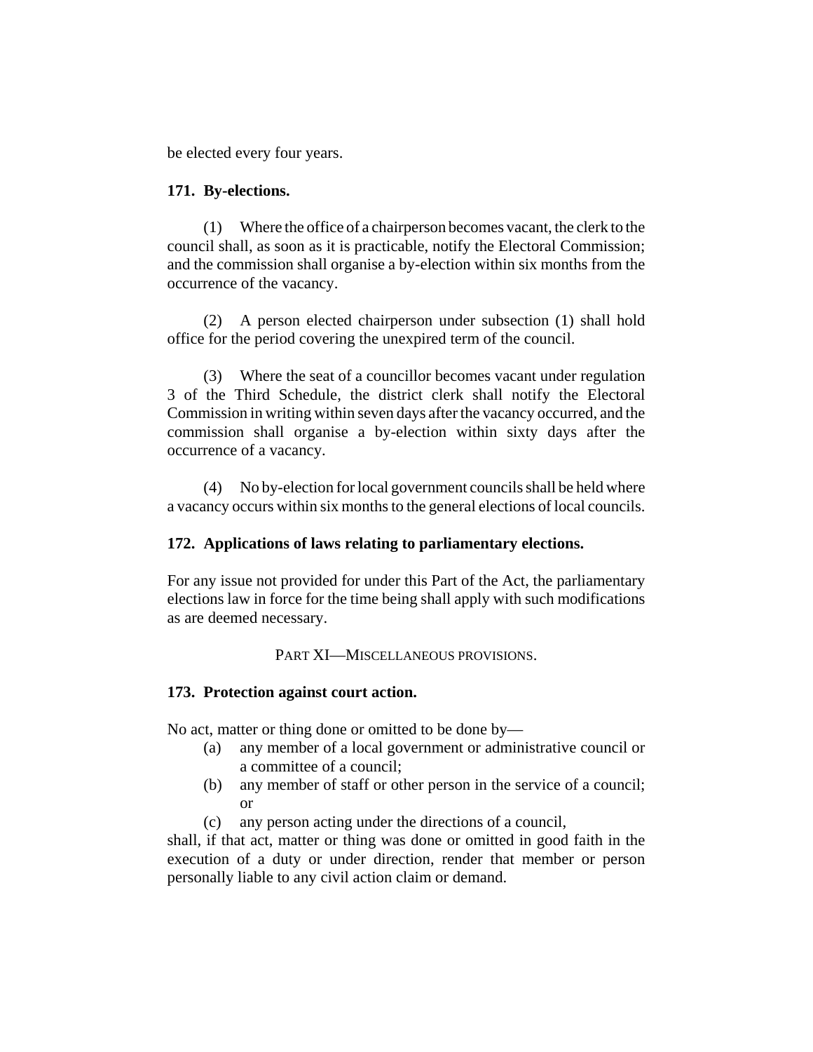be elected every four years.

**171. By-elections.**

(1) Where the office of a chairperson becomes vacant, the clerk to the council shall, as soon as it is practicable, notify the Electoral Commission; and the commission shall organise a by-election within six months from the occurrence of the vacancy.

(2) A person elected chairperson under subsection (1) shall hold office for the period covering the unexpired term of the council.

(3) Where the seat of a councillor becomes vacant under regulation 3 of the Third Schedule, the district clerk shall notify the Electoral Commission in writing within seven days after the vacancy occurred, and the commission shall organise a by-election within sixty days after the occurrence of a vacancy.

(4) No by-election for local government councils shall be held where a vacancy occurs within six months to the general elections of local councils.

**172. Applications of laws relating to parliamentary elections.**

For any issue not provided for under this Part of the Act, the parliamentary elections law in force for the time being shall apply with such modifications as are deemed necessary.

PART XI—MISCELLANEOUS PROVISIONS.

**173. Protection against court action.**

No act, matter or thing done or omitted to be done by—

- (a) any member of a local government or administrative council or a committee of a council;
- (b) any member of staff or other person in the service of a council; or
- (c) any person acting under the directions of a council,

shall, if that act, matter or thing was done or omitted in good faith in the execution of a duty or under direction, render that member or person personally liable to any civil action claim or demand.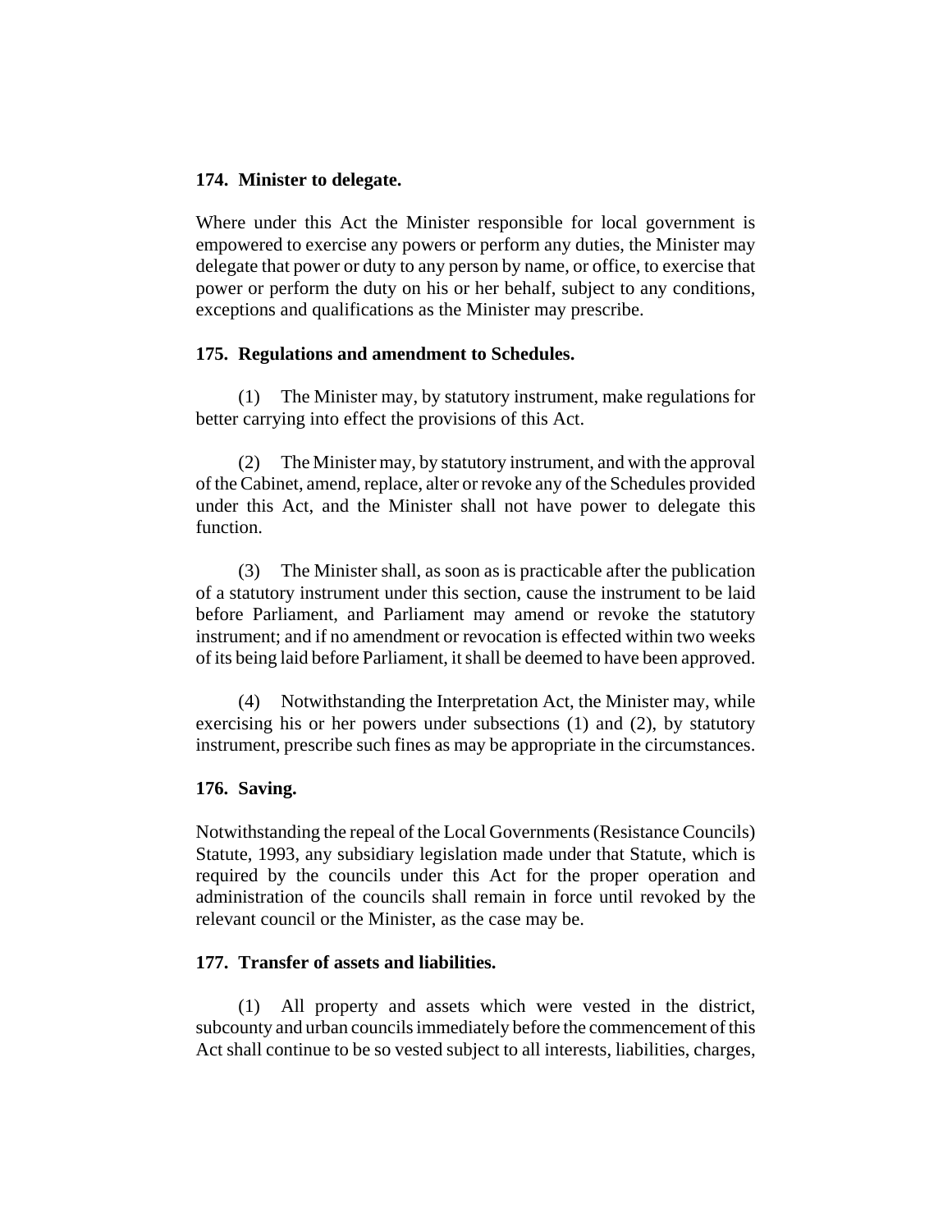### 174. Minister to delegate.

Where under this Act the Minister responsible for local government is empowered to exercise any powers or perform any duties, the Minister may delegate that power or duty to any person by name, or office, to exercise that power or perform the duty on his or her behalf, subject to any conditions, exceptions and qualifications as the Minister may prescribe.

### 175. Regulations and amendment to Schedules.

(1) The Minister may, by statutory instrument, make regulations for better carrying into effect the provisions of this Act.

(2) The Minister may, by statutory instrument, and with the approval of the Cabinet, amend, replace, alter or revoke any of the Schedules provided under this Act, and the Minister shall not have power to delegate this function.

(3) The Minister shall, as soon as is practicable after the publication of a statutory instrument under this section, cause the instrument to be laid before Parliament, and Parliament may amend or revoke the statutory instrument; and if no amendment or revocation is effected within two weeks of its being laid before Parliament, it shall be deemed to have been approved.

(4) Notwithstanding the Interpretation Act, the Minister may, while exercising his or her powers under subsections (1) and (2), by statutory instrument, prescribe such fines as may be appropriate in the circumstances.

### 176. Saving.

Notwithstanding the repeal of the Local Governments (Resistance Councils) Statute, 1993, any subsidiary legislation made under that Statute, which is required by the councils under this Act for the proper operation and administration of the councils shall remain in force until revoked by the relevant council or the Minister, as the case may be.

### 177. Transfer of assets and liabilities.

(1) All property and assets which were vested in the district, subcounty and urban councils immediately before the commencement of this Act shall continue to be so vested subject to all interests, liabilities, charges,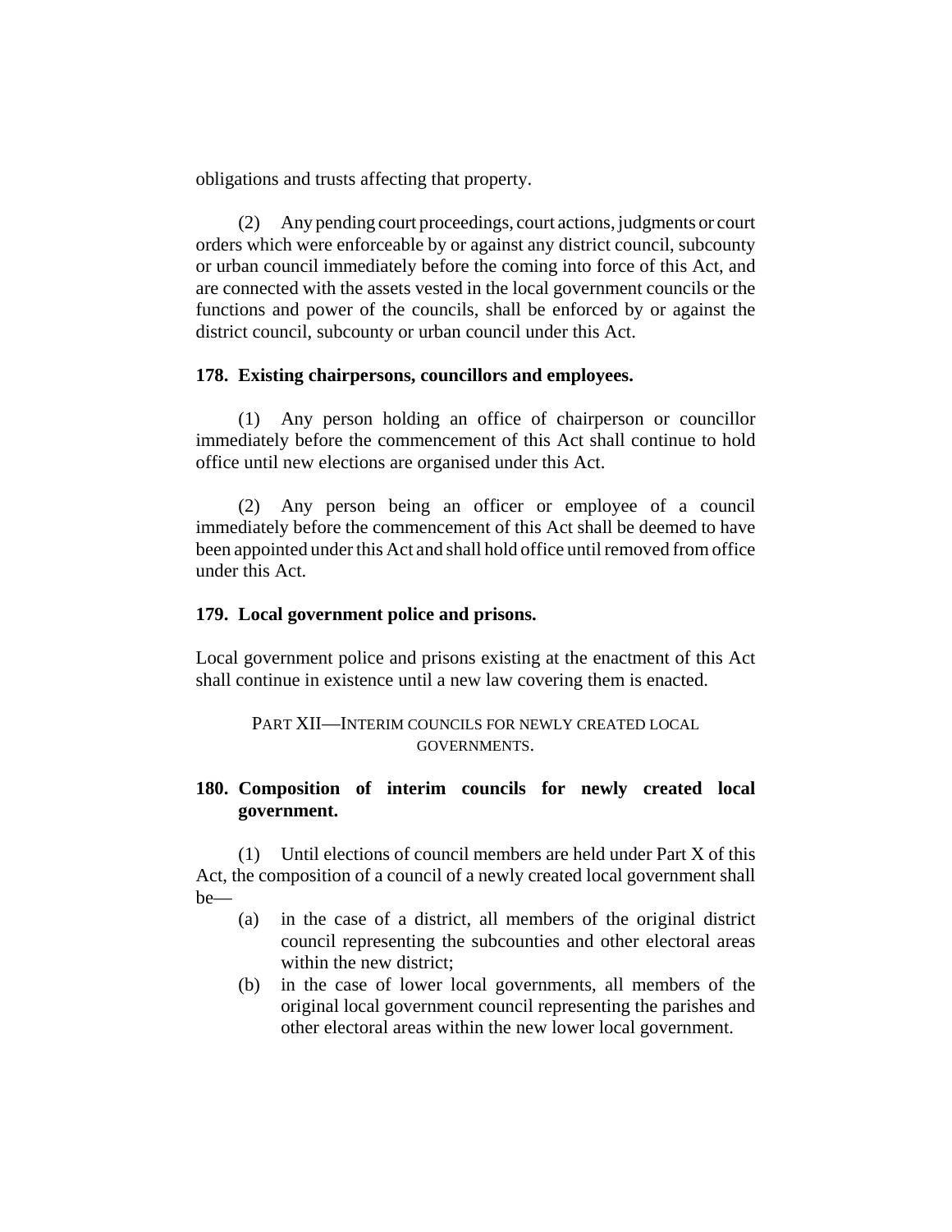obligations and trusts affecting that property.

(2) Any pending court proceedings, court actions, judgments or court orders which were enforceable by or against any district council, subcounty or urban council immediately before the coming into force of this Act, and are connected with the assets vested in the local government councils or the functions and power of the councils, shall be enforced by or against the district council, subcounty or urban council under this Act.

**178. Existing chairpersons, councillors and employees.**

(1) Any person holding an office of chairperson or councillor immediately before the commencement of this Act shall continue to hold office until new elections are organised under this Act.

(2) Any person being an officer or employee of a council immediately before the commencement of this Act shall be deemed to have been appointed under this Act and shall hold office until removed from office under this Act.

**179. Local government police and prisons.**

Local government police and prisons existing at the enactment of this Act shall continue in existence until a new law covering them is enacted.

PART XII—INTERIM COUNCILS FOR NEWLY CREATED LOCAL GOVERNMENTS.

**180. Composition of interim councils for newly created local government.**

(1) Until elections of council members are held under Part X of this Act, the composition of a council of a newly created local government shall be—

(a) in the case of a district, all members of the original district council representing the subcounties and other electoral areas within the new district;

(b) in the case of lower local governments, all members of the original local government council representing the parishes and other electoral areas within the new lower local government.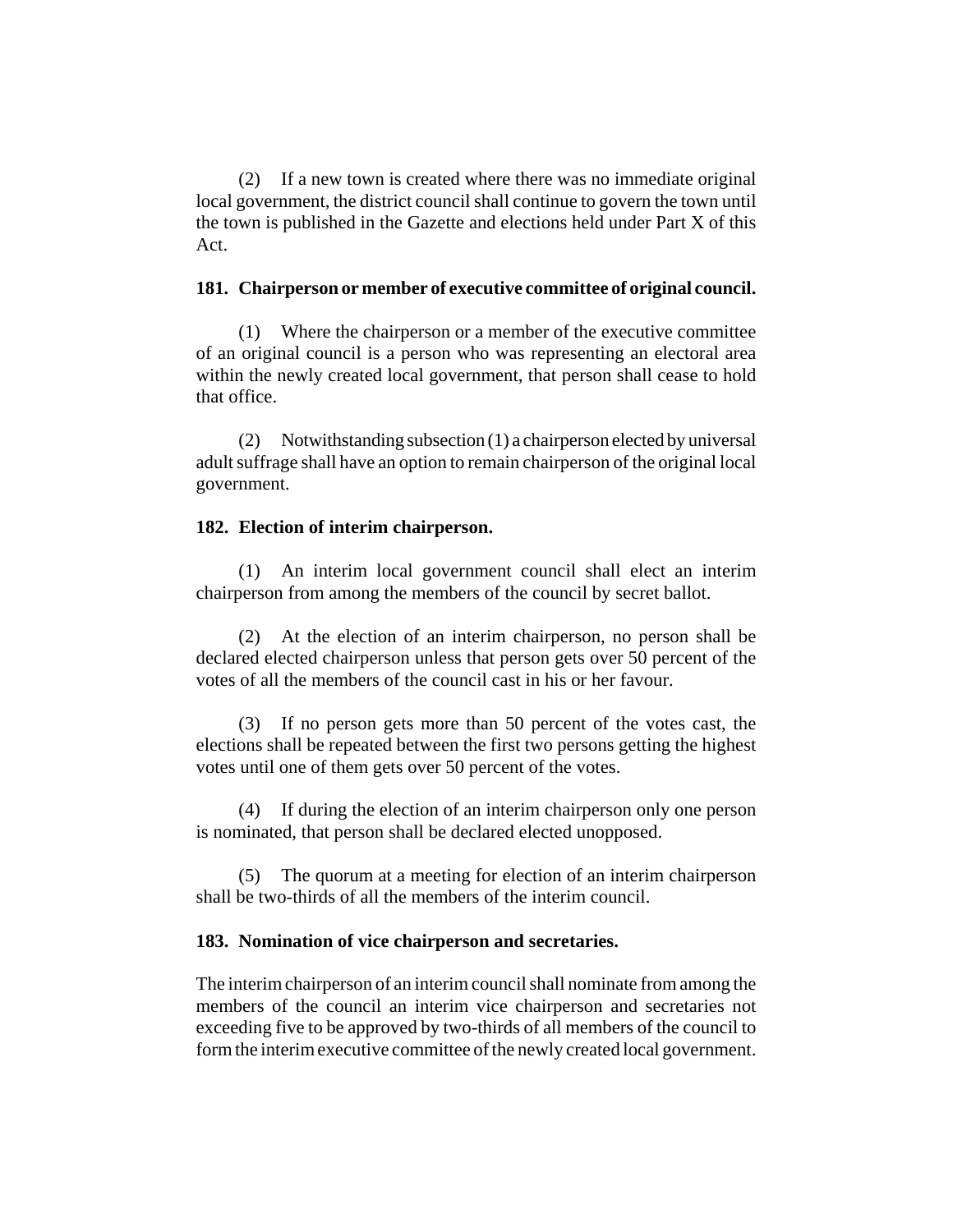(2) If a new town is created where there was no immediate original local government, the district council shall continue to govern the town until the town is published in the Gazette and elections held under Part X of this Act.

**181. Chairperson or member of executive committee of original council.**

(1) Where the chairperson or a member of the executive committee of an original council is a person who was representing an electoral area within the newly created local government, that person shall cease to hold that office.

(2) Notwithstanding subsection (1) a chairperson elected by universal adult suffrage shall have an option to remain chairperson of the original local government.

**182. Election of interim chairperson.**

(1) An interim local government council shall elect an interim chairperson from among the members of the council by secret ballot.

(2) At the election of an interim chairperson, no person shall be declared elected chairperson unless that person gets over 50 percent of the votes of all the members of the council cast in his or her favour.

(3) If no person gets more than 50 percent of the votes cast, the elections shall be repeated between the first two persons getting the highest votes until one of them gets over 50 percent of the votes.

(4) If during the election of an interim chairperson only one person is nominated, that person shall be declared elected unopposed.

(5) The quorum at a meeting for election of an interim chairperson shall be two-thirds of all the members of the interim council.

**183. Nomination of vice chairperson and secretaries.**

The interim chairperson of an interim council shall nominate from among the members of the council an interim vice chairperson and secretaries not exceeding five to be approved by two-thirds of all members of the council to form the interim executive committee of the newly created local government.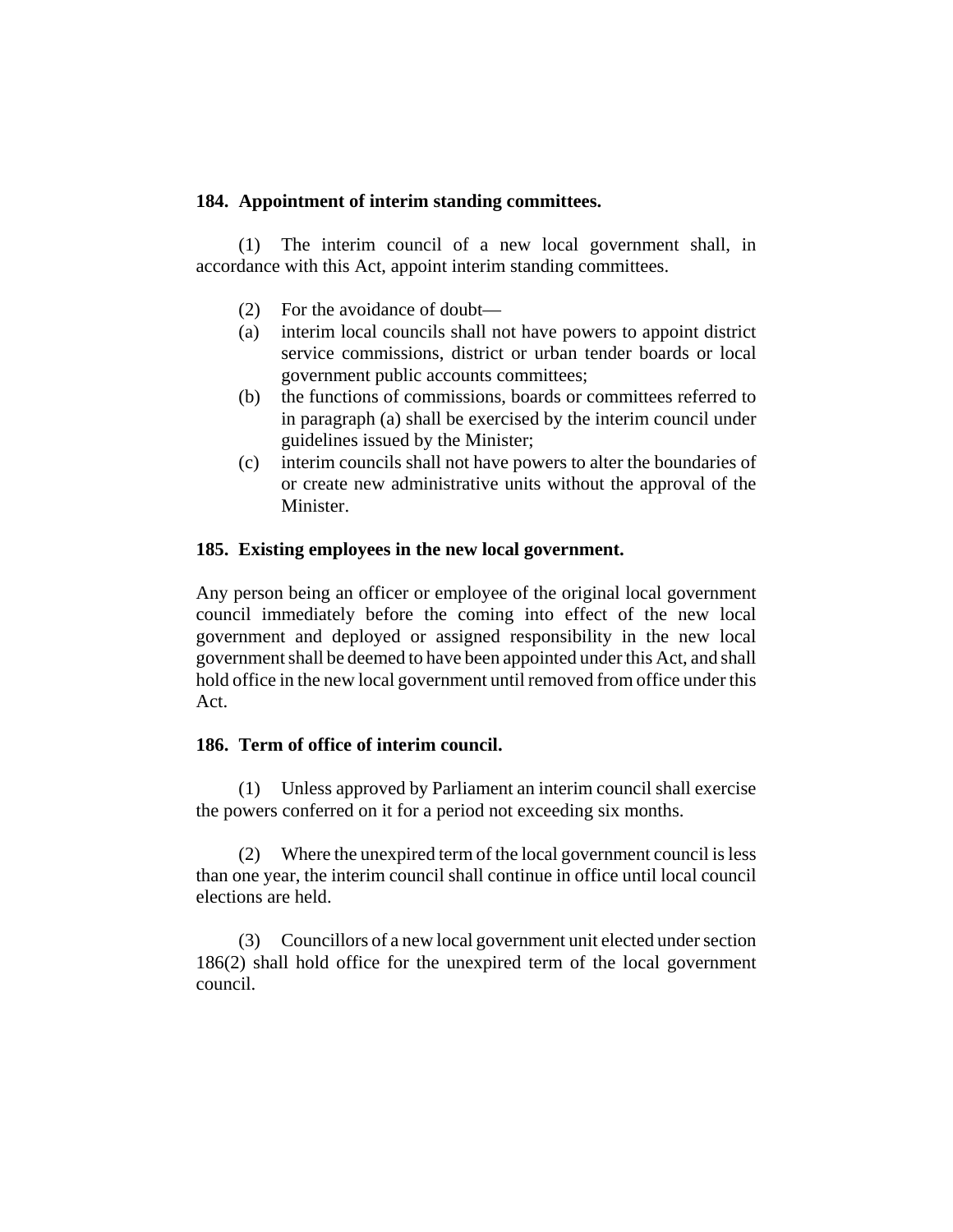**184. Appointment of interim standing committees.**

(1) The interim council of a new local government shall, in accordance with this Act, appoint interim standing committees.

(2) For the avoidance of doubt—

(a) interim local councils shall not have powers to appoint district service commissions, district or urban tender boards or local government public accounts committees;

(b) the functions of commissions, boards or committees referred to in paragraph (a) shall be exercised by the interim council under guidelines issued by the Minister;

(c) interim councils shall not have powers to alter the boundaries of or create new administrative units without the approval of the Minister.

**185. Existing employees in the new local government.**

Any person being an officer or employee of the original local government council immediately before the coming into effect of the new local government and deployed or assigned responsibility in the new local government shall be deemed to have been appointed under this Act, and shall hold office in the new local government until removed from office under this Act.

**186. Term of office of interim council.**

(1) Unless approved by Parliament an interim council shall exercise the powers conferred on it for a period not exceeding six months.

(2) Where the unexpired term of the local government council is less than one year, the interim council shall continue in office until local council elections are held.

(3) Councillors of a new local government unit elected under section 186(2) shall hold office for the unexpired term of the local government council.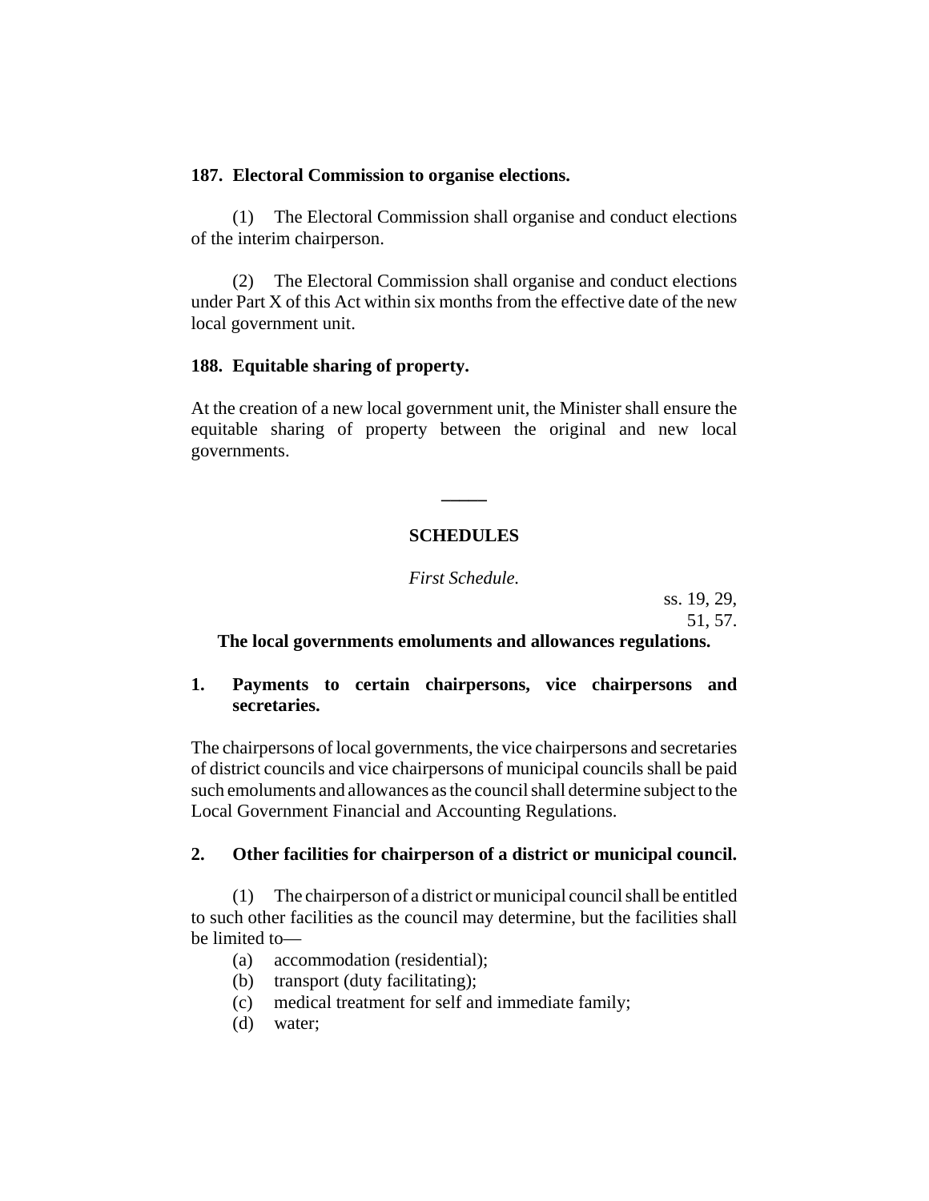**187. Electoral Commission to organise elections.**

(1) The Electoral Commission shall organise and conduct elections of the interim chairperson.

(2) The Electoral Commission shall organise and conduct elections under Part X of this Act within six months from the effective date of the new local government unit.

**188. Equitable sharing of property.**

At the creation of a new local government unit, the Minister shall ensure the equitable sharing of property between the original and new local governments.

---

## SCHEDULES

*First Schedule.*

ss. 19, 29, 51, 57.

### The local governments emoluments and allowances regulations.

**1. Payments to certain chairpersons, vice chairpersons and secretaries.**

The chairpersons of local governments, the vice chairpersons and secretaries of district councils and vice chairpersons of municipal councils shall be paid such emoluments and allowances as the council shall determine subject to the Local Government Financial and Accounting Regulations.

**2. Other facilities for chairperson of a district or municipal council.**

(1) The chairperson of a district or municipal council shall be entitled to such other facilities as the council may determine, but the facilities shall be limited to—

(a) accommodation (residential);
(b) transport (duty facilitating);
(c) medical treatment for self and immediate family;
(d) water;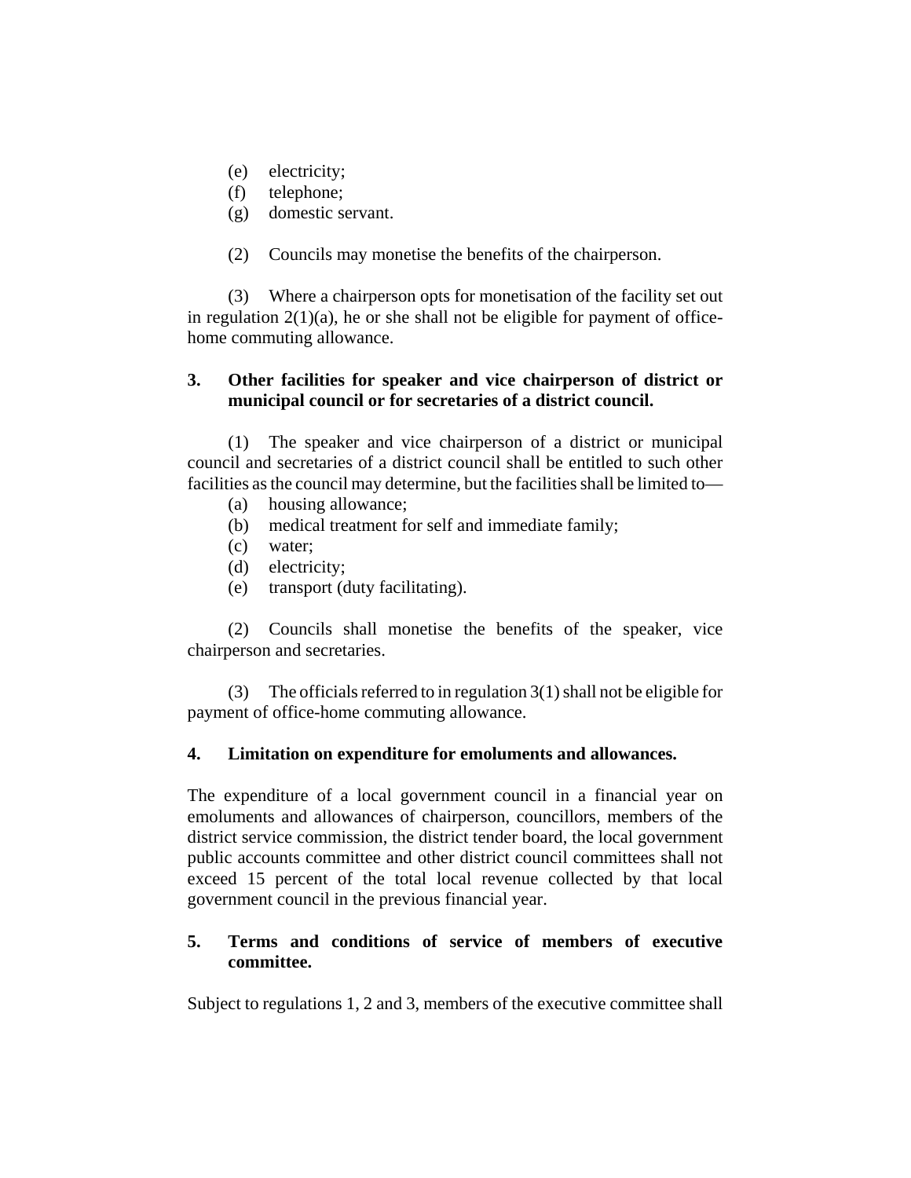(e) electricity;
(f) telephone;
(g) domestic servant.

(2) Councils may monetise the benefits of the chairperson.

(3) Where a chairperson opts for monetisation of the facility set out in regulation 2(1)(a), he or she shall not be eligible for payment of office-home commuting allowance.

**3. Other facilities for speaker and vice chairperson of district or municipal council or for secretaries of a district council.**

(1) The speaker and vice chairperson of a district or municipal council and secretaries of a district council shall be entitled to such other facilities as the council may determine, but the facilities shall be limited to—

(a) housing allowance;
(b) medical treatment for self and immediate family;
(c) water;
(d) electricity;
(e) transport (duty facilitating).

(2) Councils shall monetise the benefits of the speaker, vice chairperson and secretaries.

(3) The officials referred to in regulation 3(1) shall not be eligible for payment of office-home commuting allowance.

**4. Limitation on expenditure for emoluments and allowances.**

The expenditure of a local government council in a financial year on emoluments and allowances of chairperson, councillors, members of the district service commission, the district tender board, the local government public accounts committee and other district council committees shall not exceed 15 percent of the total local revenue collected by that local government council in the previous financial year.

**5. Terms and conditions of service of members of executive committee.**

Subject to regulations 1, 2 and 3, members of the executive committee shall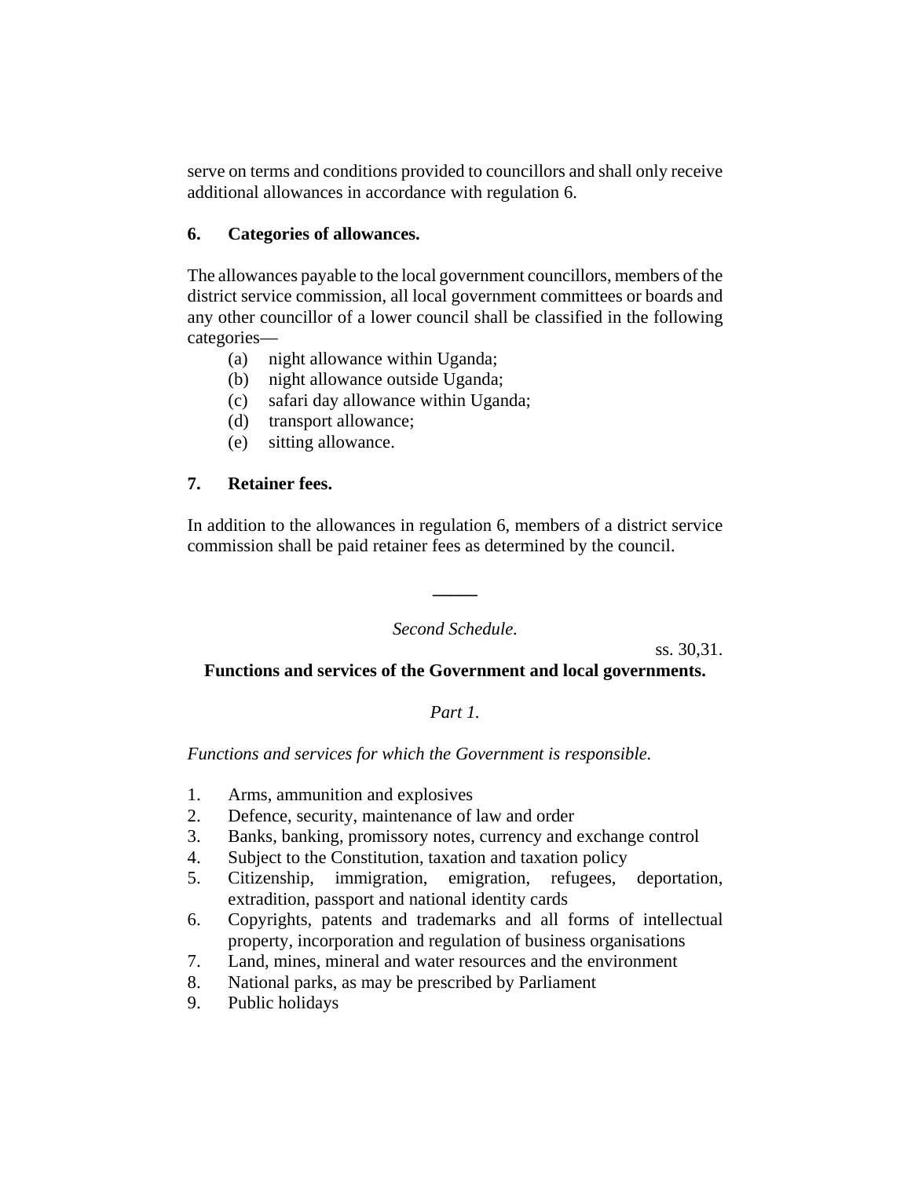serve on terms and conditions provided to councillors and shall only receive additional allowances in accordance with regulation 6.

**6. Categories of allowances.**

The allowances payable to the local government councillors, members of the district service commission, all local government committees or boards and any other councillor of a lower council shall be classified in the following categories—

(a) night allowance within Uganda;
(b) night allowance outside Uganda;
(c) safari day allowance within Uganda;
(d) transport allowance;
(e) sitting allowance.

**7. Retainer fees.**

In addition to the allowances in regulation 6, members of a district service commission shall be paid retainer fees as determined by the council.

---

*Second Schedule.*

ss. 30,31.

**Functions and services of the Government and local governments.**

*Part 1.*

*Functions and services for which the Government is responsible.*

1. Arms, ammunition and explosives
2. Defence, security, maintenance of law and order
3. Banks, banking, promissory notes, currency and exchange control
4. Subject to the Constitution, taxation and taxation policy
5. Citizenship, immigration, emigration, refugees, deportation, extradition, passport and national identity cards
6. Copyrights, patents and trademarks and all forms of intellectual property, incorporation and regulation of business organisations
7. Land, mines, mineral and water resources and the environment
8. National parks, as may be prescribed by Parliament
9. Public holidays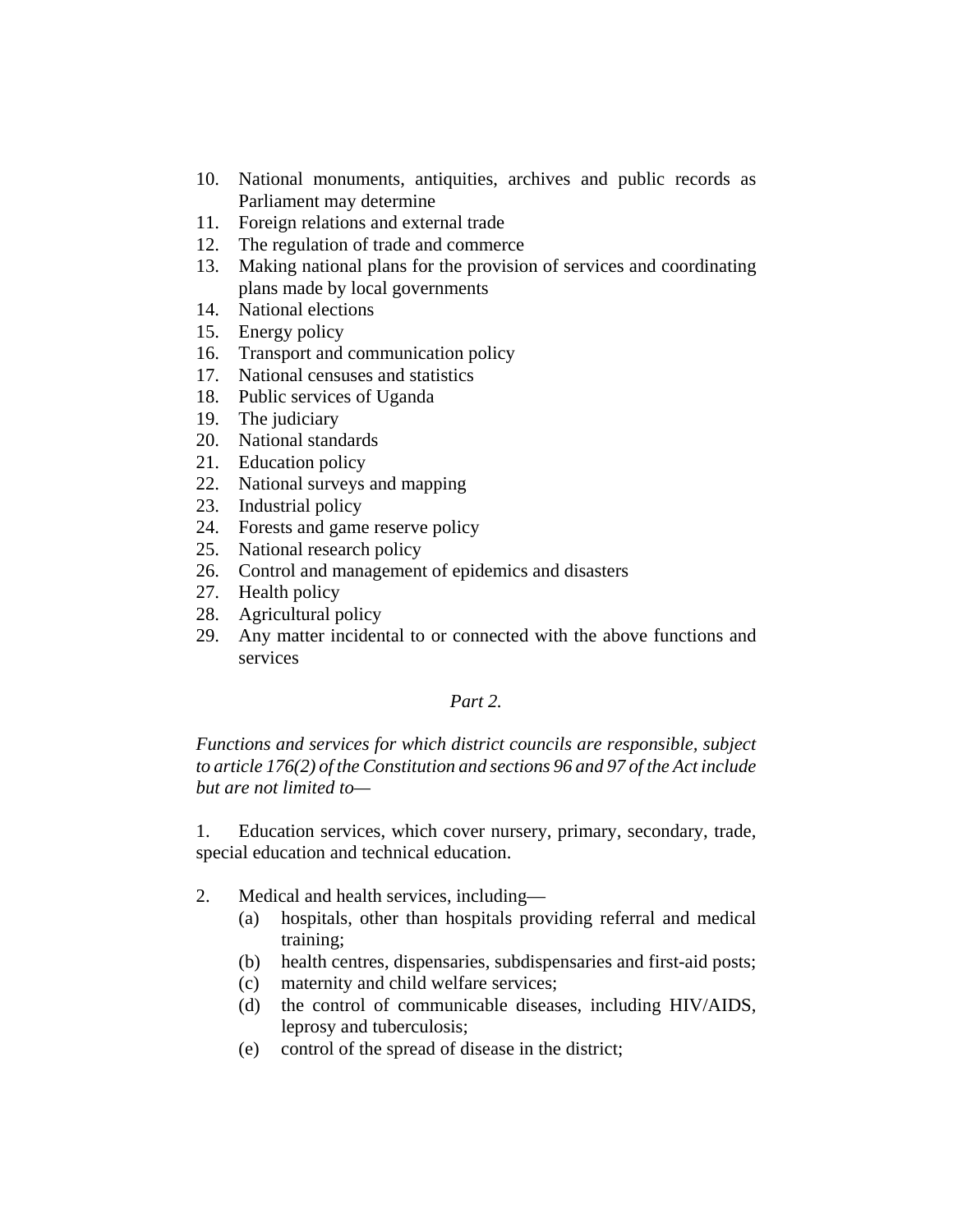10. National monuments, antiquities, archives and public records as Parliament may determine
11. Foreign relations and external trade
12. The regulation of trade and commerce
13. Making national plans for the provision of services and coordinating plans made by local governments
14. National elections
15. Energy policy
16. Transport and communication policy
17. National censuses and statistics
18. Public services of Uganda
19. The judiciary
20. National standards
21. Education policy
22. National surveys and mapping
23. Industrial policy
24. Forests and game reserve policy
25. National research policy
26. Control and management of epidemics and disasters
27. Health policy
28. Agricultural policy
29. Any matter incidental to or connected with the above functions and services

*Part 2.*

*Functions and services for which district councils are responsible, subject to article 176(2) of the Constitution and sections 96 and 97 of the Act include but are not limited to—*

1. Education services, which cover nursery, primary, secondary, trade, special education and technical education.

2. Medical and health services, including—
   - (a) hospitals, other than hospitals providing referral and medical training;
   - (b) health centres, dispensaries, subdispensaries and first-aid posts;
   - (c) maternity and child welfare services;
   - (d) the control of communicable diseases, including HIV/AIDS, leprosy and tuberculosis;
   - (e) control of the spread of disease in the district;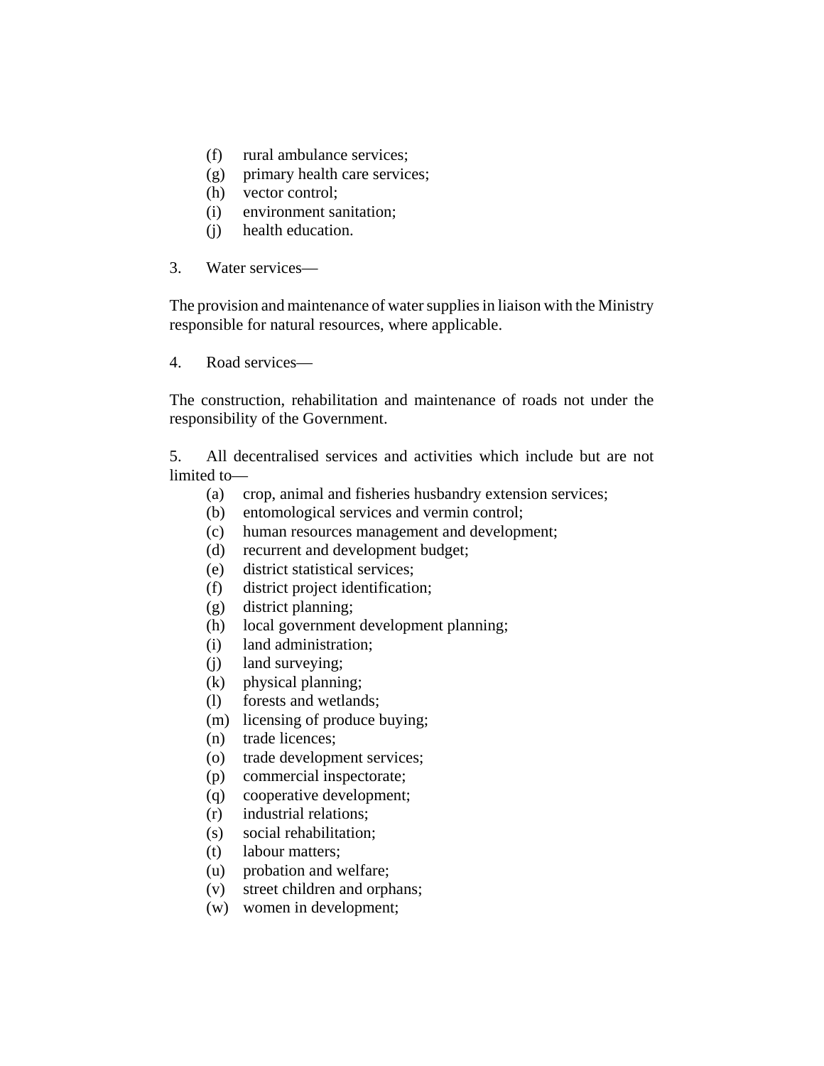(f) rural ambulance services;
(g) primary health care services;
(h) vector control;
(i) environment sanitation;
(j) health education.

3. Water services—

The provision and maintenance of water supplies in liaison with the Ministry responsible for natural resources, where applicable.

4. Road services—

The construction, rehabilitation and maintenance of roads not under the responsibility of the Government.

5. All decentralised services and activities which include but are not limited to—

(a) crop, animal and fisheries husbandry extension services;
(b) entomological services and vermin control;
(c) human resources management and development;
(d) recurrent and development budget;
(e) district statistical services;
(f) district project identification;
(g) district planning;
(h) local government development planning;
(i) land administration;
(j) land surveying;
(k) physical planning;
(l) forests and wetlands;
(m) licensing of produce buying;
(n) trade licences;
(o) trade development services;
(p) commercial inspectorate;
(q) cooperative development;
(r) industrial relations;
(s) social rehabilitation;
(t) labour matters;
(u) probation and welfare;
(v) street children and orphans;
(w) women in development;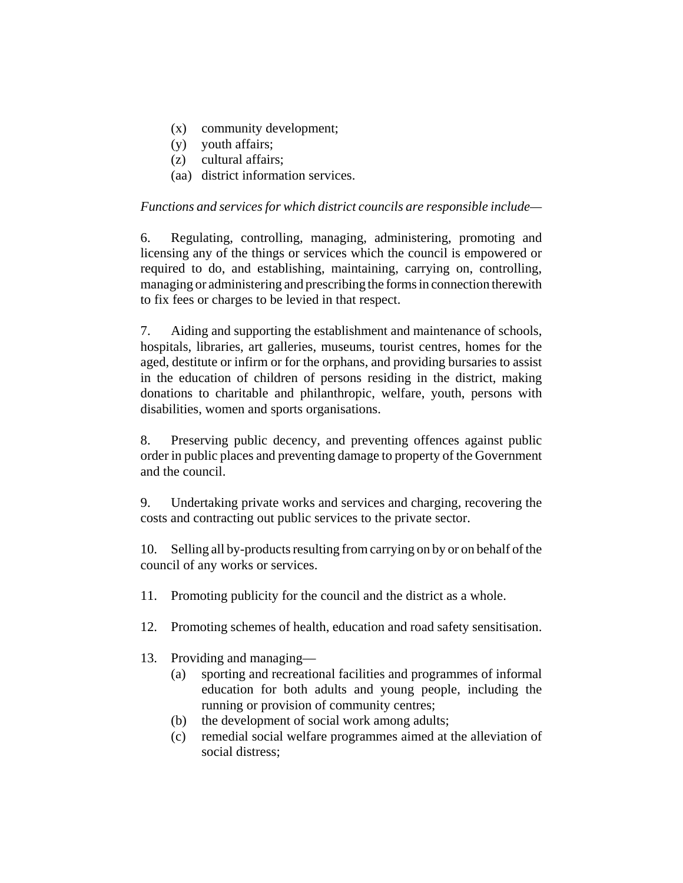(x) community development;
(y) youth affairs;
(z) cultural affairs;
(aa) district information services.

*Functions and services for which district councils are responsible include—*

6. Regulating, controlling, managing, administering, promoting and licensing any of the things or services which the council is empowered or required to do, and establishing, maintaining, carrying on, controlling, managing or administering and prescribing the forms in connection therewith to fix fees or charges to be levied in that respect.

7. Aiding and supporting the establishment and maintenance of schools, hospitals, libraries, art galleries, museums, tourist centres, homes for the aged, destitute or infirm or for the orphans, and providing bursaries to assist in the education of children of persons residing in the district, making donations to charitable and philanthropic, welfare, youth, persons with disabilities, women and sports organisations.

8. Preserving public decency, and preventing offences against public order in public places and preventing damage to property of the Government and the council.

9. Undertaking private works and services and charging, recovering the costs and contracting out public services to the private sector.

10. Selling all by-products resulting from carrying on by or on behalf of the council of any works or services.

11. Promoting publicity for the council and the district as a whole.

12. Promoting schemes of health, education and road safety sensitisation.

13. Providing and managing—
   (a) sporting and recreational facilities and programmes of informal education for both adults and young people, including the running or provision of community centres;
   (b) the development of social work among adults;
   (c) remedial social welfare programmes aimed at the alleviation of social distress;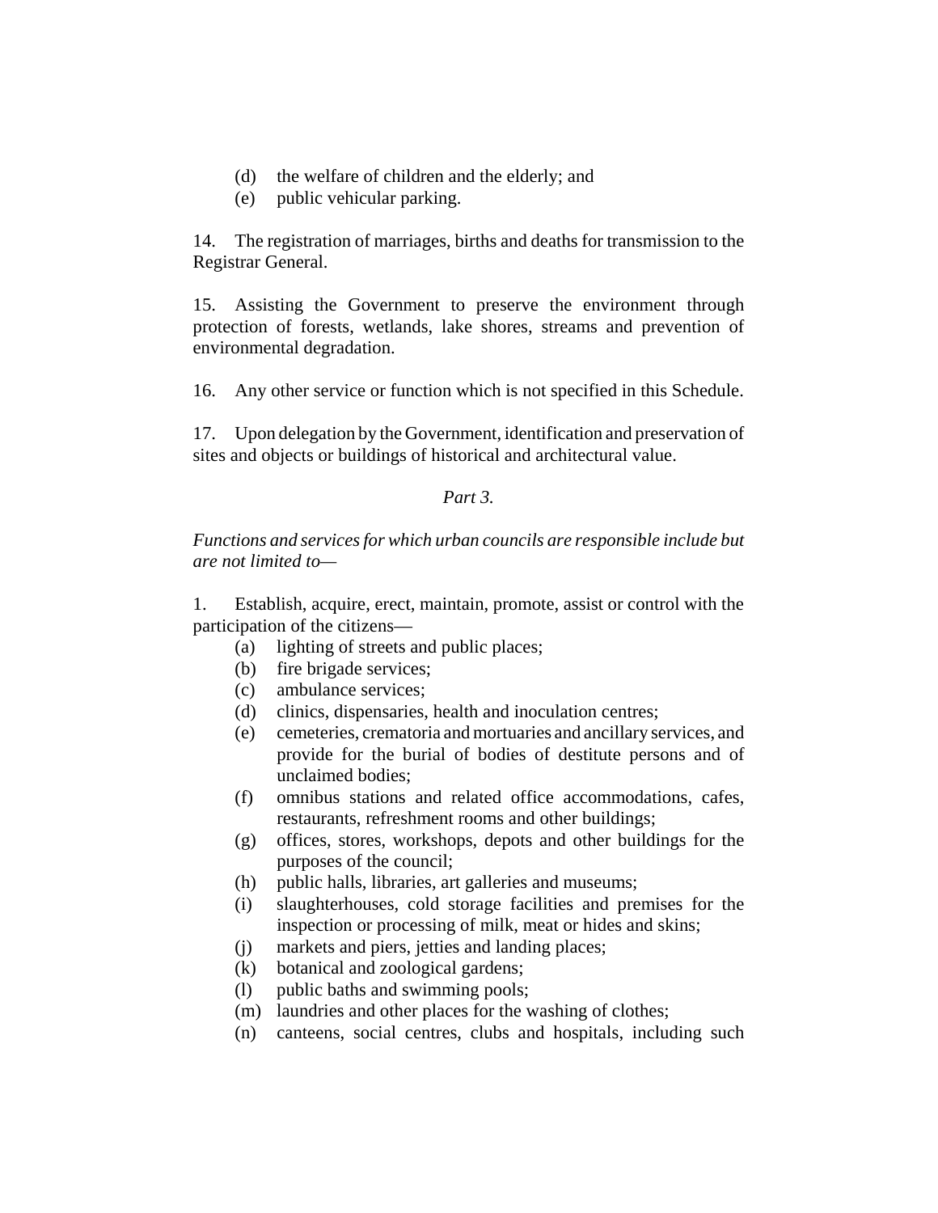(d) the welfare of children and the elderly; and
(e) public vehicular parking.

14. The registration of marriages, births and deaths for transmission to the Registrar General.

15. Assisting the Government to preserve the environment through protection of forests, wetlands, lake shores, streams and prevention of environmental degradation.

16. Any other service or function which is not specified in this Schedule.

17. Upon delegation by the Government, identification and preservation of sites and objects or buildings of historical and architectural value.

*Part 3.*

*Functions and services for which urban councils are responsible include but are not limited to—*

1. Establish, acquire, erect, maintain, promote, assist or control with the participation of the citizens—
   (a) lighting of streets and public places;
   (b) fire brigade services;
   (c) ambulance services;
   (d) clinics, dispensaries, health and inoculation centres;
   (e) cemeteries, crematoria and mortuaries and ancillary services, and provide for the burial of bodies of destitute persons and of unclaimed bodies;
   (f) omnibus stations and related office accommodations, cafes, restaurants, refreshment rooms and other buildings;
   (g) offices, stores, workshops, depots and other buildings for the purposes of the council;
   (h) public halls, libraries, art galleries and museums;
   (i) slaughterhouses, cold storage facilities and premises for the inspection or processing of milk, meat or hides and skins;
   (j) markets and piers, jetties and landing places;
   (k) botanical and zoological gardens;
   (l) public baths and swimming pools;
   (m) laundries and other places for the washing of clothes;
   (n) canteens, social centres, clubs and hospitals, including such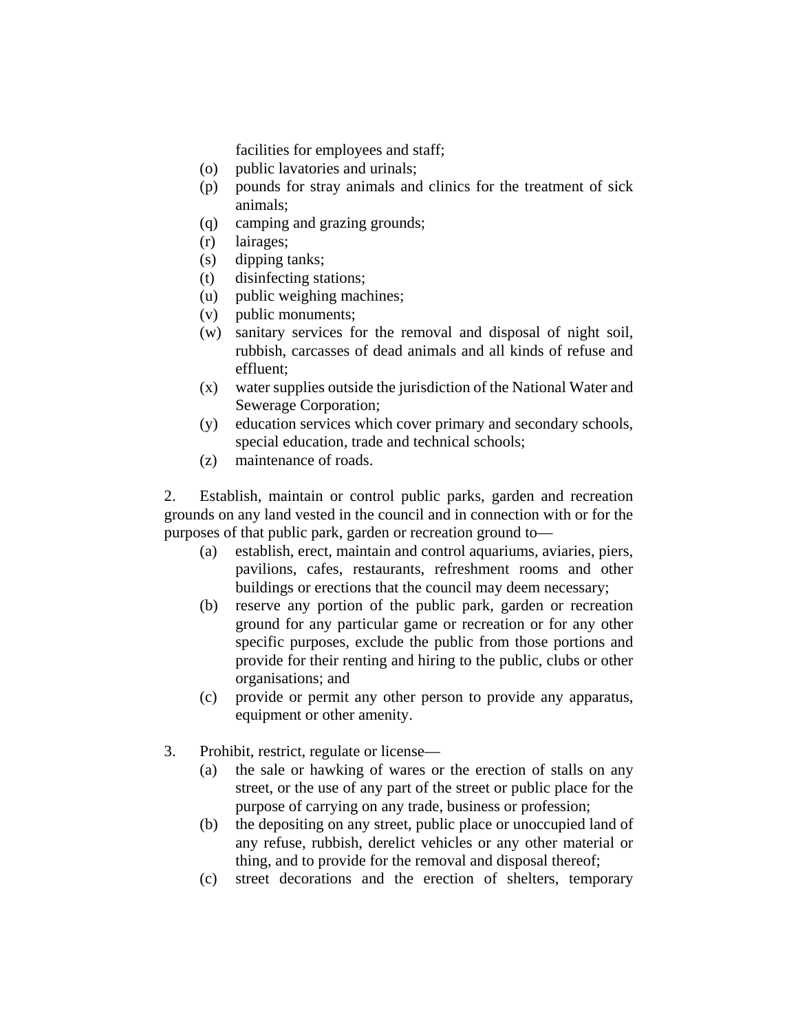facilities for employees and staff;

(o) public lavatories and urinals;

(p) pounds for stray animals and clinics for the treatment of sick animals;

(q) camping and grazing grounds;

(r) lairages;

(s) dipping tanks;

(t) disinfecting stations;

(u) public weighing machines;

(v) public monuments;

(w) sanitary services for the removal and disposal of night soil, rubbish, carcasses of dead animals and all kinds of refuse and effluent;

(x) water supplies outside the jurisdiction of the National Water and Sewerage Corporation;

(y) education services which cover primary and secondary schools, special education, trade and technical schools;

(z) maintenance of roads.

2. Establish, maintain or control public parks, garden and recreation grounds on any land vested in the council and in connection with or for the purposes of that public park, garden or recreation ground to—

(a) establish, erect, maintain and control aquariums, aviaries, piers, pavilions, cafes, restaurants, refreshment rooms and other buildings or erections that the council may deem necessary;

(b) reserve any portion of the public park, garden or recreation ground for any particular game or recreation or for any other specific purposes, exclude the public from those portions and provide for their renting and hiring to the public, clubs or other organisations; and

(c) provide or permit any other person to provide any apparatus, equipment or other amenity.

3. Prohibit, restrict, regulate or license—

(a) the sale or hawking of wares or the erection of stalls on any street, or the use of any part of the street or public place for the purpose of carrying on any trade, business or profession;

(b) the depositing on any street, public place or unoccupied land of any refuse, rubbish, derelict vehicles or any other material or thing, and to provide for the removal and disposal thereof;

(c) street decorations and the erection of shelters, temporary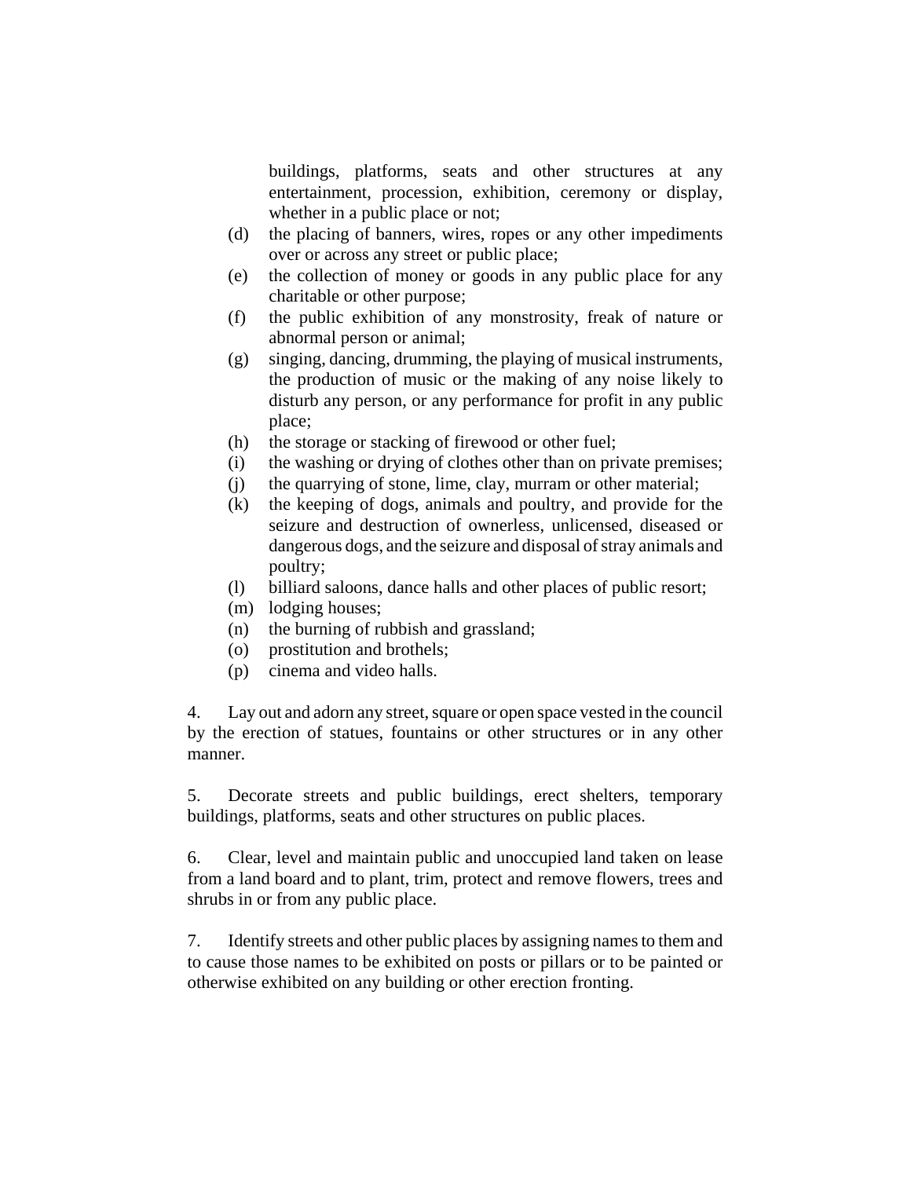buildings, platforms, seats and other structures at any entertainment, procession, exhibition, ceremony or display, whether in a public place or not;

(d) the placing of banners, wires, ropes or any other impediments over or across any street or public place;

(e) the collection of money or goods in any public place for any charitable or other purpose;

(f) the public exhibition of any monstrosity, freak of nature or abnormal person or animal;

(g) singing, dancing, drumming, the playing of musical instruments, the production of music or the making of any noise likely to disturb any person, or any performance for profit in any public place;

(h) the storage or stacking of firewood or other fuel;

(i) the washing or drying of clothes other than on private premises;

(j) the quarrying of stone, lime, clay, murram or other material;

(k) the keeping of dogs, animals and poultry, and provide for the seizure and destruction of ownerless, unlicensed, diseased or dangerous dogs, and the seizure and disposal of stray animals and poultry;

(l) billiard saloons, dance halls and other places of public resort;

(m) lodging houses;

(n) the burning of rubbish and grassland;

(o) prostitution and brothels;

(p) cinema and video halls.

4. Lay out and adorn any street, square or open space vested in the council by the erection of statues, fountains or other structures or in any other manner.

5. Decorate streets and public buildings, erect shelters, temporary buildings, platforms, seats and other structures on public places.

6. Clear, level and maintain public and unoccupied land taken on lease from a land board and to plant, trim, protect and remove flowers, trees and shrubs in or from any public place.

7. Identify streets and other public places by assigning names to them and to cause those names to be exhibited on posts or pillars or to be painted or otherwise exhibited on any building or other erection fronting.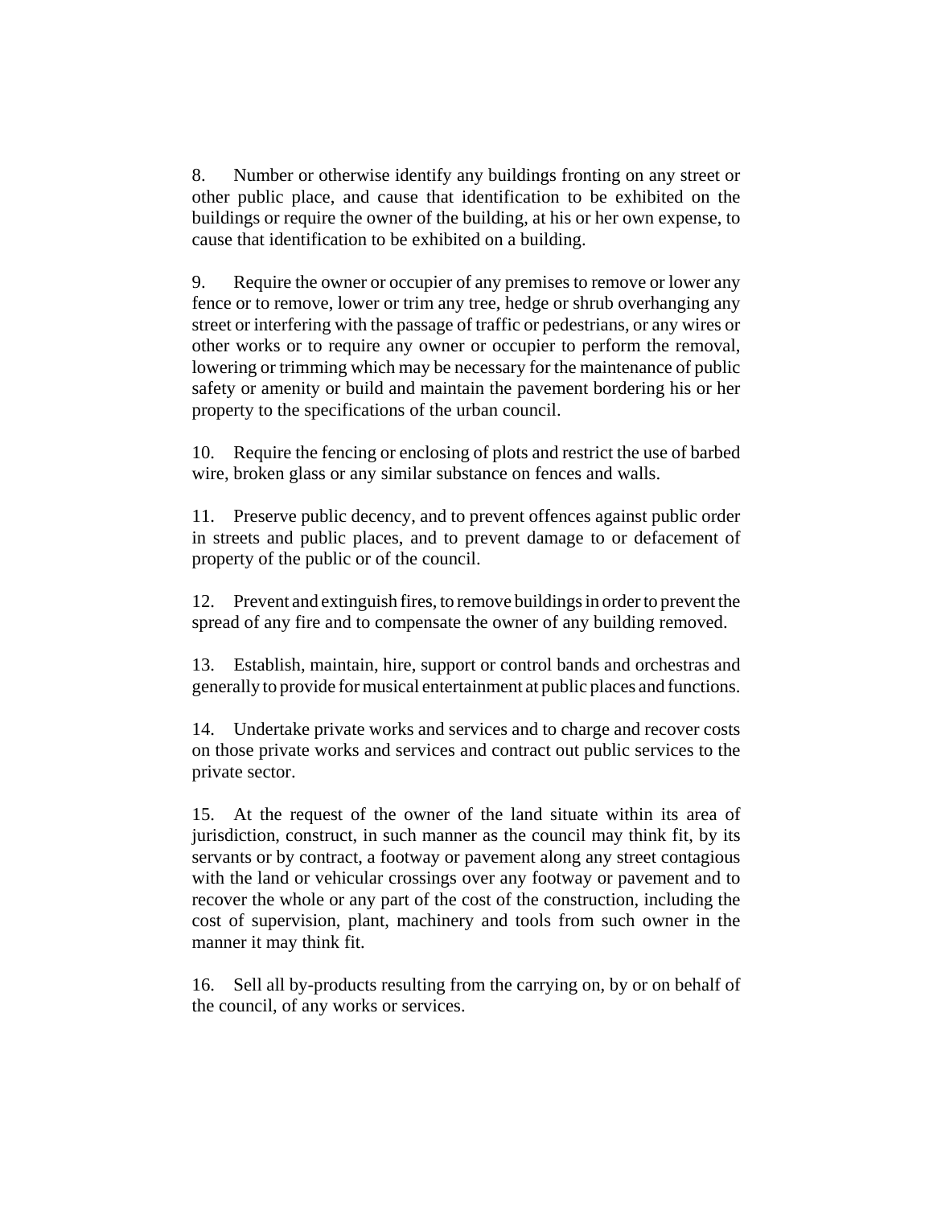8. Number or otherwise identify any buildings fronting on any street or other public place, and cause that identification to be exhibited on the buildings or require the owner of the building, at his or her own expense, to cause that identification to be exhibited on a building.

9. Require the owner or occupier of any premises to remove or lower any fence or to remove, lower or trim any tree, hedge or shrub overhanging any street or interfering with the passage of traffic or pedestrians, or any wires or other works or to require any owner or occupier to perform the removal, lowering or trimming which may be necessary for the maintenance of public safety or amenity or build and maintain the pavement bordering his or her property to the specifications of the urban council.

10. Require the fencing or enclosing of plots and restrict the use of barbed wire, broken glass or any similar substance on fences and walls.

11. Preserve public decency, and to prevent offences against public order in streets and public places, and to prevent damage to or defacement of property of the public or of the council.

12. Prevent and extinguish fires, to remove buildings in order to prevent the spread of any fire and to compensate the owner of any building removed.

13. Establish, maintain, hire, support or control bands and orchestras and generally to provide for musical entertainment at public places and functions.

14. Undertake private works and services and to charge and recover costs on those private works and services and contract out public services to the private sector.

15. At the request of the owner of the land situate within its area of jurisdiction, construct, in such manner as the council may think fit, by its servants or by contract, a footway or pavement along any street contagious with the land or vehicular crossings over any footway or pavement and to recover the whole or any part of the cost of the construction, including the cost of supervision, plant, machinery and tools from such owner in the manner it may think fit.

16. Sell all by-products resulting from the carrying on, by or on behalf of the council, of any works or services.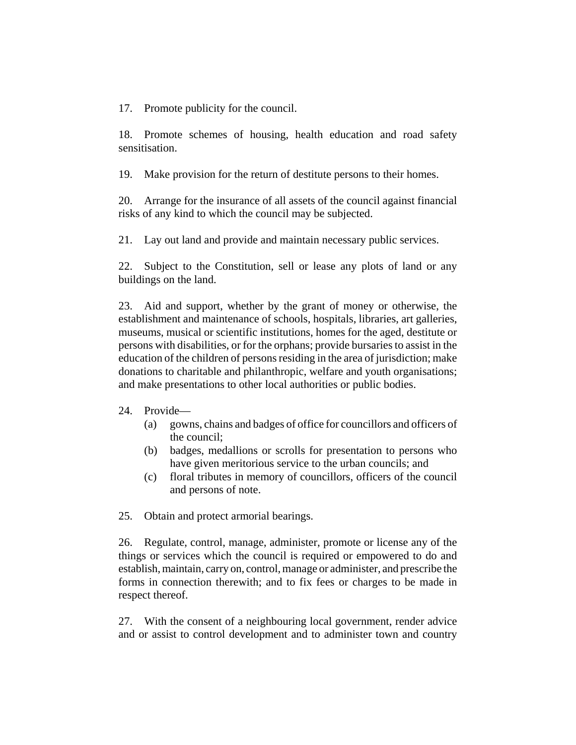17. Promote publicity for the council.

18. Promote schemes of housing, health education and road safety sensitisation.

19. Make provision for the return of destitute persons to their homes.

20. Arrange for the insurance of all assets of the council against financial risks of any kind to which the council may be subjected.

21. Lay out land and provide and maintain necessary public services.

22. Subject to the Constitution, sell or lease any plots of land or any buildings on the land.

23. Aid and support, whether by the grant of money or otherwise, the establishment and maintenance of schools, hospitals, libraries, art galleries, museums, musical or scientific institutions, homes for the aged, destitute or persons with disabilities, or for the orphans; provide bursaries to assist in the education of the children of persons residing in the area of jurisdiction; make donations to charitable and philanthropic, welfare and youth organisations; and make presentations to other local authorities or public bodies.

24. Provide—
   - (a) gowns, chains and badges of office for councillors and officers of the council;
   - (b) badges, medallions or scrolls for presentation to persons who have given meritorious service to the urban councils; and
   - (c) floral tributes in memory of councillors, officers of the council and persons of note.

25. Obtain and protect armorial bearings.

26. Regulate, control, manage, administer, promote or license any of the things or services which the council is required or empowered to do and establish, maintain, carry on, control, manage or administer, and prescribe the forms in connection therewith; and to fix fees or charges to be made in respect thereof.

27. With the consent of a neighbouring local government, render advice and or assist to control development and to administer town and country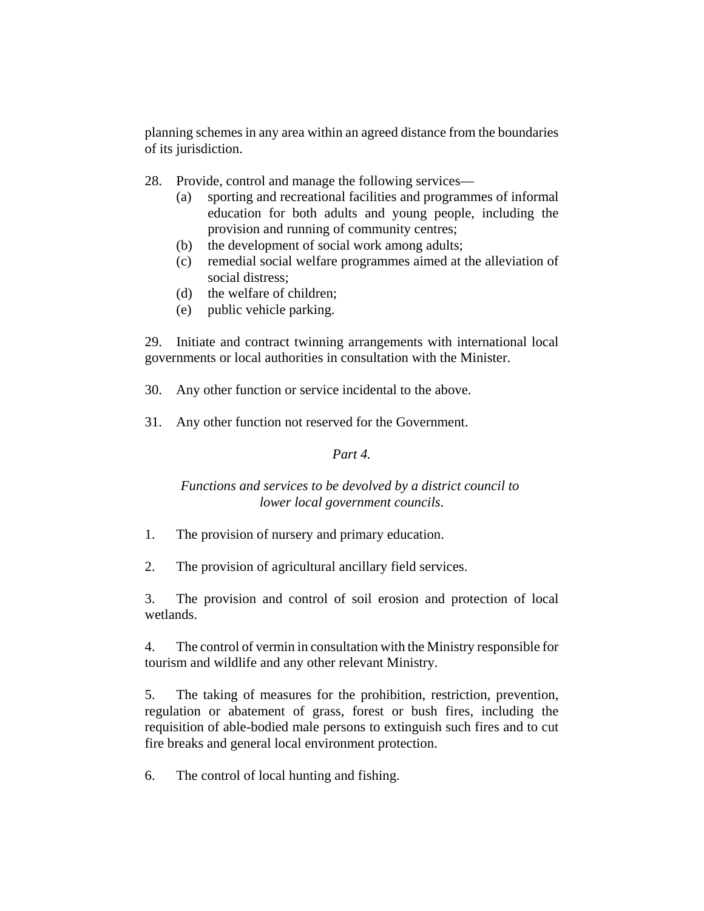planning schemes in any area within an agreed distance from the boundaries of its jurisdiction.

28. Provide, control and manage the following services—
   (a) sporting and recreational facilities and programmes of informal education for both adults and young people, including the provision and running of community centres;
   (b) the development of social work among adults;
   (c) remedial social welfare programmes aimed at the alleviation of social distress;
   (d) the welfare of children;
   (e) public vehicle parking.

29. Initiate and contract twinning arrangements with international local governments or local authorities in consultation with the Minister.

30. Any other function or service incidental to the above.

31. Any other function not reserved for the Government.

*Part 4.*

*Functions and services to be devolved by a district council to lower local government councils.*

1. The provision of nursery and primary education.

2. The provision of agricultural ancillary field services.

3. The provision and control of soil erosion and protection of local wetlands.

4. The control of vermin in consultation with the Ministry responsible for tourism and wildlife and any other relevant Ministry.

5. The taking of measures for the prohibition, restriction, prevention, regulation or abatement of grass, forest or bush fires, including the requisition of able-bodied male persons to extinguish such fires and to cut fire breaks and general local environment protection.

6. The control of local hunting and fishing.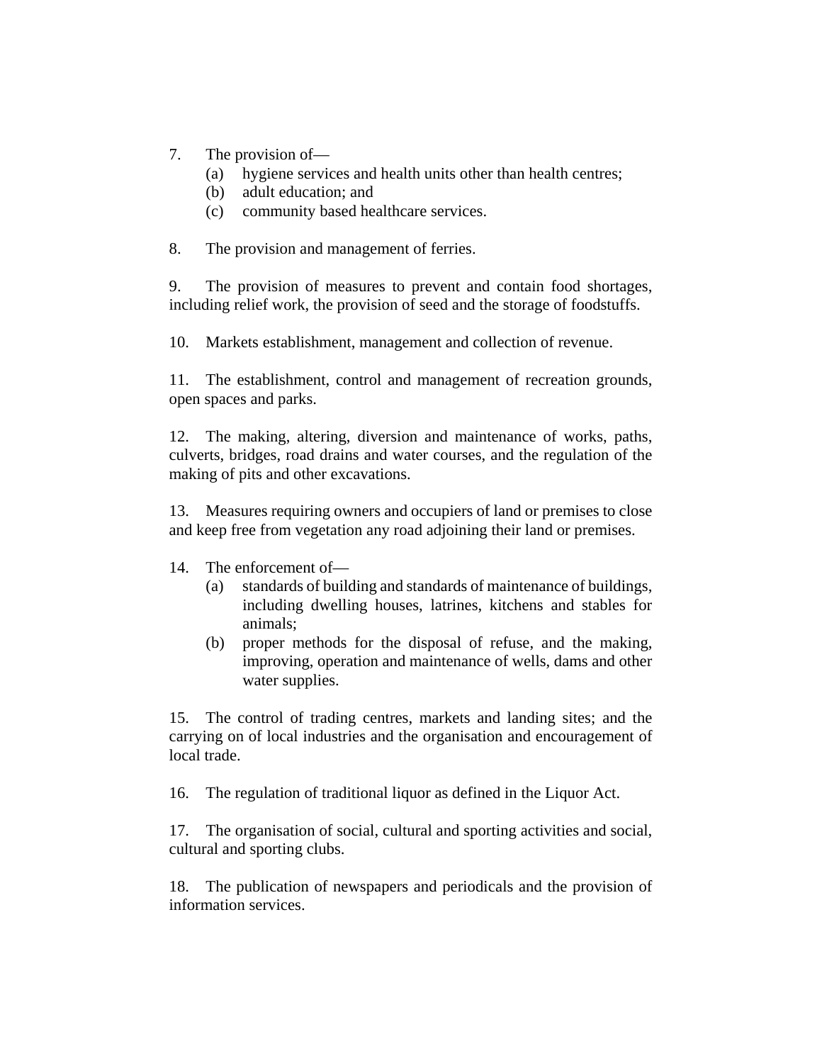7. The provision of—
   - (a) hygiene services and health units other than health centres;
   - (b) adult education; and
   - (c) community based healthcare services.

8. The provision and management of ferries.

9. The provision of measures to prevent and contain food shortages, including relief work, the provision of seed and the storage of foodstuffs.

10. Markets establishment, management and collection of revenue.

11. The establishment, control and management of recreation grounds, open spaces and parks.

12. The making, altering, diversion and maintenance of works, paths, culverts, bridges, road drains and water courses, and the regulation of the making of pits and other excavations.

13. Measures requiring owners and occupiers of land or premises to close and keep free from vegetation any road adjoining their land or premises.

14. The enforcement of—
   - (a) standards of building and standards of maintenance of buildings, including dwelling houses, latrines, kitchens and stables for animals;
   - (b) proper methods for the disposal of refuse, and the making, improving, operation and maintenance of wells, dams and other water supplies.

15. The control of trading centres, markets and landing sites; and the carrying on of local industries and the organisation and encouragement of local trade.

16. The regulation of traditional liquor as defined in the Liquor Act.

17. The organisation of social, cultural and sporting activities and social, cultural and sporting clubs.

18. The publication of newspapers and periodicals and the provision of information services.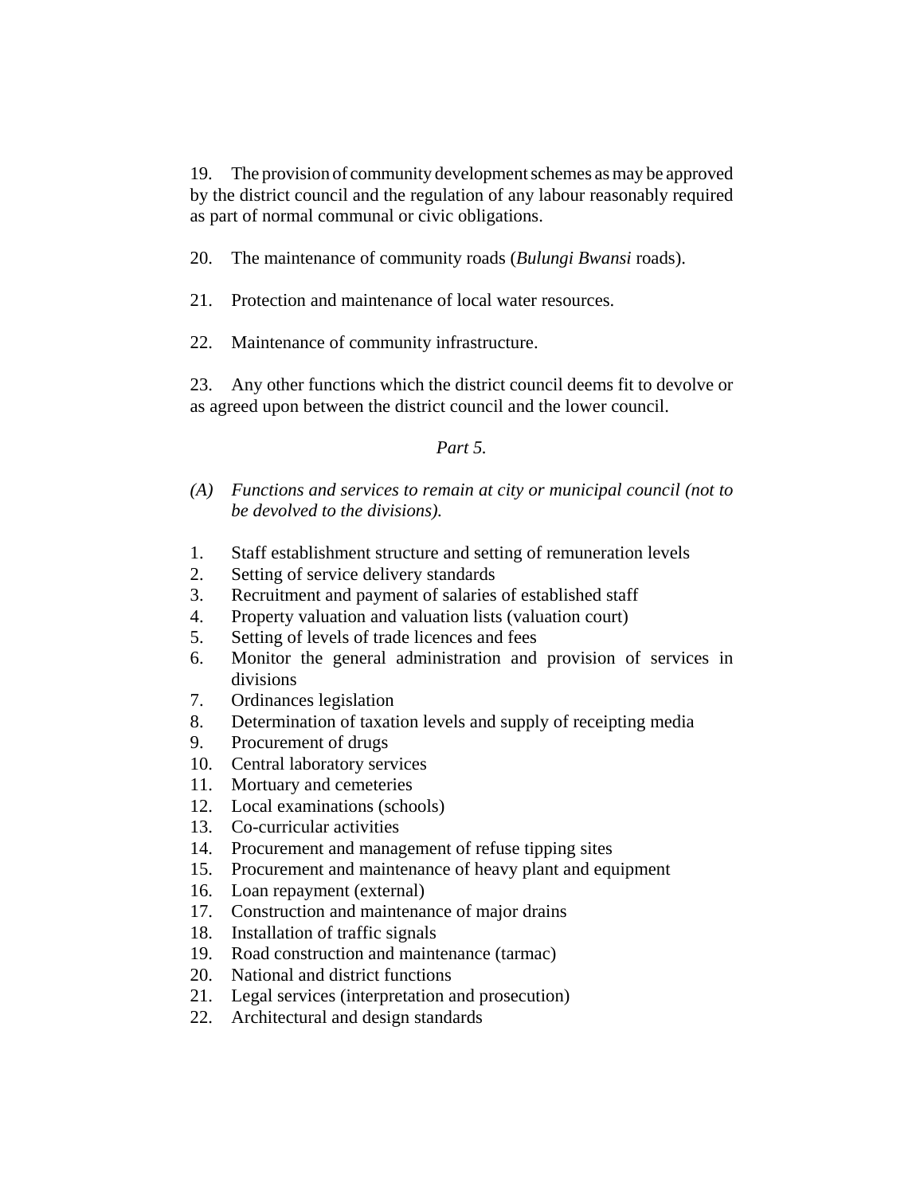19. The provision of community development schemes as may be approved by the district council and the regulation of any labour reasonably required as part of normal communal or civic obligations.

20. The maintenance of community roads (*Bulungi Bwansi* roads).

21. Protection and maintenance of local water resources.

22. Maintenance of community infrastructure.

23. Any other functions which the district council deems fit to devolve or as agreed upon between the district council and the lower council.

*Part 5.*

*(A) Functions and services to remain at city or municipal council (not to be devolved to the divisions).*

1. Staff establishment structure and setting of remuneration levels
2. Setting of service delivery standards
3. Recruitment and payment of salaries of established staff
4. Property valuation and valuation lists (valuation court)
5. Setting of levels of trade licences and fees
6. Monitor the general administration and provision of services in divisions
7. Ordinances legislation
8. Determination of taxation levels and supply of receipting media
9. Procurement of drugs
10. Central laboratory services
11. Mortuary and cemeteries
12. Local examinations (schools)
13. Co-curricular activities
14. Procurement and management of refuse tipping sites
15. Procurement and maintenance of heavy plant and equipment
16. Loan repayment (external)
17. Construction and maintenance of major drains
18. Installation of traffic signals
19. Road construction and maintenance (tarmac)
20. National and district functions
21. Legal services (interpretation and prosecution)
22. Architectural and design standards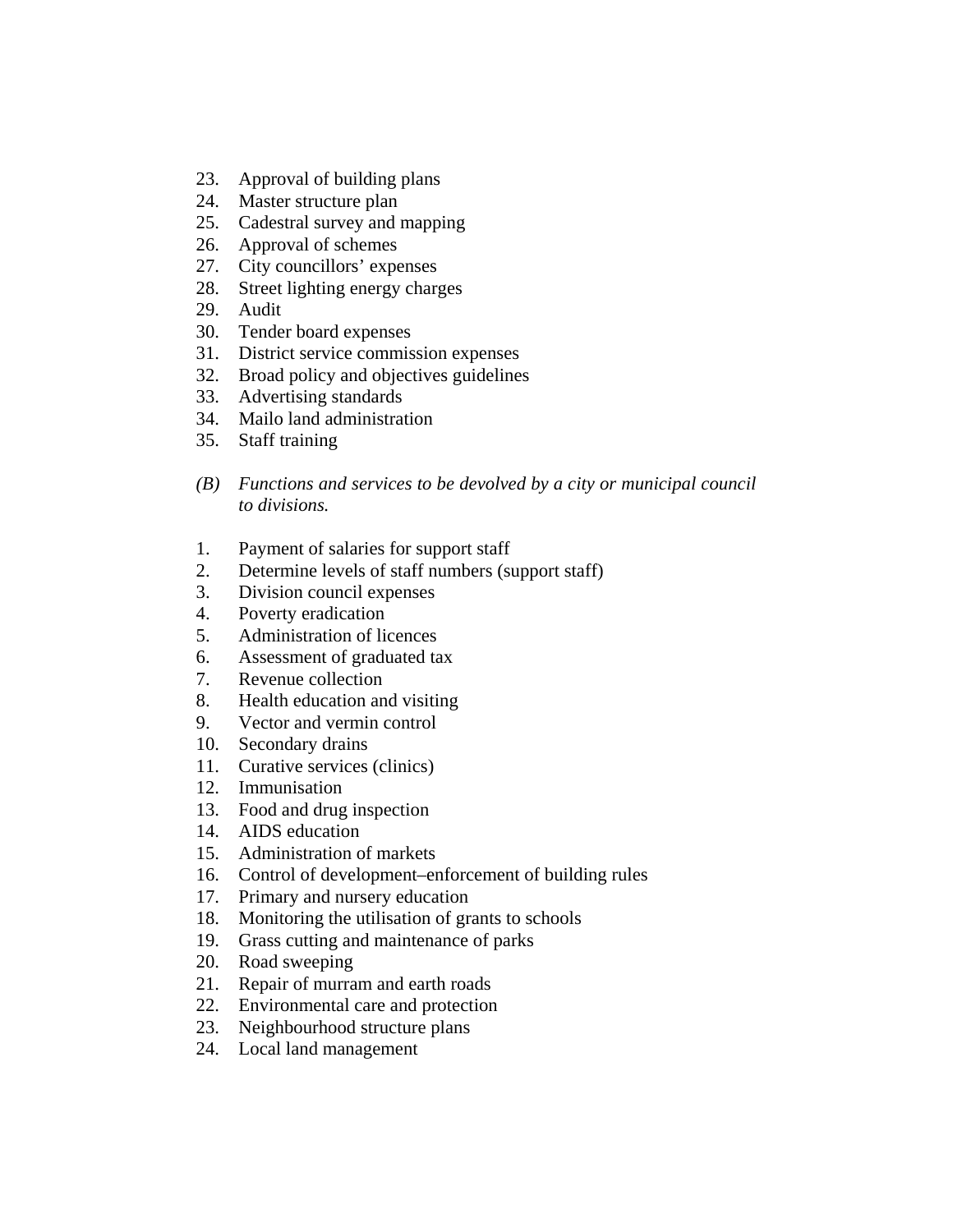23. Approval of building plans
24. Master structure plan
25. Cadestral survey and mapping
26. Approval of schemes
27. City councillors’ expenses
28. Street lighting energy charges
29. Audit
30. Tender board expenses
31. District service commission expenses
32. Broad policy and objectives guidelines
33. Advertising standards
34. Mailo land administration
35. Staff training

*(B) Functions and services to be devolved by a city or municipal council to divisions.*

1. Payment of salaries for support staff
2. Determine levels of staff numbers (support staff)
3. Division council expenses
4. Poverty eradication
5. Administration of licences
6. Assessment of graduated tax
7. Revenue collection
8. Health education and visiting
9. Vector and vermin control
10. Secondary drains
11. Curative services (clinics)
12. Immunisation
13. Food and drug inspection
14. AIDS education
15. Administration of markets
16. Control of development–enforcement of building rules
17. Primary and nursery education
18. Monitoring the utilisation of grants to schools
19. Grass cutting and maintenance of parks
20. Road sweeping
21. Repair of murram and earth roads
22. Environmental care and protection
23. Neighbourhood structure plans
24. Local land management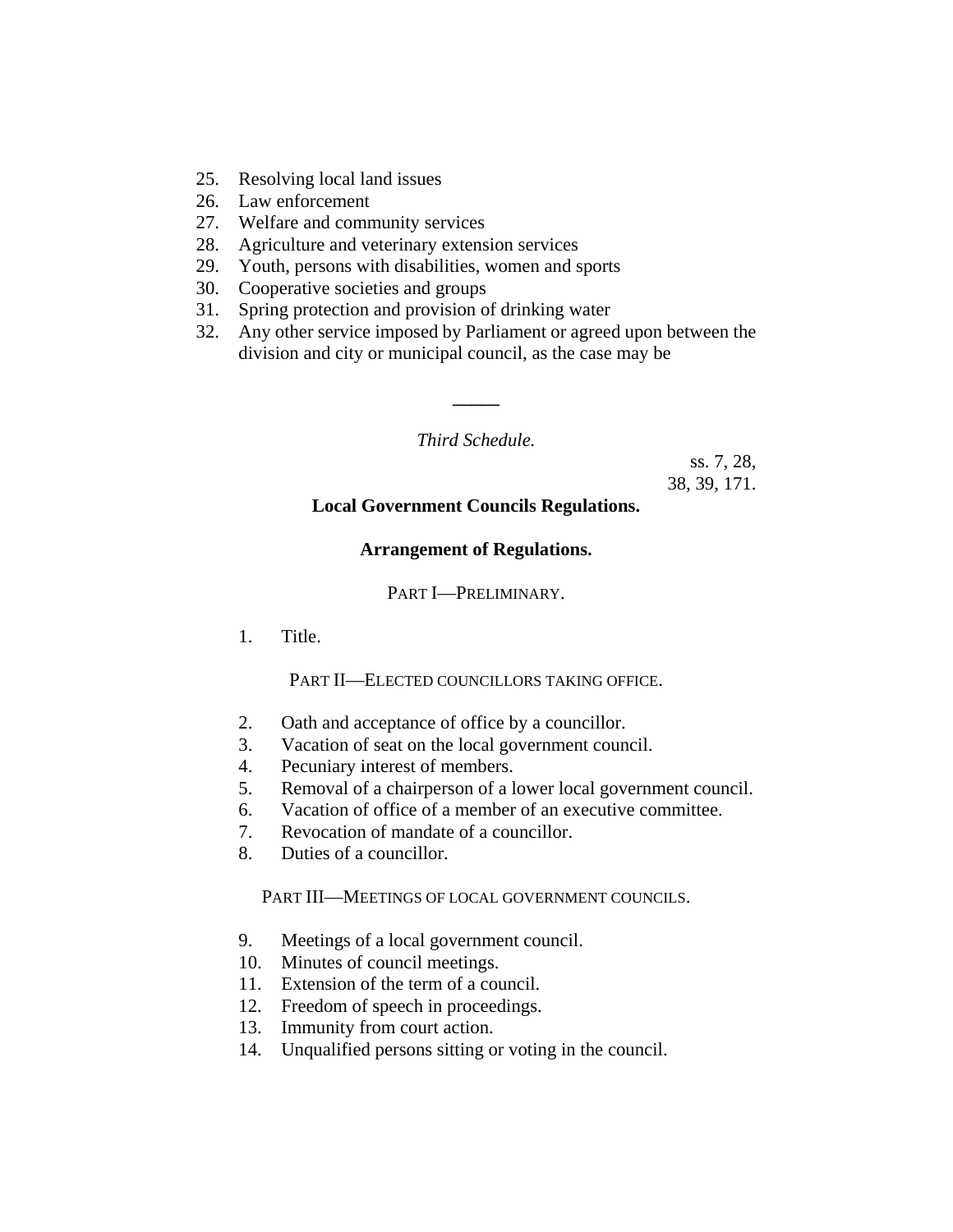25. Resolving local land issues
26. Law enforcement
27. Welfare and community services
28. Agriculture and veterinary extension services
29. Youth, persons with disabilities, women and sports
30. Cooperative societies and groups
31. Spring protection and provision of drinking water
32. Any other service imposed by Parliament or agreed upon between the division and city or municipal council, as the case may be

—

*Third Schedule.*

ss. 7, 28, 38, 39, 171.

**Local Government Councils Regulations.**

**Arrangement of Regulations.**

PART I—PRELIMINARY.

1. Title.

PART II—ELECTED COUNCILLORS TAKING OFFICE.

2. Oath and acceptance of office by a councillor.
3. Vacation of seat on the local government council.
4. Pecuniary interest of members.
5. Removal of a chairperson of a lower local government council.
6. Vacation of office of a member of an executive committee.
7. Revocation of mandate of a councillor.
8. Duties of a councillor.

PART III—MEETINGS OF LOCAL GOVERNMENT COUNCILS.

9. Meetings of a local government council.
10. Minutes of council meetings.
11. Extension of the term of a council.
12. Freedom of speech in proceedings.
13. Immunity from court action.
14. Unqualified persons sitting or voting in the council.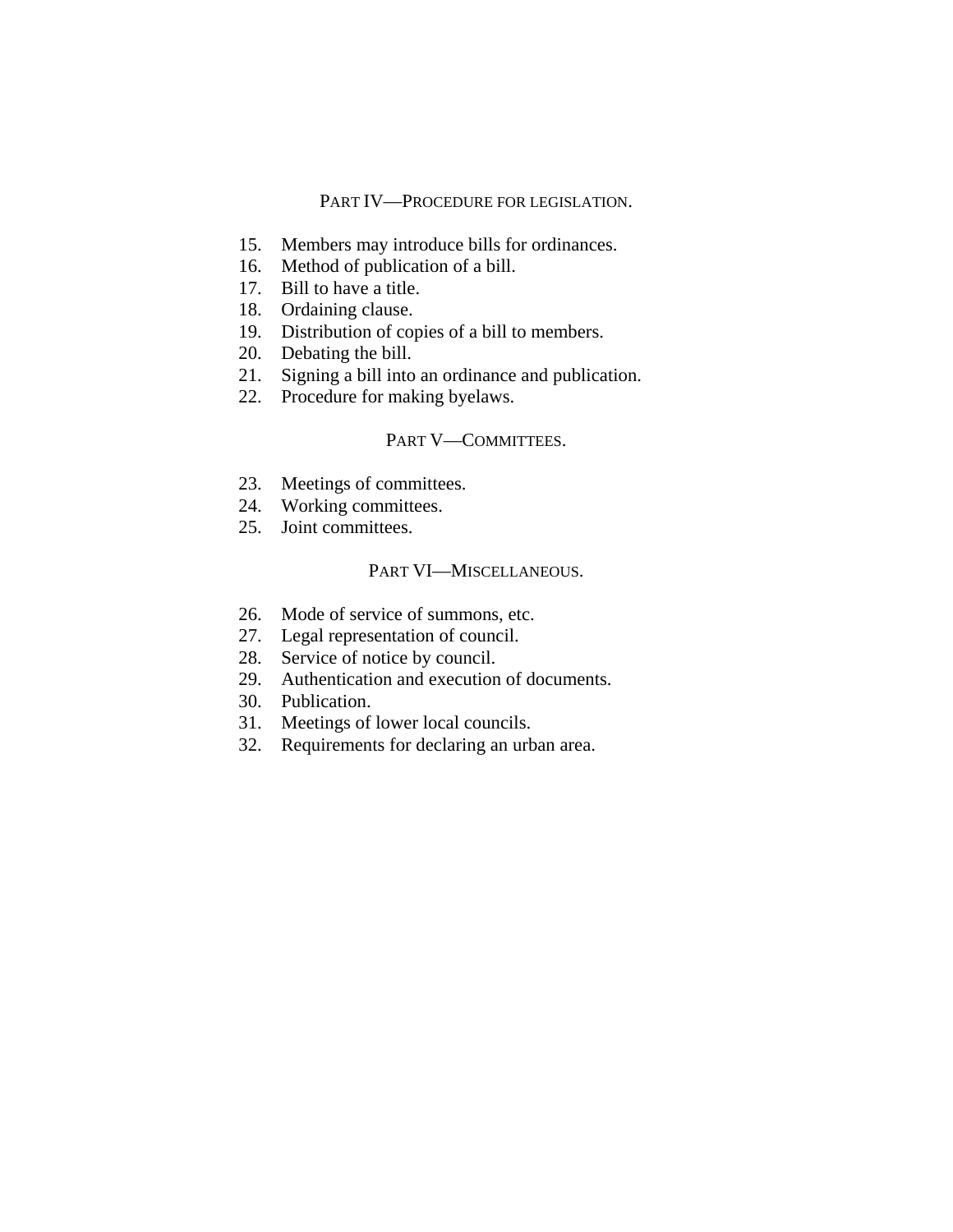PART IV—PROCEDURE FOR LEGISLATION.

15. Members may introduce bills for ordinances.
16. Method of publication of a bill.
17. Bill to have a title.
18. Ordaining clause.
19. Distribution of copies of a bill to members.
20. Debating the bill.
21. Signing a bill into an ordinance and publication.
22. Procedure for making byelaws.

PART V—COMMITTEES.

23. Meetings of committees.
24. Working committees.
25. Joint committees.

PART VI—MISCELLANEOUS.

26. Mode of service of summons, etc.
27. Legal representation of council.
28. Service of notice by council.
29. Authentication and execution of documents.
30. Publication.
31. Meetings of lower local councils.
32. Requirements for declaring an urban area.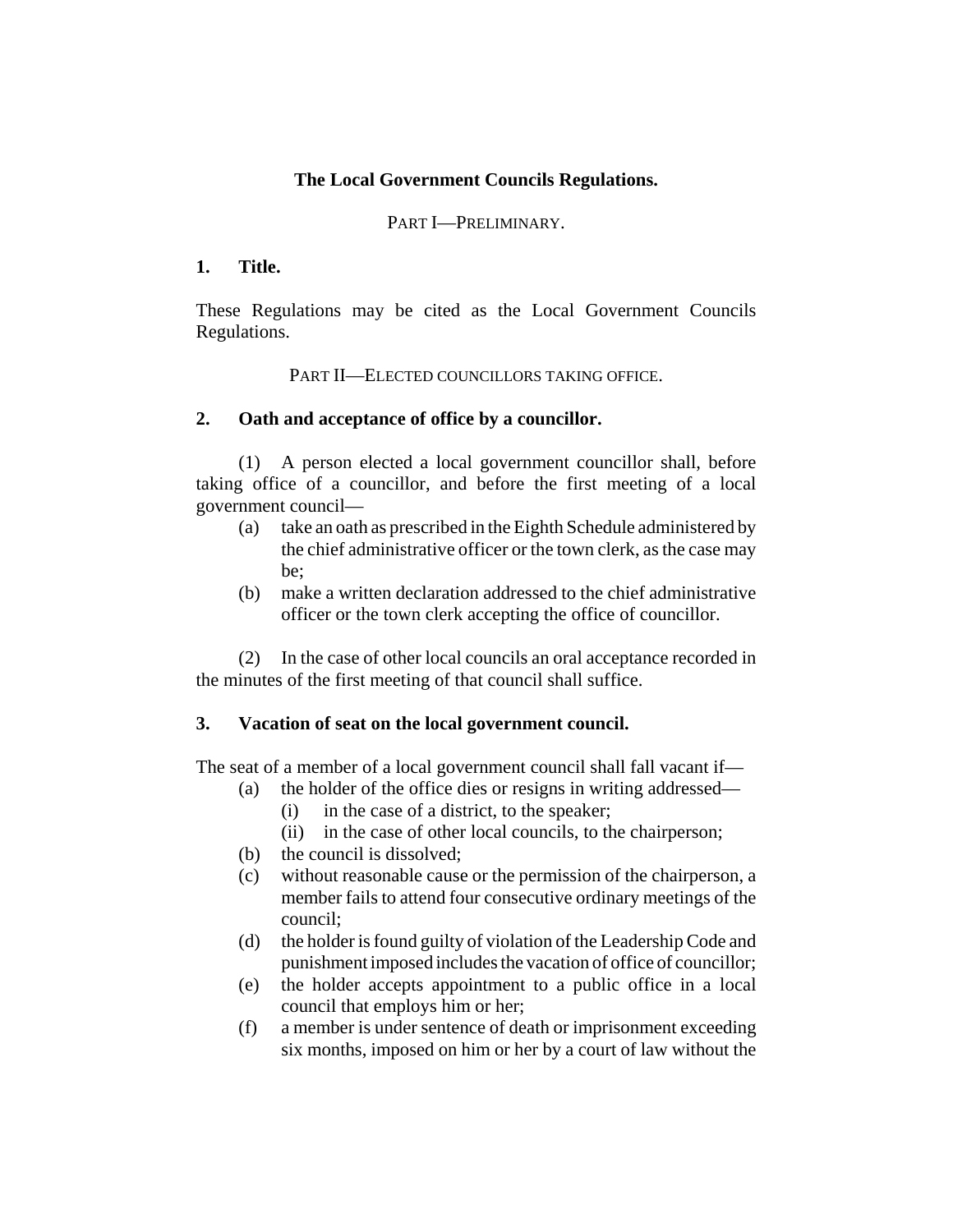## The Local Government Councils Regulations.

PART I—PRELIMINARY.

### 1. Title.

These Regulations may be cited as the Local Government Councils Regulations.

PART II—ELECTED COUNCILLORS TAKING OFFICE.

### 2. Oath and acceptance of office by a councillor.

(1) A person elected a local government councillor shall, before taking office of a councillor, and before the first meeting of a local government council—

- (a) take an oath as prescribed in the Eighth Schedule administered by the chief administrative officer or the town clerk, as the case may be;
- (b) make a written declaration addressed to the chief administrative officer or the town clerk accepting the office of councillor.

(2) In the case of other local councils an oral acceptance recorded in the minutes of the first meeting of that council shall suffice.

### 3. Vacation of seat on the local government council.

The seat of a member of a local government council shall fall vacant if—

- (a) the holder of the office dies or resigns in writing addressed—
  - (i) in the case of a district, to the speaker;
  - (ii) in the case of other local councils, to the chairperson;
- (b) the council is dissolved;
- (c) without reasonable cause or the permission of the chairperson, a member fails to attend four consecutive ordinary meetings of the council;
- (d) the holder is found guilty of violation of the Leadership Code and punishment imposed includes the vacation of office of councillor;
- (e) the holder accepts appointment to a public office in a local council that employs him or her;
- (f) a member is under sentence of death or imprisonment exceeding six months, imposed on him or her by a court of law without the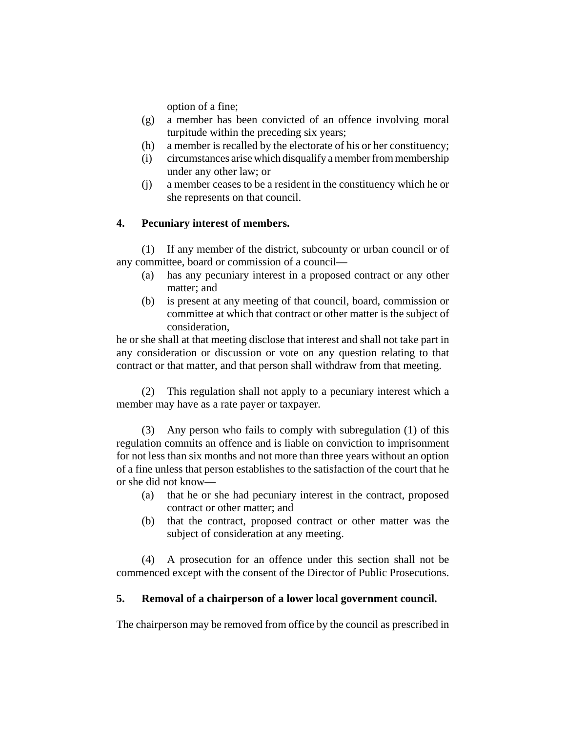option of a fine;

(g) a member has been convicted of an offence involving moral turpitude within the preceding six years;

(h) a member is recalled by the electorate of his or her constituency;

(i) circumstances arise which disqualify a member from membership under any other law; or

(j) a member ceases to be a resident in the constituency which he or she represents on that council.

**4. Pecuniary interest of members.**

(1) If any member of the district, subcounty or urban council or of any committee, board or commission of a council—

(a) has any pecuniary interest in a proposed contract or any other matter; and

(b) is present at any meeting of that council, board, commission or committee at which that contract or other matter is the subject of consideration,

he or she shall at that meeting disclose that interest and shall not take part in any consideration or discussion or vote on any question relating to that contract or that matter, and that person shall withdraw from that meeting.

(2) This regulation shall not apply to a pecuniary interest which a member may have as a rate payer or taxpayer.

(3) Any person who fails to comply with subregulation (1) of this regulation commits an offence and is liable on conviction to imprisonment for not less than six months and not more than three years without an option of a fine unless that person establishes to the satisfaction of the court that he or she did not know—

(a) that he or she had pecuniary interest in the contract, proposed contract or other matter; and

(b) that the contract, proposed contract or other matter was the subject of consideration at any meeting.

(4) A prosecution for an offence under this section shall not be commenced except with the consent of the Director of Public Prosecutions.

**5. Removal of a chairperson of a lower local government council.**

The chairperson may be removed from office by the council as prescribed in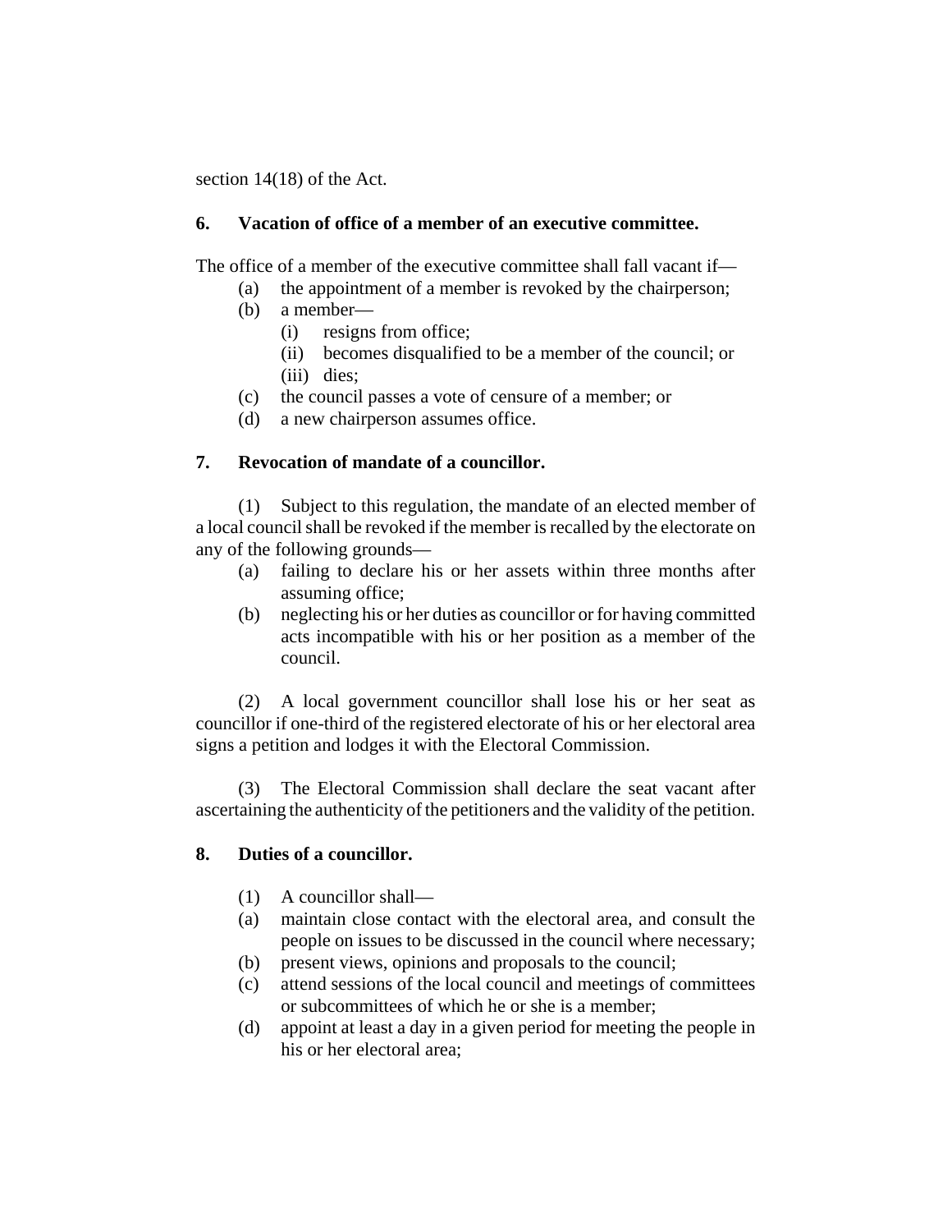section 14(18) of the Act.

**6. Vacation of office of a member of an executive committee.**

The office of a member of the executive committee shall fall vacant if—

- (a) the appointment of a member is revoked by the chairperson;
- (b) a member—
  - (i) resigns from office;
  - (ii) becomes disqualified to be a member of the council; or
  - (iii) dies;
- (c) the council passes a vote of censure of a member; or
- (d) a new chairperson assumes office.

**7. Revocation of mandate of a councillor.**

(1) Subject to this regulation, the mandate of an elected member of a local council shall be revoked if the member is recalled by the electorate on any of the following grounds—

- (a) failing to declare his or her assets within three months after assuming office;
- (b) neglecting his or her duties as councillor or for having committed acts incompatible with his or her position as a member of the council.

(2) A local government councillor shall lose his or her seat as councillor if one-third of the registered electorate of his or her electoral area signs a petition and lodges it with the Electoral Commission.

(3) The Electoral Commission shall declare the seat vacant after ascertaining the authenticity of the petitioners and the validity of the petition.

**8. Duties of a councillor.**

(1) A councillor shall—

- (a) maintain close contact with the electoral area, and consult the people on issues to be discussed in the council where necessary;
- (b) present views, opinions and proposals to the council;
- (c) attend sessions of the local council and meetings of committees or subcommittees of which he or she is a member;
- (d) appoint at least a day in a given period for meeting the people in his or her electoral area;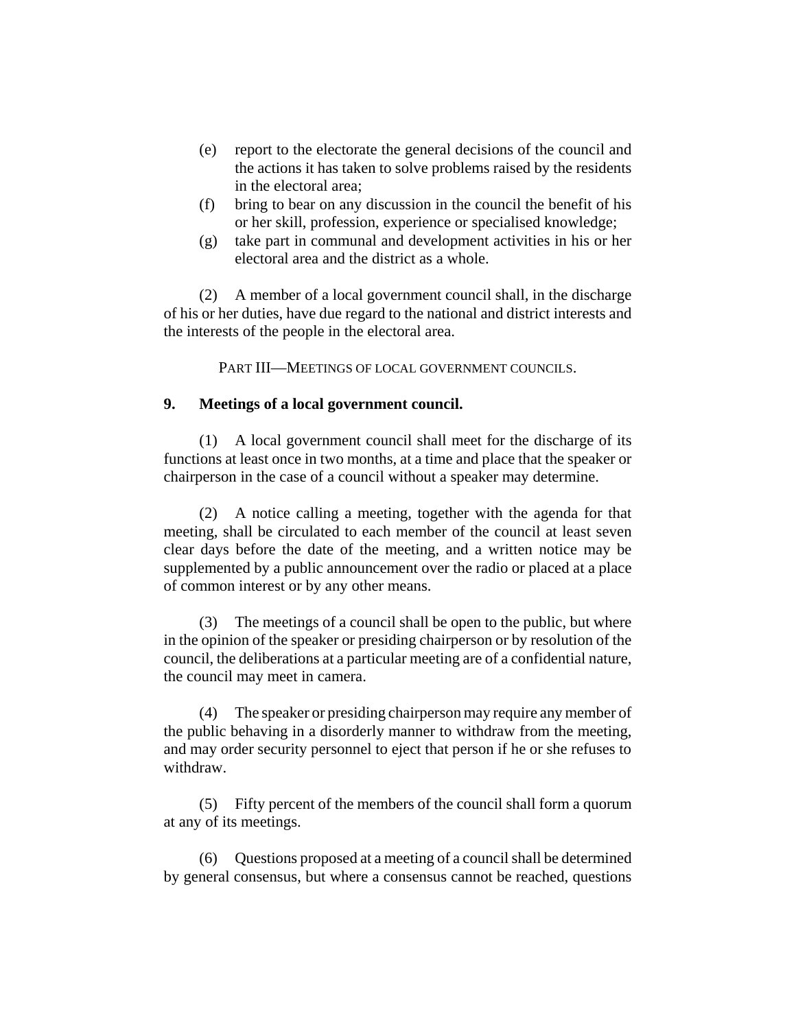(e) report to the electorate the general decisions of the council and the actions it has taken to solve problems raised by the residents in the electoral area;

(f) bring to bear on any discussion in the council the benefit of his or her skill, profession, experience or specialised knowledge;

(g) take part in communal and development activities in his or her electoral area and the district as a whole.

(2) A member of a local government council shall, in the discharge of his or her duties, have due regard to the national and district interests and the interests of the people in the electoral area.

PART III—MEETINGS OF LOCAL GOVERNMENT COUNCILS.

**9. Meetings of a local government council.**

(1) A local government council shall meet for the discharge of its functions at least once in two months, at a time and place that the speaker or chairperson in the case of a council without a speaker may determine.

(2) A notice calling a meeting, together with the agenda for that meeting, shall be circulated to each member of the council at least seven clear days before the date of the meeting, and a written notice may be supplemented by a public announcement over the radio or placed at a place of common interest or by any other means.

(3) The meetings of a council shall be open to the public, but where in the opinion of the speaker or presiding chairperson or by resolution of the council, the deliberations at a particular meeting are of a confidential nature, the council may meet in camera.

(4) The speaker or presiding chairperson may require any member of the public behaving in a disorderly manner to withdraw from the meeting, and may order security personnel to eject that person if he or she refuses to withdraw.

(5) Fifty percent of the members of the council shall form a quorum at any of its meetings.

(6) Questions proposed at a meeting of a council shall be determined by general consensus, but where a consensus cannot be reached, questions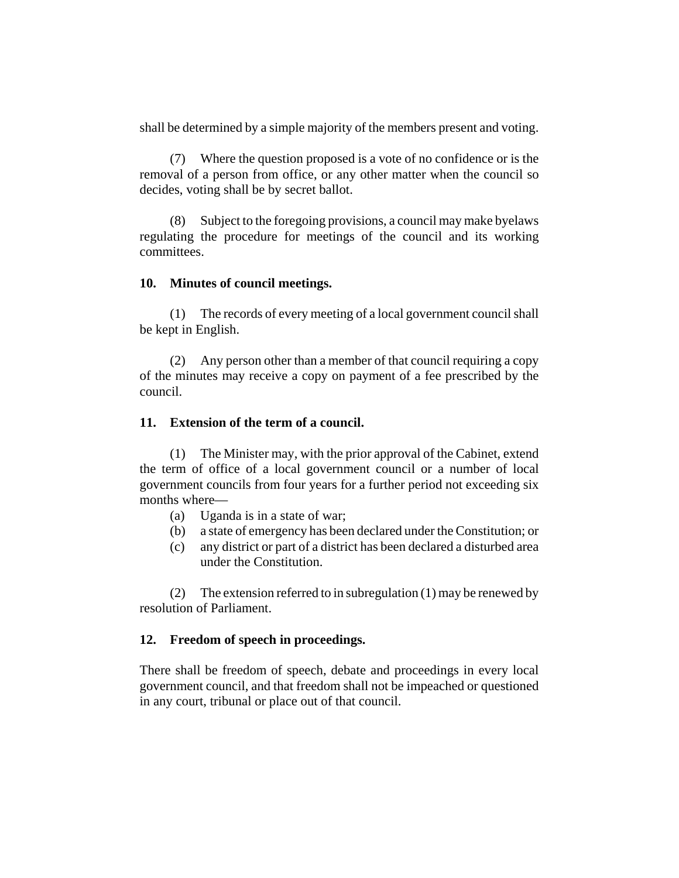shall be determined by a simple majority of the members present and voting.

(7) Where the question proposed is a vote of no confidence or is the removal of a person from office, or any other matter when the council so decides, voting shall be by secret ballot.

(8) Subject to the foregoing provisions, a council may make byelaws regulating the procedure for meetings of the council and its working committees.

**10. Minutes of council meetings.**

(1) The records of every meeting of a local government council shall be kept in English.

(2) Any person other than a member of that council requiring a copy of the minutes may receive a copy on payment of a fee prescribed by the council.

**11. Extension of the term of a council.**

(1) The Minister may, with the prior approval of the Cabinet, extend the term of office of a local government council or a number of local government councils from four years for a further period not exceeding six months where—

(a) Uganda is in a state of war;
(b) a state of emergency has been declared under the Constitution; or
(c) any district or part of a district has been declared a disturbed area under the Constitution.

(2) The extension referred to in subregulation (1) may be renewed by resolution of Parliament.

**12. Freedom of speech in proceedings.**

There shall be freedom of speech, debate and proceedings in every local government council, and that freedom shall not be impeached or questioned in any court, tribunal or place out of that council.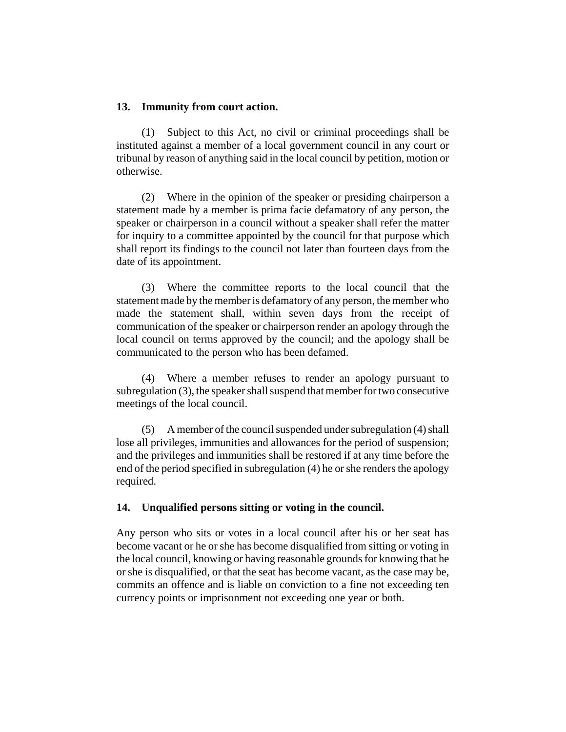**13. Immunity from court action.**

(1) Subject to this Act, no civil or criminal proceedings shall be instituted against a member of a local government council in any court or tribunal by reason of anything said in the local council by petition, motion or otherwise.

(2) Where in the opinion of the speaker or presiding chairperson a statement made by a member is prima facie defamatory of any person, the speaker or chairperson in a council without a speaker shall refer the matter for inquiry to a committee appointed by the council for that purpose which shall report its findings to the council not later than fourteen days from the date of its appointment.

(3) Where the committee reports to the local council that the statement made by the member is defamatory of any person, the member who made the statement shall, within seven days from the receipt of communication of the speaker or chairperson render an apology through the local council on terms approved by the council; and the apology shall be communicated to the person who has been defamed.

(4) Where a member refuses to render an apology pursuant to subregulation (3), the speaker shall suspend that member for two consecutive meetings of the local council.

(5) A member of the council suspended under subregulation (4) shall lose all privileges, immunities and allowances for the period of suspension; and the privileges and immunities shall be restored if at any time before the end of the period specified in subregulation (4) he or she renders the apology required.

**14. Unqualified persons sitting or voting in the council.**

Any person who sits or votes in a local council after his or her seat has become vacant or he or she has become disqualified from sitting or voting in the local council, knowing or having reasonable grounds for knowing that he or she is disqualified, or that the seat has become vacant, as the case may be, commits an offence and is liable on conviction to a fine not exceeding ten currency points or imprisonment not exceeding one year or both.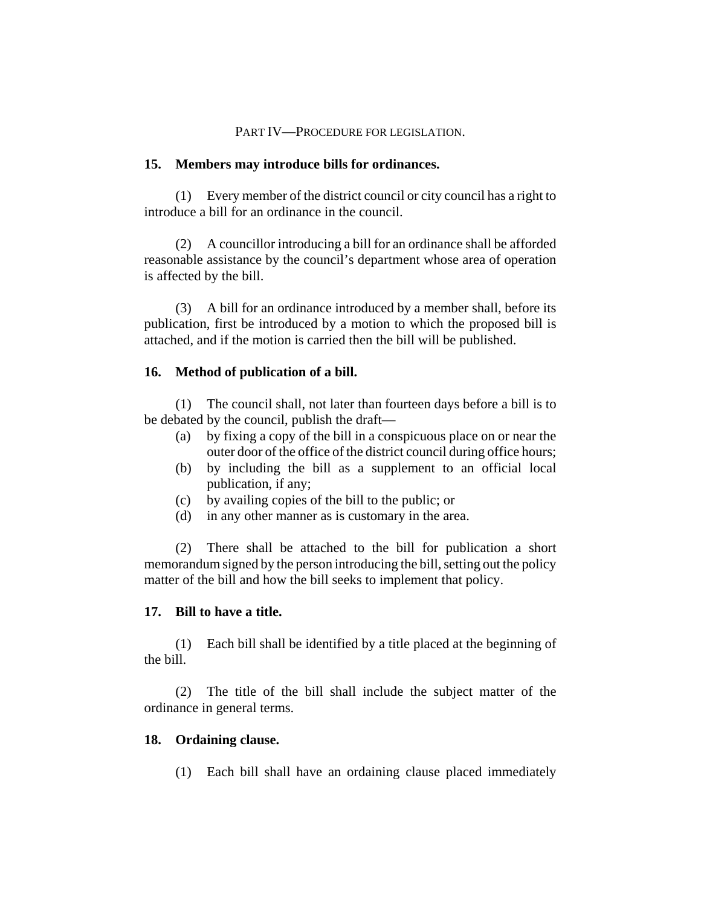## PART IV—PROCEDURE FOR LEGISLATION.

### 15. Members may introduce bills for ordinances.

(1) Every member of the district council or city council has a right to introduce a bill for an ordinance in the council.

(2) A councillor introducing a bill for an ordinance shall be afforded reasonable assistance by the council's department whose area of operation is affected by the bill.

(3) A bill for an ordinance introduced by a member shall, before its publication, first be introduced by a motion to which the proposed bill is attached, and if the motion is carried then the bill will be published.

### 16. Method of publication of a bill.

(1) The council shall, not later than fourteen days before a bill is to be debated by the council, publish the draft—

(a) by fixing a copy of the bill in a conspicuous place on or near the outer door of the office of the district council during office hours;

(b) by including the bill as a supplement to an official local publication, if any;

(c) by availing copies of the bill to the public; or

(d) in any other manner as is customary in the area.

(2) There shall be attached to the bill for publication a short memorandum signed by the person introducing the bill, setting out the policy matter of the bill and how the bill seeks to implement that policy.

### 17. Bill to have a title.

(1) Each bill shall be identified by a title placed at the beginning of the bill.

(2) The title of the bill shall include the subject matter of the ordinance in general terms.

### 18. Ordaining clause.

(1) Each bill shall have an ordaining clause placed immediately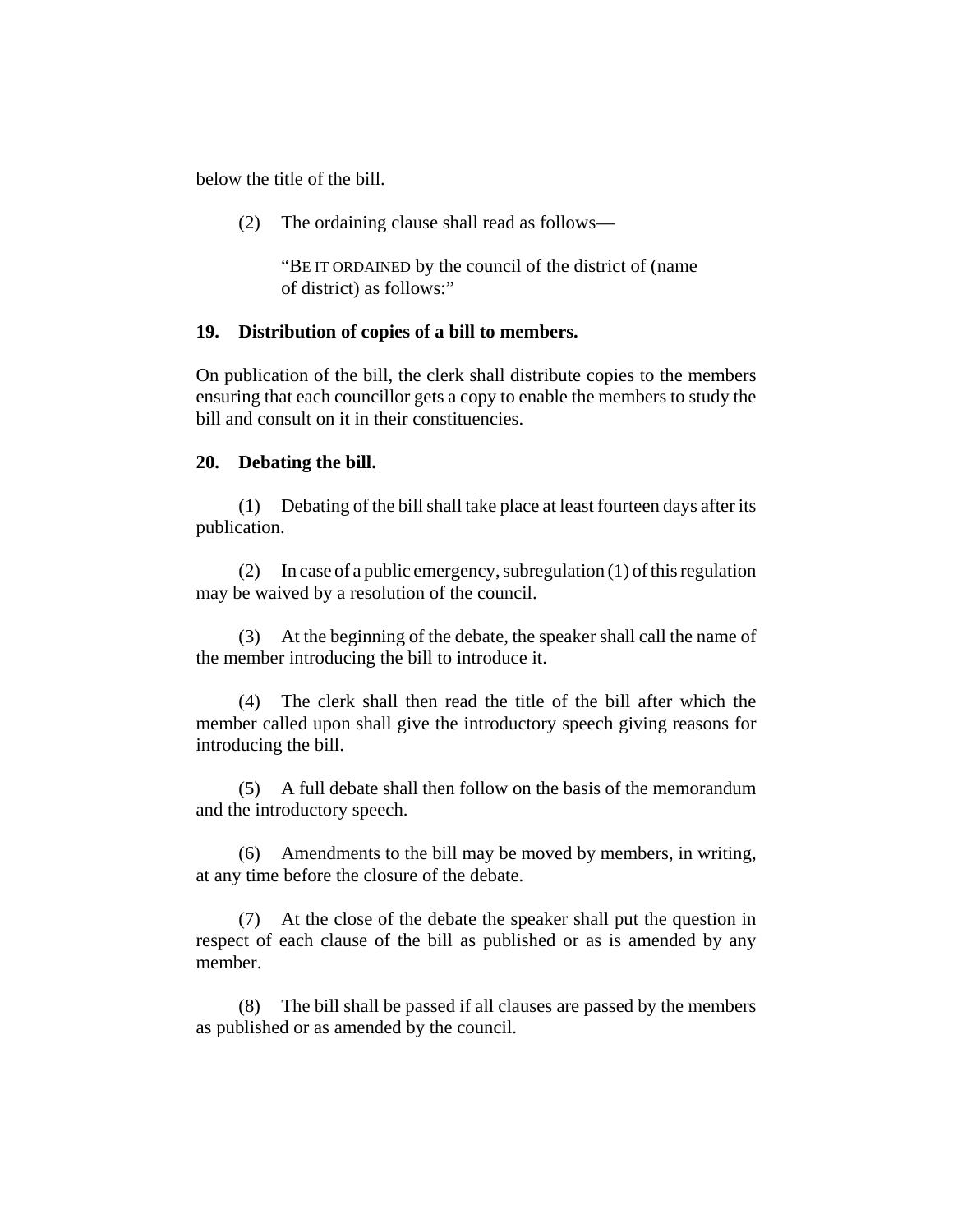below the title of the bill.

(2) The ordaining clause shall read as follows—

"BE IT ORDAINED by the council of the district of (name of district) as follows:"

**19. Distribution of copies of a bill to members.**

On publication of the bill, the clerk shall distribute copies to the members ensuring that each councillor gets a copy to enable the members to study the bill and consult on it in their constituencies.

**20. Debating the bill.**

(1) Debating of the bill shall take place at least fourteen days after its publication.

(2) In case of a public emergency, subregulation (1) of this regulation may be waived by a resolution of the council.

(3) At the beginning of the debate, the speaker shall call the name of the member introducing the bill to introduce it.

(4) The clerk shall then read the title of the bill after which the member called upon shall give the introductory speech giving reasons for introducing the bill.

(5) A full debate shall then follow on the basis of the memorandum and the introductory speech.

(6) Amendments to the bill may be moved by members, in writing, at any time before the closure of the debate.

(7) At the close of the debate the speaker shall put the question in respect of each clause of the bill as published or as is amended by any member.

(8) The bill shall be passed if all clauses are passed by the members as published or as amended by the council.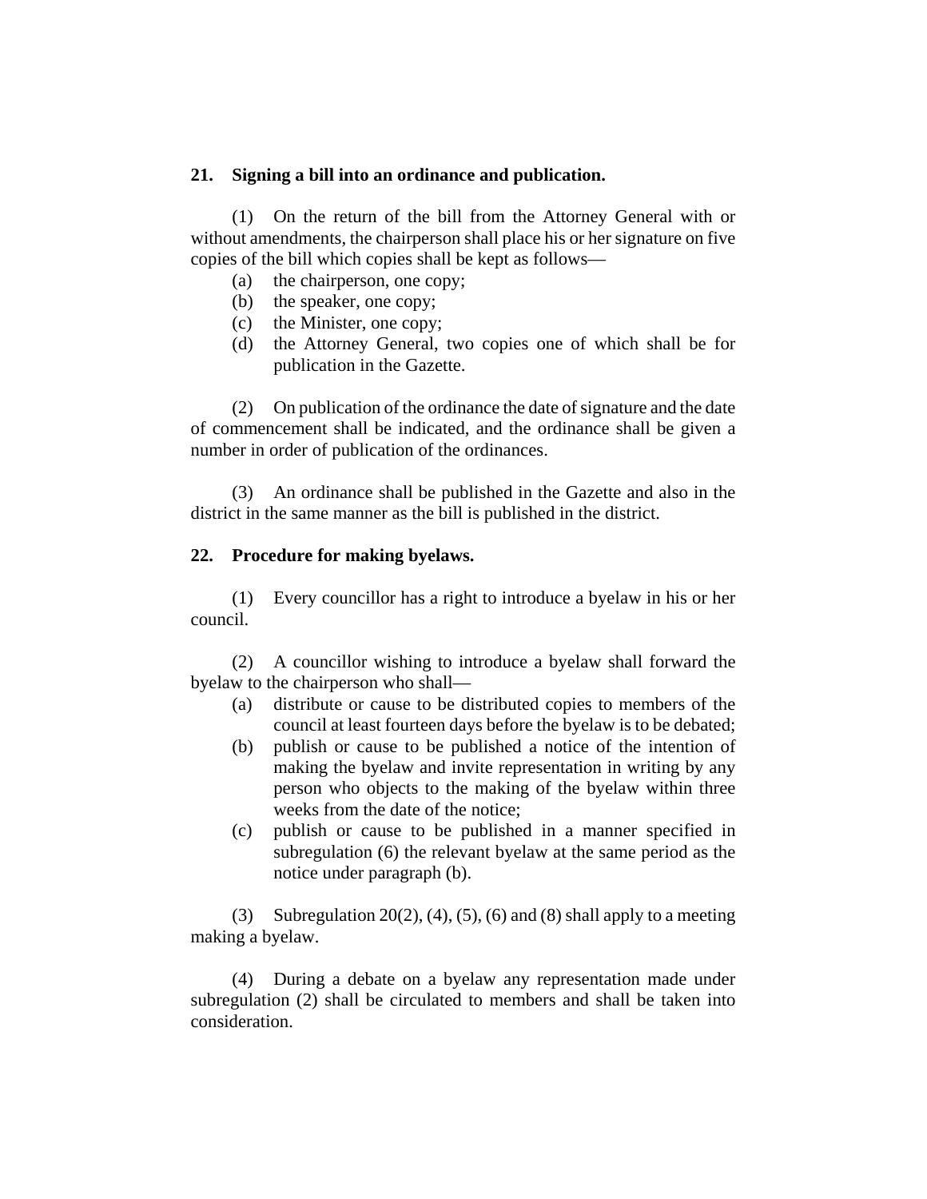**21. Signing a bill into an ordinance and publication.**

(1) On the return of the bill from the Attorney General with or without amendments, the chairperson shall place his or her signature on five copies of the bill which copies shall be kept as follows—

(a) the chairperson, one copy;
(b) the speaker, one copy;
(c) the Minister, one copy;
(d) the Attorney General, two copies one of which shall be for publication in the Gazette.

(2) On publication of the ordinance the date of signature and the date of commencement shall be indicated, and the ordinance shall be given a number in order of publication of the ordinances.

(3) An ordinance shall be published in the Gazette and also in the district in the same manner as the bill is published in the district.

**22. Procedure for making byelaws.**

(1) Every councillor has a right to introduce a byelaw in his or her council.

(2) A councillor wishing to introduce a byelaw shall forward the byelaw to the chairperson who shall—

(a) distribute or cause to be distributed copies to members of the council at least fourteen days before the byelaw is to be debated;
(b) publish or cause to be published a notice of the intention of making the byelaw and invite representation in writing by any person who objects to the making of the byelaw within three weeks from the date of the notice;
(c) publish or cause to be published in a manner specified in subregulation (6) the relevant byelaw at the same period as the notice under paragraph (b).

(3) Subregulation 20(2), (4), (5), (6) and (8) shall apply to a meeting making a byelaw.

(4) During a debate on a byelaw any representation made under subregulation (2) shall be circulated to members and shall be taken into consideration.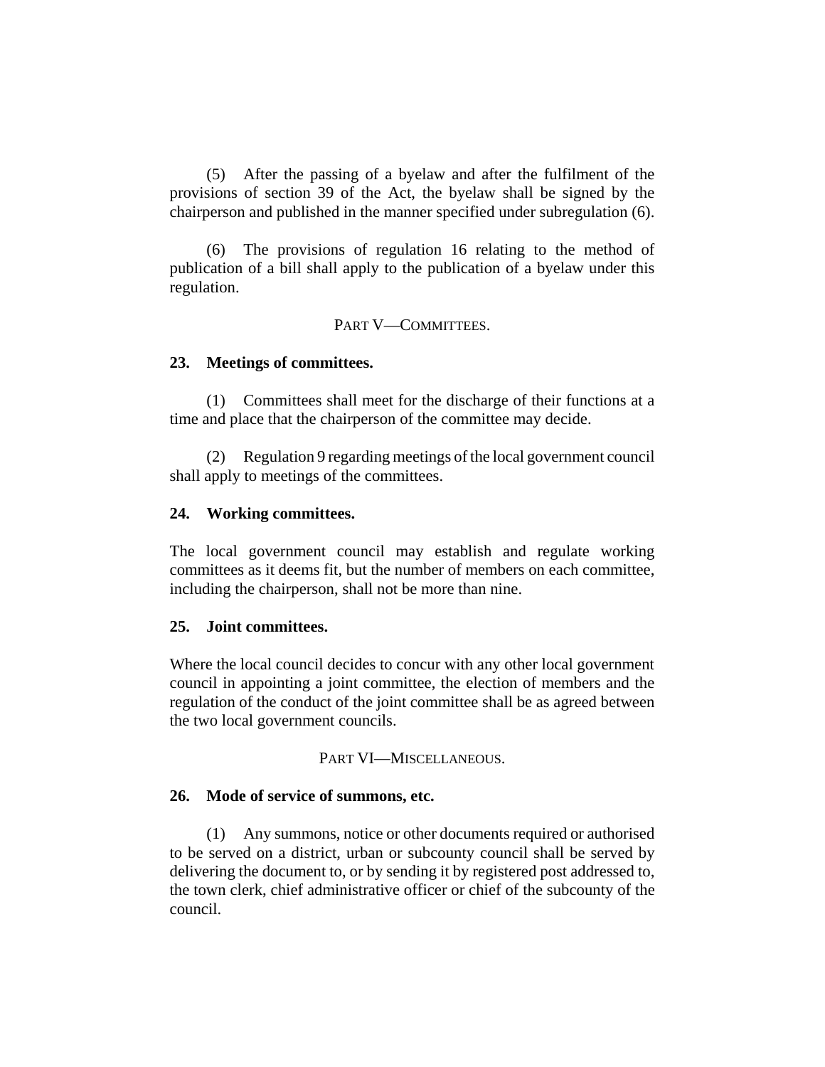(5) After the passing of a byelaw and after the fulfilment of the provisions of section 39 of the Act, the byelaw shall be signed by the chairperson and published in the manner specified under subregulation (6).

(6) The provisions of regulation 16 relating to the method of publication of a bill shall apply to the publication of a byelaw under this regulation.

## PART V—COMMITTEES.

### 23. Meetings of committees.

(1) Committees shall meet for the discharge of their functions at a time and place that the chairperson of the committee may decide.

(2) Regulation 9 regarding meetings of the local government council shall apply to meetings of the committees.

### 24. Working committees.

The local government council may establish and regulate working committees as it deems fit, but the number of members on each committee, including the chairperson, shall not be more than nine.

### 25. Joint committees.

Where the local council decides to concur with any other local government council in appointing a joint committee, the election of members and the regulation of the conduct of the joint committee shall be as agreed between the two local government councils.

## PART VI—MISCELLANEOUS.

### 26. Mode of service of summons, etc.

(1) Any summons, notice or other documents required or authorised to be served on a district, urban or subcounty council shall be served by delivering the document to, or by sending it by registered post addressed to, the town clerk, chief administrative officer or chief of the subcounty of the council.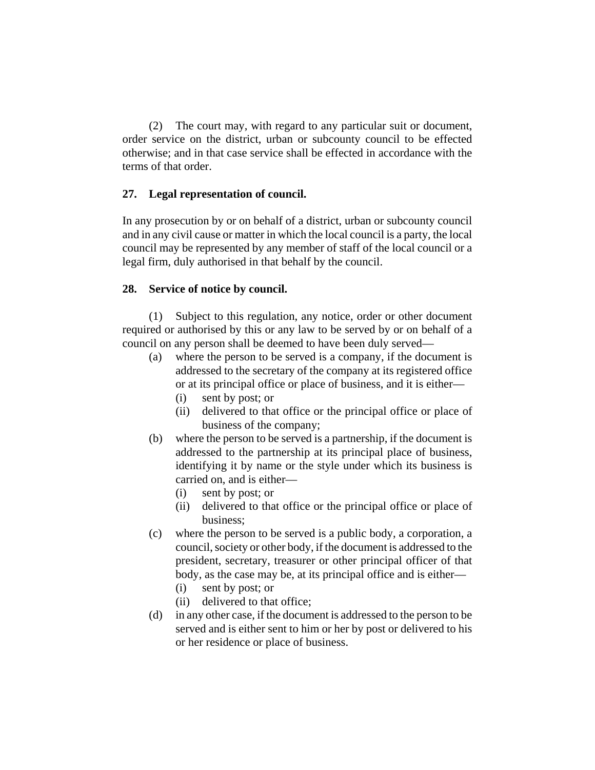(2) The court may, with regard to any particular suit or document, order service on the district, urban or subcounty council to be effected otherwise; and in that case service shall be effected in accordance with the terms of that order.

**27. Legal representation of council.**

In any prosecution by or on behalf of a district, urban or subcounty council and in any civil cause or matter in which the local council is a party, the local council may be represented by any member of staff of the local council or a legal firm, duly authorised in that behalf by the council.

**28. Service of notice by council.**

(1) Subject to this regulation, any notice, order or other document required or authorised by this or any law to be served by or on behalf of a council on any person shall be deemed to have been duly served—

- (a) where the person to be served is a company, if the document is addressed to the secretary of the company at its registered office or at its principal office or place of business, and it is either—
  - (i) sent by post; or
  - (ii) delivered to that office or the principal office or place of business of the company;
- (b) where the person to be served is a partnership, if the document is addressed to the partnership at its principal place of business, identifying it by name or the style under which its business is carried on, and is either—
  - (i) sent by post; or
  - (ii) delivered to that office or the principal office or place of business;
- (c) where the person to be served is a public body, a corporation, a council, society or other body, if the document is addressed to the president, secretary, treasurer or other principal officer of that body, as the case may be, at its principal office and is either—
  - (i) sent by post; or
  - (ii) delivered to that office;
- (d) in any other case, if the document is addressed to the person to be served and is either sent to him or her by post or delivered to his or her residence or place of business.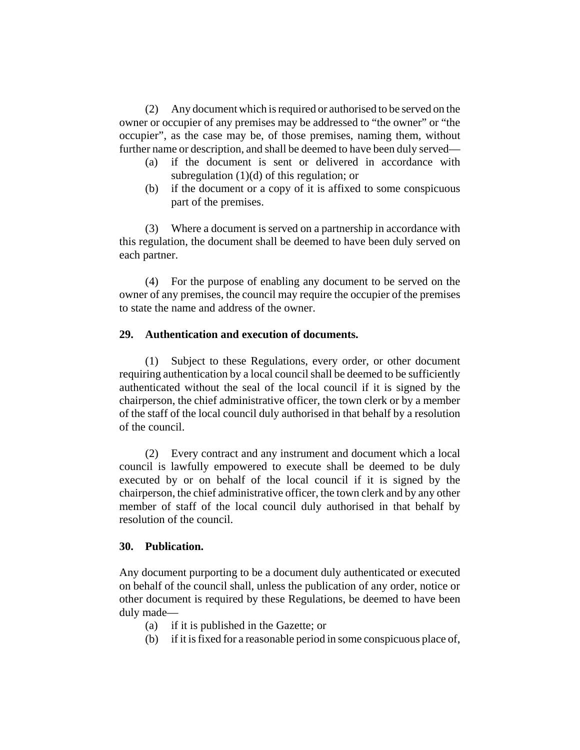(2) Any document which is required or authorised to be served on the owner or occupier of any premises may be addressed to "the owner" or "the occupier", as the case may be, of those premises, naming them, without further name or description, and shall be deemed to have been duly served—

(a) if the document is sent or delivered in accordance with subregulation (1)(d) of this regulation; or

(b) if the document or a copy of it is affixed to some conspicuous part of the premises.

(3) Where a document is served on a partnership in accordance with this regulation, the document shall be deemed to have been duly served on each partner.

(4) For the purpose of enabling any document to be served on the owner of any premises, the council may require the occupier of the premises to state the name and address of the owner.

**29. Authentication and execution of documents.**

(1) Subject to these Regulations, every order, or other document requiring authentication by a local council shall be deemed to be sufficiently authenticated without the seal of the local council if it is signed by the chairperson, the chief administrative officer, the town clerk or by a member of the staff of the local council duly authorised in that behalf by a resolution of the council.

(2) Every contract and any instrument and document which a local council is lawfully empowered to execute shall be deemed to be duly executed by or on behalf of the local council if it is signed by the chairperson, the chief administrative officer, the town clerk and by any other member of staff of the local council duly authorised in that behalf by resolution of the council.

**30. Publication.**

Any document purporting to be a document duly authenticated or executed on behalf of the council shall, unless the publication of any order, notice or other document is required by these Regulations, be deemed to have been duly made—

(a) if it is published in the Gazette; or

(b) if it is fixed for a reasonable period in some conspicuous place of,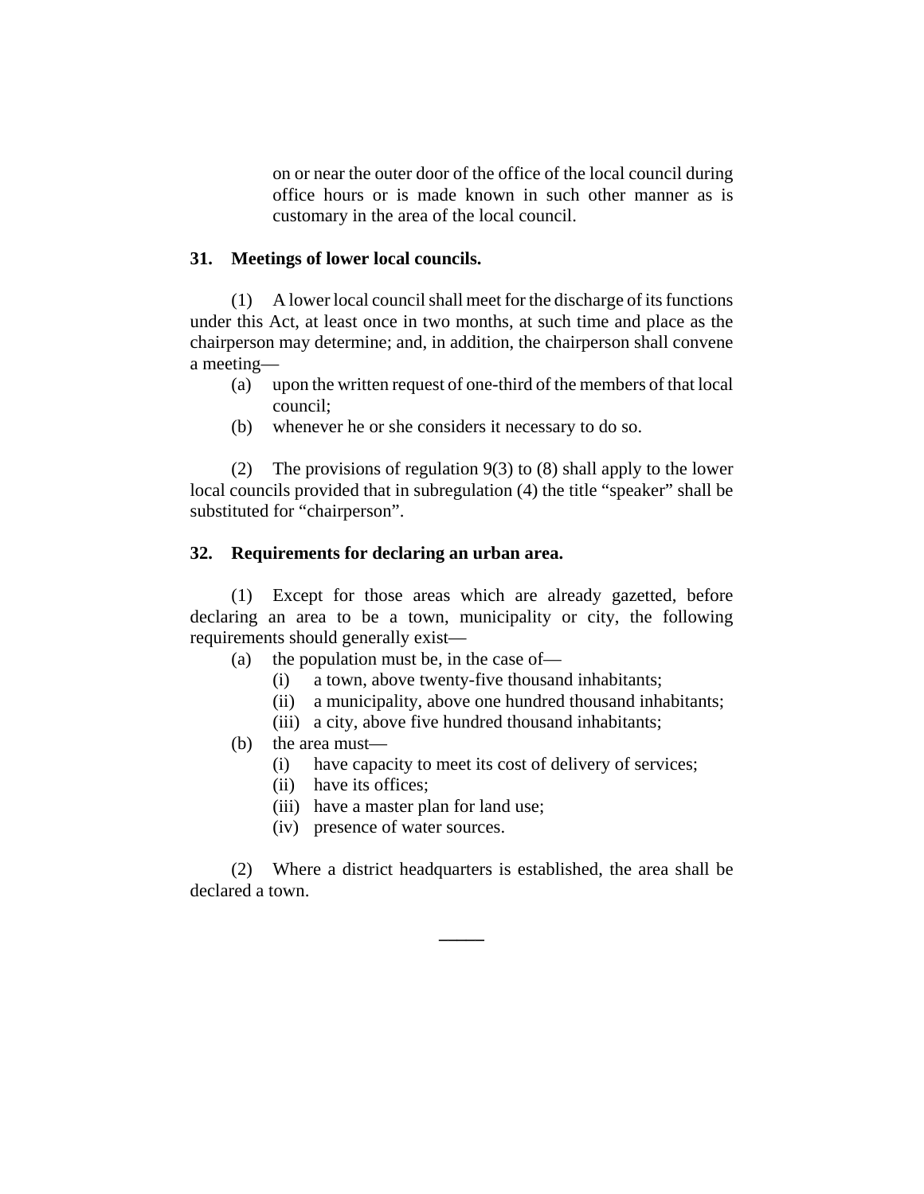on or near the outer door of the office of the local council during office hours or is made known in such other manner as is customary in the area of the local council.

### 31. Meetings of lower local councils.

(1) A lower local council shall meet for the discharge of its functions under this Act, at least once in two months, at such time and place as the chairperson may determine; and, in addition, the chairperson shall convene a meeting—

- (a) upon the written request of one-third of the members of that local council;
- (b) whenever he or she considers it necessary to do so.

(2) The provisions of regulation 9(3) to (8) shall apply to the lower local councils provided that in subregulation (4) the title "speaker" shall be substituted for "chairperson".

### 32. Requirements for declaring an urban area.

(1) Except for those areas which are already gazetted, before declaring an area to be a town, municipality or city, the following requirements should generally exist—

- (a) the population must be, in the case of—
  - (i) a town, above twenty-five thousand inhabitants;
  - (ii) a municipality, above one hundred thousand inhabitants;
  - (iii) a city, above five hundred thousand inhabitants;
- (b) the area must—
  - (i) have capacity to meet its cost of delivery of services;
  - (ii) have its offices;
  - (iii) have a master plan for land use;
  - (iv) presence of water sources.

(2) Where a district headquarters is established, the area shall be declared a town.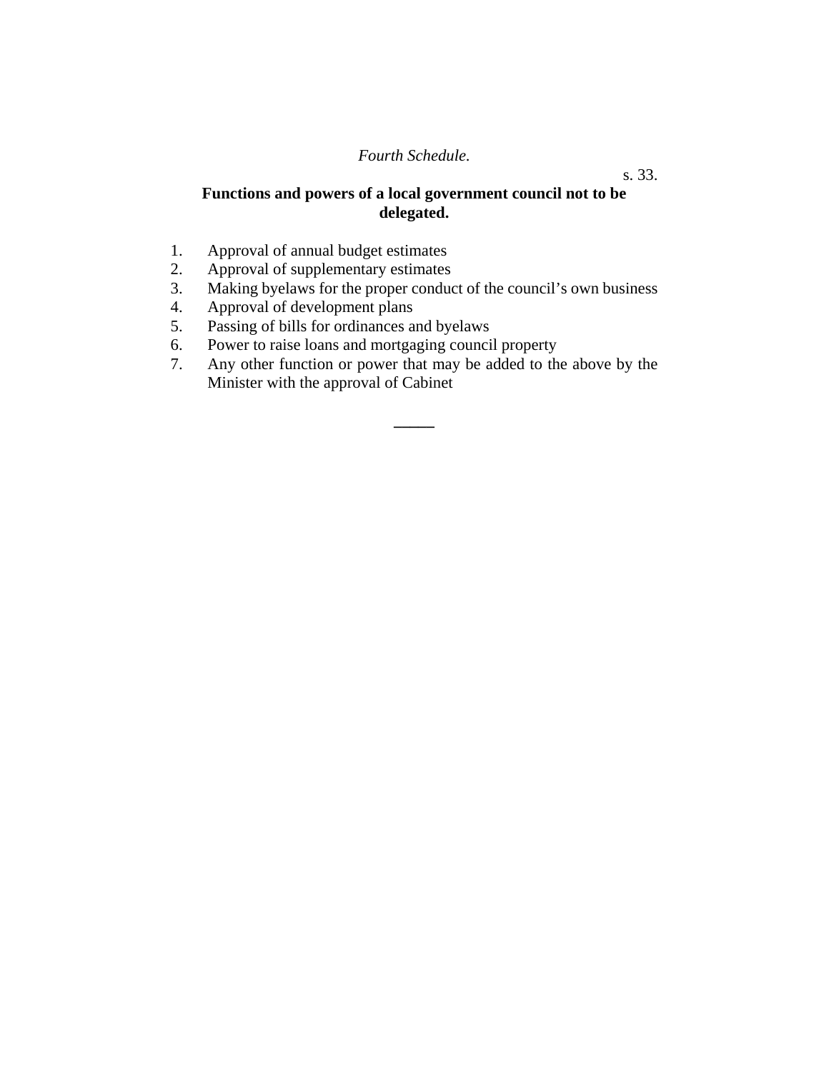*Fourth Schedule.*

s. 33.

**Functions and powers of a local government council not to be delegated.**

1. Approval of annual budget estimates
2. Approval of supplementary estimates
3. Making byelaws for the proper conduct of the council's own business
4. Approval of development plans
5. Passing of bills for ordinances and byelaws
6. Power to raise loans and mortgaging council property
7. Any other function or power that may be added to the above by the Minister with the approval of Cabinet

_____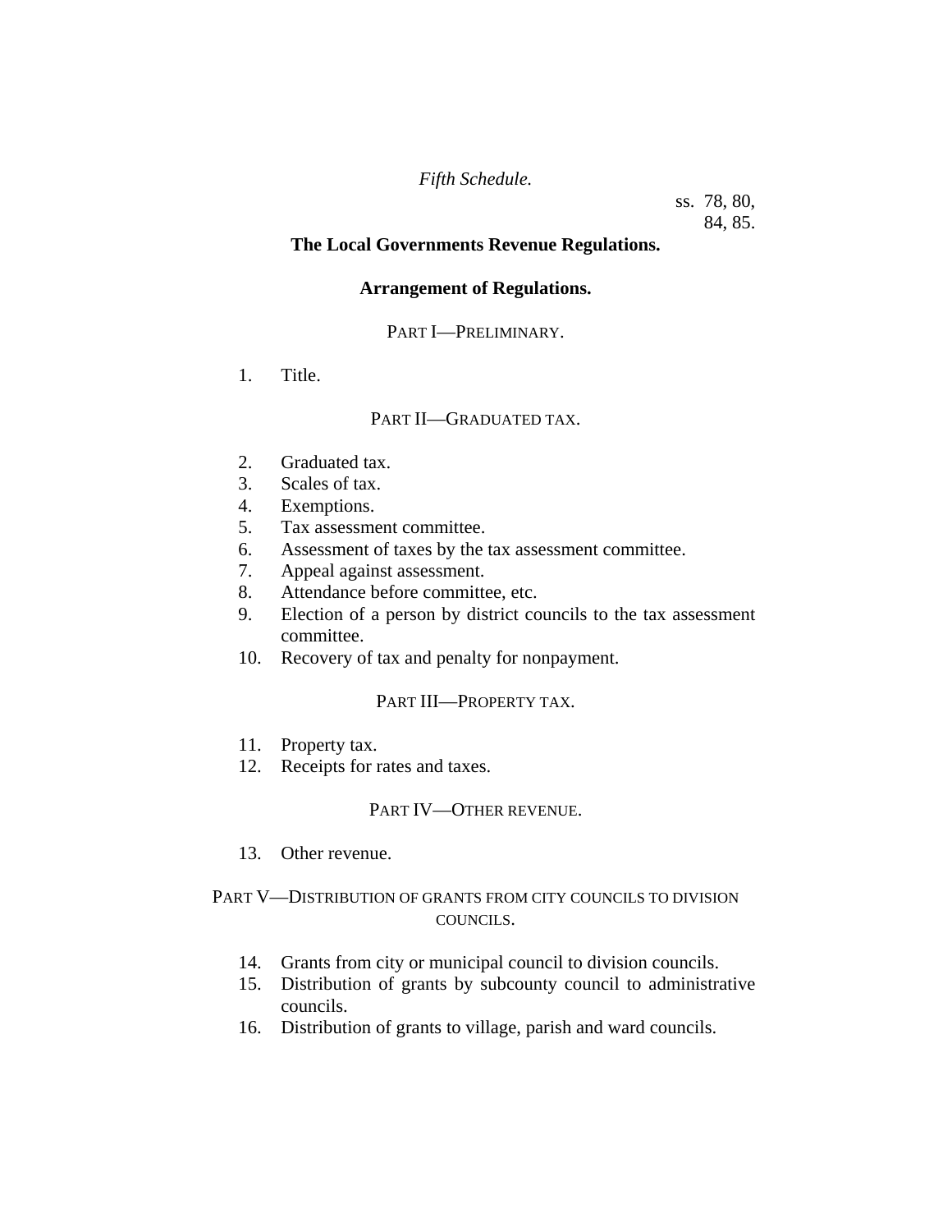*Fifth Schedule.*

ss. 78, 80, 84, 85.

**The Local Governments Revenue Regulations.**

**Arrangement of Regulations.**

PART I—PRELIMINARY.

1. Title.

PART II—GRADUATED TAX.

2. Graduated tax.
3. Scales of tax.
4. Exemptions.
5. Tax assessment committee.
6. Assessment of taxes by the tax assessment committee.
7. Appeal against assessment.
8. Attendance before committee, etc.
9. Election of a person by district councils to the tax assessment committee.
10. Recovery of tax and penalty for nonpayment.

PART III—PROPERTY TAX.

11. Property tax.
12. Receipts for rates and taxes.

PART IV—OTHER REVENUE.

13. Other revenue.

PART V—DISTRIBUTION OF GRANTS FROM CITY COUNCILS TO DIVISION COUNCILS.

14. Grants from city or municipal council to division councils.
15. Distribution of grants by subcounty council to administrative councils.
16. Distribution of grants to village, parish and ward councils.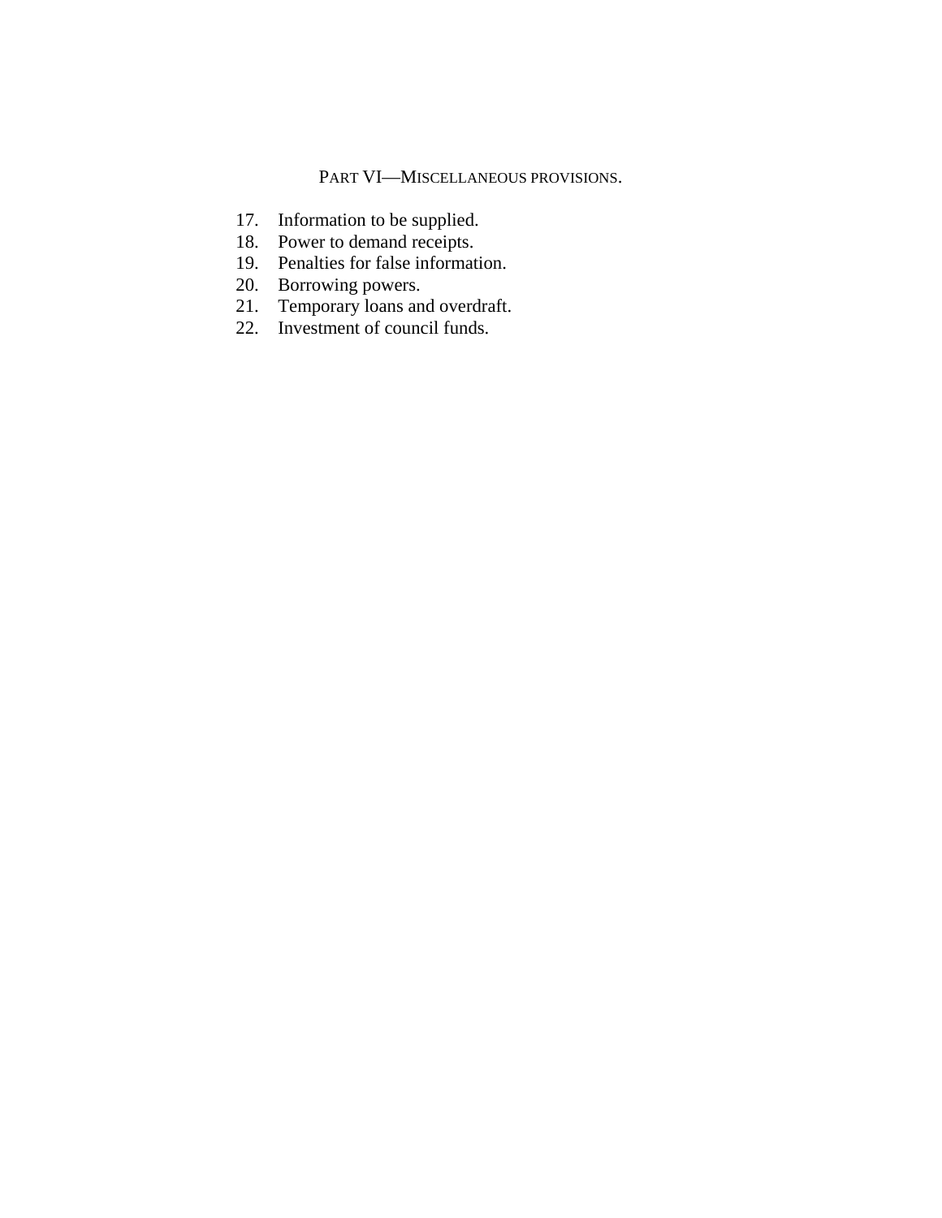PART VI—MISCELLANEOUS PROVISIONS.

17. Information to be supplied.
18. Power to demand receipts.
19. Penalties for false information.
20. Borrowing powers.
21. Temporary loans and overdraft.
22. Investment of council funds.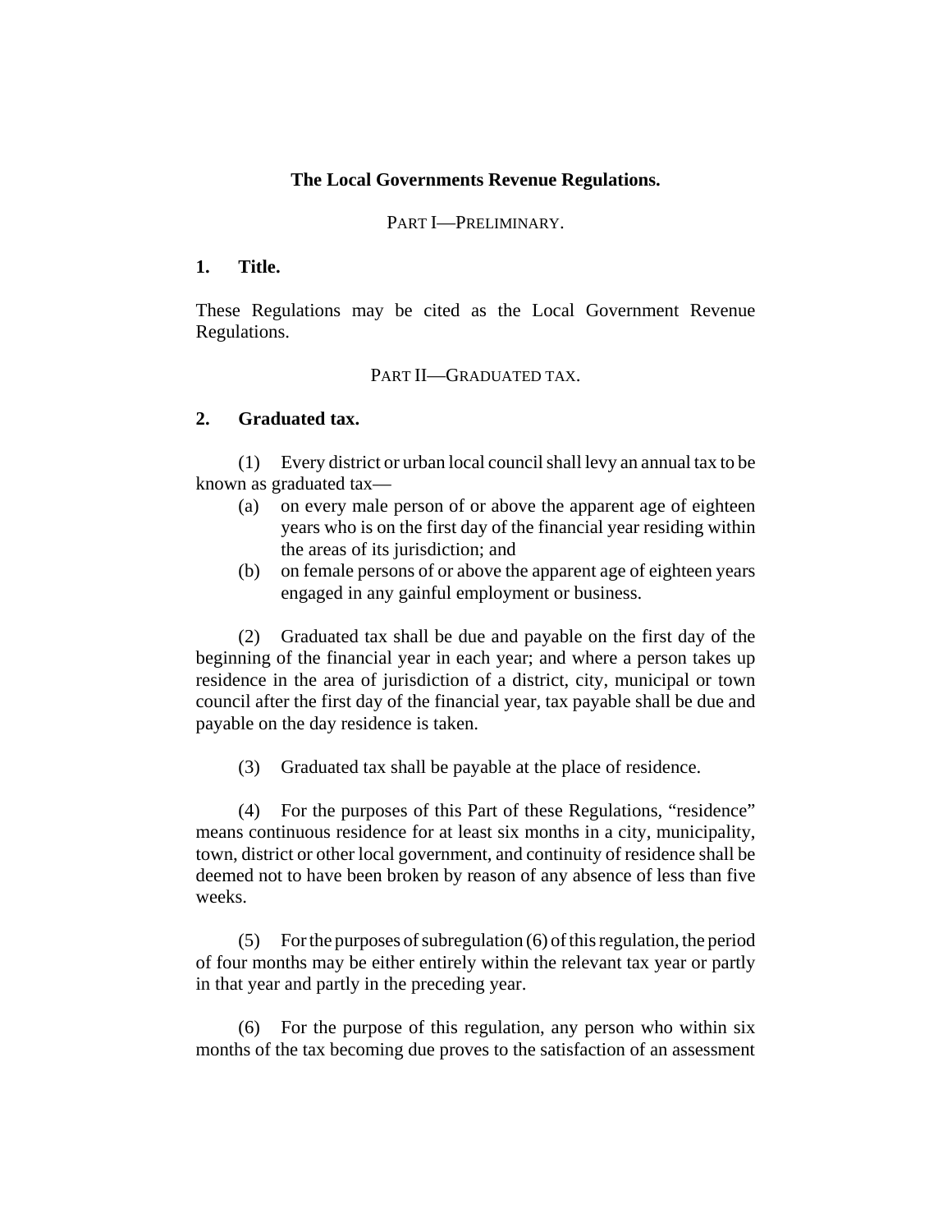# The Local Governments Revenue Regulations.

PART I—PRELIMINARY.

**1. Title.**

These Regulations may be cited as the Local Government Revenue Regulations.

PART II—GRADUATED TAX.

**2. Graduated tax.**

(1) Every district or urban local council shall levy an annual tax to be known as graduated tax—

(a) on every male person of or above the apparent age of eighteen years who is on the first day of the financial year residing within the areas of its jurisdiction; and

(b) on female persons of or above the apparent age of eighteen years engaged in any gainful employment or business.

(2) Graduated tax shall be due and payable on the first day of the beginning of the financial year in each year; and where a person takes up residence in the area of jurisdiction of a district, city, municipal or town council after the first day of the financial year, tax payable shall be due and payable on the day residence is taken.

(3) Graduated tax shall be payable at the place of residence.

(4) For the purposes of this Part of these Regulations, "residence" means continuous residence for at least six months in a city, municipality, town, district or other local government, and continuity of residence shall be deemed not to have been broken by reason of any absence of less than five weeks.

(5) For the purposes of subregulation (6) of this regulation, the period of four months may be either entirely within the relevant tax year or partly in that year and partly in the preceding year.

(6) For the purpose of this regulation, any person who within six months of the tax becoming due proves to the satisfaction of an assessment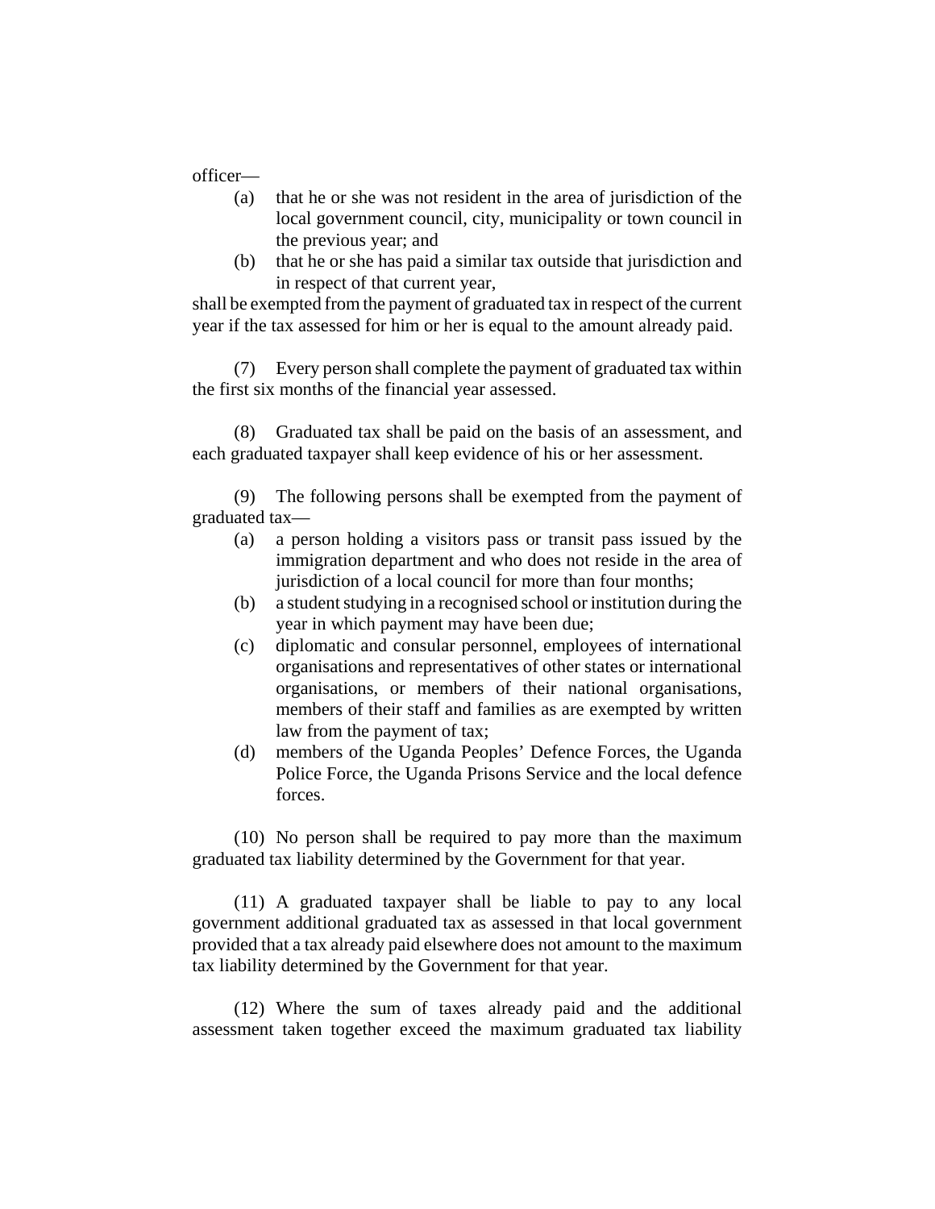officer—

(a) that he or she was not resident in the area of jurisdiction of the local government council, city, municipality or town council in the previous year; and

(b) that he or she has paid a similar tax outside that jurisdiction and in respect of that current year,

shall be exempted from the payment of graduated tax in respect of the current year if the tax assessed for him or her is equal to the amount already paid.

(7) Every person shall complete the payment of graduated tax within the first six months of the financial year assessed.

(8) Graduated tax shall be paid on the basis of an assessment, and each graduated taxpayer shall keep evidence of his or her assessment.

(9) The following persons shall be exempted from the payment of graduated tax—

(a) a person holding a visitors pass or transit pass issued by the immigration department and who does not reside in the area of jurisdiction of a local council for more than four months;

(b) a student studying in a recognised school or institution during the year in which payment may have been due;

(c) diplomatic and consular personnel, employees of international organisations and representatives of other states or international organisations, or members of their national organisations, members of their staff and families as are exempted by written law from the payment of tax;

(d) members of the Uganda Peoples' Defence Forces, the Uganda Police Force, the Uganda Prisons Service and the local defence forces.

(10) No person shall be required to pay more than the maximum graduated tax liability determined by the Government for that year.

(11) A graduated taxpayer shall be liable to pay to any local government additional graduated tax as assessed in that local government provided that a tax already paid elsewhere does not amount to the maximum tax liability determined by the Government for that year.

(12) Where the sum of taxes already paid and the additional assessment taken together exceed the maximum graduated tax liability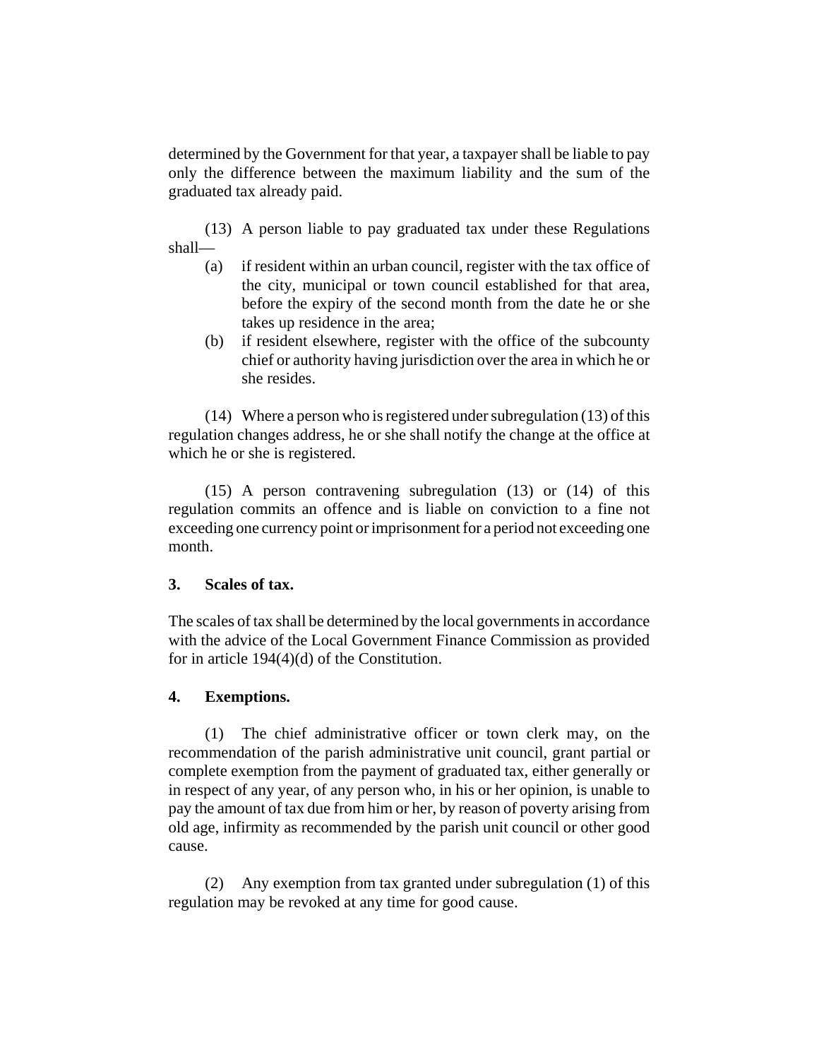determined by the Government for that year, a taxpayer shall be liable to pay only the difference between the maximum liability and the sum of the graduated tax already paid.

(13) A person liable to pay graduated tax under these Regulations shall—

(a) if resident within an urban council, register with the tax office of the city, municipal or town council established for that area, before the expiry of the second month from the date he or she takes up residence in the area;

(b) if resident elsewhere, register with the office of the subcounty chief or authority having jurisdiction over the area in which he or she resides.

(14) Where a person who is registered under subregulation (13) of this regulation changes address, he or she shall notify the change at the office at which he or she is registered.

(15) A person contravening subregulation (13) or (14) of this regulation commits an offence and is liable on conviction to a fine not exceeding one currency point or imprisonment for a period not exceeding one month.

**3. Scales of tax.**

The scales of tax shall be determined by the local governments in accordance with the advice of the Local Government Finance Commission as provided for in article 194(4)(d) of the Constitution.

**4. Exemptions.**

(1) The chief administrative officer or town clerk may, on the recommendation of the parish administrative unit council, grant partial or complete exemption from the payment of graduated tax, either generally or in respect of any year, of any person who, in his or her opinion, is unable to pay the amount of tax due from him or her, by reason of poverty arising from old age, infirmity as recommended by the parish unit council or other good cause.

(2) Any exemption from tax granted under subregulation (1) of this regulation may be revoked at any time for good cause.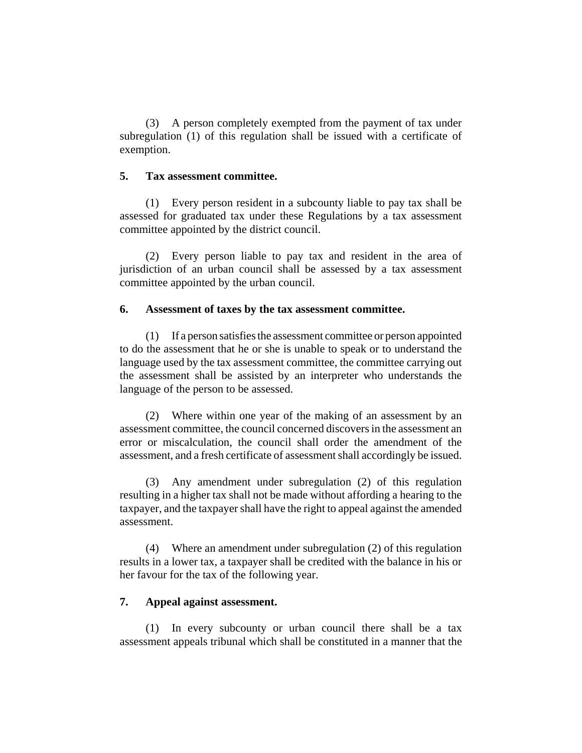(3) A person completely exempted from the payment of tax under subregulation (1) of this regulation shall be issued with a certificate of exemption.

**5. Tax assessment committee.**

(1) Every person resident in a subcounty liable to pay tax shall be assessed for graduated tax under these Regulations by a tax assessment committee appointed by the district council.

(2) Every person liable to pay tax and resident in the area of jurisdiction of an urban council shall be assessed by a tax assessment committee appointed by the urban council.

**6. Assessment of taxes by the tax assessment committee.**

(1) If a person satisfies the assessment committee or person appointed to do the assessment that he or she is unable to speak or to understand the language used by the tax assessment committee, the committee carrying out the assessment shall be assisted by an interpreter who understands the language of the person to be assessed.

(2) Where within one year of the making of an assessment by an assessment committee, the council concerned discovers in the assessment an error or miscalculation, the council shall order the amendment of the assessment, and a fresh certificate of assessment shall accordingly be issued.

(3) Any amendment under subregulation (2) of this regulation resulting in a higher tax shall not be made without affording a hearing to the taxpayer, and the taxpayer shall have the right to appeal against the amended assessment.

(4) Where an amendment under subregulation (2) of this regulation results in a lower tax, a taxpayer shall be credited with the balance in his or her favour for the tax of the following year.

**7. Appeal against assessment.**

(1) In every subcounty or urban council there shall be a tax assessment appeals tribunal which shall be constituted in a manner that the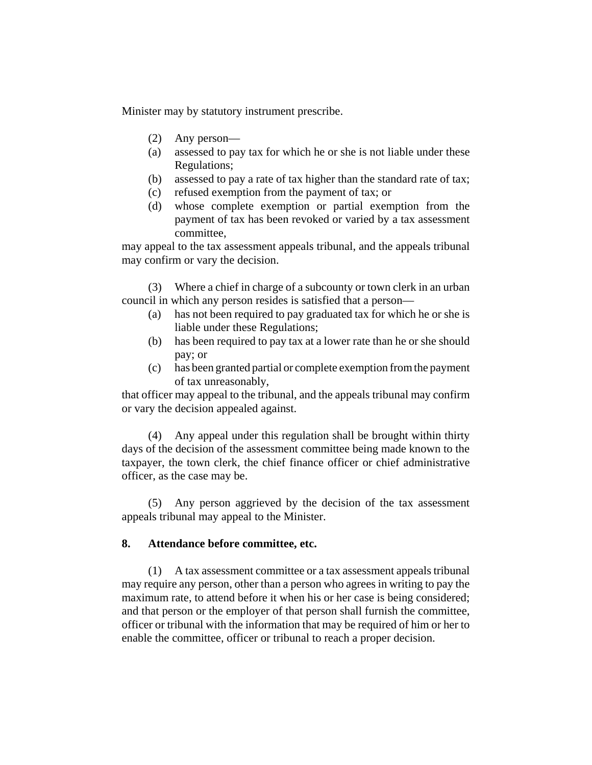Minister may by statutory instrument prescribe.

(2) Any person—

(a) assessed to pay tax for which he or she is not liable under these Regulations;

(b) assessed to pay a rate of tax higher than the standard rate of tax;

(c) refused exemption from the payment of tax; or

(d) whose complete exemption or partial exemption from the payment of tax has been revoked or varied by a tax assessment committee,

may appeal to the tax assessment appeals tribunal, and the appeals tribunal may confirm or vary the decision.

(3) Where a chief in charge of a subcounty or town clerk in an urban council in which any person resides is satisfied that a person—

(a) has not been required to pay graduated tax for which he or she is liable under these Regulations;

(b) has been required to pay tax at a lower rate than he or she should pay; or

(c) has been granted partial or complete exemption from the payment of tax unreasonably,

that officer may appeal to the tribunal, and the appeals tribunal may confirm or vary the decision appealed against.

(4) Any appeal under this regulation shall be brought within thirty days of the decision of the assessment committee being made known to the taxpayer, the town clerk, the chief finance officer or chief administrative officer, as the case may be.

(5) Any person aggrieved by the decision of the tax assessment appeals tribunal may appeal to the Minister.

**8. Attendance before committee, etc.**

(1) A tax assessment committee or a tax assessment appeals tribunal may require any person, other than a person who agrees in writing to pay the maximum rate, to attend before it when his or her case is being considered; and that person or the employer of that person shall furnish the committee, officer or tribunal with the information that may be required of him or her to enable the committee, officer or tribunal to reach a proper decision.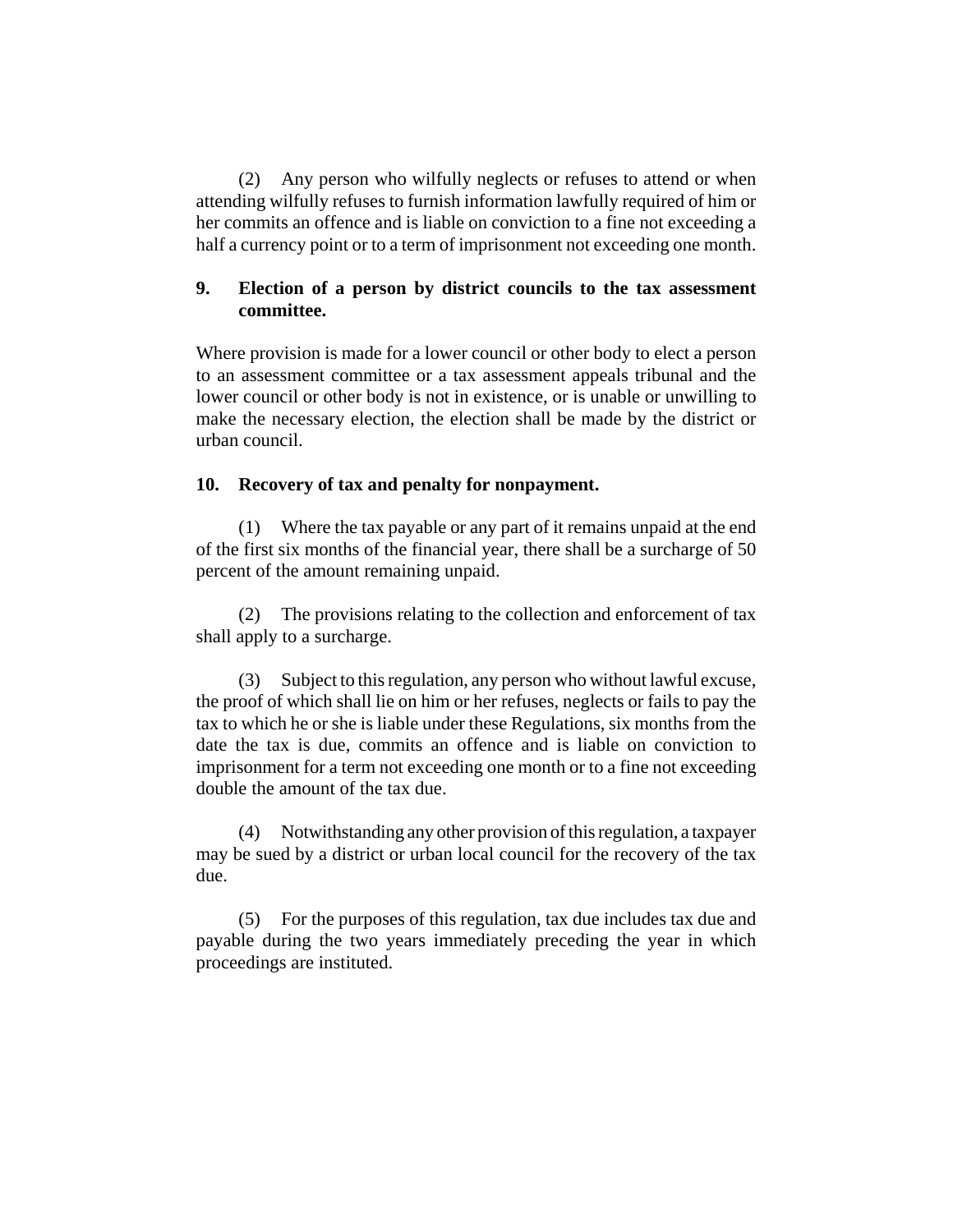(2) Any person who wilfully neglects or refuses to attend or when attending wilfully refuses to furnish information lawfully required of him or her commits an offence and is liable on conviction to a fine not exceeding a half a currency point or to a term of imprisonment not exceeding one month.

**9. Election of a person by district councils to the tax assessment committee.**

Where provision is made for a lower council or other body to elect a person to an assessment committee or a tax assessment appeals tribunal and the lower council or other body is not in existence, or is unable or unwilling to make the necessary election, the election shall be made by the district or urban council.

**10. Recovery of tax and penalty for nonpayment.**

(1) Where the tax payable or any part of it remains unpaid at the end of the first six months of the financial year, there shall be a surcharge of 50 percent of the amount remaining unpaid.

(2) The provisions relating to the collection and enforcement of tax shall apply to a surcharge.

(3) Subject to this regulation, any person who without lawful excuse, the proof of which shall lie on him or her refuses, neglects or fails to pay the tax to which he or she is liable under these Regulations, six months from the date the tax is due, commits an offence and is liable on conviction to imprisonment for a term not exceeding one month or to a fine not exceeding double the amount of the tax due.

(4) Notwithstanding any other provision of this regulation, a taxpayer may be sued by a district or urban local council for the recovery of the tax due.

(5) For the purposes of this regulation, tax due includes tax due and payable during the two years immediately preceding the year in which proceedings are instituted.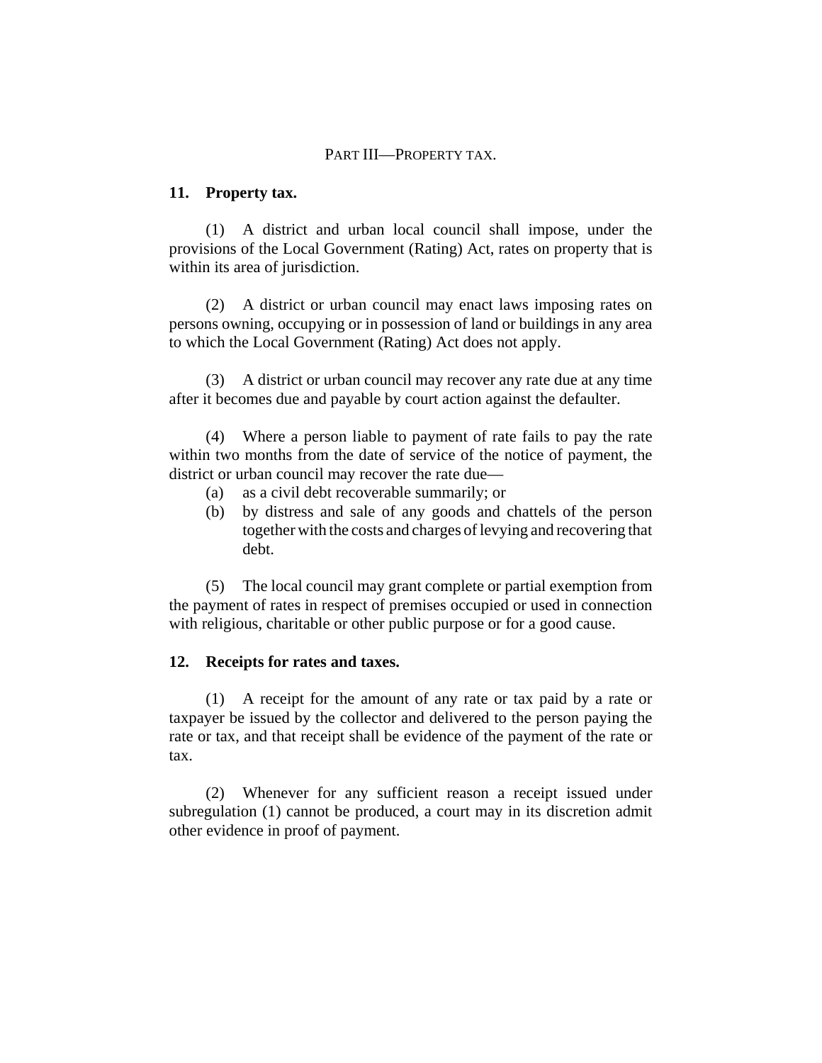## PART III—PROPERTY TAX.

### 11. Property tax.

(1) A district and urban local council shall impose, under the provisions of the Local Government (Rating) Act, rates on property that is within its area of jurisdiction.

(2) A district or urban council may enact laws imposing rates on persons owning, occupying or in possession of land or buildings in any area to which the Local Government (Rating) Act does not apply.

(3) A district or urban council may recover any rate due at any time after it becomes due and payable by court action against the defaulter.

(4) Where a person liable to payment of rate fails to pay the rate within two months from the date of service of the notice of payment, the district or urban council may recover the rate due—

(a) as a civil debt recoverable summarily; or

(b) by distress and sale of any goods and chattels of the person together with the costs and charges of levying and recovering that debt.

(5) The local council may grant complete or partial exemption from the payment of rates in respect of premises occupied or used in connection with religious, charitable or other public purpose or for a good cause.

### 12. Receipts for rates and taxes.

(1) A receipt for the amount of any rate or tax paid by a rate or taxpayer be issued by the collector and delivered to the person paying the rate or tax, and that receipt shall be evidence of the payment of the rate or tax.

(2) Whenever for any sufficient reason a receipt issued under subregulation (1) cannot be produced, a court may in its discretion admit other evidence in proof of payment.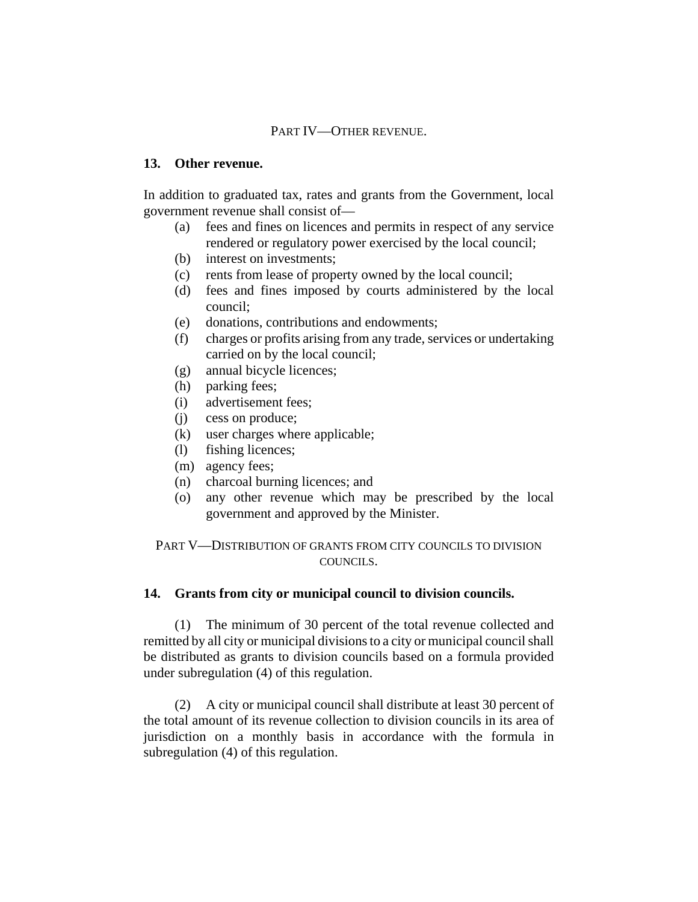## PART IV—OTHER REVENUE.

### 13. Other revenue.

In addition to graduated tax, rates and grants from the Government, local government revenue shall consist of—

- (a) fees and fines on licences and permits in respect of any service rendered or regulatory power exercised by the local council;
- (b) interest on investments;
- (c) rents from lease of property owned by the local council;
- (d) fees and fines imposed by courts administered by the local council;
- (e) donations, contributions and endowments;
- (f) charges or profits arising from any trade, services or undertaking carried on by the local council;
- (g) annual bicycle licences;
- (h) parking fees;
- (i) advertisement fees;
- (j) cess on produce;
- (k) user charges where applicable;
- (l) fishing licences;
- (m) agency fees;
- (n) charcoal burning licences; and
- (o) any other revenue which may be prescribed by the local government and approved by the Minister.

## PART V—DISTRIBUTION OF GRANTS FROM CITY COUNCILS TO DIVISION COUNCILS.

### 14. Grants from city or municipal council to division councils.

(1) The minimum of 30 percent of the total revenue collected and remitted by all city or municipal divisions to a city or municipal council shall be distributed as grants to division councils based on a formula provided under subregulation (4) of this regulation.

(2) A city or municipal council shall distribute at least 30 percent of the total amount of its revenue collection to division councils in its area of jurisdiction on a monthly basis in accordance with the formula in subregulation (4) of this regulation.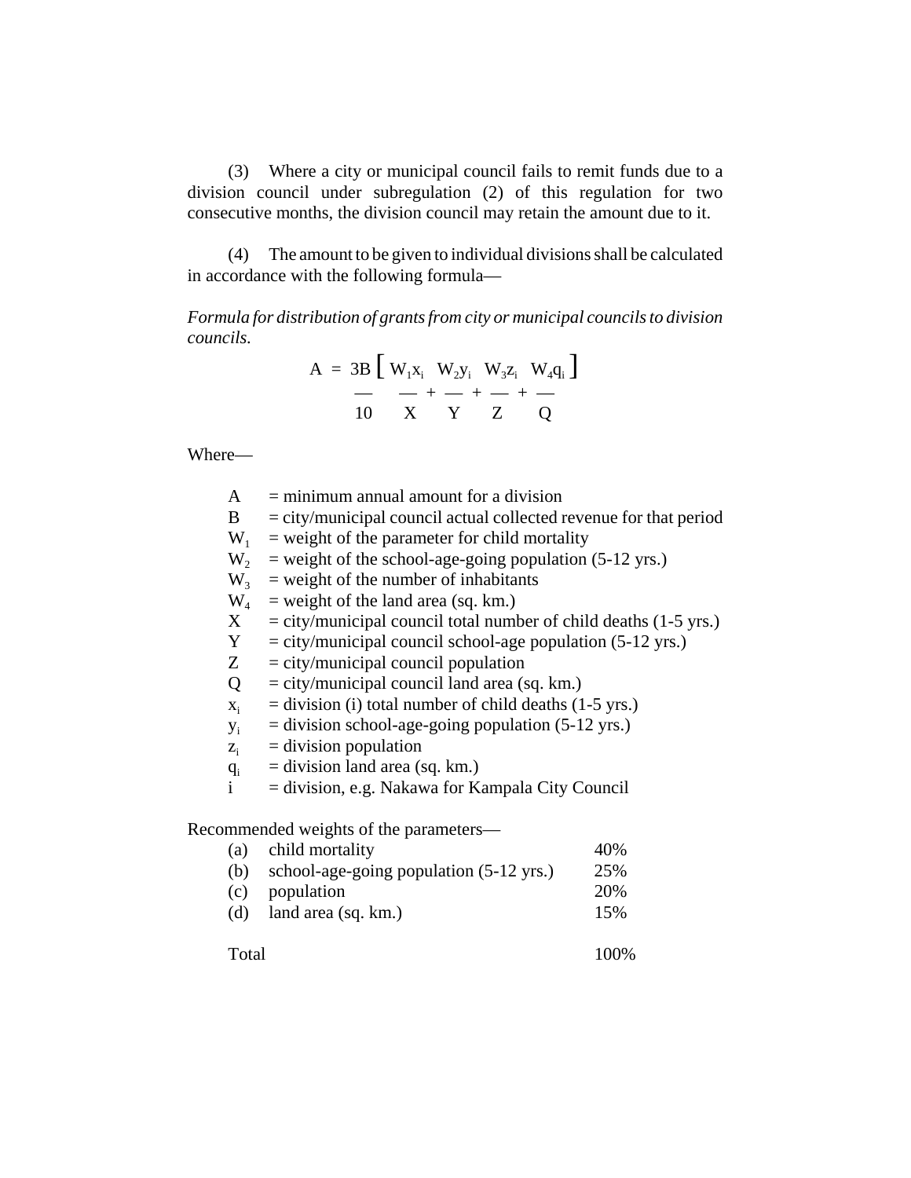(3) Where a city or municipal council fails to remit funds due to a division council under subregulation (2) of this regulation for two consecutive months, the division council may retain the amount due to it.

(4) The amount to be given to individual divisions shall be calculated in accordance with the following formula—

*Formula for distribution of grants from city or municipal councils to division councils.*

$$A = \frac{3B}{10}\left[\frac{W_1x_i}{X} + \frac{W_2y_i}{Y} + \frac{W_3z_i}{Z} + \frac{W_4q_i}{Q}\right]$$

Where—

- $A$ = minimum annual amount for a division
- $B$ = city/municipal council actual collected revenue for that period
- $W_1$ = weight of the parameter for child mortality
- $W_2$ = weight of the school-age-going population (5-12 yrs.)
- $W_3$ = weight of the number of inhabitants
- $W_4$ = weight of the land area (sq. km.)
- $X$ = city/municipal council total number of child deaths (1-5 yrs.)
- $Y$ = city/municipal council school-age population (5-12 yrs.)
- $Z$ = city/municipal council population
- $Q$ = city/municipal council land area (sq. km.)
- $x_i$ = division (i) total number of child deaths (1-5 yrs.)
- $y_i$ = division school-age-going population (5-12 yrs.)
- $z_i$ = division population
- $q_i$ = division land area (sq. km.)
- $i$ = division, e.g. Nakawa for Kampala City Council

Recommended weights of the parameters—

| | | |
|---|---|---|
| (a) | child mortality | 40% |
| (b) | school-age-going population (5-12 yrs.) | 25% |
| (c) | population | 20% |
| (d) | land area (sq. km.) | 15% |
| Total | | 100% |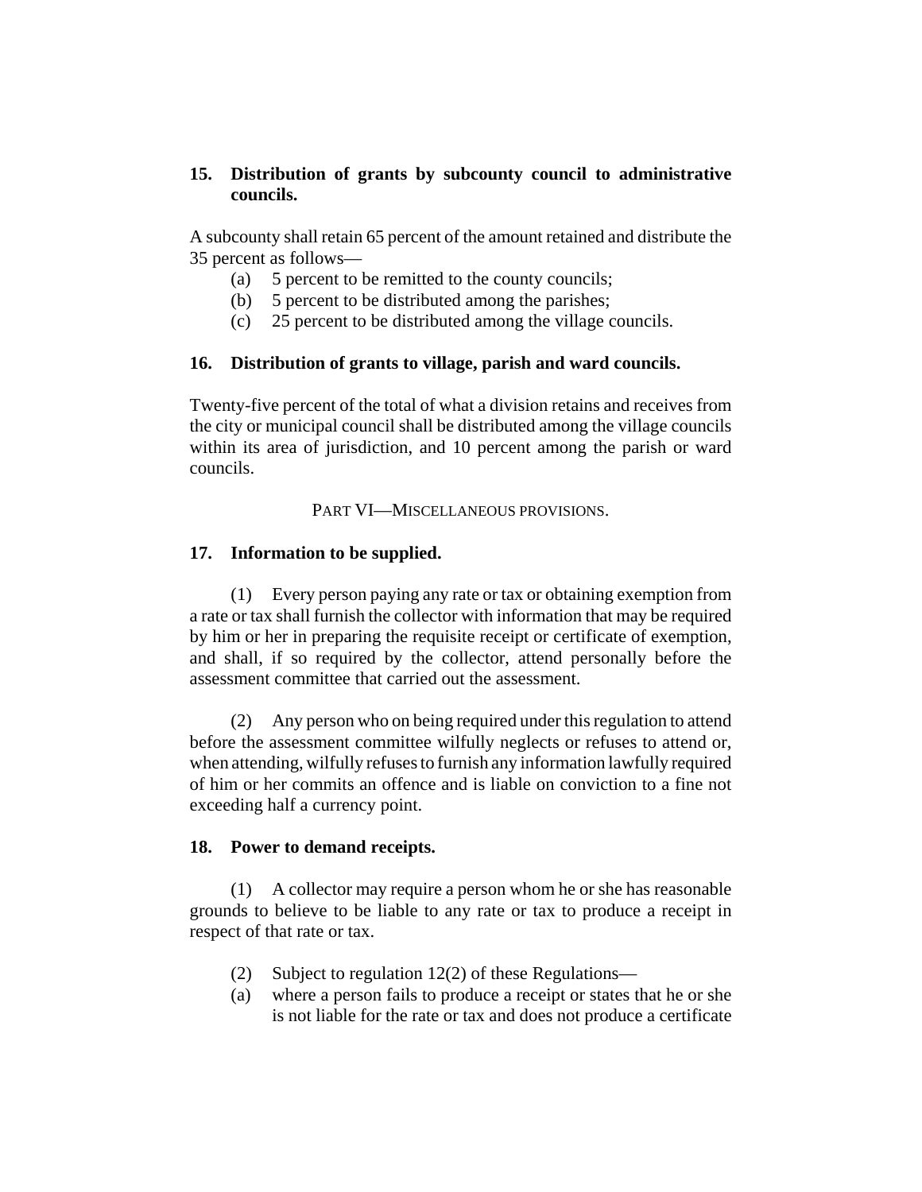**15. Distribution of grants by subcounty council to administrative councils.**

A subcounty shall retain 65 percent of the amount retained and distribute the 35 percent as follows—

(a) 5 percent to be remitted to the county councils;

(b) 5 percent to be distributed among the parishes;

(c) 25 percent to be distributed among the village councils.

**16. Distribution of grants to village, parish and ward councils.**

Twenty-five percent of the total of what a division retains and receives from the city or municipal council shall be distributed among the village councils within its area of jurisdiction, and 10 percent among the parish or ward councils.

PART VI—MISCELLANEOUS PROVISIONS.

**17. Information to be supplied.**

(1) Every person paying any rate or tax or obtaining exemption from a rate or tax shall furnish the collector with information that may be required by him or her in preparing the requisite receipt or certificate of exemption, and shall, if so required by the collector, attend personally before the assessment committee that carried out the assessment.

(2) Any person who on being required under this regulation to attend before the assessment committee wilfully neglects or refuses to attend or, when attending, wilfully refuses to furnish any information lawfully required of him or her commits an offence and is liable on conviction to a fine not exceeding half a currency point.

**18. Power to demand receipts.**

(1) A collector may require a person whom he or she has reasonable grounds to believe to be liable to any rate or tax to produce a receipt in respect of that rate or tax.

(2) Subject to regulation 12(2) of these Regulations—

(a) where a person fails to produce a receipt or states that he or she is not liable for the rate or tax and does not produce a certificate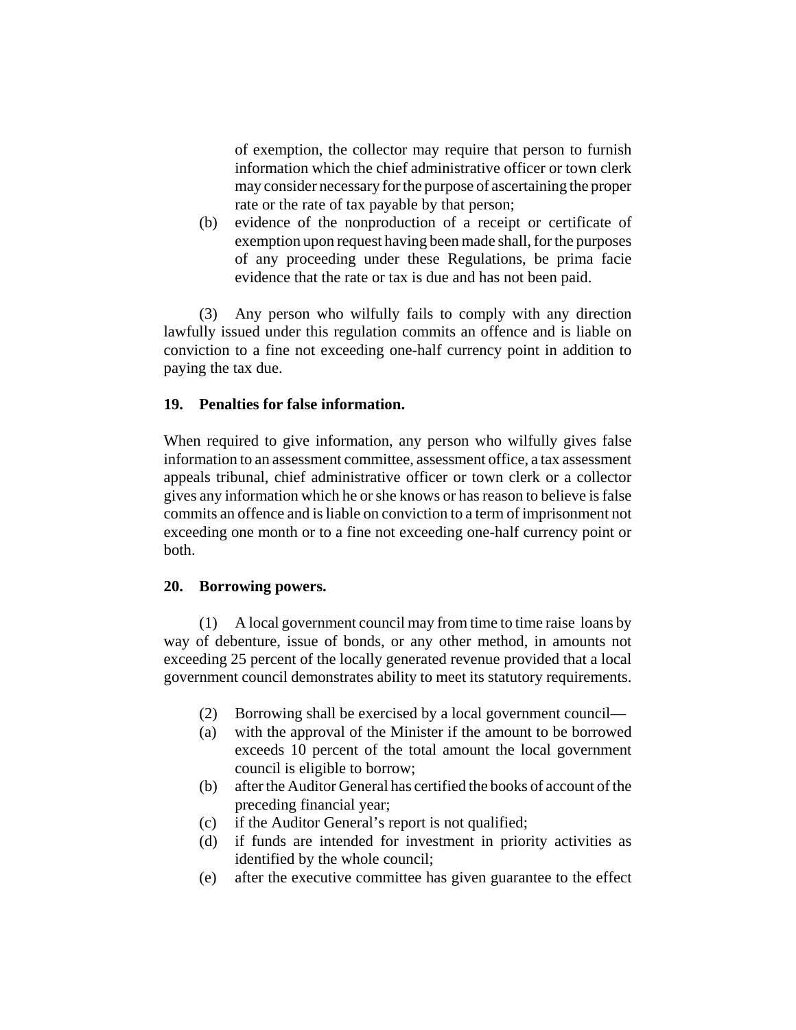of exemption, the collector may require that person to furnish information which the chief administrative officer or town clerk may consider necessary for the purpose of ascertaining the proper rate or the rate of tax payable by that person;

(b) evidence of the nonproduction of a receipt or certificate of exemption upon request having been made shall, for the purposes of any proceeding under these Regulations, be prima facie evidence that the rate or tax is due and has not been paid.

(3) Any person who wilfully fails to comply with any direction lawfully issued under this regulation commits an offence and is liable on conviction to a fine not exceeding one-half currency point in addition to paying the tax due.

**19. Penalties for false information.**

When required to give information, any person who wilfully gives false information to an assessment committee, assessment office, a tax assessment appeals tribunal, chief administrative officer or town clerk or a collector gives any information which he or she knows or has reason to believe is false commits an offence and is liable on conviction to a term of imprisonment not exceeding one month or to a fine not exceeding one-half currency point or both.

**20. Borrowing powers.**

(1) A local government council may from time to time raise loans by way of debenture, issue of bonds, or any other method, in amounts not exceeding 25 percent of the locally generated revenue provided that a local government council demonstrates ability to meet its statutory requirements.

(2) Borrowing shall be exercised by a local government council—

(a) with the approval of the Minister if the amount to be borrowed exceeds 10 percent of the total amount the local government council is eligible to borrow;

(b) after the Auditor General has certified the books of account of the preceding financial year;

(c) if the Auditor General's report is not qualified;

(d) if funds are intended for investment in priority activities as identified by the whole council;

(e) after the executive committee has given guarantee to the effect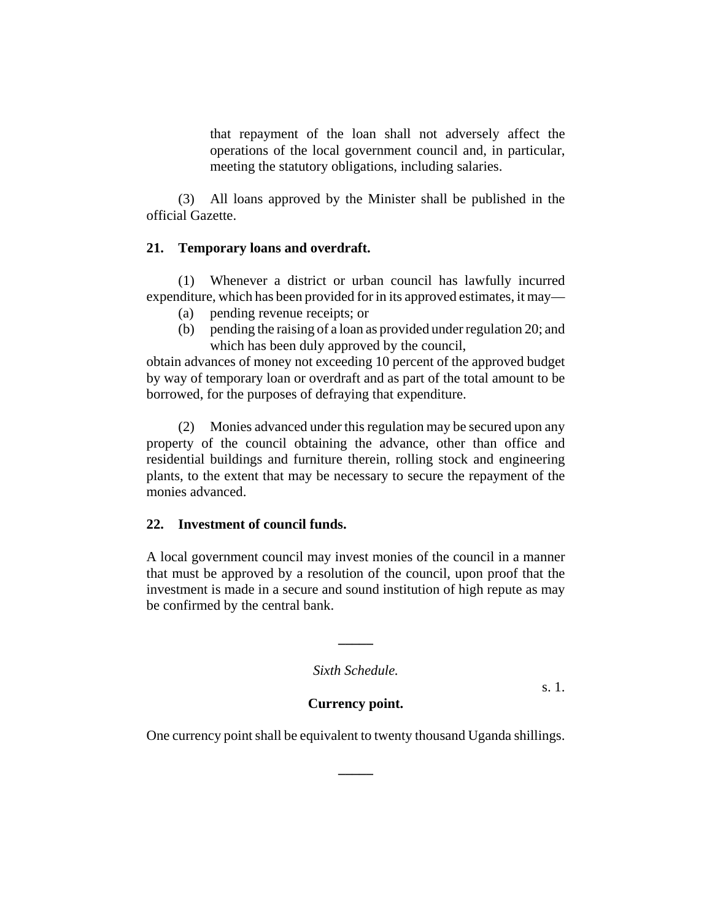that repayment of the loan shall not adversely affect the operations of the local government council and, in particular, meeting the statutory obligations, including salaries.

(3) All loans approved by the Minister shall be published in the official Gazette.

**21. Temporary loans and overdraft.**

(1) Whenever a district or urban council has lawfully incurred expenditure, which has been provided for in its approved estimates, it may—

(a) pending revenue receipts; or

(b) pending the raising of a loan as provided under regulation 20; and which has been duly approved by the council,

obtain advances of money not exceeding 10 percent of the approved budget by way of temporary loan or overdraft and as part of the total amount to be borrowed, for the purposes of defraying that expenditure.

(2) Monies advanced under this regulation may be secured upon any property of the council obtaining the advance, other than office and residential buildings and furniture therein, rolling stock and engineering plants, to the extent that may be necessary to secure the repayment of the monies advanced.

**22. Investment of council funds.**

A local government council may invest monies of the council in a manner that must be approved by a resolution of the council, upon proof that the investment is made in a secure and sound institution of high repute as may be confirmed by the central bank.

---

*Sixth Schedule.*

s. 1.

**Currency point.**

One currency point shall be equivalent to twenty thousand Uganda shillings.

---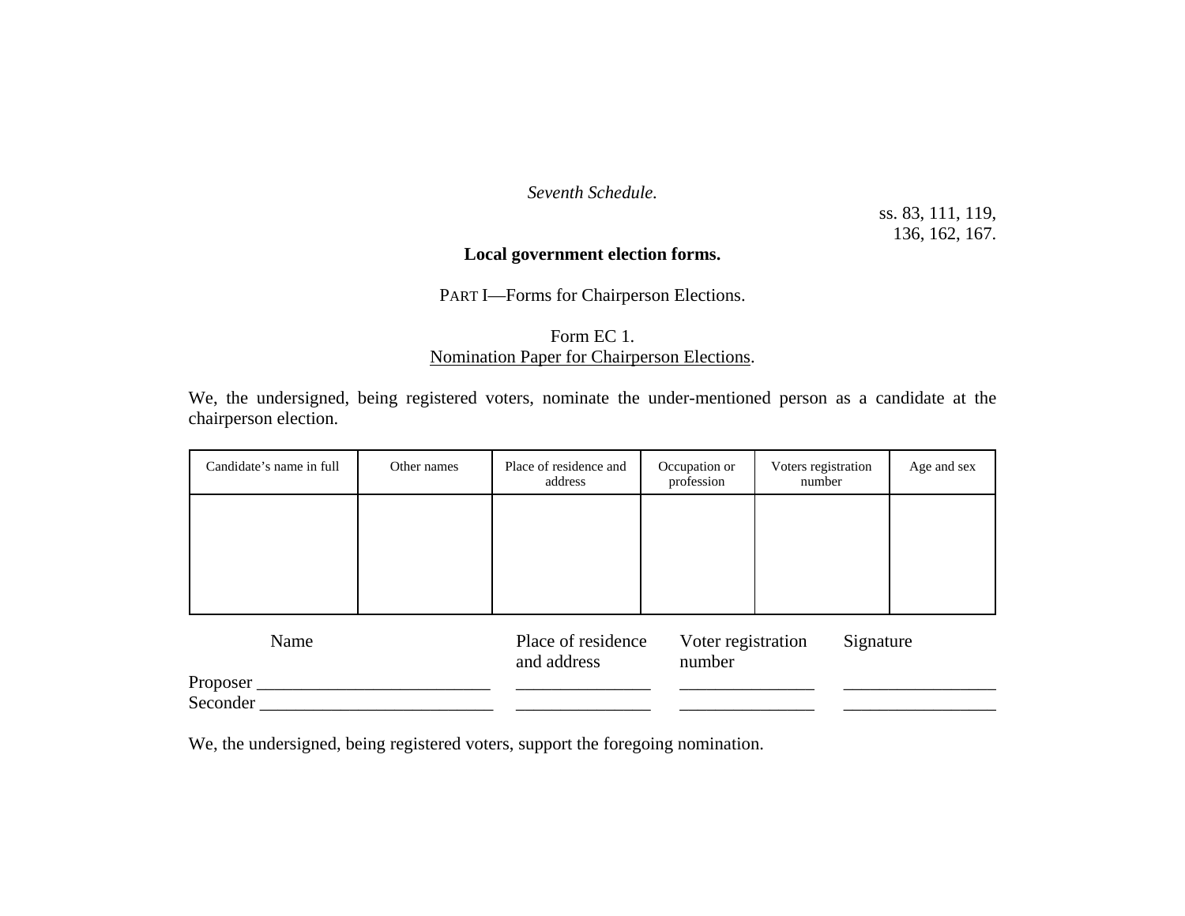*Seventh Schedule.*

ss. 83, 111, 119, 136, 162, 167.

**Local government election forms.**

PART I—Forms for Chairperson Elections.

Form EC 1.
Nomination Paper for Chairperson Elections.

We, the undersigned, being registered voters, nominate the under-mentioned person as a candidate at the chairperson election.

| Candidate's name in full | Other names | Place of residence and address | Occupation or profession | Voters registration number | Age and sex |
|---|---|---|---|---|---|
| | | | | | |

| | Name | Place of residence and address | Voter registration number | Signature |
|---|---|---|---|---|
| Proposer | __________________________ | _______________ | _______________ | _________________ |
| Seconder | __________________________ | _______________ | _______________ | _________________ |

We, the undersigned, being registered voters, support the foregoing nomination.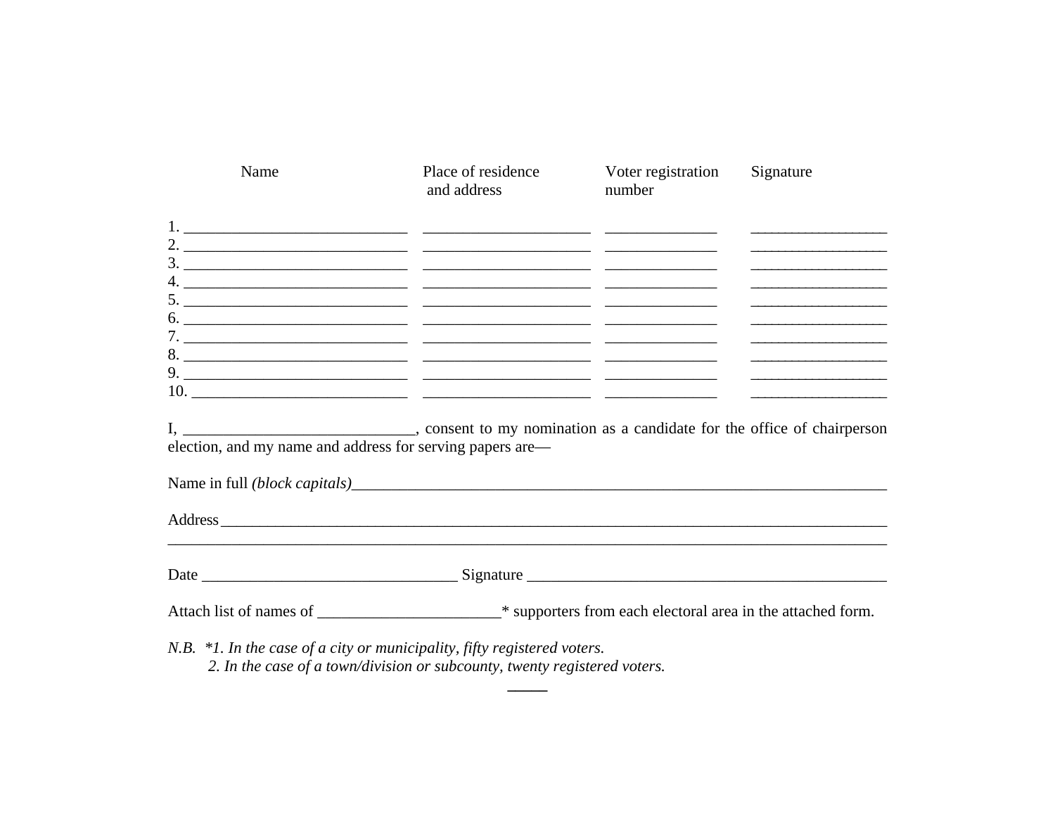| Name | Place of residence and address | Voter registration number | Signature |
| --- | --- | --- | --- |
| 1. ____________________________ | _____________________ | ______________ | _________________ |
| 2. ____________________________ | _____________________ | ______________ | _________________ |
| 3. ____________________________ | _____________________ | ______________ | _________________ |
| 4. ____________________________ | _____________________ | ______________ | _________________ |
| 5. ____________________________ | _____________________ | ______________ | _________________ |
| 6. ____________________________ | _____________________ | ______________ | _________________ |
| 7. ____________________________ | _____________________ | ______________ | _________________ |
| 8. ____________________________ | _____________________ | ______________ | _________________ |
| 9. ____________________________ | _____________________ | ______________ | _________________ |
| 10. ___________________________ | _____________________ | ______________ | _________________ |

I, _____________________________, consent to my nomination as a candidate for the office of chairperson election, and my name and address for serving papers are—

Name in full *(block capitals)*______________________________________________________________________

Address_________________________________________________________________________________

_________________________________________________________________________________________

Date ________________________________ Signature ______________________________________________

Attach list of names of _______________________* supporters from each electoral area in the attached form.

*N.B. \*1. In the case of a city or municipality, fifty registered voters.*

*2. In the case of a town/division or subcounty, twenty registered voters.*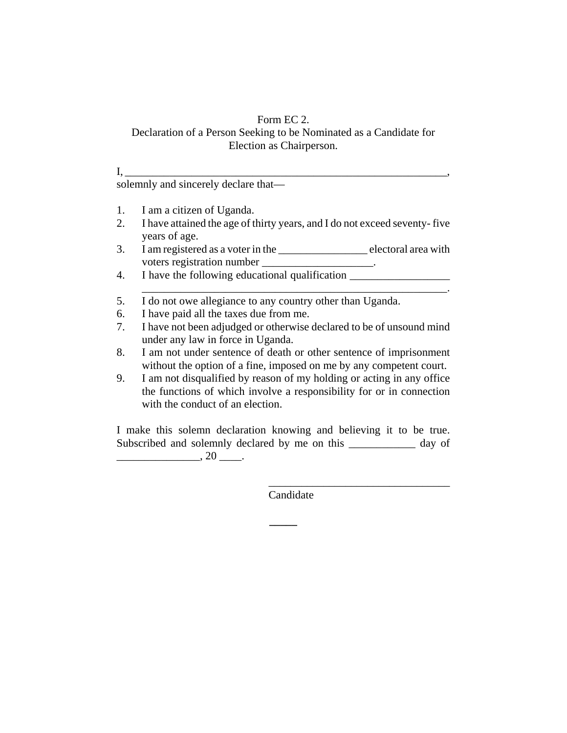Form EC 2.

Declaration of a Person Seeking to be Nominated as a Candidate for Election as Chairperson.

I, ____________________________________________________________, solemnly and sincerely declare that—

1. I am a citizen of Uganda.
2. I have attained the age of thirty years, and I do not exceed seventy- five years of age.
3. I am registered as a voter in the ________________ electoral area with voters registration number ___________________.
4. I have the following educational qualification __________________ __________________________________________________________.
5. I do not owe allegiance to any country other than Uganda.
6. I have paid all the taxes due from me.
7. I have not been adjudged or otherwise declared to be of unsound mind under any law in force in Uganda.
8. I am not under sentence of death or other sentence of imprisonment without the option of a fine, imposed on me by any competent court.
9. I am not disqualified by reason of my holding or acting in any office the functions of which involve a responsibility for or in connection with the conduct of an election.

I make this solemn declaration knowing and believing it to be true. Subscribed and solemnly declared by me on this ____________ day of _______________, 20 ____.

________________________________

Candidate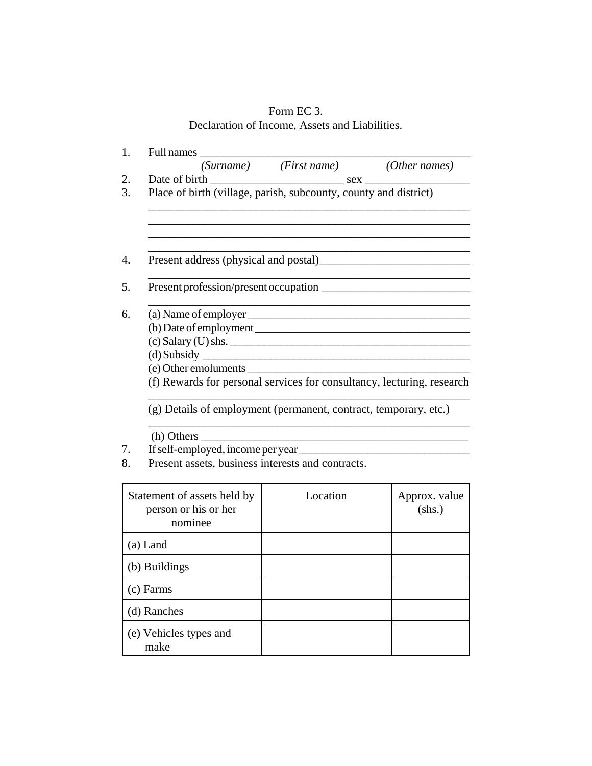Form EC 3.

Declaration of Income, Assets and Liabilities.

1. Full names ______________________________________________
   *(Surname)* *(First name)* *(Other names)*
2. Date of birth _______________________ sex __________________
3. Place of birth (village, parish, subcounty, county and district)
   ___________________________________________________________
   ___________________________________________________________
   ___________________________________________________________
   ___________________________________________________________
4. Present address (physical and postal)__________________________
   ___________________________________________________________
5. Present profession/present occupation __________________________
   ___________________________________________________________
6. (a) Name of employer _______________________________________
   (b) Date of employment ______________________________________
   (c) Salary (U) shs. __________________________________________
   (d) Subsidy _______________________________________________
   (e) Other emoluments ________________________________________
   (f) Rewards for personal services for consultancy, lecturing, research
   ___________________________________________________________
   (g) Details of employment (permanent, contract, temporary, etc.)
   ___________________________________________________________
   (h) Others _________________________________________________
7. If self-employed, income per year ______________________________
8. Present assets, business interests and contracts.

| Statement of assets held by person or his or her nominee | Location | Approx. value (shs.) |
|---|---|---|
| (a) Land | | |
| (b) Buildings | | |
| (c) Farms | | |
| (d) Ranches | | |
| (e) Vehicles types and make | | |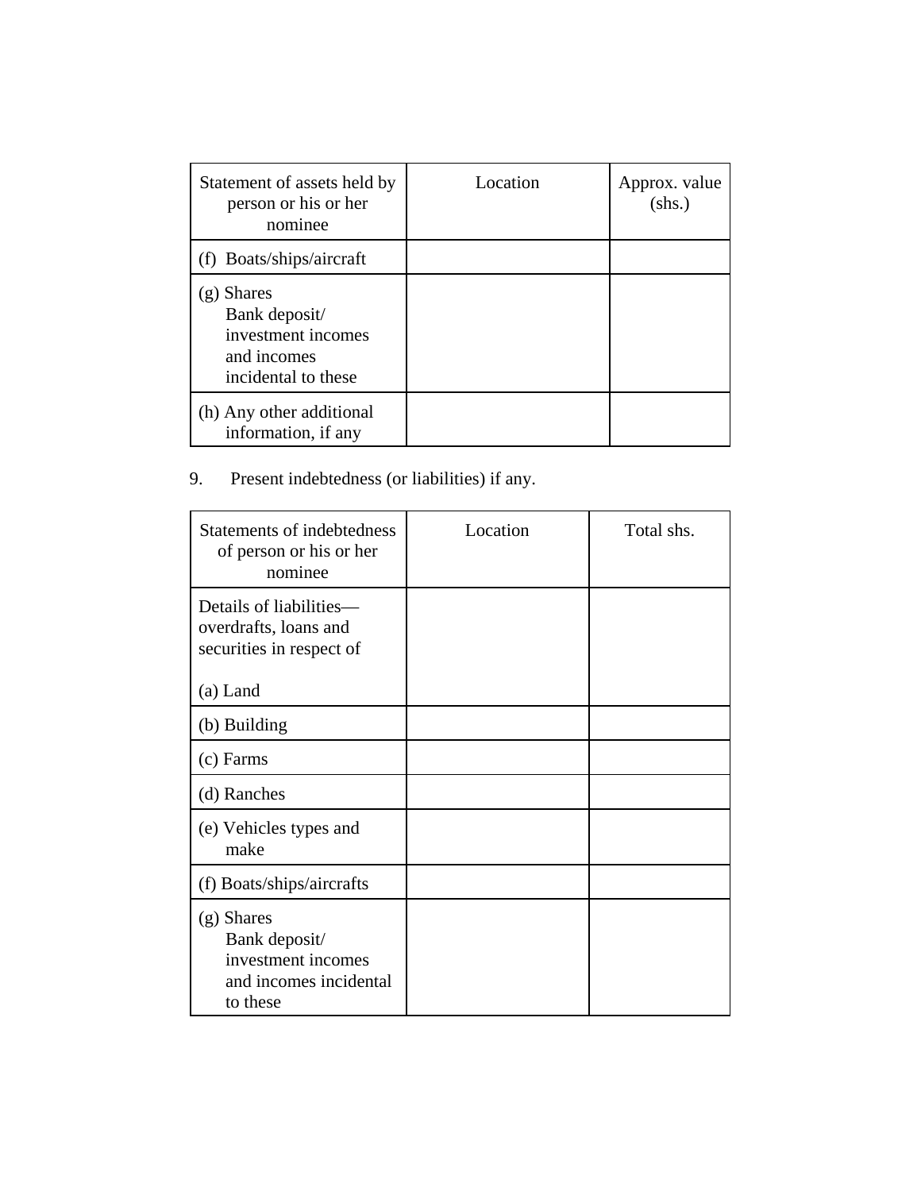| Statement of assets held by person or his or her nominee | Location | Approx. value (shs.) |
|---|---|---|
| (f) Boats/ships/aircraft | | |
| (g) Shares Bank deposit/ investment incomes and incomes incidental to these | | |
| (h) Any other additional information, if any | | |

9. Present indebtedness (or liabilities) if any.

| Statements of indebtedness of person or his or her nominee | Location | Total shs. |
|---|---|---|
| Details of liabilities—overdrafts, loans and securities in respect of (a) Land | | |
| (b) Building | | |
| (c) Farms | | |
| (d) Ranches | | |
| (e) Vehicles types and make | | |
| (f) Boats/ships/aircrafts | | |
| (g) Shares Bank deposit/ investment incomes and incomes incidental to these | | |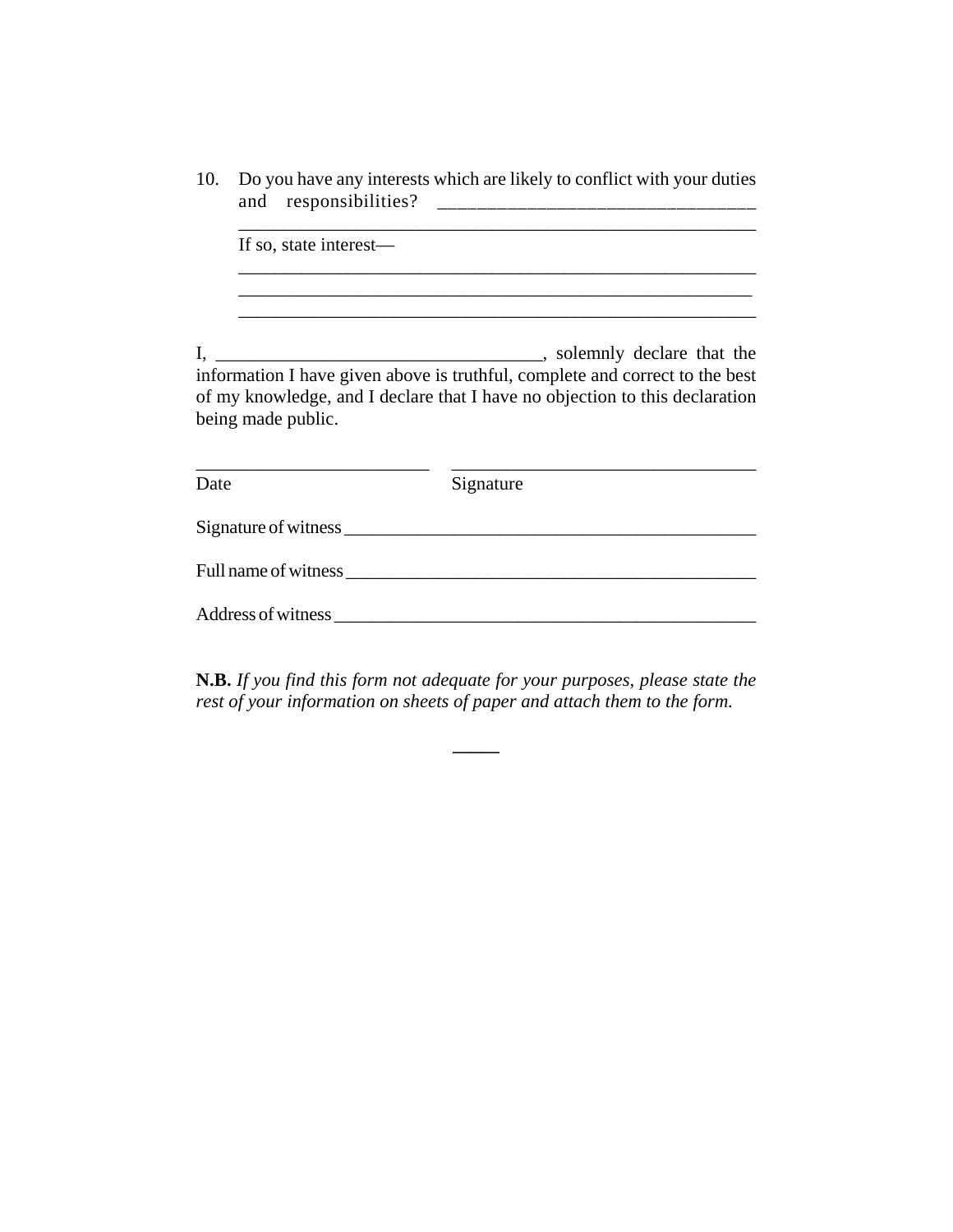10. Do you have any interests which are likely to conflict with your duties and responsibilities? ________________________________
    ______________________________________________________
    If so, state interest—
    ______________________________________________________
    ______________________________________________________
    ______________________________________________________

I, ___________________________________, solemnly declare that the information I have given above is truthful, complete and correct to the best of my knowledge, and I declare that I have no objection to this declaration being made public.

________________________     ________________________________
Date                                               Signature

Signature of witness ____________________________________________

Full name of witness ____________________________________________

Address of witness _____________________________________________

**N.B.** *If you find this form not adequate for your purposes, please state the rest of your information on sheets of paper and attach them to the form.*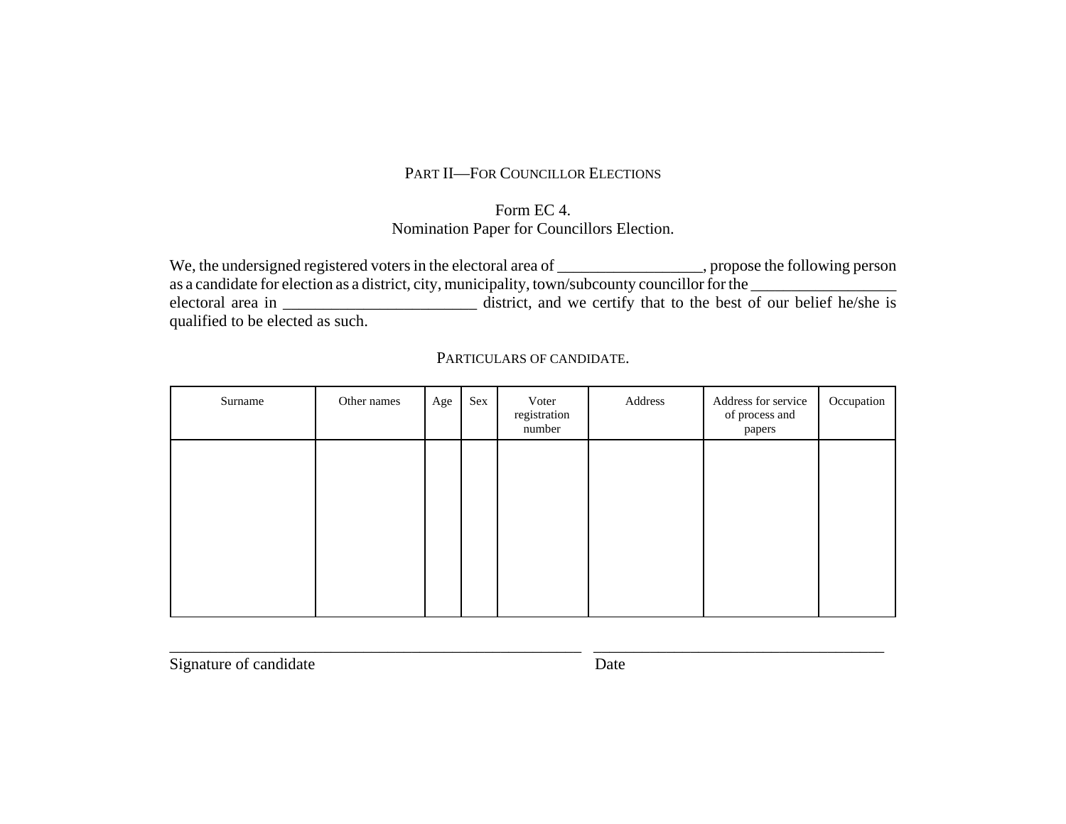## PART II—FOR COUNCILLOR ELECTIONS

### Form EC 4.
### Nomination Paper for Councillors Election.

We, the undersigned registered voters in the electoral area of _________________, propose the following person as a candidate for election as a district, city, municipality, town/subcounty councillor for the _________________ electoral area in _______________________ district, and we certify that to the best of our belief he/she is qualified to be elected as such.

PARTICULARS OF CANDIDATE.

| Surname | Other names | Age | Sex | Voter registration number | Address | Address for service of process and papers | Occupation |
|---|---|---|---|---|---|---|---|
| | | | | | | | |

_____________________________________________ ________________________________
Signature of candidate Date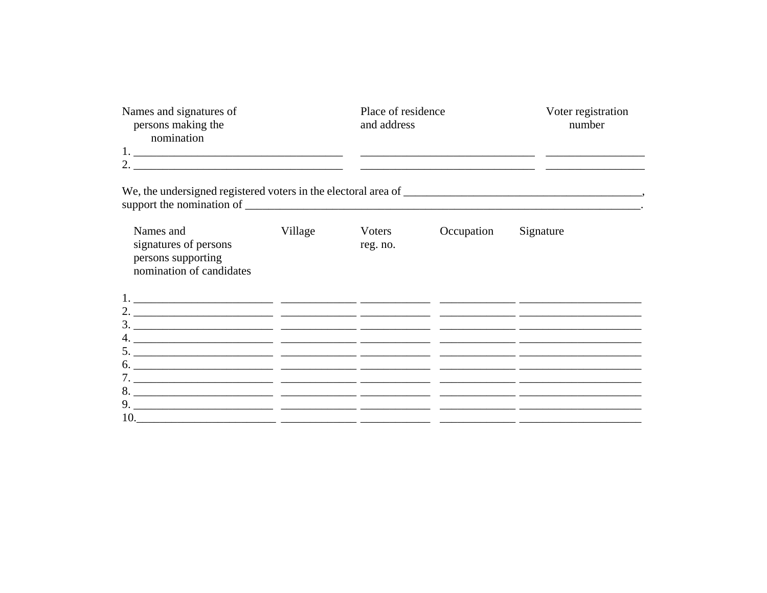| Names and signatures of persons making the nomination | Place of residence and address | Voter registration number |
|---|---|---|
| 1. ____________________________________ | ______________________________ | ________________ |
| 2. ____________________________________ | ______________________________ | ________________ |

We, the undersigned registered voters in the electoral area of ________________________________________, support the nomination of ______________________________________________________________________.

| Names and signatures of persons persons supporting nomination of candidates | Village | Voters reg. no. | Occupation | Signature |
|---|---|---|---|---|
| 1. ________________________ | _____________ | ____________ | _____________ | _____________________ |
| 2. ________________________ | _____________ | ____________ | _____________ | _____________________ |
| 3. ________________________ | _____________ | ____________ | _____________ | _____________________ |
| 4. ________________________ | _____________ | ____________ | _____________ | _____________________ |
| 5. ________________________ | _____________ | ____________ | _____________ | _____________________ |
| 6. ________________________ | _____________ | ____________ | _____________ | _____________________ |
| 7. ________________________ | _____________ | ____________ | _____________ | _____________________ |
| 8. ________________________ | _____________ | ____________ | _____________ | _____________________ |
| 9. ________________________ | _____________ | ____________ | _____________ | _____________________ |
| 10.________________________ | _____________ | ____________ | _____________ | _____________________ |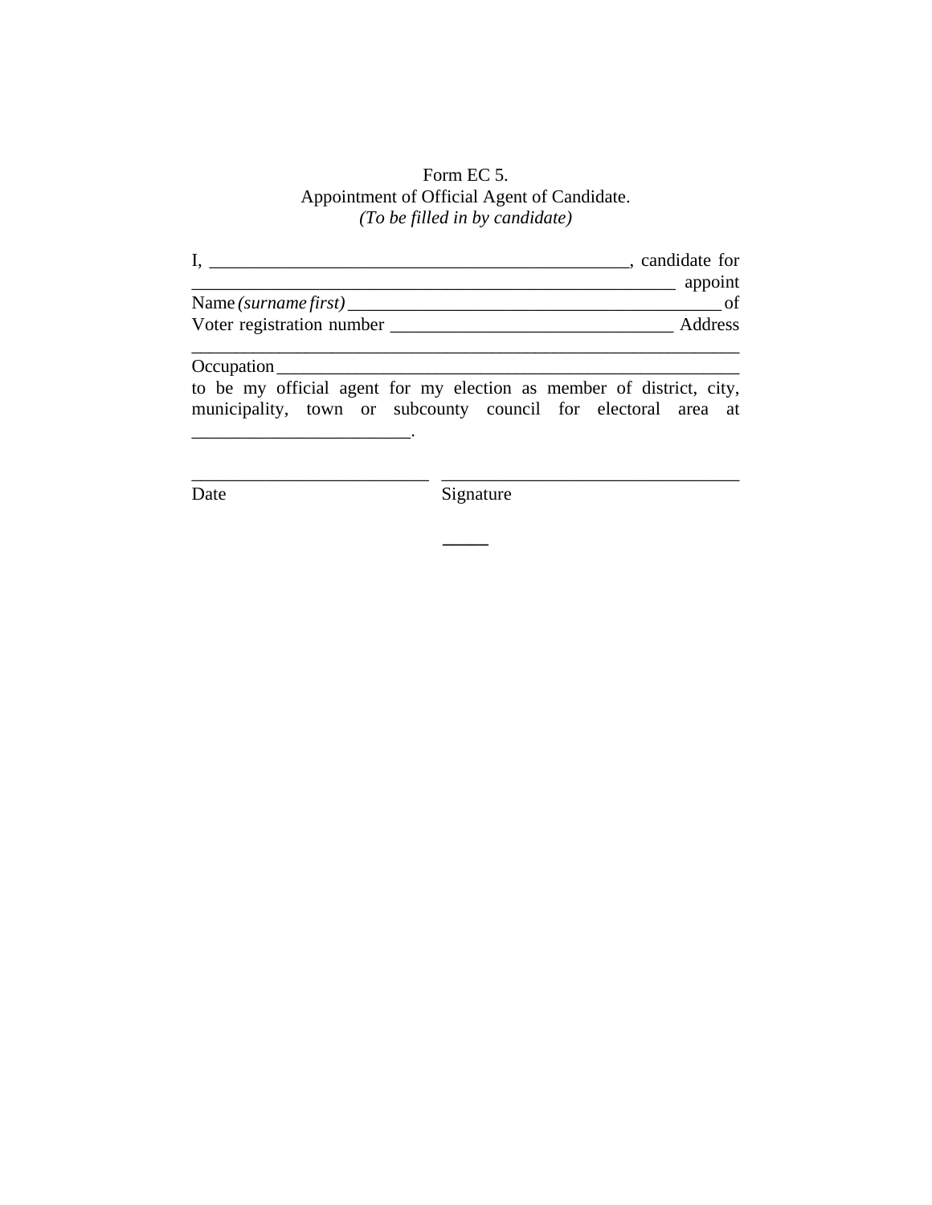Form EC 5.

Appointment of Official Agent of Candidate.

*(To be filled in by candidate)*

I, ______________________________________________, candidate for ______________________________________________________ appoint Name *(surname first)* ________________________________________ of Voter registration number ______________________________ Address ____________________________________________________________ Occupation____________________________________________________ to be my official agent for my election as member of district, city, municipality, town or subcounty council for electoral area at ________________________.

__________________________ ________________________________

Date Signature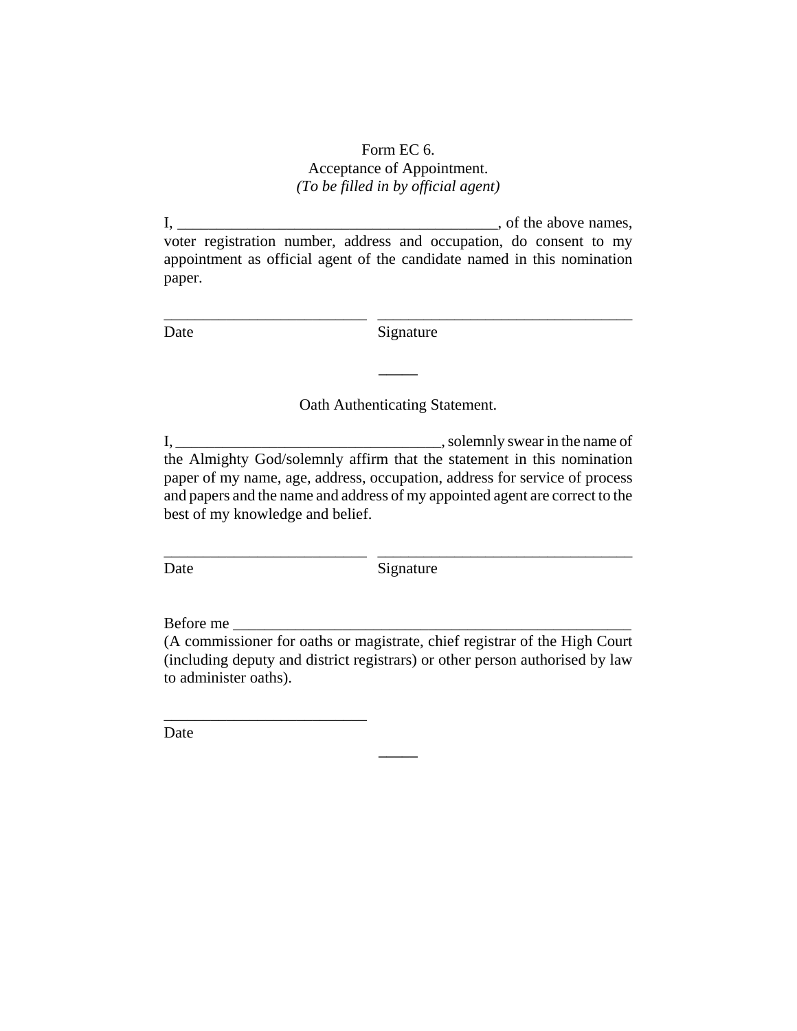Form EC 6.
Acceptance of Appointment.
*(To be filled in by official agent)*

I, ________________________________________, of the above names, voter registration number, address and occupation, do consent to my appointment as official agent of the candidate named in this nomination paper.

__________________________ ________________________________

Date Signature

---

Oath Authenticating Statement.

I, ________________________________, solemnly swear in the name of the Almighty God/solemnly affirm that the statement in this nomination paper of my name, age, address, occupation, address for service of process and papers and the name and address of my appointed agent are correct to the best of my knowledge and belief.

__________________________ ________________________________

Date Signature

Before me ___________________________________________________
(A commissioner for oaths or magistrate, chief registrar of the High Court (including deputy and district registrars) or other person authorised by law to administer oaths).

__________________________

Date

---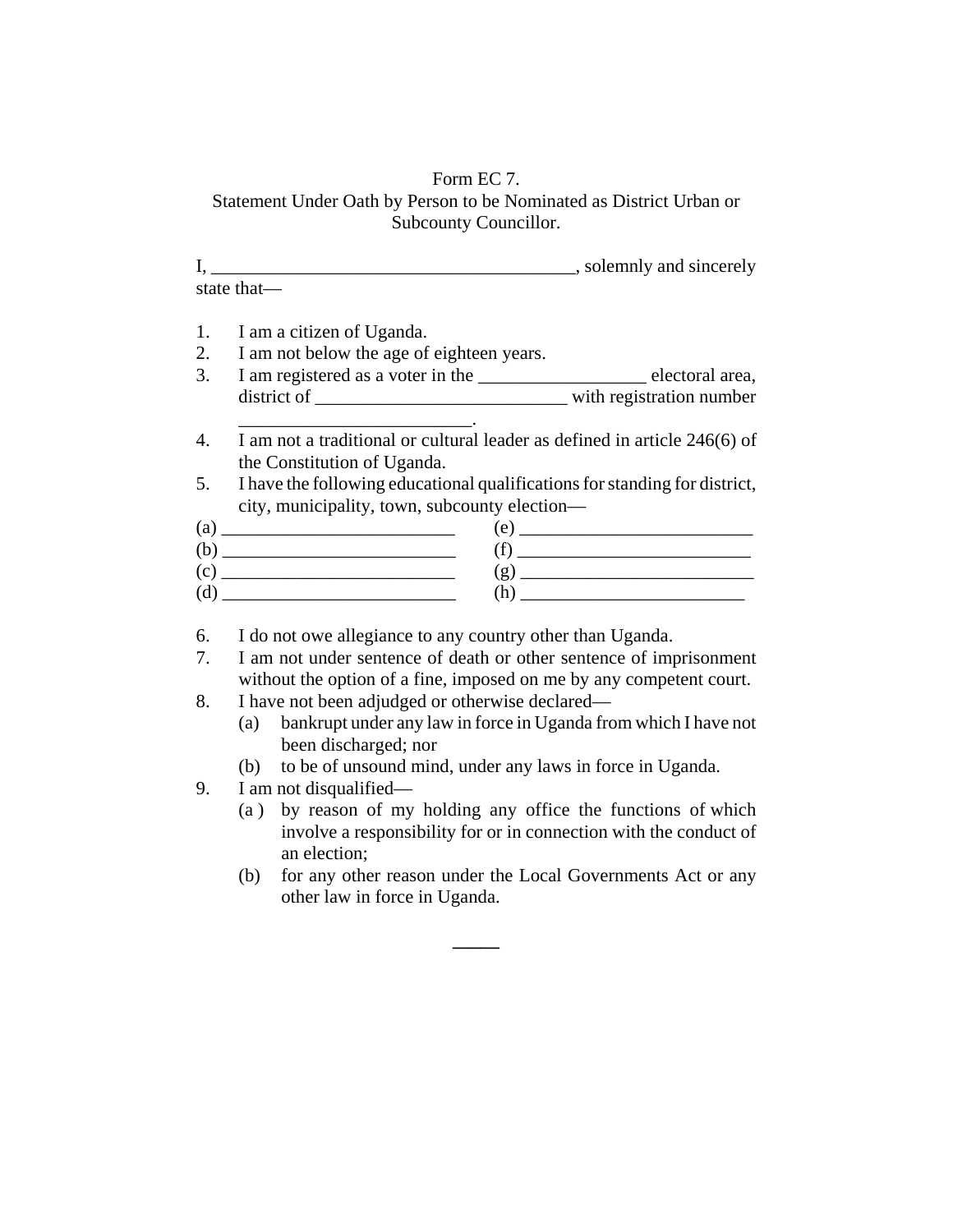Form EC 7.

Statement Under Oath by Person to be Nominated as District Urban or Subcounty Councillor.

I, ________________________________________, solemnly and sincerely state that—

1. I am a citizen of Uganda.
2. I am not below the age of eighteen years.
3. I am registered as a voter in the __________________ electoral area, district of ___________________________ with registration number _________________________.
4. I am not a traditional or cultural leader as defined in article 246(6) of the Constitution of Uganda.
5. I have the following educational qualifications for standing for district, city, municipality, town, subcounty election—

(a) _________________________ (e) _________________________
(b) _________________________ (f) _________________________
(c) _________________________ (g) _________________________
(d) _________________________ (h) _________________________

6. I do not owe allegiance to any country other than Uganda.
7. I am not under sentence of death or other sentence of imprisonment without the option of a fine, imposed on me by any competent court.
8. I have not been adjudged or otherwise declared—
   (a) bankrupt under any law in force in Uganda from which I have not been discharged; nor
   (b) to be of unsound mind, under any laws in force in Uganda.
9. I am not disqualified—
   (a ) by reason of my holding any office the functions of which involve a responsibility for or in connection with the conduct of an election;
   (b) for any other reason under the Local Governments Act or any other law in force in Uganda.

_____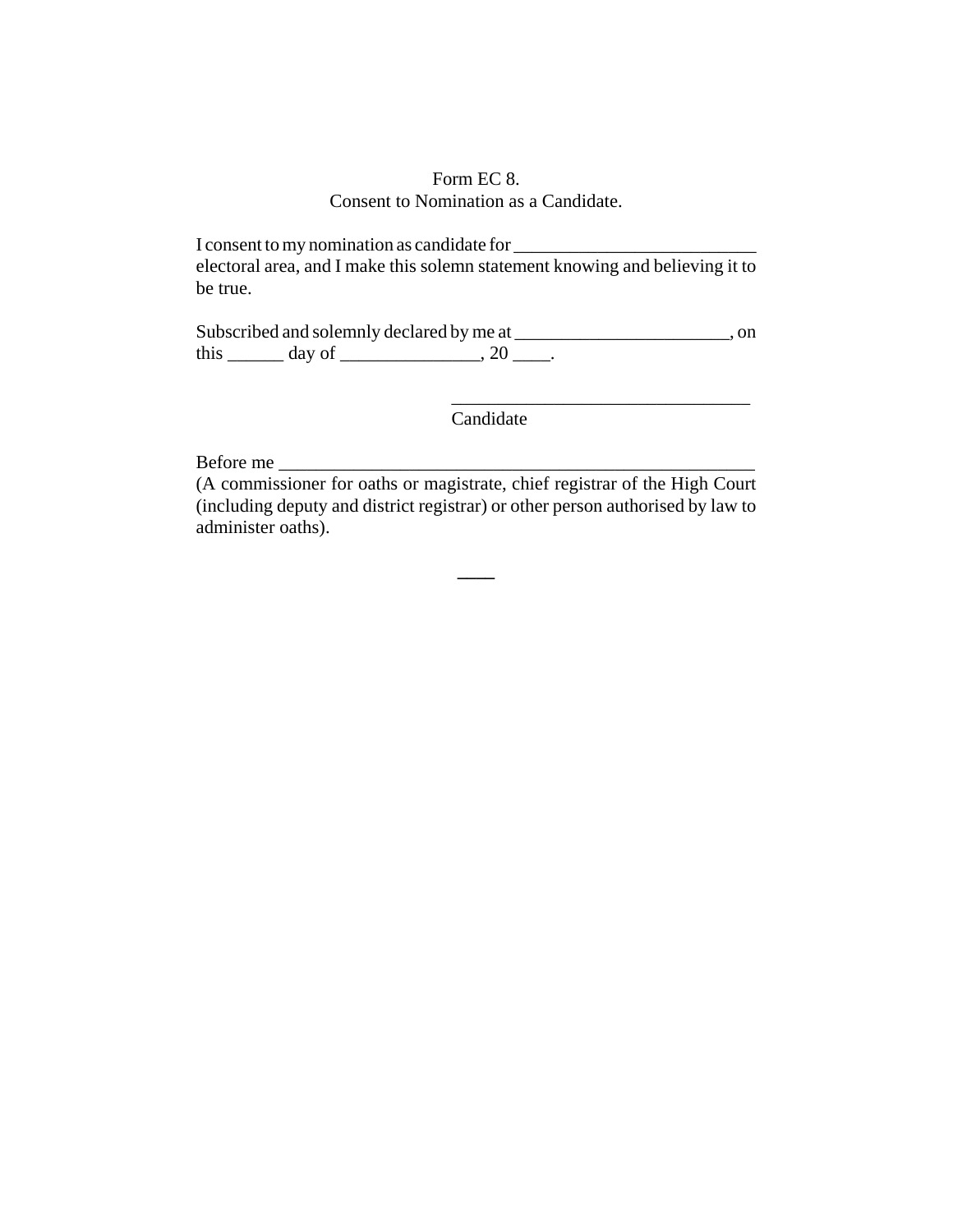Form EC 8.

Consent to Nomination as a Candidate.

I consent to my nomination as candidate for __________________________ electoral area, and I make this solemn statement knowing and believing it to be true.

Subscribed and solemnly declared by me at _______________________, on this ______ day of _______________, 20 ____.

________________________________

Candidate

Before me ____________________________________________________

(A commissioner for oaths or magistrate, chief registrar of the High Court (including deputy and district registrar) or other person authorised by law to administer oaths).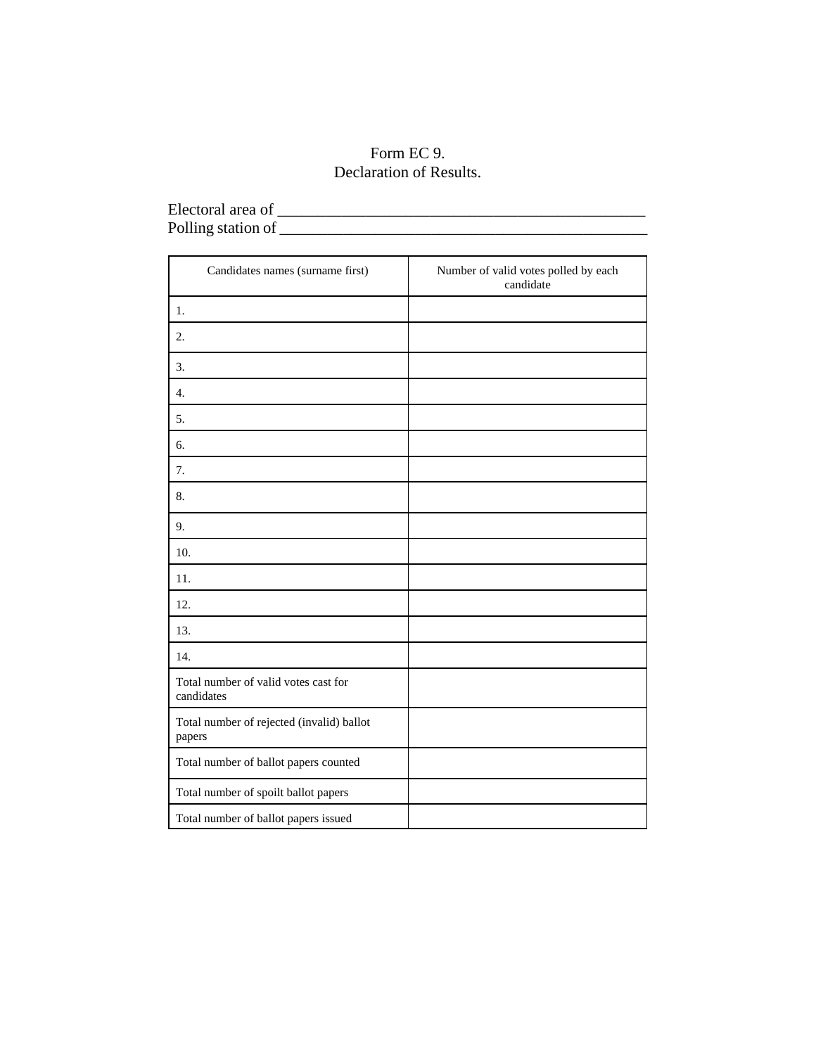Form EC 9.
Declaration of Results.

Electoral area of ____________________________________________
Polling station of ____________________________________________

| Candidates names (surname first) | Number of valid votes polled by each candidate |
|---|---|
| 1. | |
| 2. | |
| 3. | |
| 4. | |
| 5. | |
| 6. | |
| 7. | |
| 8. | |
| 9. | |
| 10. | |
| 11. | |
| 12. | |
| 13. | |
| 14. | |
| Total number of valid votes cast for candidates | |
| Total number of rejected (invalid) ballot papers | |
| Total number of ballot papers counted | |
| Total number of spoilt ballot papers | |
| Total number of ballot papers issued | |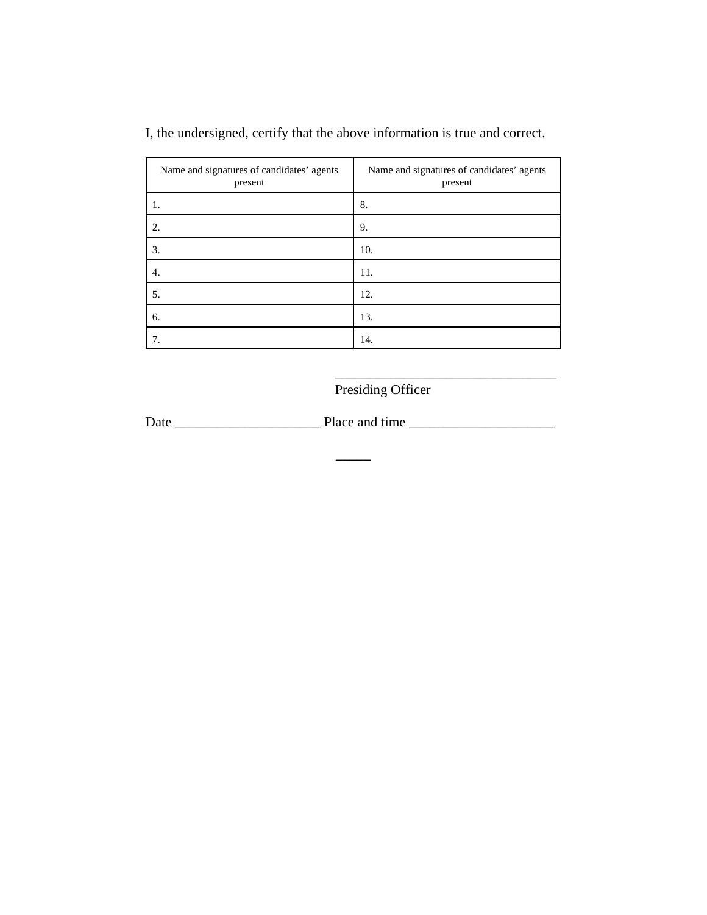I, the undersigned, certify that the above information is true and correct.

| Name and signatures of candidates' agents present | Name and signatures of candidates' agents present |
|---|---|
| 1. | 8. |
| 2. | 9. |
| 3. | 10. |
| 4. | 11. |
| 5. | 12. |
| 6. | 13. |
| 7. | 14. |

_________________________________
Presiding Officer

Date _____________________ Place and time _____________________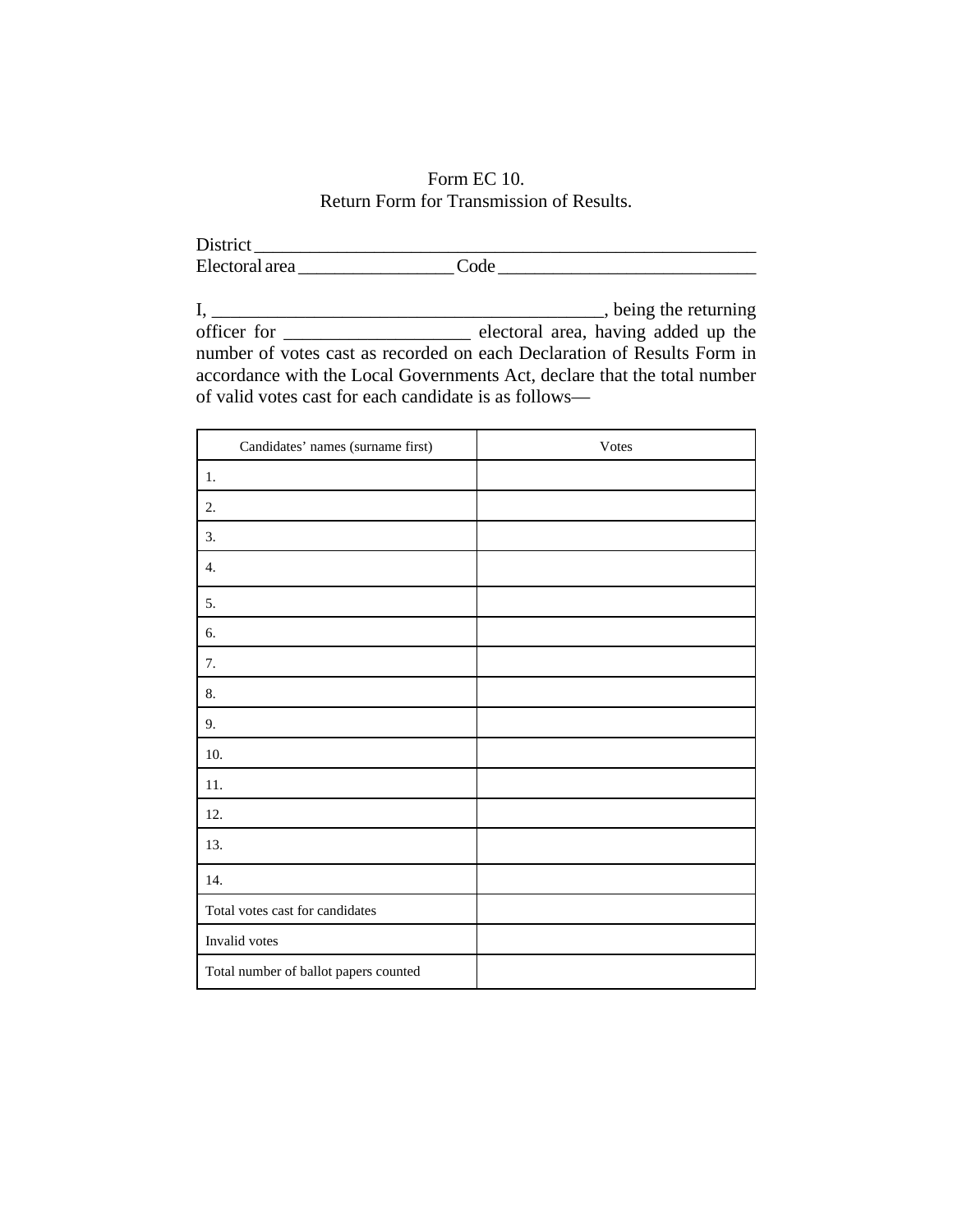Form EC 10.
Return Form for Transmission of Results.

District ________________________________________________________
Electoral area ________________ Code ___________________________

I, __________________________________________, being the returning officer for ___________________ electoral area, having added up the number of votes cast as recorded on each Declaration of Results Form in accordance with the Local Governments Act, declare that the total number of valid votes cast for each candidate is as follows—

| Candidates' names (surname first) | Votes |
|---|---|
| 1. | |
| 2. | |
| 3. | |
| 4. | |
| 5. | |
| 6. | |
| 7. | |
| 8. | |
| 9. | |
| 10. | |
| 11. | |
| 12. | |
| 13. | |
| 14. | |
| Total votes cast for candidates | |
| Invalid votes | |
| Total number of ballot papers counted | |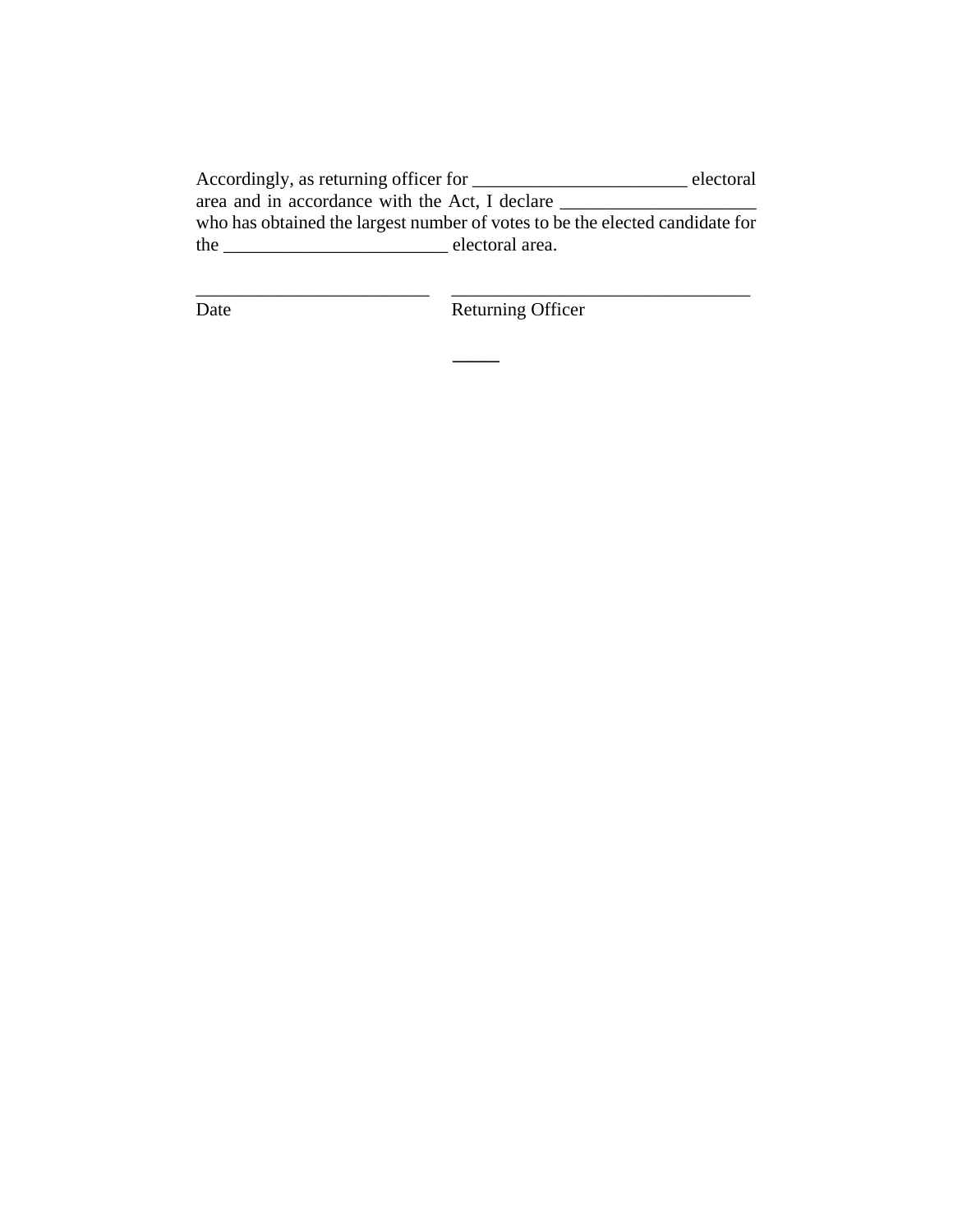Accordingly, as returning officer for _______________________ electoral area and in accordance with the Act, I declare _____________________ who has obtained the largest number of votes to be the elected candidate for the ________________________ electoral area.

_________________________ ________________________________
Date Returning Officer

_____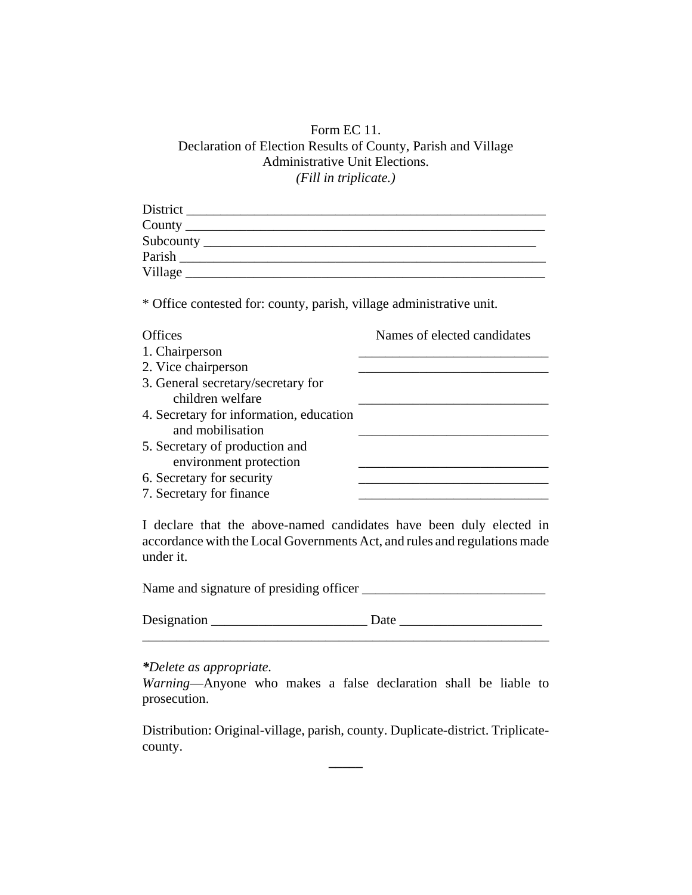Form EC 11.
Declaration of Election Results of County, Parish and Village Administrative Unit Elections.
*(Fill in triplicate.)*

District ______________________________________________________
County ______________________________________________________
Subcounty ___________________________________________________
Parish ______________________________________________________
Village ______________________________________________________

\* Office contested for: county, parish, village administrative unit.

| Offices | Names of elected candidates |
|---|---|
| 1. Chairperson | ___________________________ |
| 2. Vice chairperson | ___________________________ |
| 3. General secretary/secretary for children welfare | ___________________________ |
| 4. Secretary for information, education and mobilisation | ___________________________ |
| 5. Secretary of production and environment protection | ___________________________ |
| 6. Secretary for security | ___________________________ |
| 7. Secretary for finance | ___________________________ |

I declare that the above-named candidates have been duly elected in accordance with the Local Governments Act, and rules and regulations made under it.

Name and signature of presiding officer ___________________________

Designation _______________________ Date _____________________

---

***\*****Delete as appropriate.*

*Warning*—Anyone who makes a false declaration shall be liable to prosecution.

Distribution: Original-village, parish, county. Duplicate-district. Triplicate-county.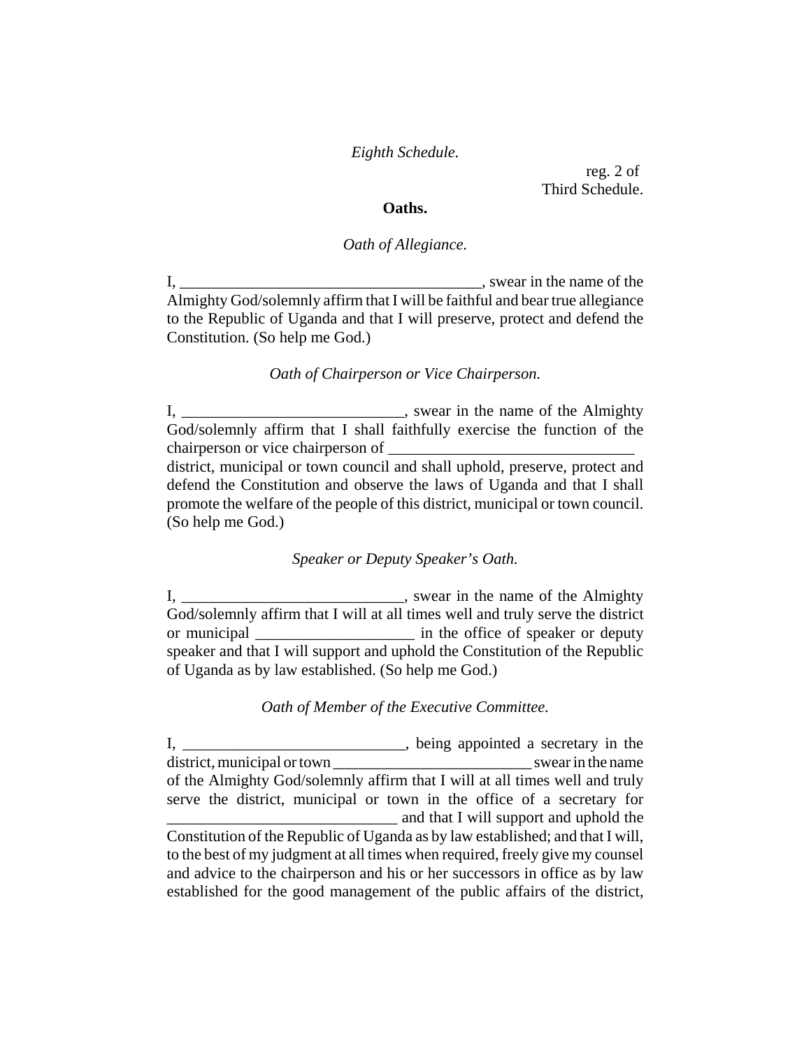*Eighth Schedule.*

reg. 2 of
Third Schedule.

**Oaths.**

*Oath of Allegiance.*

I, ______________________________________, swear in the name of the Almighty God/solemnly affirm that I will be faithful and bear true allegiance to the Republic of Uganda and that I will preserve, protect and defend the Constitution. (So help me God.)

*Oath of Chairperson or Vice Chairperson.*

I, ___________________________, swear in the name of the Almighty God/solemnly affirm that I shall faithfully exercise the function of the chairperson or vice chairperson of ______________________________ district, municipal or town council and shall uphold, preserve, protect and defend the Constitution and observe the laws of Uganda and that I shall promote the welfare of the people of this district, municipal or town council. (So help me God.)

*Speaker or Deputy Speaker's Oath.*

I, ____________________________, swear in the name of the Almighty God/solemnly affirm that I will at all times well and truly serve the district or municipal ____________________ in the office of speaker or deputy speaker and that I will support and uphold the Constitution of the Republic of Uganda as by law established. (So help me God.)

*Oath of Member of the Executive Committee.*

I, ____________________________, being appointed a secretary in the district, municipal or town _________________________ swear in the name of the Almighty God/solemnly affirm that I will at all times well and truly serve the district, municipal or town in the office of a secretary for ____________________________ and that I will support and uphold the Constitution of the Republic of Uganda as by law established; and that I will, to the best of my judgment at all times when required, freely give my counsel and advice to the chairperson and his or her successors in office as by law established for the good management of the public affairs of the district,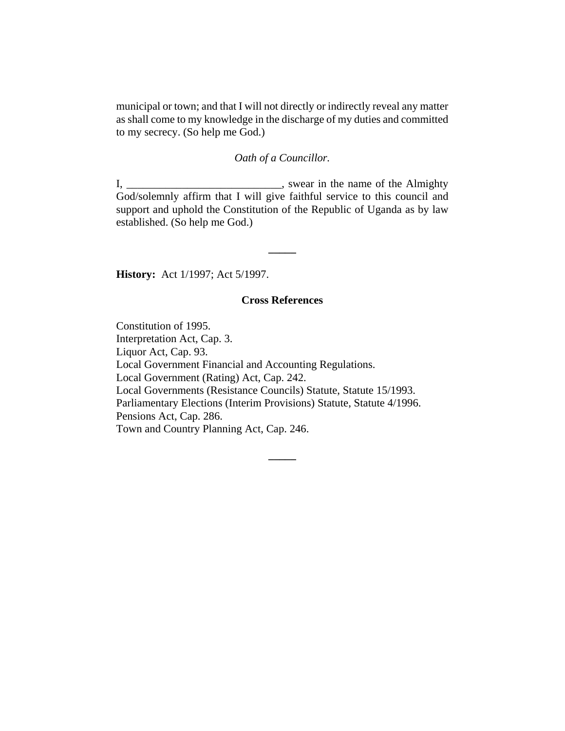municipal or town; and that I will not directly or indirectly reveal any matter as shall come to my knowledge in the discharge of my duties and committed to my secrecy. (So help me God.)

*Oath of a Councillor.*

I, ____________________________, swear in the name of the Almighty God/solemnly affirm that I will give faithful service to this council and support and uphold the Constitution of the Republic of Uganda as by law established. (So help me God.)

---

**History:** Act 1/1997; Act 5/1997.

**Cross References**

Constitution of 1995.
Interpretation Act, Cap. 3.
Liquor Act, Cap. 93.
Local Government Financial and Accounting Regulations.
Local Government (Rating) Act, Cap. 242.
Local Governments (Resistance Councils) Statute, Statute 15/1993.
Parliamentary Elections (Interim Provisions) Statute, Statute 4/1996.
Pensions Act, Cap. 286.
Town and Country Planning Act, Cap. 246.

---